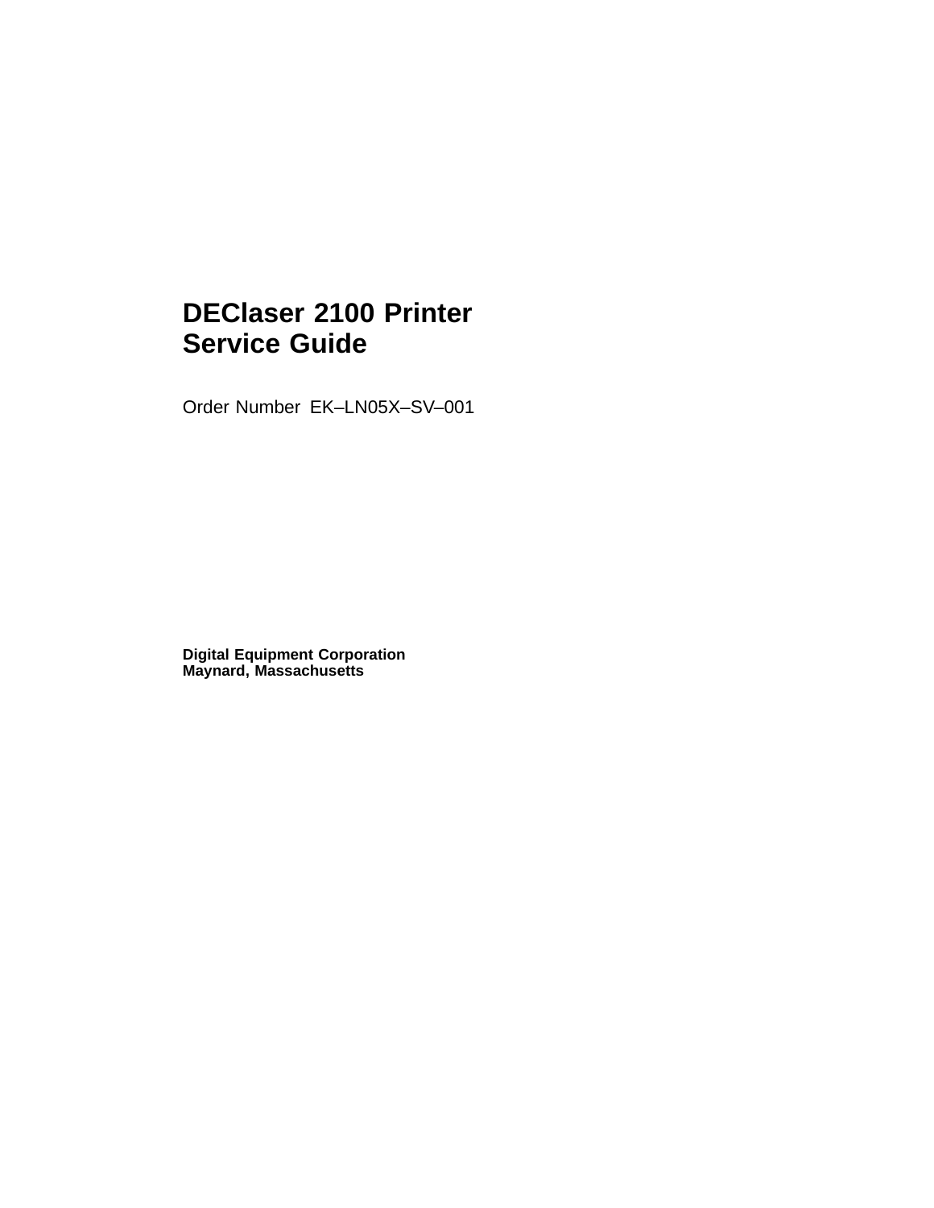# DEClaser 2100 Printer Service Guide

Order Number EK–LN05X–SV–001

**Digital Equipment Corporation**
**Maynard, Massachusetts**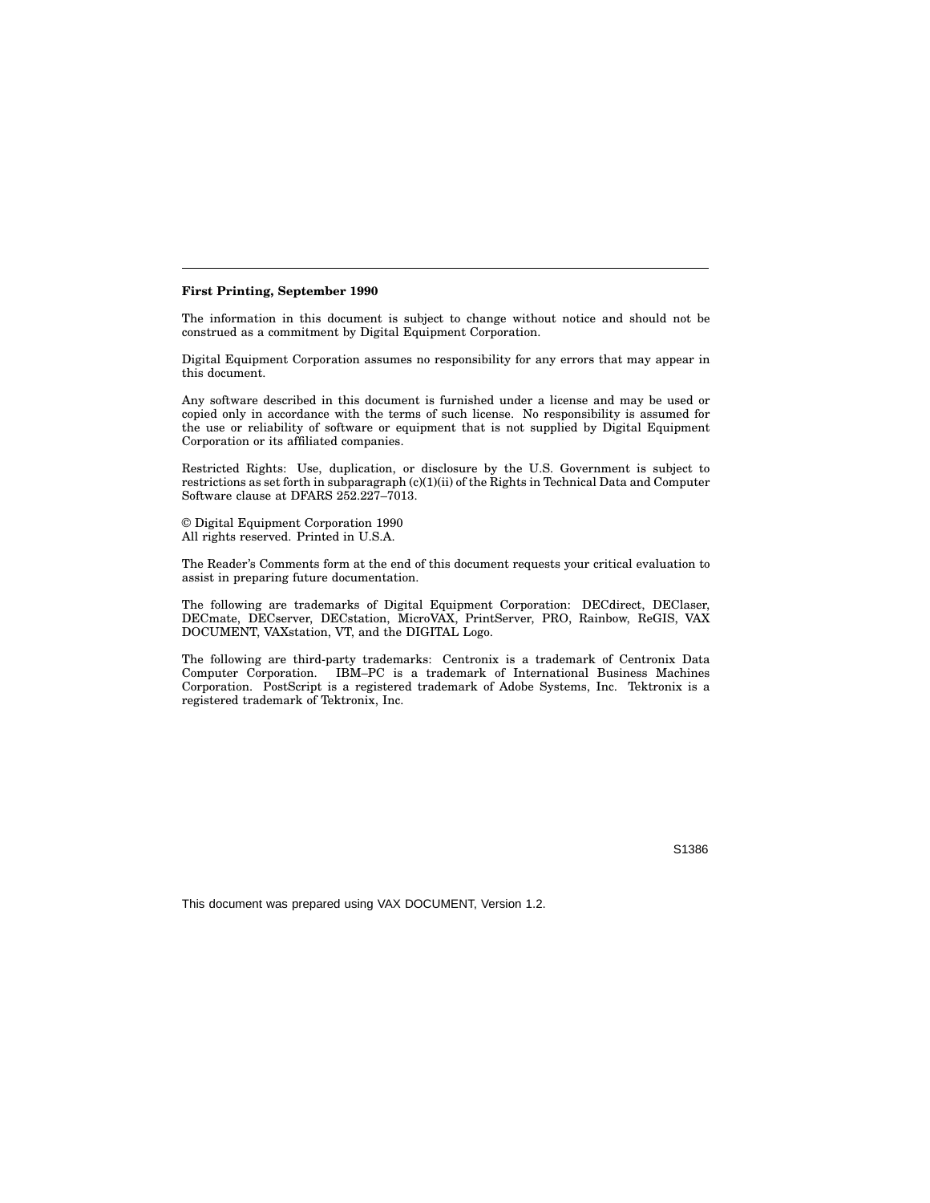---

**First Printing, September 1990**

The information in this document is subject to change without notice and should not be construed as a commitment by Digital Equipment Corporation.

Digital Equipment Corporation assumes no responsibility for any errors that may appear in this document.

Any software described in this document is furnished under a license and may be used or copied only in accordance with the terms of such license. No responsibility is assumed for the use or reliability of software or equipment that is not supplied by Digital Equipment Corporation or its affiliated companies.

Restricted Rights: Use, duplication, or disclosure by the U.S. Government is subject to restrictions as set forth in subparagraph (c)(1)(ii) of the Rights in Technical Data and Computer Software clause at DFARS 252.227–7013.

© Digital Equipment Corporation 1990
All rights reserved. Printed in U.S.A.

The Reader's Comments form at the end of this document requests your critical evaluation to assist in preparing future documentation.

The following are trademarks of Digital Equipment Corporation: DECdirect, DEClaser, DECmate, DECserver, DECstation, MicroVAX, PrintServer, PRO, Rainbow, ReGIS, VAX DOCUMENT, VAXstation, VT, and the DIGITAL Logo.

The following are third-party trademarks: Centronix is a trademark of Centronix Data Computer Corporation. IBM–PC is a trademark of International Business Machines Corporation. PostScript is a registered trademark of Adobe Systems, Inc. Tektronix is a registered trademark of Tektronix, Inc.

S1386

This document was prepared using VAX DOCUMENT, Version 1.2.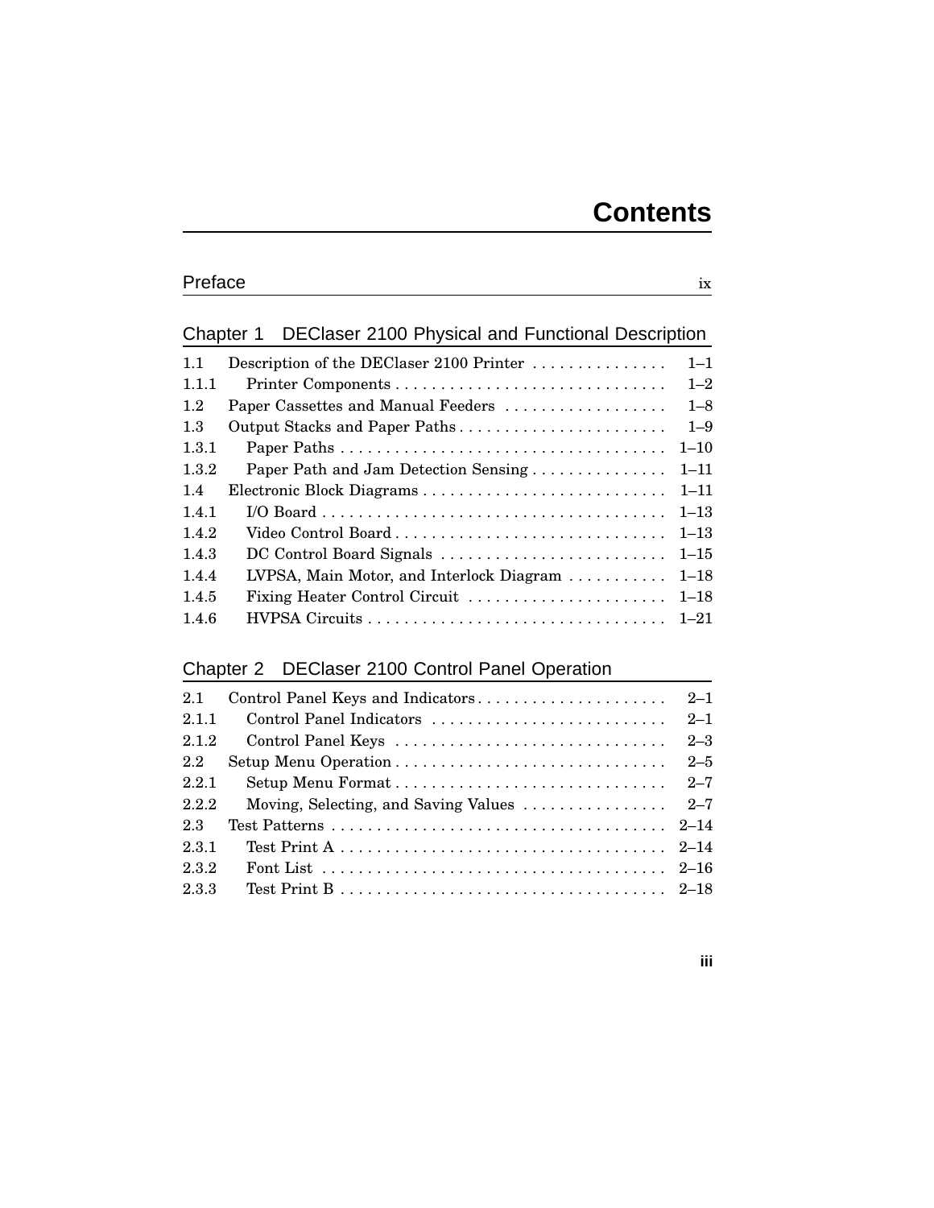# Contents

| Preface | | ix |
|---|---|---|

## Chapter 1 DEClaser 2100 Physical and Functional Description

| | | |
|---|---|---|
| 1.1 | Description of the DEClaser 2100 Printer | 1–1 |
| 1.1.1 | Printer Components | 1–2 |
| 1.2 | Paper Cassettes and Manual Feeders | 1–8 |
| 1.3 | Output Stacks and Paper Paths | 1–9 |
| 1.3.1 | Paper Paths | 1–10 |
| 1.3.2 | Paper Path and Jam Detection Sensing | 1–11 |
| 1.4 | Electronic Block Diagrams | 1–11 |
| 1.4.1 | I/O Board | 1–13 |
| 1.4.2 | Video Control Board | 1–13 |
| 1.4.3 | DC Control Board Signals | 1–15 |
| 1.4.4 | LVPSA, Main Motor, and Interlock Diagram | 1–18 |
| 1.4.5 | Fixing Heater Control Circuit | 1–18 |
| 1.4.6 | HVPSA Circuits | 1–21 |

## Chapter 2 DEClaser 2100 Control Panel Operation

| | | |
|---|---|---|
| 2.1 | Control Panel Keys and Indicators | 2–1 |
| 2.1.1 | Control Panel Indicators | 2–1 |
| 2.1.2 | Control Panel Keys | 2–3 |
| 2.2 | Setup Menu Operation | 2–5 |
| 2.2.1 | Setup Menu Format | 2–7 |
| 2.2.2 | Moving, Selecting, and Saving Values | 2–7 |
| 2.3 | Test Patterns | 2–14 |
| 2.3.1 | Test Print A | 2–14 |
| 2.3.2 | Font List | 2–16 |
| 2.3.3 | Test Print B | 2–18 |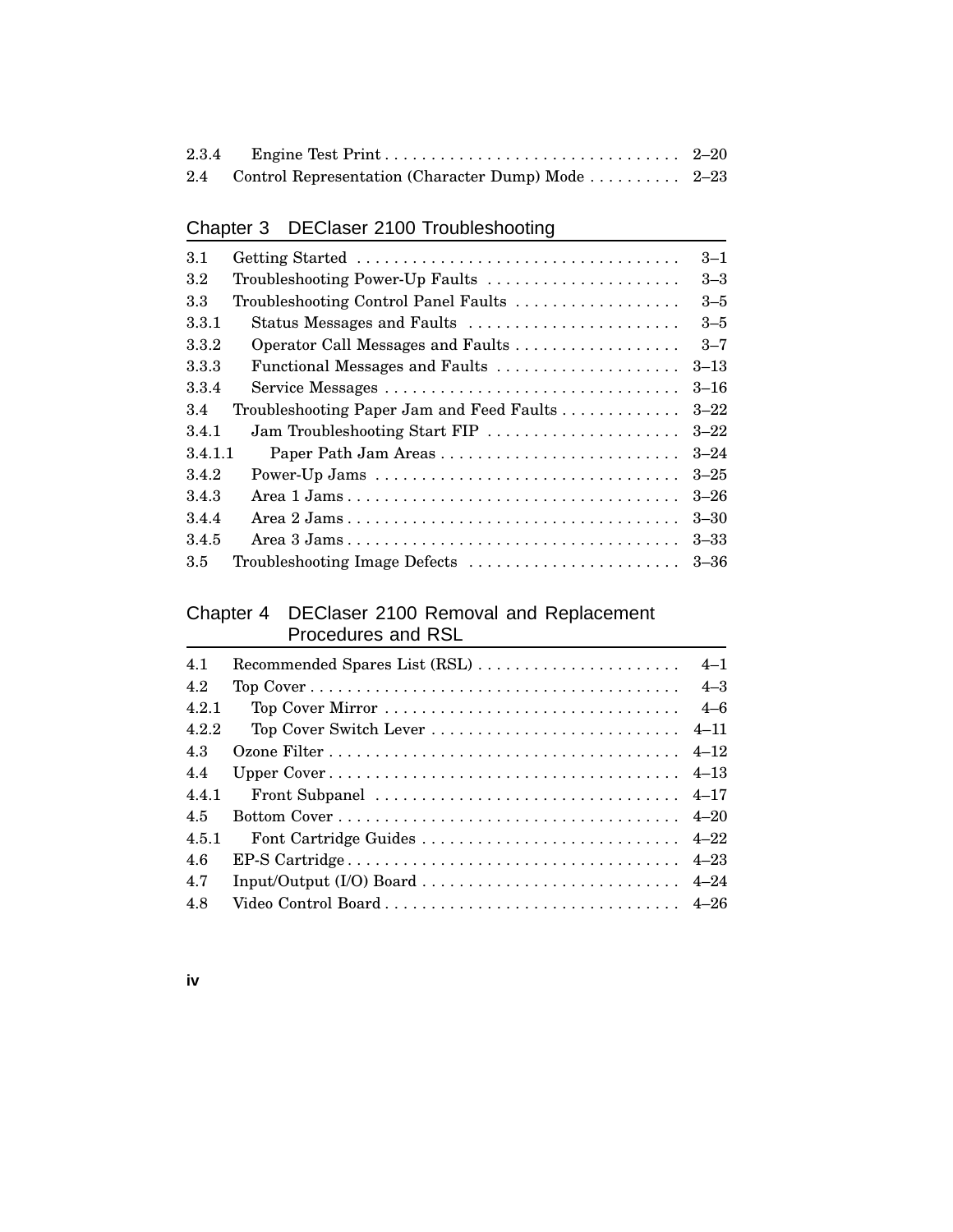| | | |
|---|---|---|
| 2.3.4 | Engine Test Print | 2–20 |
| 2.4 | Control Representation (Character Dump) Mode | 2–23 |

## Chapter 3 DEClaser 2100 Troubleshooting

| | | |
|---|---|---|
| 3.1 | Getting Started | 3–1 |
| 3.2 | Troubleshooting Power-Up Faults | 3–3 |
| 3.3 | Troubleshooting Control Panel Faults | 3–5 |
| 3.3.1 | Status Messages and Faults | 3–5 |
| 3.3.2 | Operator Call Messages and Faults | 3–7 |
| 3.3.3 | Functional Messages and Faults | 3–13 |
| 3.3.4 | Service Messages | 3–16 |
| 3.4 | Troubleshooting Paper Jam and Feed Faults | 3–22 |
| 3.4.1 | Jam Troubleshooting Start FIP | 3–22 |
| 3.4.1.1 | Paper Path Jam Areas | 3–24 |
| 3.4.2 | Power-Up Jams | 3–25 |
| 3.4.3 | Area 1 Jams | 3–26 |
| 3.4.4 | Area 2 Jams | 3–30 |
| 3.4.5 | Area 3 Jams | 3–33 |
| 3.5 | Troubleshooting Image Defects | 3–36 |

## Chapter 4 DEClaser 2100 Removal and Replacement Procedures and RSL

| | | |
|---|---|---|
| 4.1 | Recommended Spares List (RSL) | 4–1 |
| 4.2 | Top Cover | 4–3 |
| 4.2.1 | Top Cover Mirror | 4–6 |
| 4.2.2 | Top Cover Switch Lever | 4–11 |
| 4.3 | Ozone Filter | 4–12 |
| 4.4 | Upper Cover | 4–13 |
| 4.4.1 | Front Subpanel | 4–17 |
| 4.5 | Bottom Cover | 4–20 |
| 4.5.1 | Font Cartridge Guides | 4–22 |
| 4.6 | EP-S Cartridge | 4–23 |
| 4.7 | Input/Output (I/O) Board | 4–24 |
| 4.8 | Video Control Board | 4–26 |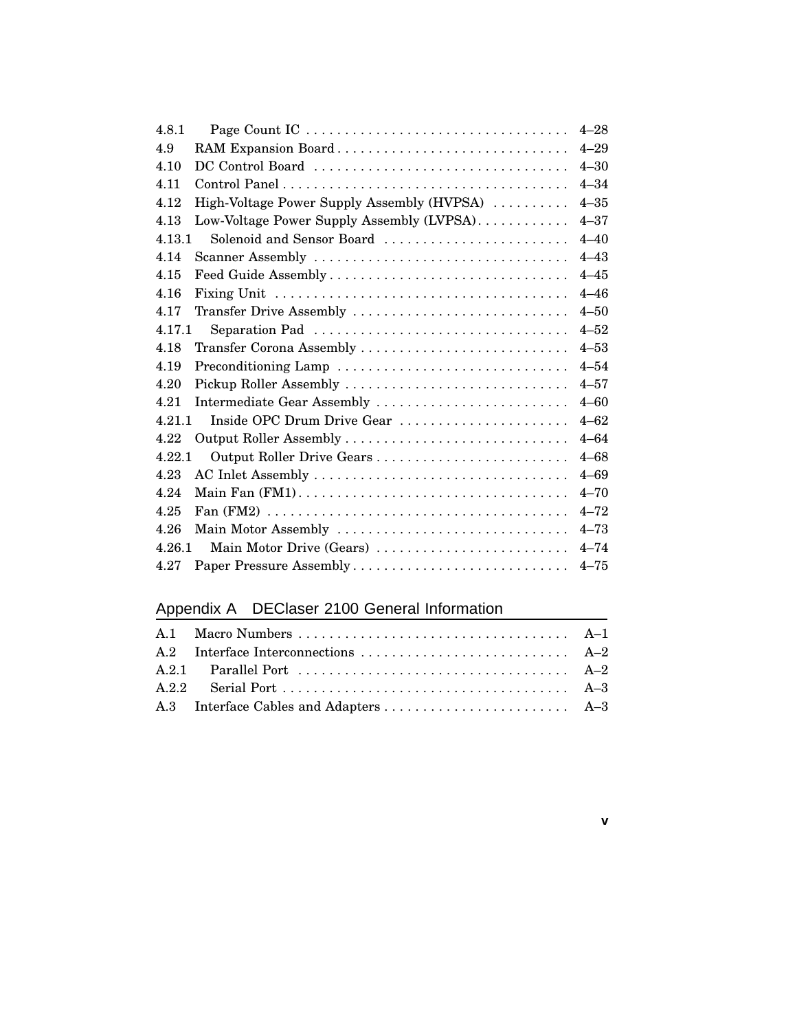| | | |
|---|---|---|
| 4.8.1 | Page Count IC | 4–28 |
| 4.9 | RAM Expansion Board | 4–29 |
| 4.10 | DC Control Board | 4–30 |
| 4.11 | Control Panel | 4–34 |
| 4.12 | High-Voltage Power Supply Assembly (HVPSA) | 4–35 |
| 4.13 | Low-Voltage Power Supply Assembly (LVPSA) | 4–37 |
| 4.13.1 | Solenoid and Sensor Board | 4–40 |
| 4.14 | Scanner Assembly | 4–43 |
| 4.15 | Feed Guide Assembly | 4–45 |
| 4.16 | Fixing Unit | 4–46 |
| 4.17 | Transfer Drive Assembly | 4–50 |
| 4.17.1 | Separation Pad | 4–52 |
| 4.18 | Transfer Corona Assembly | 4–53 |
| 4.19 | Preconditioning Lamp | 4–54 |
| 4.20 | Pickup Roller Assembly | 4–57 |
| 4.21 | Intermediate Gear Assembly | 4–60 |
| 4.21.1 | Inside OPC Drum Drive Gear | 4–62 |
| 4.22 | Output Roller Assembly | 4–64 |
| 4.22.1 | Output Roller Drive Gears | 4–68 |
| 4.23 | AC Inlet Assembly | 4–69 |
| 4.24 | Main Fan (FM1) | 4–70 |
| 4.25 | Fan (FM2) | 4–72 |
| 4.26 | Main Motor Assembly | 4–73 |
| 4.26.1 | Main Motor Drive (Gears) | 4–74 |
| 4.27 | Paper Pressure Assembly | 4–75 |

## Appendix A DEClaser 2100 General Information

| | | |
|---|---|---|
| A.1 | Macro Numbers | A–1 |
| A.2 | Interface Interconnections | A–2 |
| A.2.1 | Parallel Port | A–2 |
| A.2.2 | Serial Port | A–3 |
| A.3 | Interface Cables and Adapters | A–3 |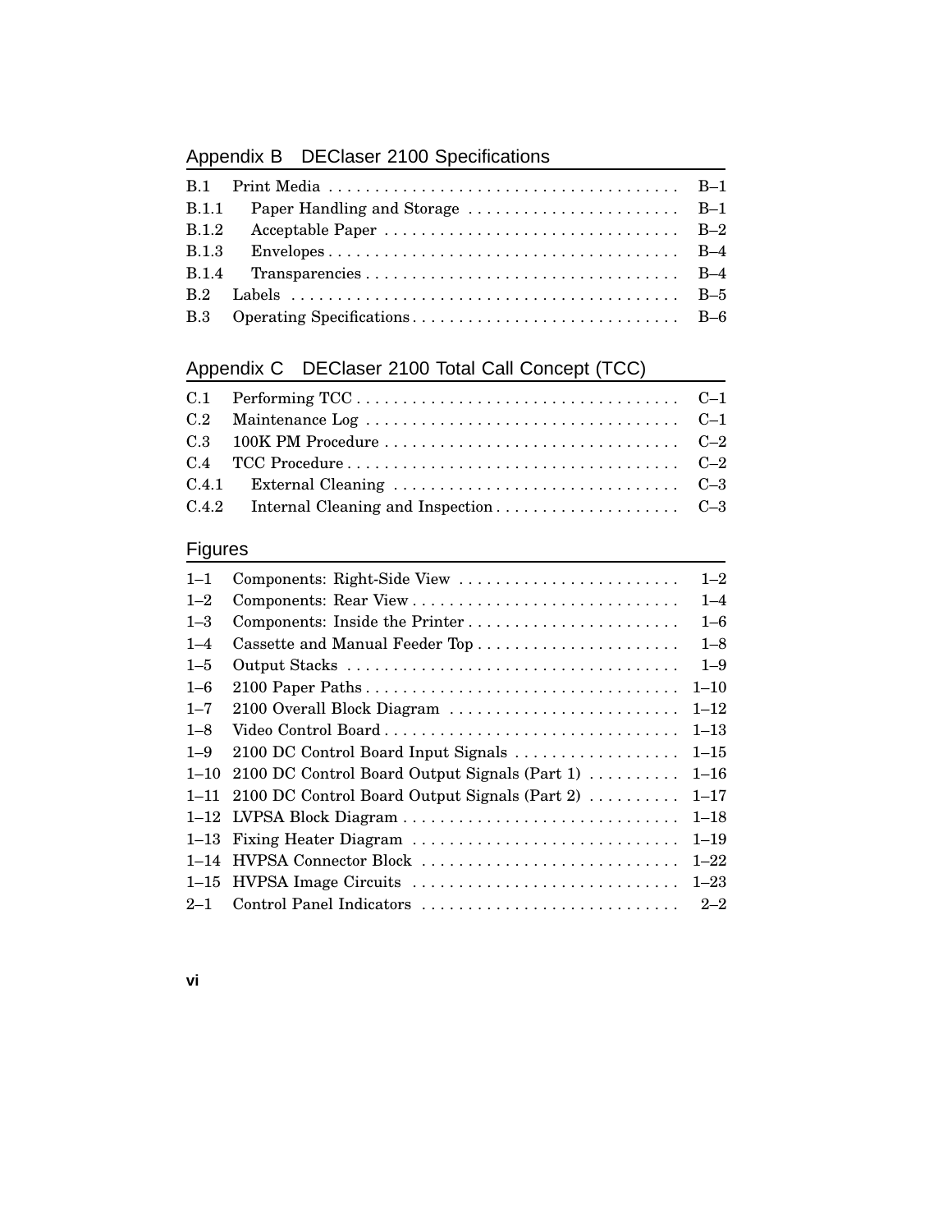## Appendix B DEClaser 2100 Specifications

| | | |
|---|---|---|
| B.1 | Print Media | B–1 |
| B.1.1 | Paper Handling and Storage | B–1 |
| B.1.2 | Acceptable Paper | B–2 |
| B.1.3 | Envelopes | B–4 |
| B.1.4 | Transparencies | B–4 |
| B.2 | Labels | B–5 |
| B.3 | Operating Specifications | B–6 |

## Appendix C DEClaser 2100 Total Call Concept (TCC)

| | | |
|---|---|---|
| C.1 | Performing TCC | C–1 |
| C.2 | Maintenance Log | C–1 |
| C.3 | 100K PM Procedure | C–2 |
| C.4 | TCC Procedure | C–2 |
| C.4.1 | External Cleaning | C–3 |
| C.4.2 | Internal Cleaning and Inspection | C–3 |

## Figures

| | | |
|---|---|---|
| 1–1 | Components: Right-Side View | 1–2 |
| 1–2 | Components: Rear View | 1–4 |
| 1–3 | Components: Inside the Printer | 1–6 |
| 1–4 | Cassette and Manual Feeder Top | 1–8 |
| 1–5 | Output Stacks | 1–9 |
| 1–6 | 2100 Paper Paths | 1–10 |
| 1–7 | 2100 Overall Block Diagram | 1–12 |
| 1–8 | Video Control Board | 1–13 |
| 1–9 | 2100 DC Control Board Input Signals | 1–15 |
| 1–10 | 2100 DC Control Board Output Signals (Part 1) | 1–16 |
| 1–11 | 2100 DC Control Board Output Signals (Part 2) | 1–17 |
| 1–12 | LVPSA Block Diagram | 1–18 |
| 1–13 | Fixing Heater Diagram | 1–19 |
| 1–14 | HVPSA Connector Block | 1–22 |
| 1–15 | HVPSA Image Circuits | 1–23 |
| 2–1 | Control Panel Indicators | 2–2 |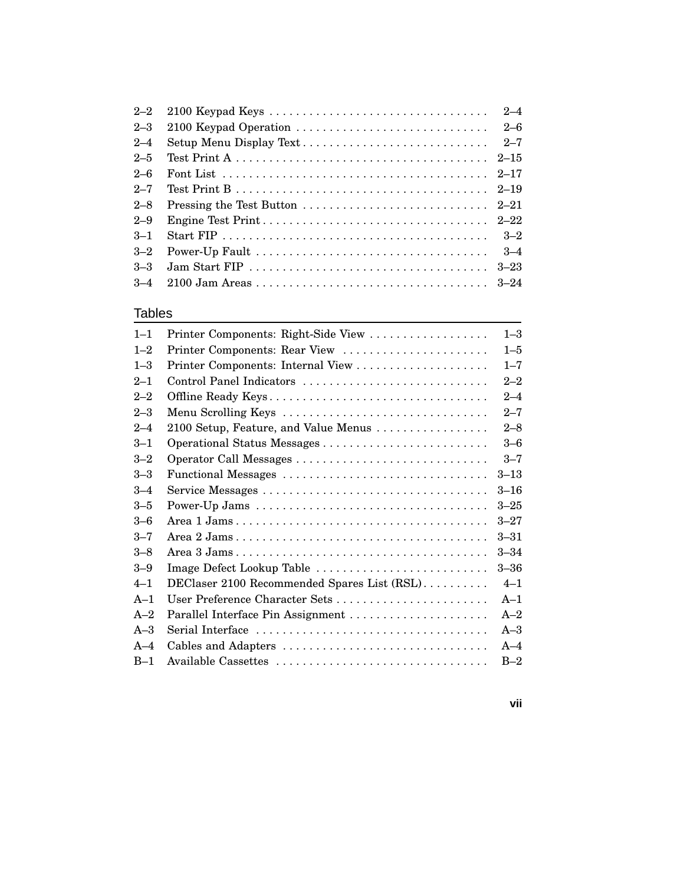| | | |
|---|---|---|
| 2–2 | 2100 Keypad Keys | 2–4 |
| 2–3 | 2100 Keypad Operation | 2–6 |
| 2–4 | Setup Menu Display Text | 2–7 |
| 2–5 | Test Print A | 2–15 |
| 2–6 | Font List | 2–17 |
| 2–7 | Test Print B | 2–19 |
| 2–8 | Pressing the Test Button | 2–21 |
| 2–9 | Engine Test Print | 2–22 |
| 3–1 | Start FIP | 3–2 |
| 3–2 | Power-Up Fault | 3–4 |
| 3–3 | Jam Start FIP | 3–23 |
| 3–4 | 2100 Jam Areas | 3–24 |

## Tables

| | | |
|---|---|---|
| 1–1 | Printer Components: Right-Side View | 1–3 |
| 1–2 | Printer Components: Rear View | 1–5 |
| 1–3 | Printer Components: Internal View | 1–7 |
| 2–1 | Control Panel Indicators | 2–2 |
| 2–2 | Offline Ready Keys | 2–4 |
| 2–3 | Menu Scrolling Keys | 2–7 |
| 2–4 | 2100 Setup, Feature, and Value Menus | 2–8 |
| 3–1 | Operational Status Messages | 3–6 |
| 3–2 | Operator Call Messages | 3–7 |
| 3–3 | Functional Messages | 3–13 |
| 3–4 | Service Messages | 3–16 |
| 3–5 | Power-Up Jams | 3–25 |
| 3–6 | Area 1 Jams | 3–27 |
| 3–7 | Area 2 Jams | 3–31 |
| 3–8 | Area 3 Jams | 3–34 |
| 3–9 | Image Defect Lookup Table | 3–36 |
| 4–1 | DEClaser 2100 Recommended Spares List (RSL) | 4–1 |
| A–1 | User Preference Character Sets | A–1 |
| A–2 | Parallel Interface Pin Assignment | A–2 |
| A–3 | Serial Interface | A–3 |
| A–4 | Cables and Adapters | A–4 |
| B–1 | Available Cassettes | B–2 |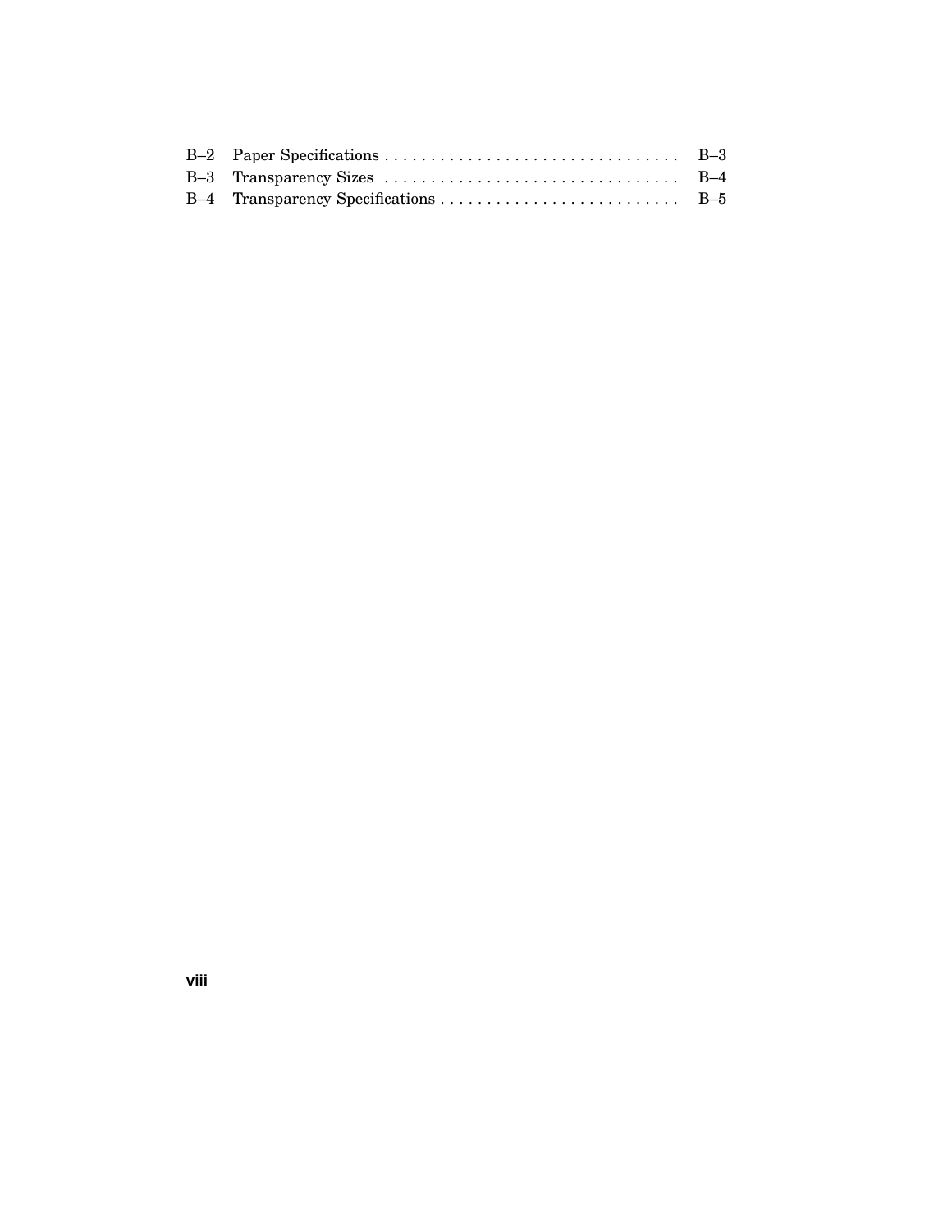| | | |
|---|---|---|
| B–2 | Paper Specifications | B–3 |
| B–3 | Transparency Sizes | B–4 |
| B–4 | Transparency Specifications | B–5 |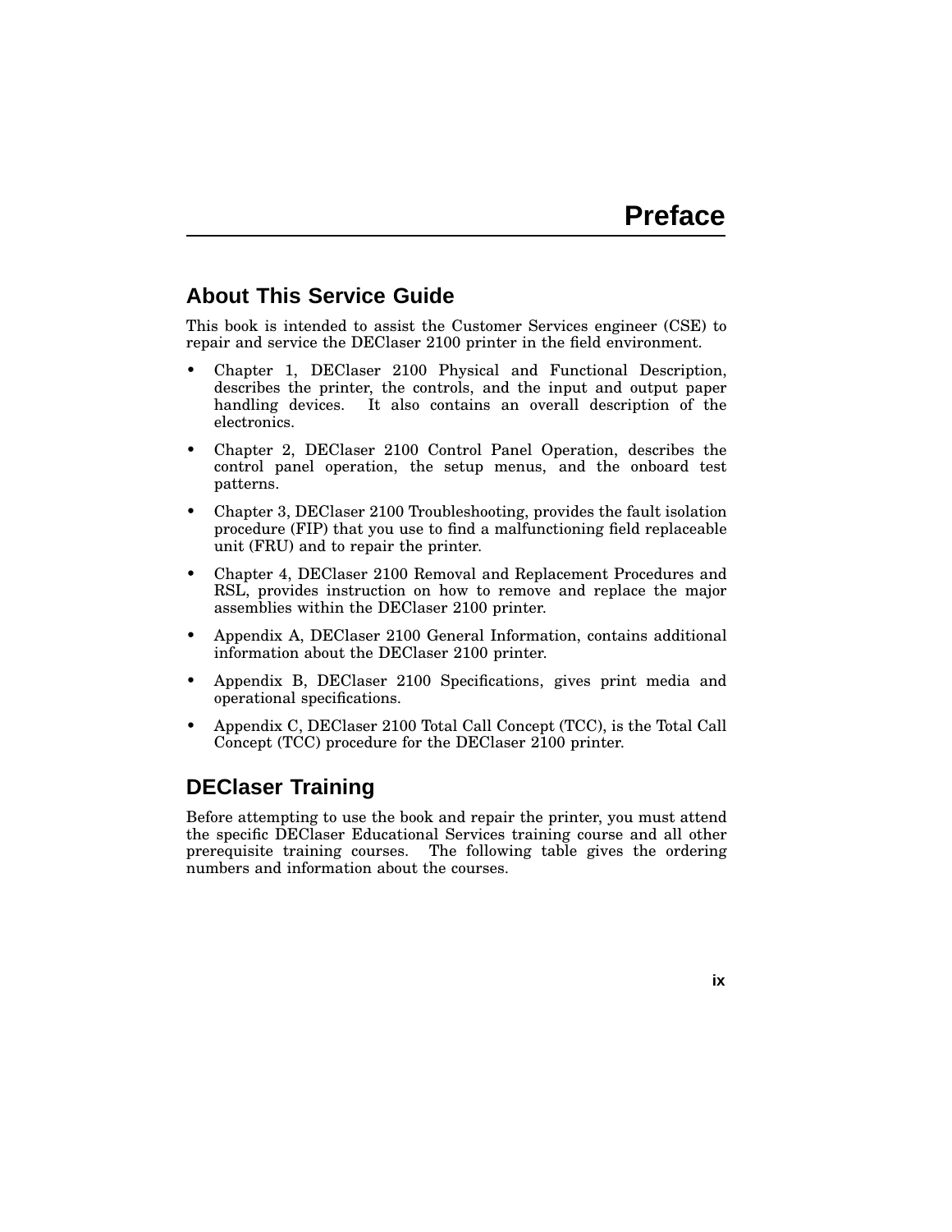# Preface

## About This Service Guide

This book is intended to assist the Customer Services engineer (CSE) to repair and service the DEClaser 2100 printer in the field environment.

- Chapter 1, DEClaser 2100 Physical and Functional Description, describes the printer, the controls, and the input and output paper handling devices. It also contains an overall description of the electronics.
- Chapter 2, DEClaser 2100 Control Panel Operation, describes the control panel operation, the setup menus, and the onboard test patterns.
- Chapter 3, DEClaser 2100 Troubleshooting, provides the fault isolation procedure (FIP) that you use to find a malfunctioning field replaceable unit (FRU) and to repair the printer.
- Chapter 4, DEClaser 2100 Removal and Replacement Procedures and RSL, provides instruction on how to remove and replace the major assemblies within the DEClaser 2100 printer.
- Appendix A, DEClaser 2100 General Information, contains additional information about the DEClaser 2100 printer.
- Appendix B, DEClaser 2100 Specifications, gives print media and operational specifications.
- Appendix C, DEClaser 2100 Total Call Concept (TCC), is the Total Call Concept (TCC) procedure for the DEClaser 2100 printer.

## DEClaser Training

Before attempting to use the book and repair the printer, you must attend the specific DEClaser Educational Services training course and all other prerequisite training courses. The following table gives the ordering numbers and information about the courses.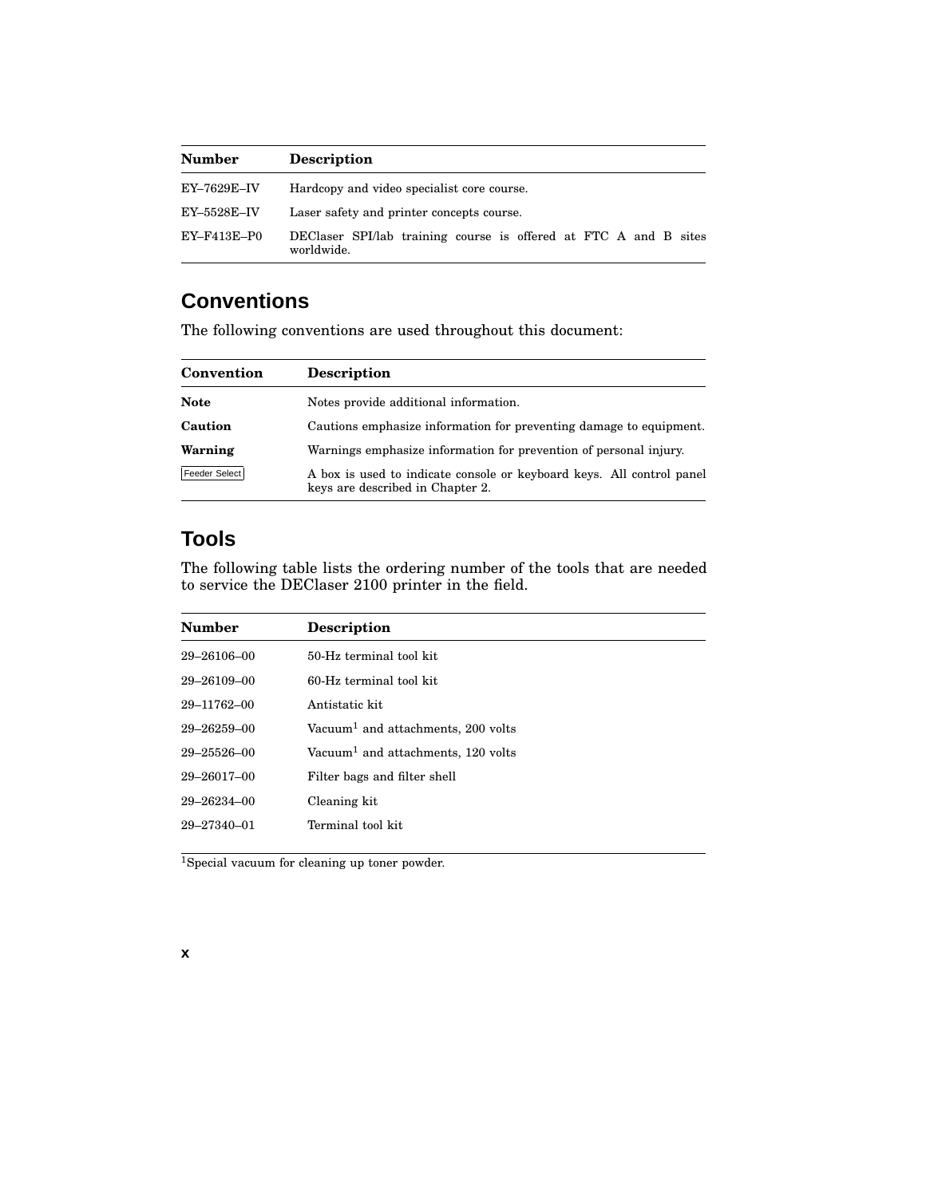| Number | Description |
| --- | --- |
| EY–7629E–IV | Hardcopy and video specialist core course. |
| EY–5528E–IV | Laser safety and printer concepts course. |
| EY–F413E–P0 | DEClaser SPI/lab training course is offered at FTC A and B sites worldwide. |

## Conventions

The following conventions are used throughout this document:

| Convention | Description |
| --- | --- |
| **Note** | Notes provide additional information. |
| **Caution** | Cautions emphasize information for preventing damage to equipment. |
| **Warning** | Warnings emphasize information for prevention of personal injury. |
| Feeder Select | A box is used to indicate console or keyboard keys. All control panel keys are described in Chapter 2. |

## Tools

The following table lists the ordering number of the tools that are needed to service the DEClaser 2100 printer in the field.

| Number | Description |
| --- | --- |
| 29–26106–00 | 50-Hz terminal tool kit |
| 29–26109–00 | 60-Hz terminal tool kit |
| 29–11762–00 | Antistatic kit |
| 29–26259–00 | Vacuum[1] and attachments, 200 volts |
| 29–25526–00 | Vacuum[1] and attachments, 120 volts |
| 29–26017–00 | Filter bags and filter shell |
| 29–26234–00 | Cleaning kit |
| 29–27340–01 | Terminal tool kit |

[1]Special vacuum for cleaning up toner powder.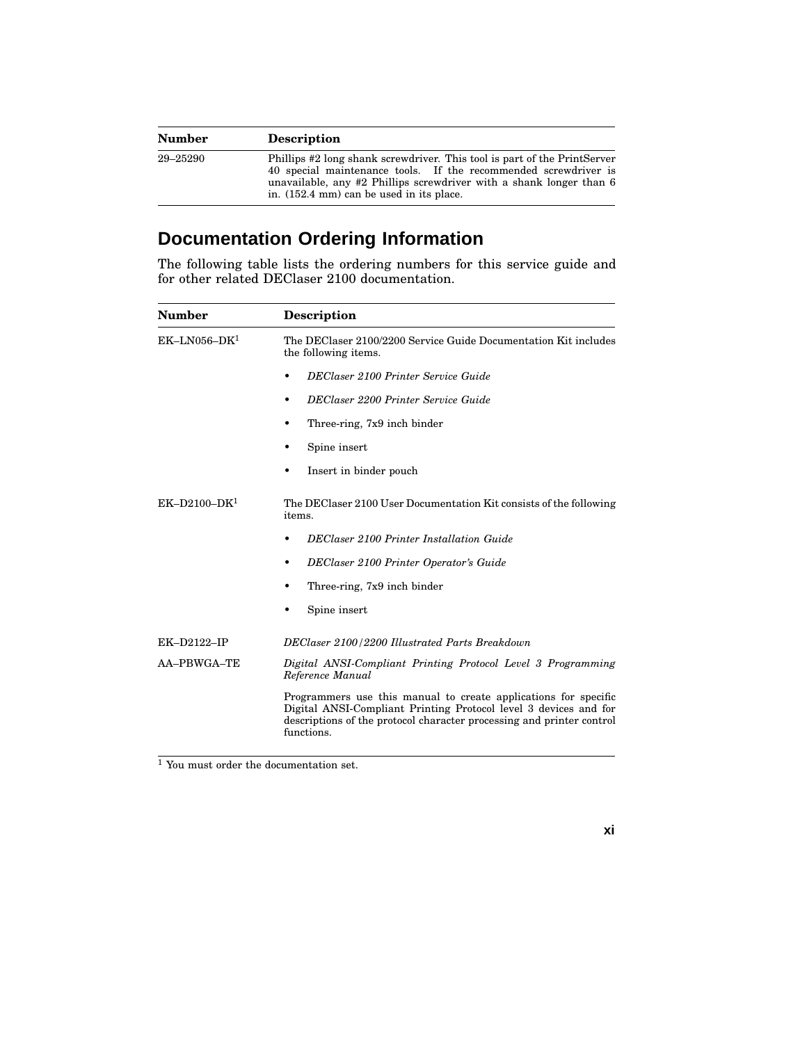| Number | Description |
|---|---|
| 29–25290 | Phillips #2 long shank screwdriver. This tool is part of the PrintServer 40 special maintenance tools. If the recommended screwdriver is unavailable, any #2 Phillips screwdriver with a shank longer than 6 in. (152.4 mm) can be used in its place. |

## Documentation Ordering Information

The following table lists the ordering numbers for this service guide and for other related DEClaser 2100 documentation.

| Number | Description |
|---|---|
| EK–LN056–DK[1] | The DEClaser 2100/2200 Service Guide Documentation Kit includes the following items.<br>• *DEClaser 2100 Printer Service Guide*<br>• *DEClaser 2200 Printer Service Guide*<br>• Three-ring, 7x9 inch binder<br>• Spine insert<br>• Insert in binder pouch |
| EK–D2100–DK[1] | The DEClaser 2100 User Documentation Kit consists of the following items.<br>• *DEClaser 2100 Printer Installation Guide*<br>• *DEClaser 2100 Printer Operator's Guide*<br>• Three-ring, 7x9 inch binder<br>• Spine insert |
| EK–D2122–IP | *DEClaser 2100/2200 Illustrated Parts Breakdown* |
| AA–PBWGA–TE | *Digital ANSI-Compliant Printing Protocol Level 3 Programming Reference Manual*<br><br>Programmers use this manual to create applications for specific Digital ANSI-Compliant Printing Protocol level 3 devices and for descriptions of the protocol character processing and printer control functions. |

[1] You must order the documentation set.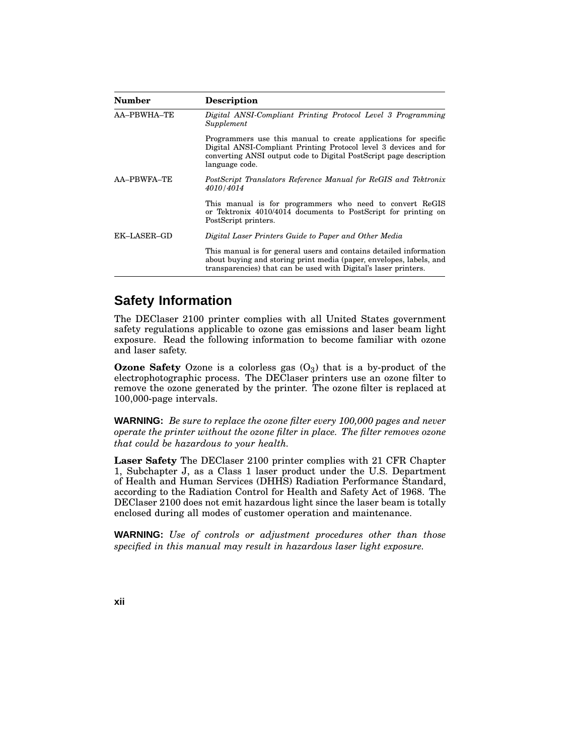| Number | Description |
|---|---|
| AA–PBWHA–TE | *Digital ANSI-Compliant Printing Protocol Level 3 Programming Supplement*<br><br>Programmers use this manual to create applications for specific Digital ANSI-Compliant Printing Protocol level 3 devices and for converting ANSI output code to Digital PostScript page description language code. |
| AA–PBWFA–TE | *PostScript Translators Reference Manual for ReGIS and Tektronix 4010/4014*<br><br>This manual is for programmers who need to convert ReGIS or Tektronix 4010/4014 documents to PostScript for printing on PostScript printers. |
| EK–LASER–GD | *Digital Laser Printers Guide to Paper and Other Media*<br><br>This manual is for general users and contains detailed information about buying and storing print media (paper, envelopes, labels, and transparencies) that can be used with Digital's laser printers. |

## Safety Information

The DEClaser 2100 printer complies with all United States government safety regulations applicable to ozone gas emissions and laser beam light exposure. Read the following information to become familiar with ozone and laser safety.

**Ozone Safety** Ozone is a colorless gas ($O_3$) that is a by-product of the electrophotographic process. The DEClaser printers use an ozone filter to remove the ozone generated by the printer. The ozone filter is replaced at 100,000-page intervals.

**WARNING:** *Be sure to replace the ozone filter every 100,000 pages and never operate the printer without the ozone filter in place. The filter removes ozone that could be hazardous to your health.*

**Laser Safety** The DEClaser 2100 printer complies with 21 CFR Chapter 1, Subchapter J, as a Class 1 laser product under the U.S. Department of Health and Human Services (DHHS) Radiation Performance Standard, according to the Radiation Control for Health and Safety Act of 1968. The DEClaser 2100 does not emit hazardous light since the laser beam is totally enclosed during all modes of customer operation and maintenance.

**WARNING:** *Use of controls or adjustment procedures other than those specified in this manual may result in hazardous laser light exposure.*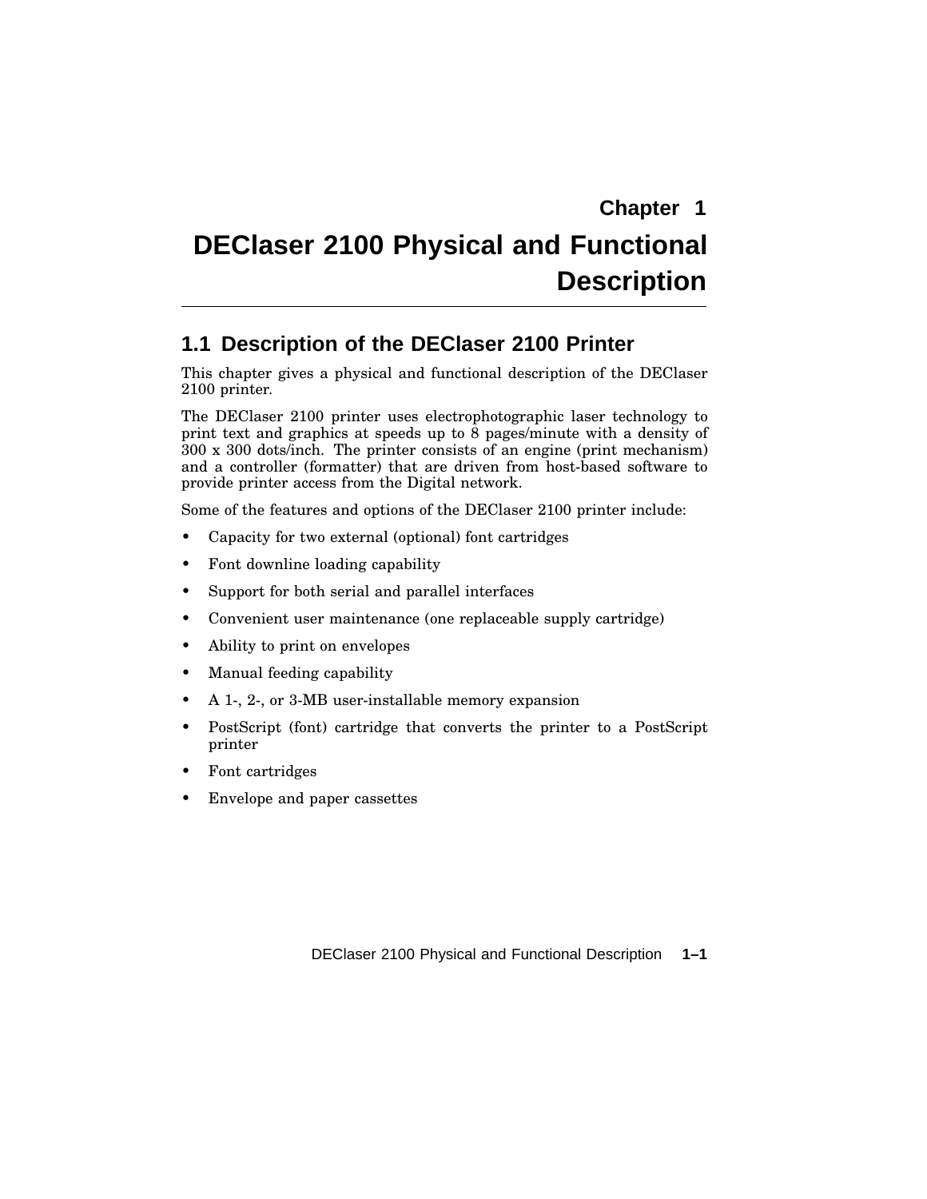# Chapter 1

# DEClaser 2100 Physical and Functional Description

## 1.1 Description of the DEClaser 2100 Printer

This chapter gives a physical and functional description of the DEClaser 2100 printer.

The DEClaser 2100 printer uses electrophotographic laser technology to print text and graphics at speeds up to 8 pages/minute with a density of 300 x 300 dots/inch. The printer consists of an engine (print mechanism) and a controller (formatter) that are driven from host-based software to provide printer access from the Digital network.

Some of the features and options of the DEClaser 2100 printer include:

- Capacity for two external (optional) font cartridges
- Font downline loading capability
- Support for both serial and parallel interfaces
- Convenient user maintenance (one replaceable supply cartridge)
- Ability to print on envelopes
- Manual feeding capability
- A 1-, 2-, or 3-MB user-installable memory expansion
- PostScript (font) cartridge that converts the printer to a PostScript printer
- Font cartridges
- Envelope and paper cassettes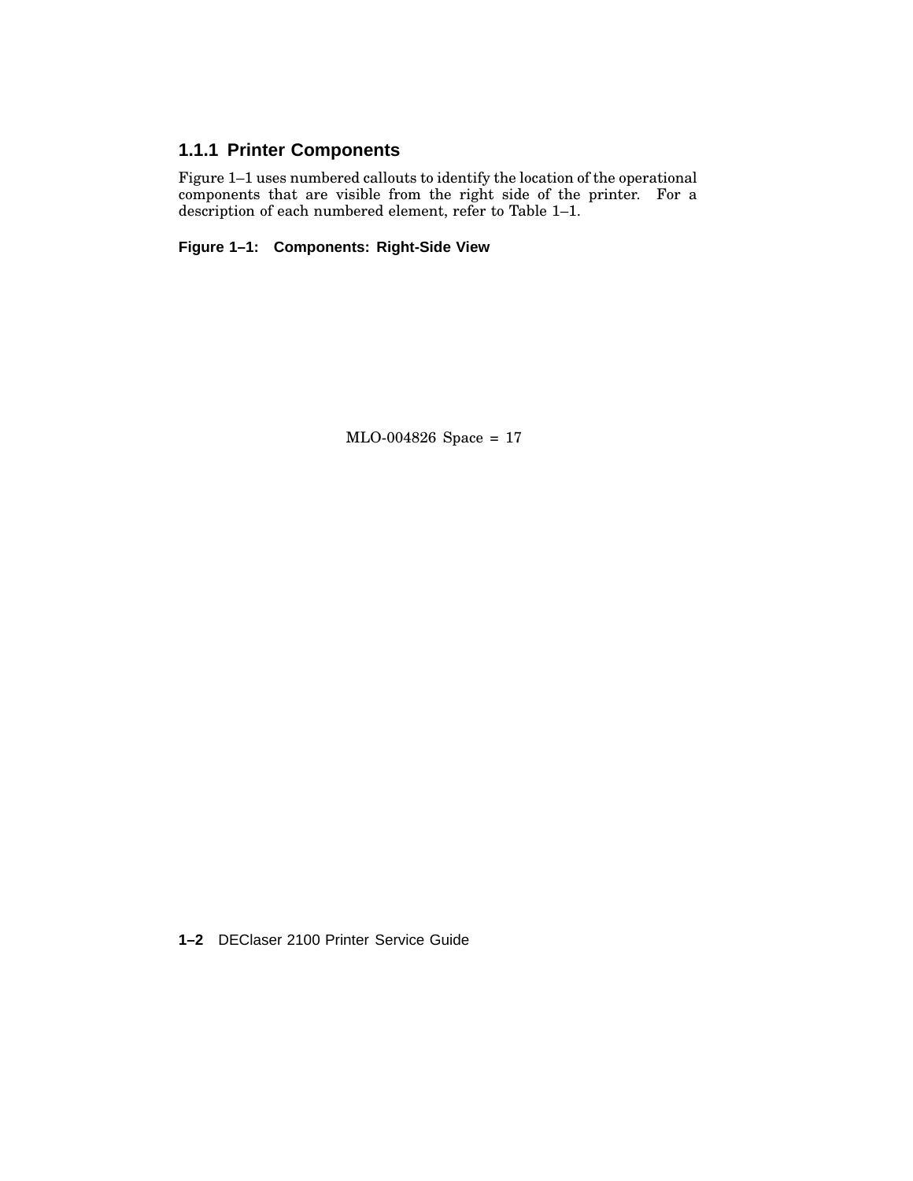### 1.1.1 Printer Components

Figure 1–1 uses numbered callouts to identify the location of the operational components that are visible from the right side of the printer. For a description of each numbered element, refer to Table 1–1.

**Figure 1–1: Components: Right-Side View**

MLO-004826 Space = 17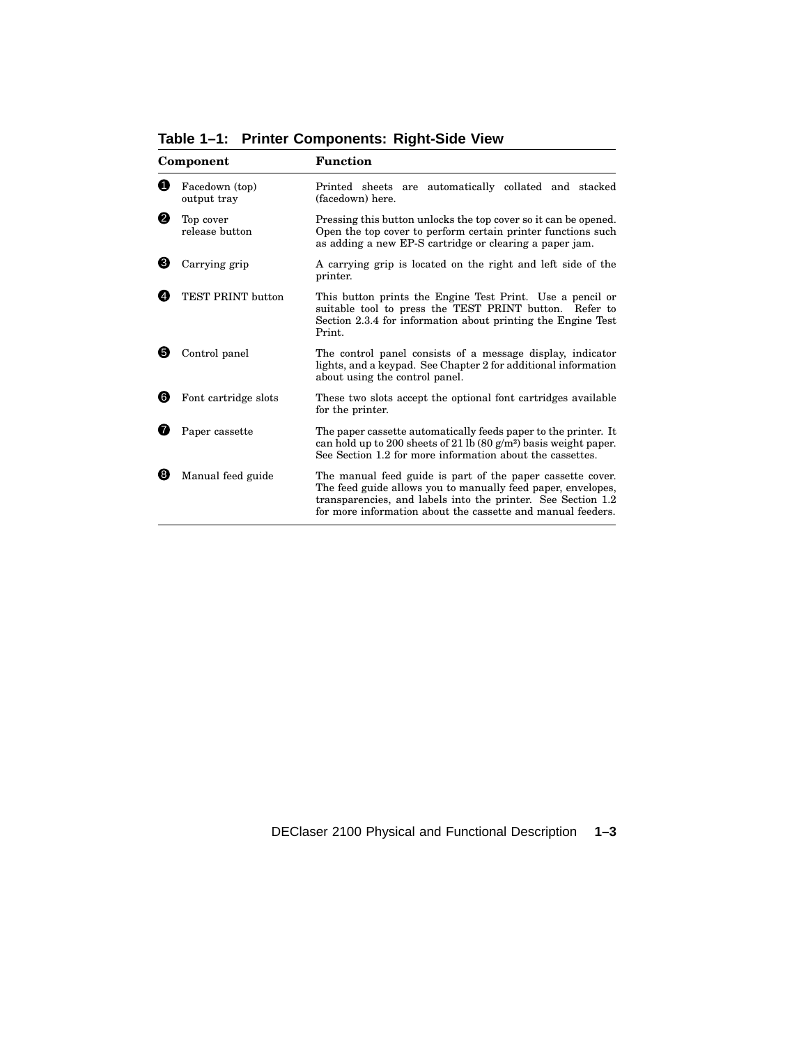**Table 1–1: Printer Components: Right-Side View**

| Component | | Function |
|---|---|---|
| ❶ | Facedown (top) output tray | Printed sheets are automatically collated and stacked (facedown) here. |
| ❷ | Top cover release button | Pressing this button unlocks the top cover so it can be opened. Open the top cover to perform certain printer functions such as adding a new EP-S cartridge or clearing a paper jam. |
| ❸ | Carrying grip | A carrying grip is located on the right and left side of the printer. |
| ❹ | TEST PRINT button | This button prints the Engine Test Print. Use a pencil or suitable tool to press the TEST PRINT button. Refer to Section 2.3.4 for information about printing the Engine Test Print. |
| ❺ | Control panel | The control panel consists of a message display, indicator lights, and a keypad. See Chapter 2 for additional information about using the control panel. |
| ❻ | Font cartridge slots | These two slots accept the optional font cartridges available for the printer. |
| ❼ | Paper cassette | The paper cassette automatically feeds paper to the printer. It can hold up to 200 sheets of 21 lb (80 $g/m^2$) basis weight paper. See Section 1.2 for more information about the cassettes. |
| ❽ | Manual feed guide | The manual feed guide is part of the paper cassette cover. The feed guide allows you to manually feed paper, envelopes, transparencies, and labels into the printer. See Section 1.2 for more information about the cassette and manual feeders. |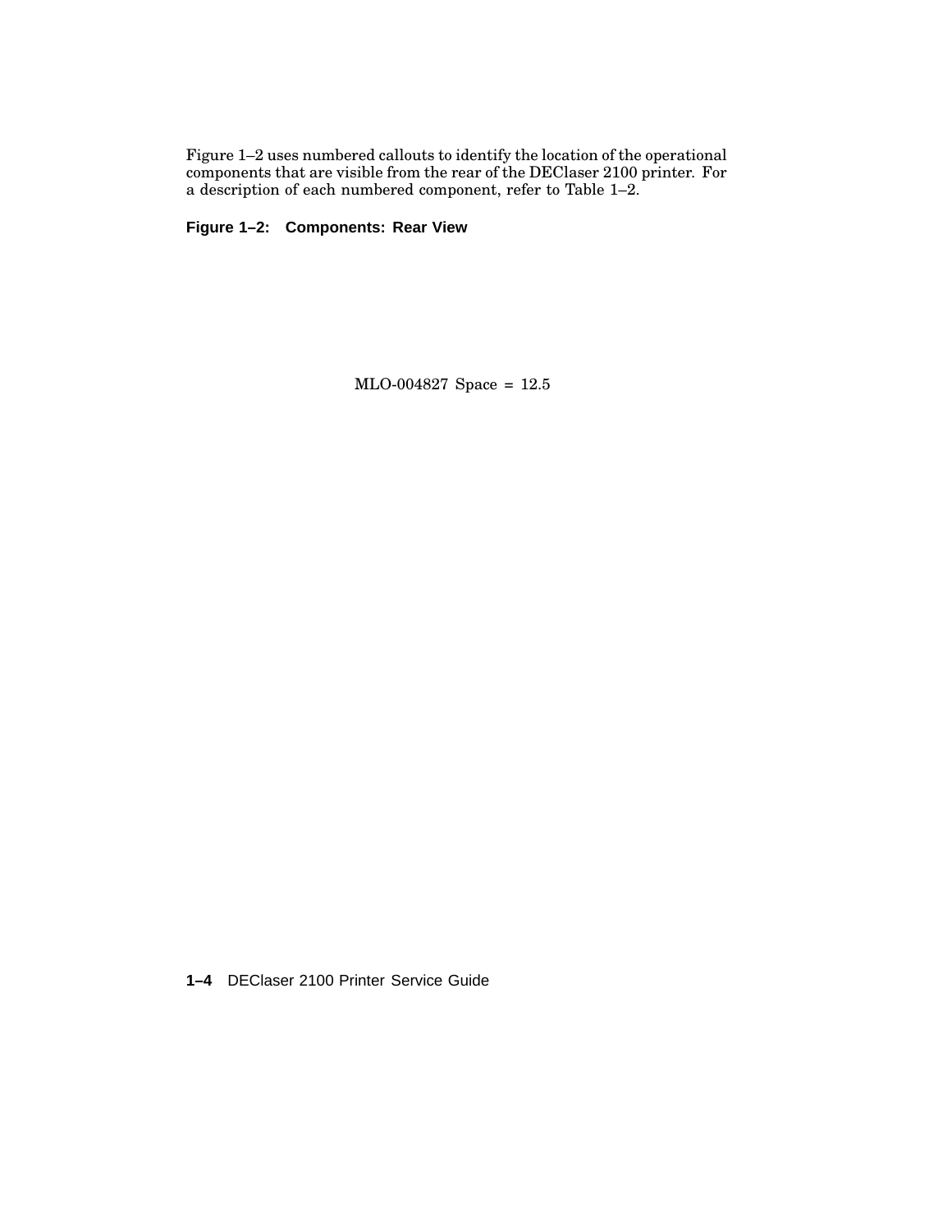Figure 1–2 uses numbered callouts to identify the location of the operational components that are visible from the rear of the DEClaser 2100 printer. For a description of each numbered component, refer to Table 1–2.

**Figure 1–2: Components: Rear View**

MLO-004827 Space = 12.5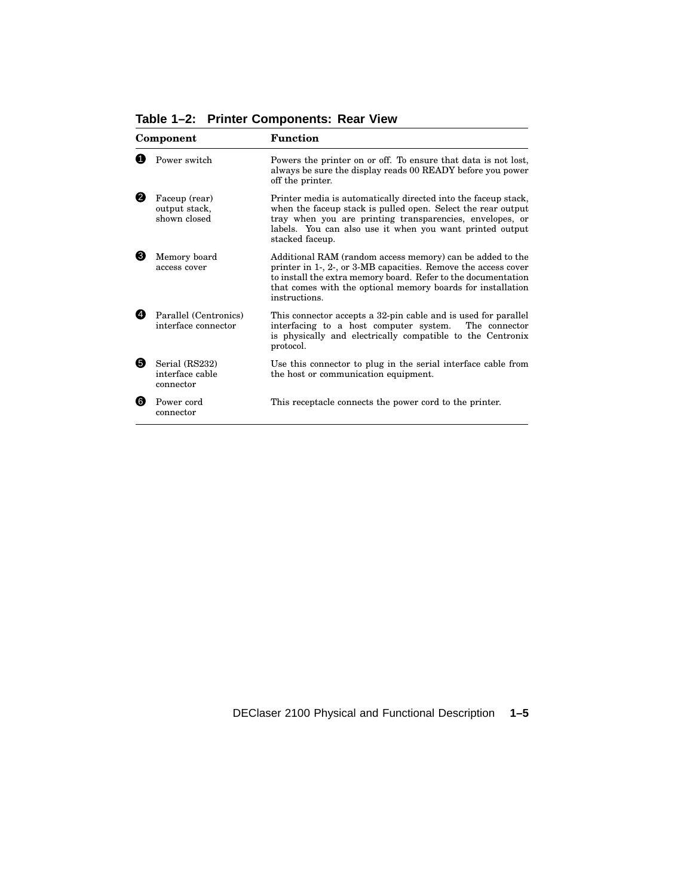**Table 1–2: Printer Components: Rear View**

| Component | Function |
|---|---|
| ❶ Power switch | Powers the printer on or off. To ensure that data is not lost, always be sure the display reads 00 READY before you power off the printer. |
| ❷ Faceup (rear) output stack, shown closed | Printer media is automatically directed into the faceup stack, when the faceup stack is pulled open. Select the rear output tray when you are printing transparencies, envelopes, or labels. You can also use it when you want printed output stacked faceup. |
| ❸ Memory board access cover | Additional RAM (random access memory) can be added to the printer in 1-, 2-, or 3-MB capacities. Remove the access cover to install the extra memory board. Refer to the documentation that comes with the optional memory boards for installation instructions. |
| ❹ Parallel (Centronics) interface connector | This connector accepts a 32-pin cable and is used for parallel interfacing to a host computer system. The connector is physically and electrically compatible to the Centronix protocol. |
| ❺ Serial (RS232) interface cable connector | Use this connector to plug in the serial interface cable from the host or communication equipment. |
| ❻ Power cord connector | This receptacle connects the power cord to the printer. |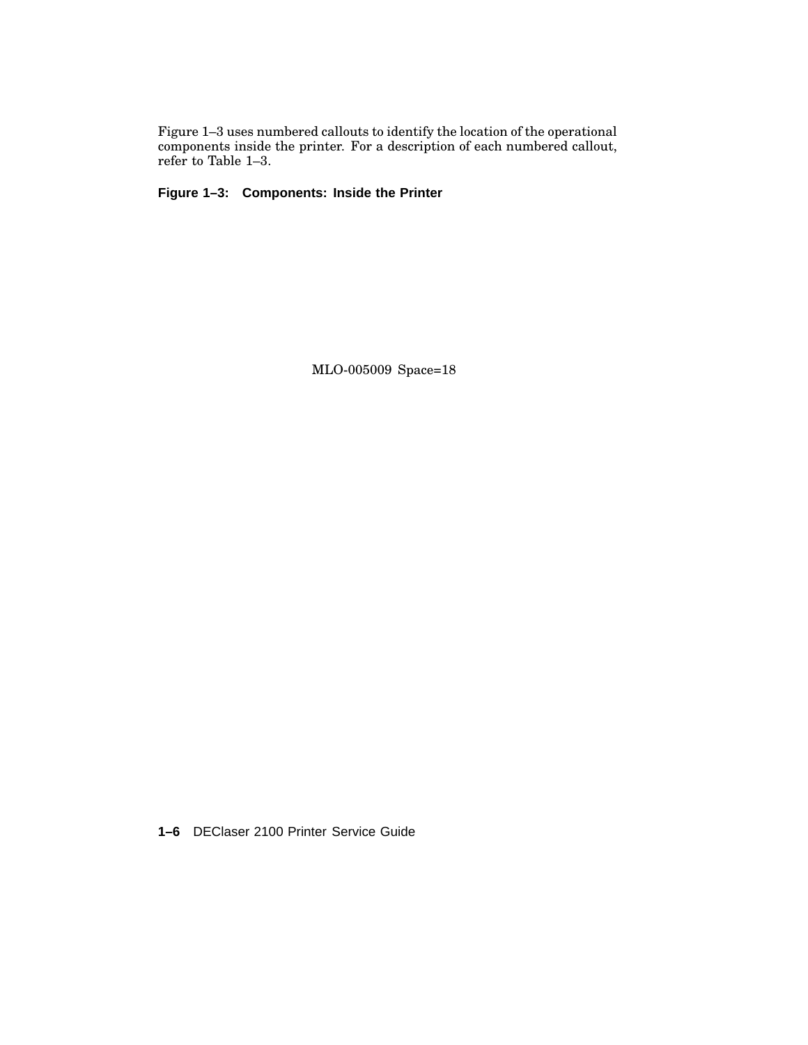Figure 1–3 uses numbered callouts to identify the location of the operational components inside the printer. For a description of each numbered callout, refer to Table 1–3.

**Figure 1–3: Components: Inside the Printer**

MLO-005009 Space=18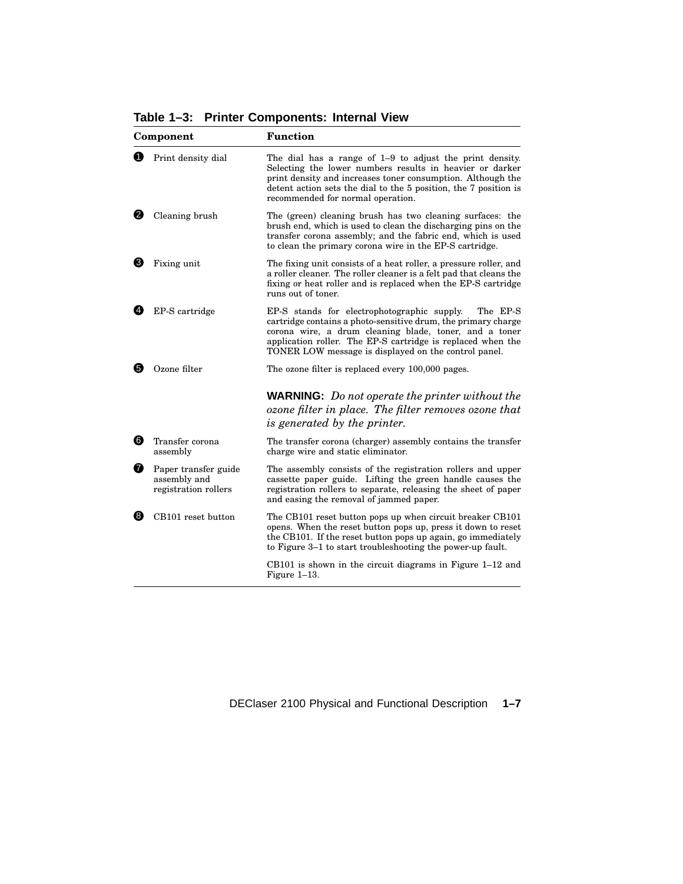**Table 1–3: Printer Components: Internal View**

| Component | Function |
|---|---|
| ❶ Print density dial | The dial has a range of 1–9 to adjust the print density. Selecting the lower numbers results in heavier or darker print density and increases toner consumption. Although the detent action sets the dial to the 5 position, the 7 position is recommended for normal operation. |
| ❷ Cleaning brush | The (green) cleaning brush has two cleaning surfaces: the brush end, which is used to clean the discharging pins on the transfer corona assembly; and the fabric end, which is used to clean the primary corona wire in the EP-S cartridge. |
| ❸ Fixing unit | The fixing unit consists of a heat roller, a pressure roller, and a roller cleaner. The roller cleaner is a felt pad that cleans the fixing or heat roller and is replaced when the EP-S cartridge runs out of toner. |
| ❹ EP-S cartridge | EP-S stands for electrophotographic supply. The EP-S cartridge contains a photo-sensitive drum, the primary charge corona wire, a drum cleaning blade, toner, and a toner application roller. The EP-S cartridge is replaced when the TONER LOW message is displayed on the control panel. |
| ❺ Ozone filter | The ozone filter is replaced every 100,000 pages. **WARNING:** *Do not operate the printer without the ozone filter in place. The filter removes ozone that is generated by the printer.* |
| ❻ Transfer corona assembly | The transfer corona (charger) assembly contains the transfer charge wire and static eliminator. |
| ❼ Paper transfer guide assembly and registration rollers | The assembly consists of the registration rollers and upper cassette paper guide. Lifting the green handle causes the registration rollers to separate, releasing the sheet of paper and easing the removal of jammed paper. |
| ❽ CB101 reset button | The CB101 reset button pops up when circuit breaker CB101 opens. When the reset button pops up, press it down to reset the CB101. If the reset button pops up again, go immediately to Figure 3–1 to start troubleshooting the power-up fault. CB101 is shown in the circuit diagrams in Figure 1–12 and Figure 1–13. |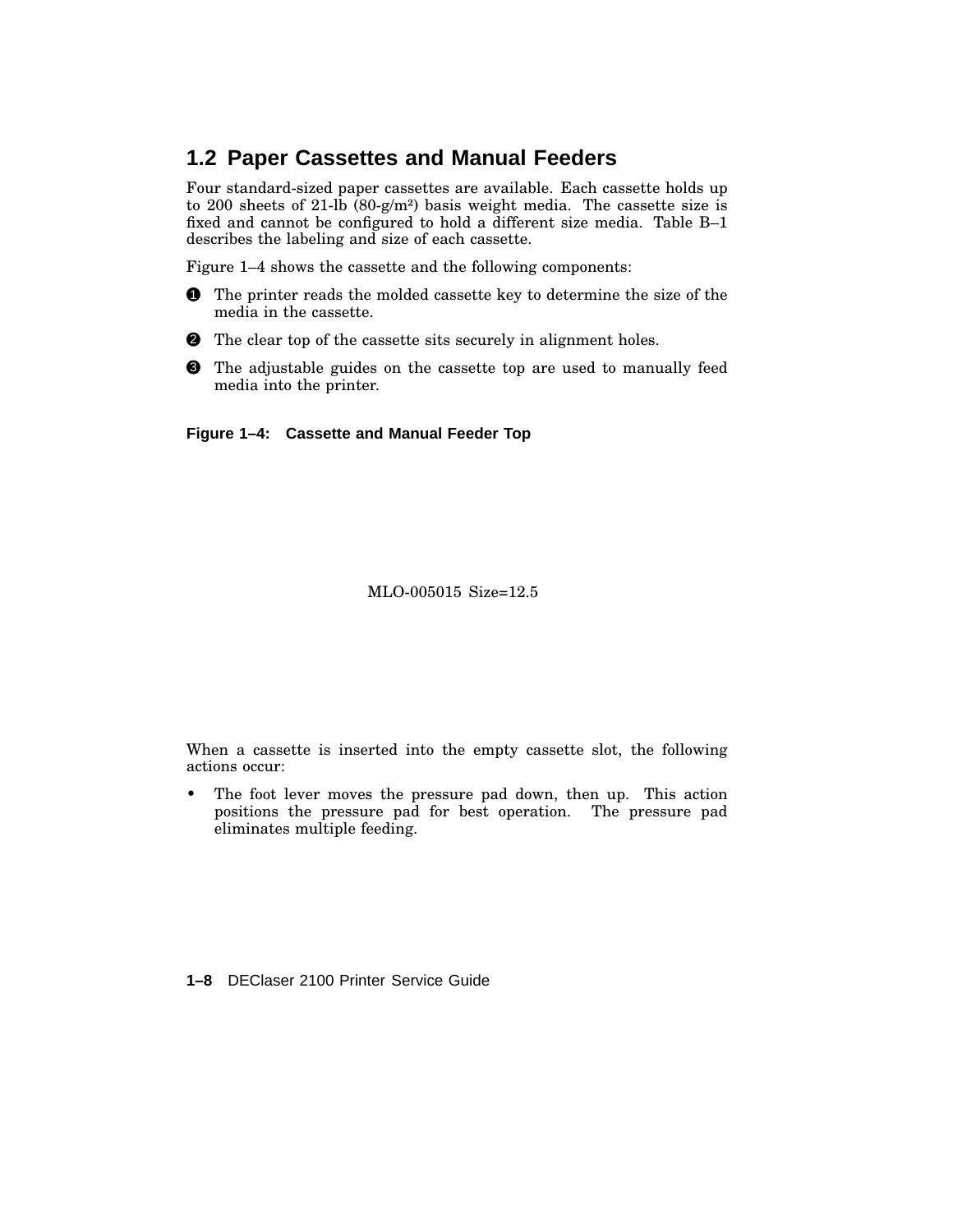## 1.2 Paper Cassettes and Manual Feeders

Four standard-sized paper cassettes are available. Each cassette holds up to 200 sheets of 21-lb (80-g/m²) basis weight media. The cassette size is fixed and cannot be configured to hold a different size media. Table B–1 describes the labeling and size of each cassette.

Figure 1–4 shows the cassette and the following components:

❶ The printer reads the molded cassette key to determine the size of the media in the cassette.

❷ The clear top of the cassette sits securely in alignment holes.

❸ The adjustable guides on the cassette top are used to manually feed media into the printer.

**Figure 1–4: Cassette and Manual Feeder Top**

MLO-005015 Size=12.5

When a cassette is inserted into the empty cassette slot, the following actions occur:

- The foot lever moves the pressure pad down, then up. This action positions the pressure pad for best operation. The pressure pad eliminates multiple feeding.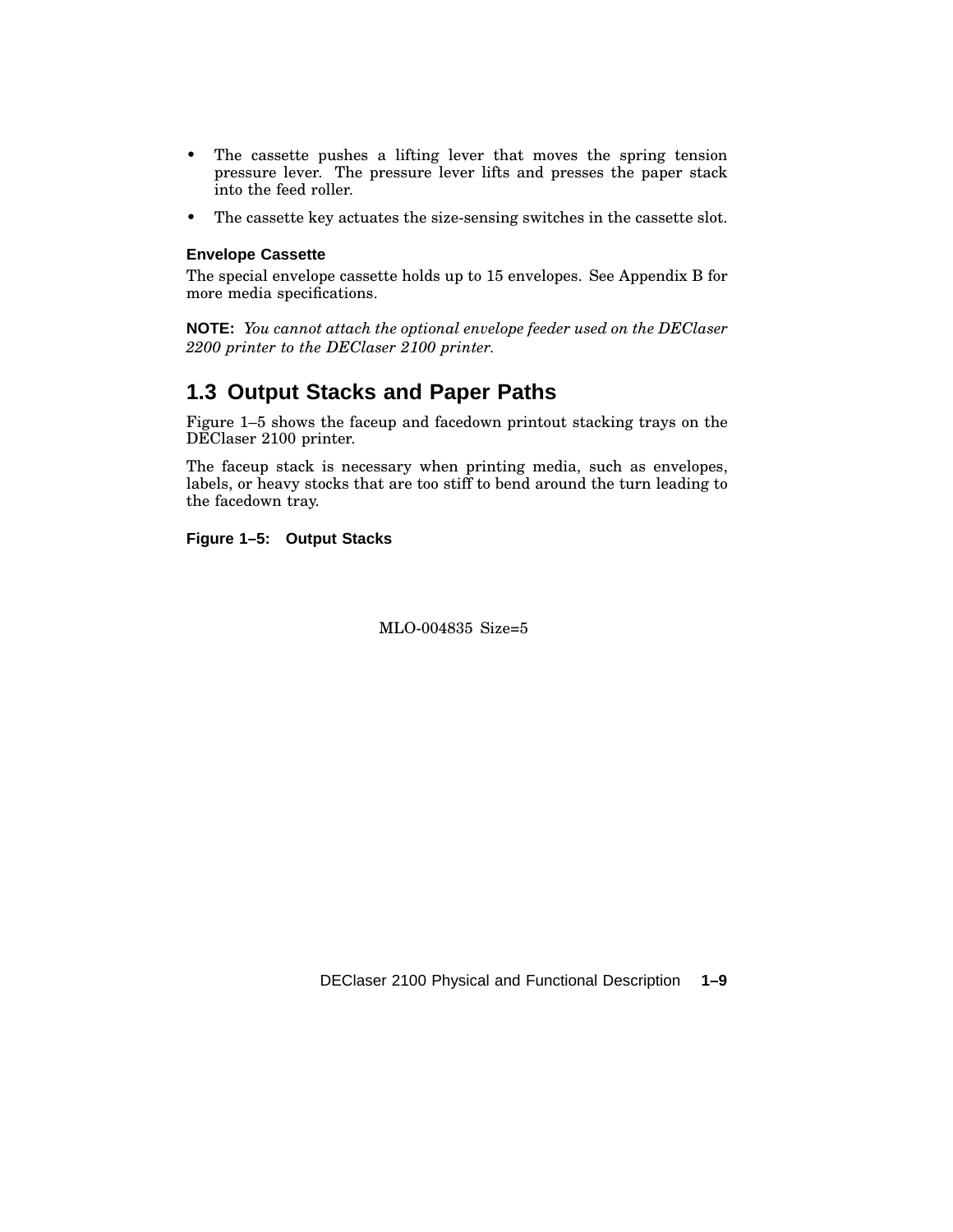- The cassette pushes a lifting lever that moves the spring tension pressure lever. The pressure lever lifts and presses the paper stack into the feed roller.
- The cassette key actuates the size-sensing switches in the cassette slot.

#### Envelope Cassette

The special envelope cassette holds up to 15 envelopes. See Appendix B for more media specifications.

**NOTE:** *You cannot attach the optional envelope feeder used on the DEClaser 2200 printer to the DEClaser 2100 printer.*

## 1.3 Output Stacks and Paper Paths

Figure 1–5 shows the faceup and facedown printout stacking trays on the DEClaser 2100 printer.

The faceup stack is necessary when printing media, such as envelopes, labels, or heavy stocks that are too stiff to bend around the turn leading to the facedown tray.

**Figure 1–5: Output Stacks**

MLO-004835 Size=5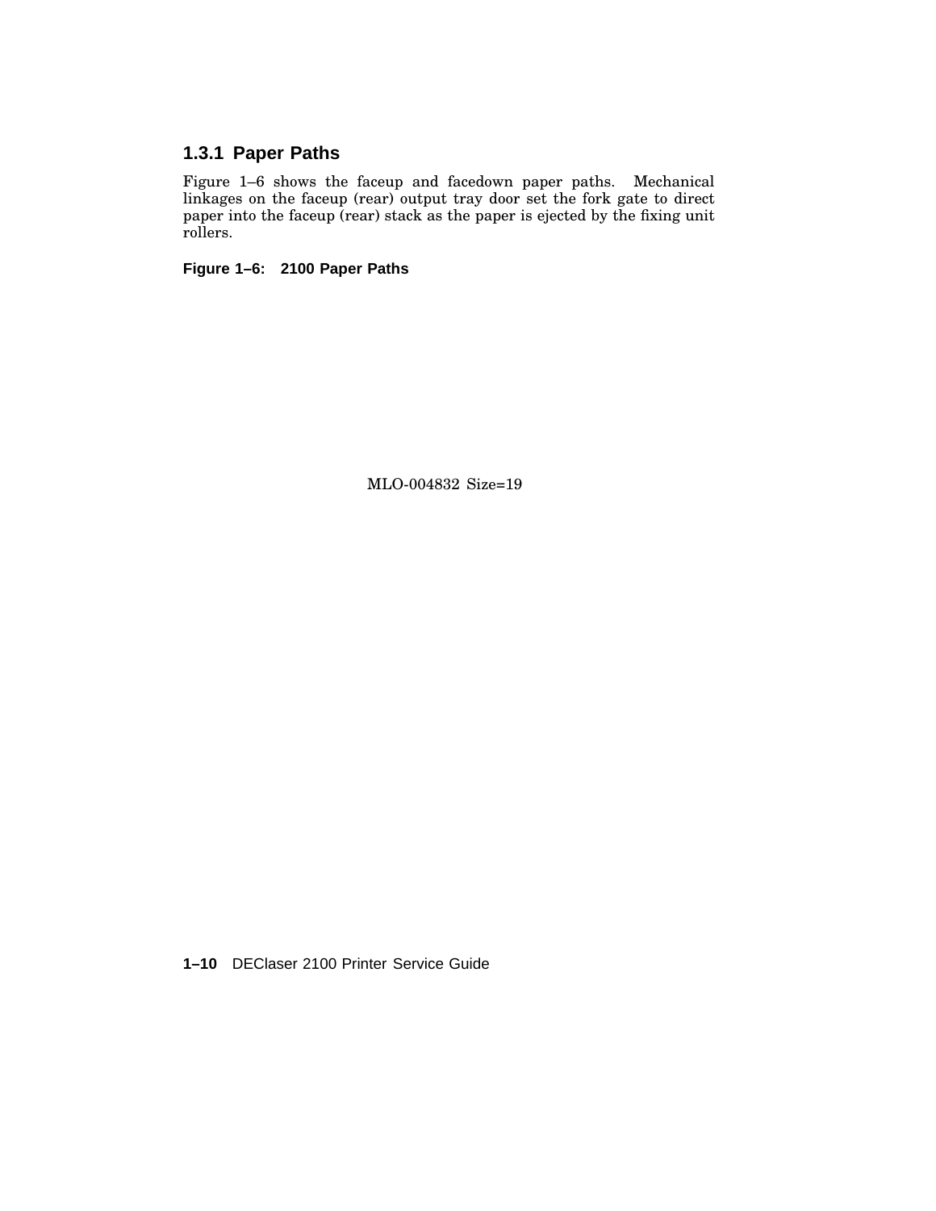### 1.3.1 Paper Paths

Figure 1–6 shows the faceup and facedown paper paths. Mechanical linkages on the faceup (rear) output tray door set the fork gate to direct paper into the faceup (rear) stack as the paper is ejected by the fixing unit rollers.

**Figure 1–6: 2100 Paper Paths**

MLO-004832 Size=19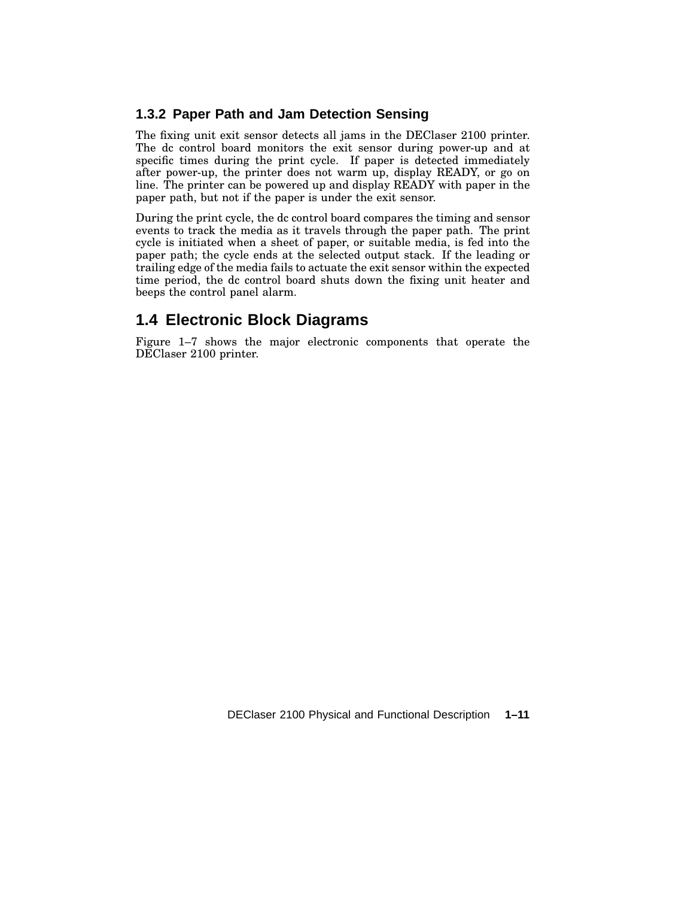### 1.3.2 Paper Path and Jam Detection Sensing

The fixing unit exit sensor detects all jams in the DEClaser 2100 printer. The dc control board monitors the exit sensor during power-up and at specific times during the print cycle. If paper is detected immediately after power-up, the printer does not warm up, display READY, or go on line. The printer can be powered up and display READY with paper in the paper path, but not if the paper is under the exit sensor.

During the print cycle, the dc control board compares the timing and sensor events to track the media as it travels through the paper path. The print cycle is initiated when a sheet of paper, or suitable media, is fed into the paper path; the cycle ends at the selected output stack. If the leading or trailing edge of the media fails to actuate the exit sensor within the expected time period, the dc control board shuts down the fixing unit heater and beeps the control panel alarm.

## 1.4 Electronic Block Diagrams

Figure 1–7 shows the major electronic components that operate the DEClaser 2100 printer.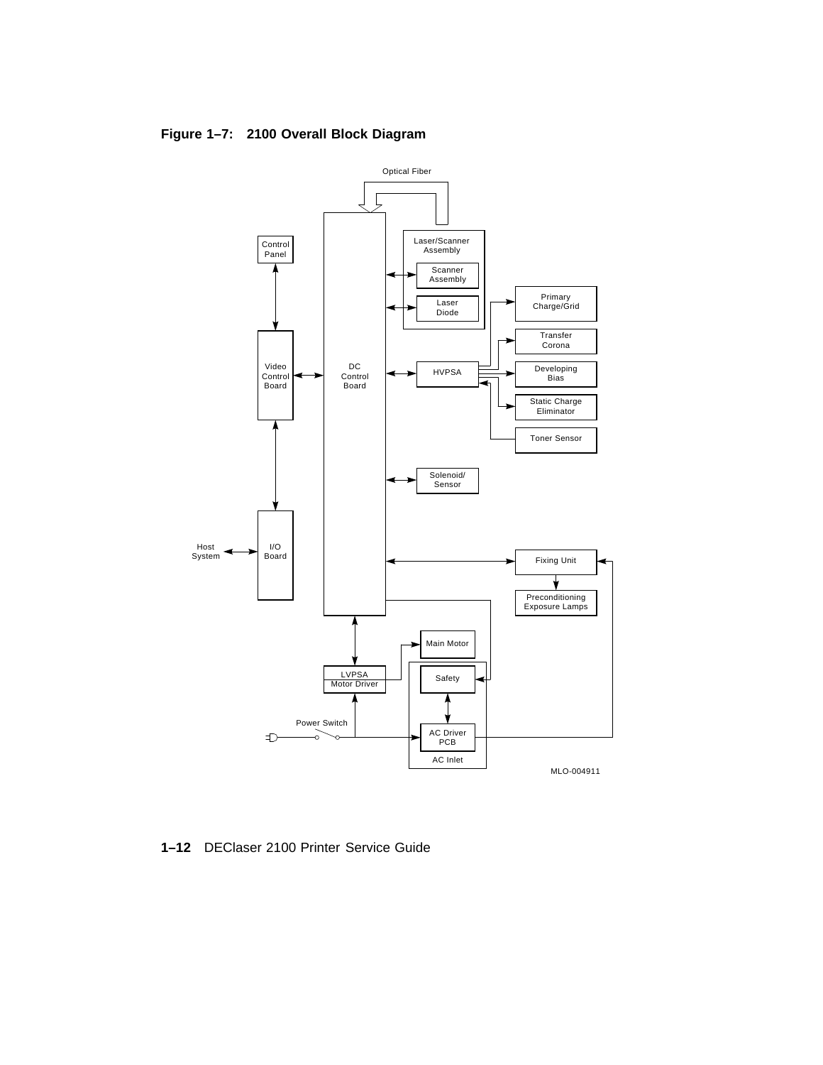**Figure 1–7: 2100 Overall Block Diagram**

Optical Fiber

Control Panel

Laser/Scanner Assembly

Scanner Assembly

Laser Diode

Primary Charge/Grid

Transfer Corona

Video Control Board

DC Control Board

HVPSA

Developing Bias

Static Charge Eliminator

Toner Sensor

Solenoid/ Sensor

Host System

I/O Board

Fixing Unit

Preconditioning Exposure Lamps

Main Motor

LVPSA Motor Driver

Safety

Power Switch

AC Driver PCB

AC Inlet

MLO-004911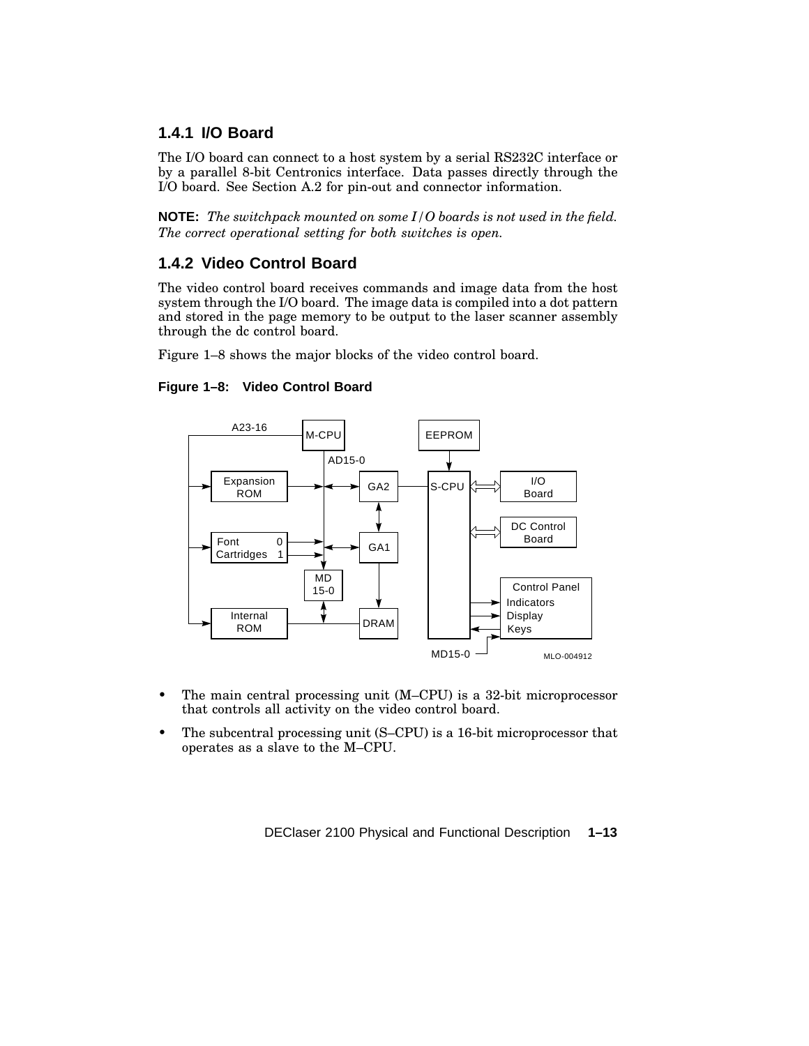### 1.4.1 I/O Board

The I/O board can connect to a host system by a serial RS232C interface or by a parallel 8-bit Centronics interface. Data passes directly through the I/O board. See Section A.2 for pin-out and connector information.

**NOTE:** *The switchpack mounted on some I/O boards is not used in the field. The correct operational setting for both switches is open.*

### 1.4.2 Video Control Board

The video control board receives commands and image data from the host system through the I/O board. The image data is compiled into a dot pattern and stored in the page memory to be output to the laser scanner assembly through the dc control board.

Figure 1–8 shows the major blocks of the video control board.

**Figure 1–8: Video Control Board**

- The main central processing unit (M–CPU) is a 32-bit microprocessor that controls all activity on the video control board.
- The subcentral processing unit (S–CPU) is a 16-bit microprocessor that operates as a slave to the M–CPU.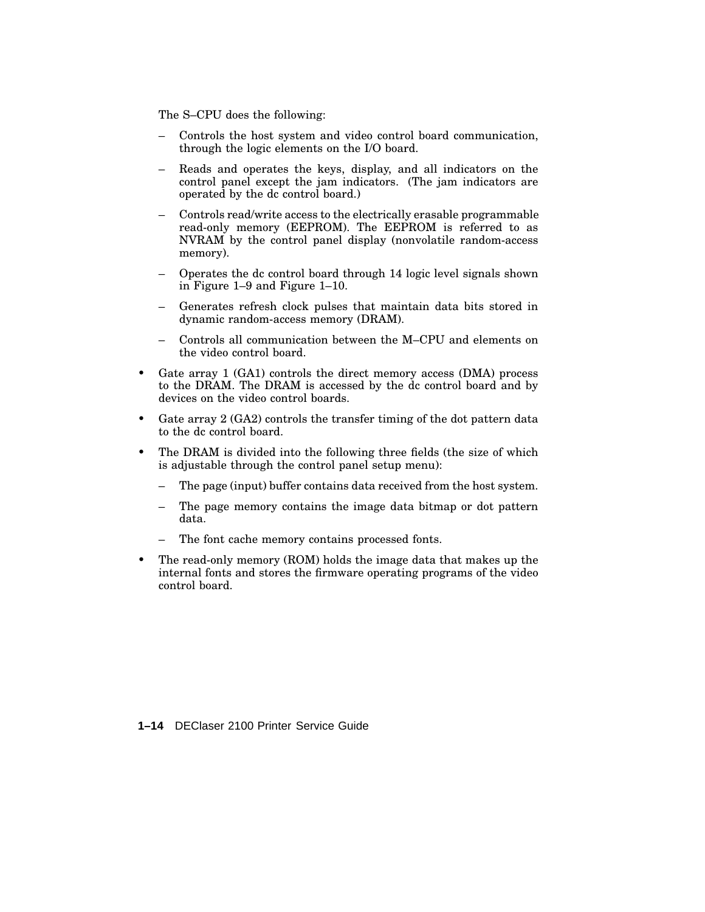The S–CPU does the following:

  - Controls the host system and video control board communication, through the logic elements on the I/O board.
  - Reads and operates the keys, display, and all indicators on the control panel except the jam indicators. (The jam indicators are operated by the dc control board.)
  - Controls read/write access to the electrically erasable programmable read-only memory (EEPROM). The EEPROM is referred to as NVRAM by the control panel display (nonvolatile random-access memory).
  - Operates the dc control board through 14 logic level signals shown in Figure 1–9 and Figure 1–10.
  - Generates refresh clock pulses that maintain data bits stored in dynamic random-access memory (DRAM).
  - Controls all communication between the M–CPU and elements on the video control board.

- Gate array 1 (GA1) controls the direct memory access (DMA) process to the DRAM. The DRAM is accessed by the dc control board and by devices on the video control boards.
- Gate array 2 (GA2) controls the transfer timing of the dot pattern data to the dc control board.
- The DRAM is divided into the following three fields (the size of which is adjustable through the control panel setup menu):
  - The page (input) buffer contains data received from the host system.
  - The page memory contains the image data bitmap or dot pattern data.
  - The font cache memory contains processed fonts.
- The read-only memory (ROM) holds the image data that makes up the internal fonts and stores the firmware operating programs of the video control board.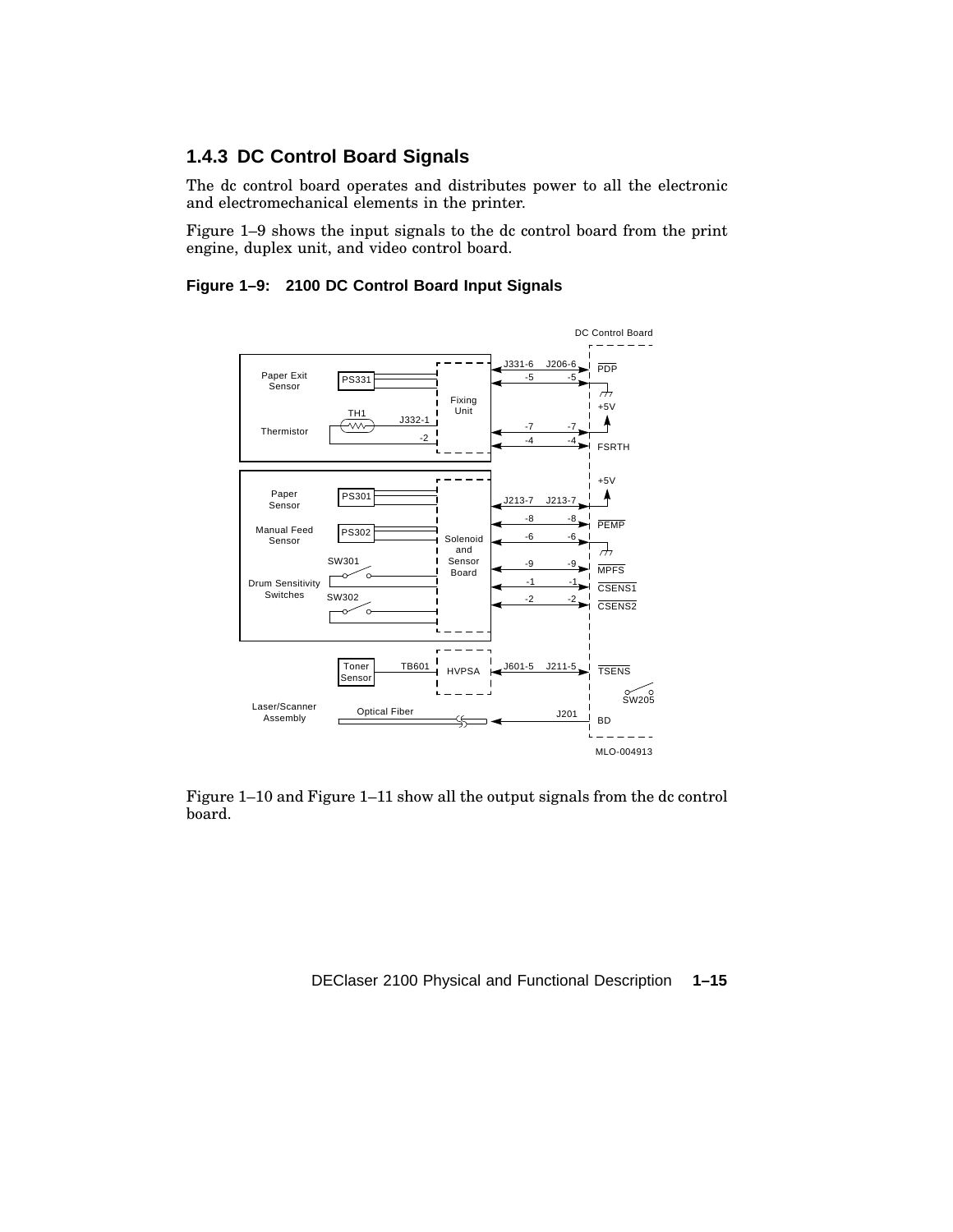### 1.4.3 DC Control Board Signals

The dc control board operates and distributes power to all the electronic and electromechanical elements in the printer.

Figure 1–9 shows the input signals to the dc control board from the print engine, duplex unit, and video control board.

**Figure 1–9: 2100 DC Control Board Input Signals**

Figure 1–10 and Figure 1–11 show all the output signals from the dc control board.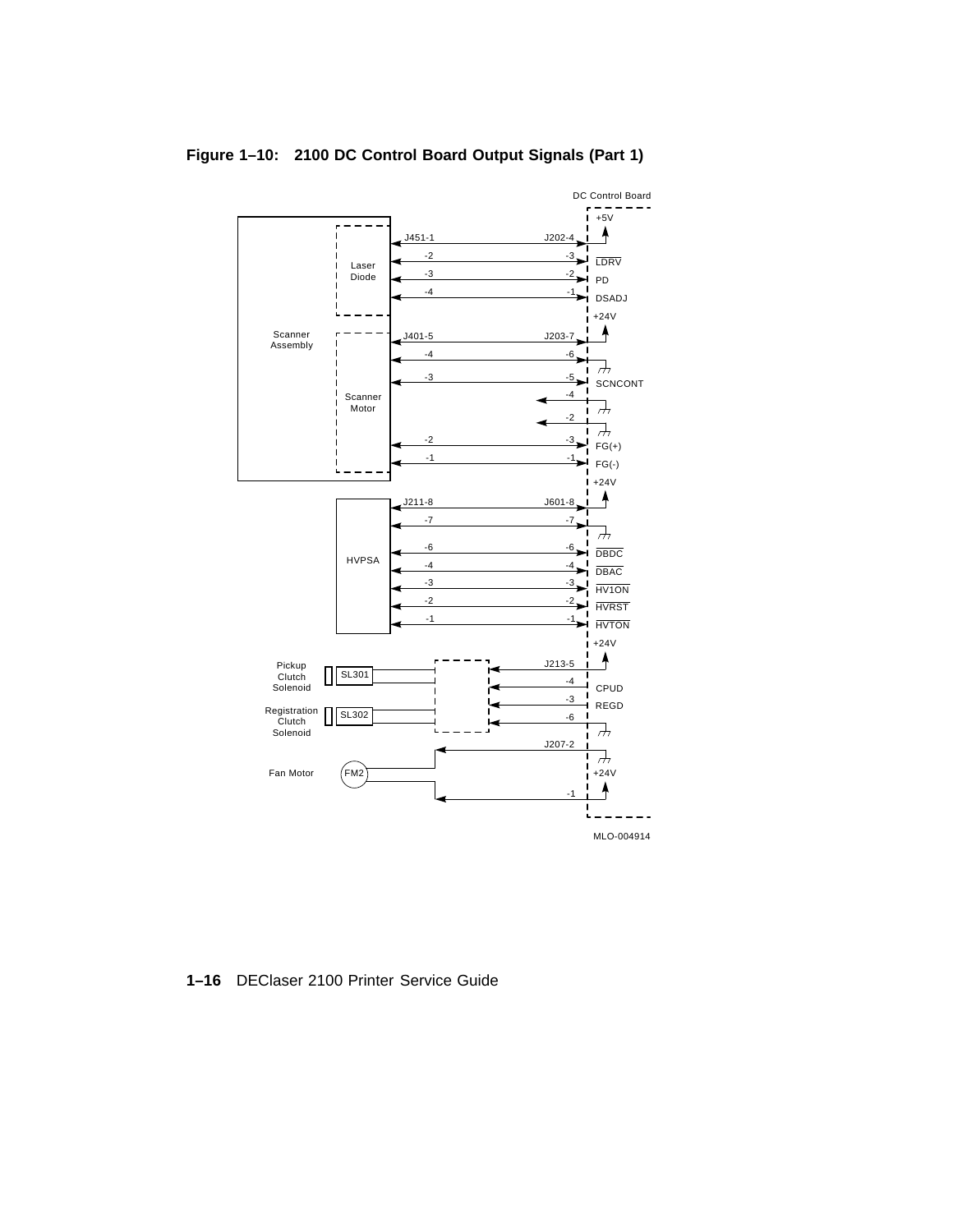**Figure 1–10: 2100 DC Control Board Output Signals (Part 1)**

MLO-004914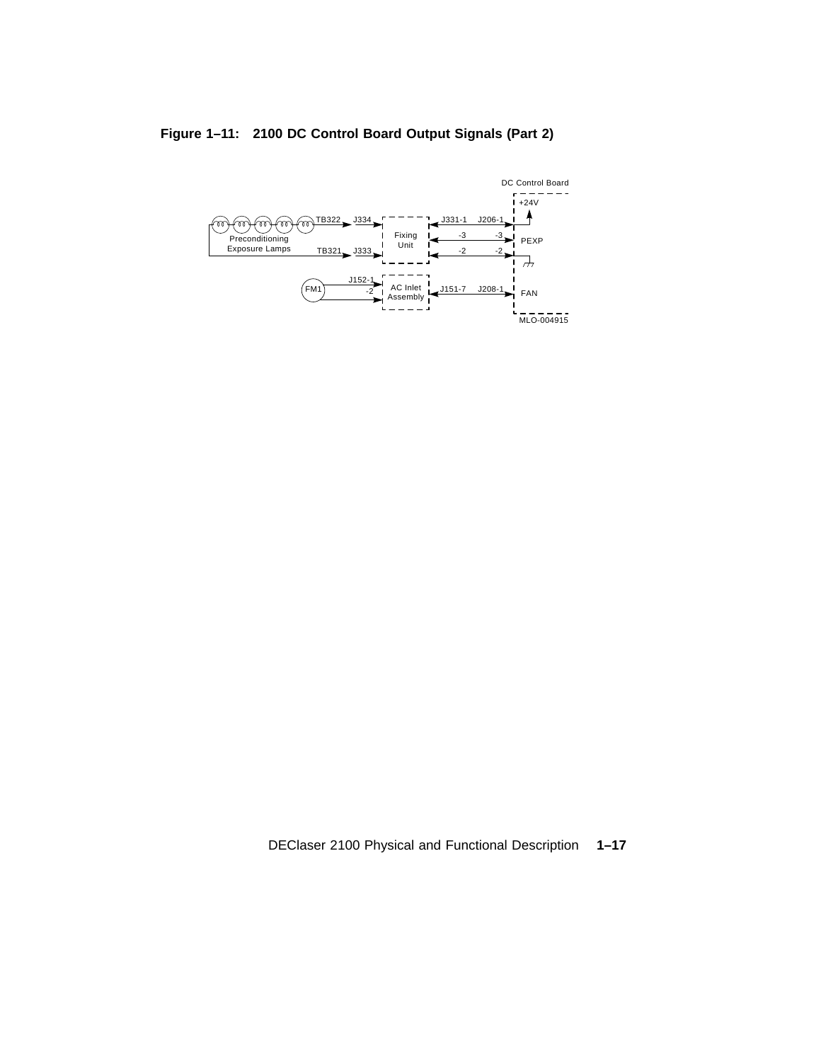**Figure 1–11: 2100 DC Control Board Output Signals (Part 2)**

DC Control Board

+24V

TB322 J334 J331-1 J206-1

Fixing Unit

-3 -3 PEXP

Preconditioning Exposure Lamps

TB321 J333 -2 -2

J152-1

FM1 -2 AC Inlet Assembly J151-7 J208-1 FAN

MLO-004915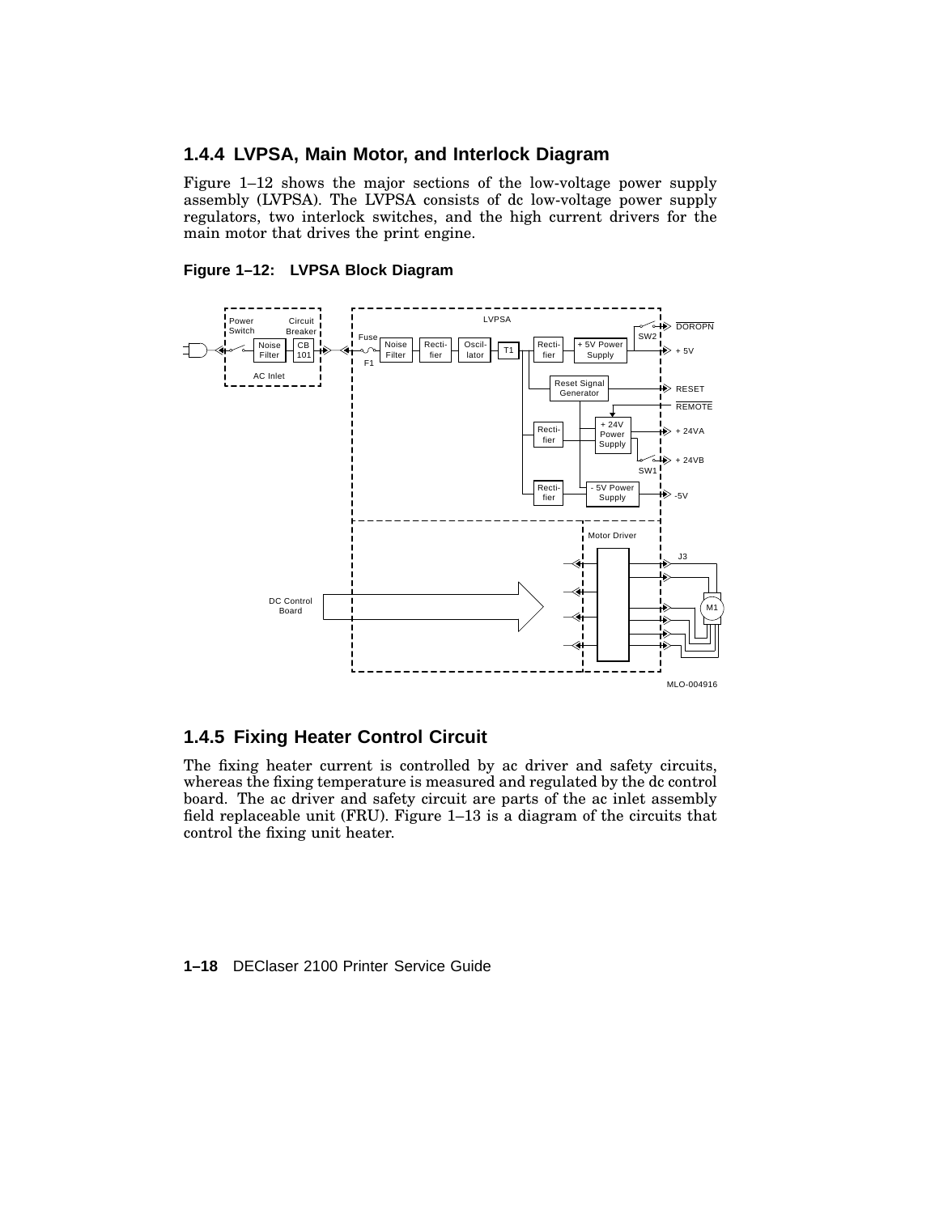## 1.4.4 LVPSA, Main Motor, and Interlock Diagram

Figure 1–12 shows the major sections of the low-voltage power supply assembly (LVPSA). The LVPSA consists of dc low-voltage power supply regulators, two interlock switches, and the high current drivers for the main motor that drives the print engine.

**Figure 1–12: LVPSA Block Diagram**

## 1.4.5 Fixing Heater Control Circuit

The fixing heater current is controlled by ac driver and safety circuits, whereas the fixing temperature is measured and regulated by the dc control board. The ac driver and safety circuit are parts of the ac inlet assembly field replaceable unit (FRU). Figure 1–13 is a diagram of the circuits that control the fixing unit heater.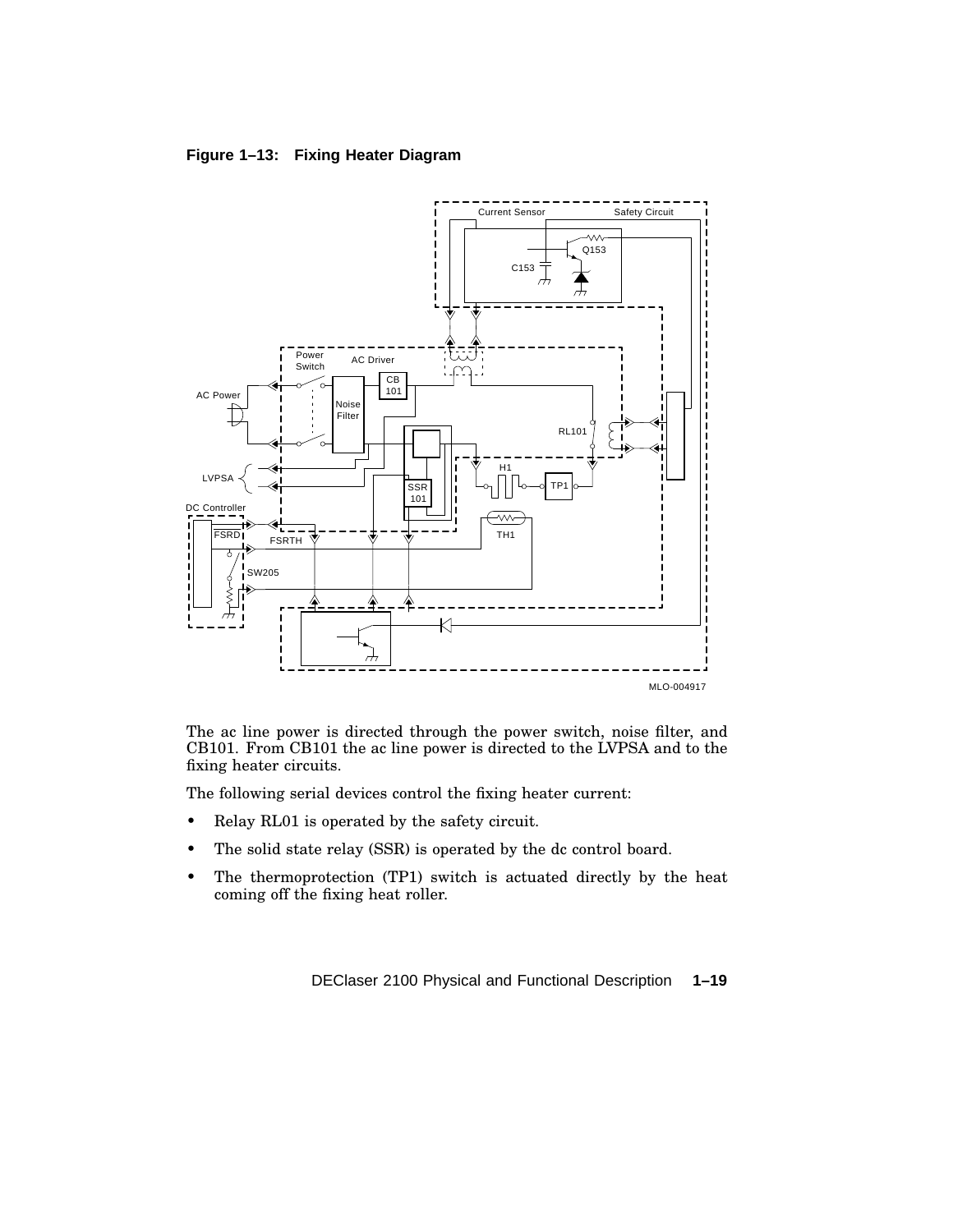**Figure 1–13: Fixing Heater Diagram**

The ac line power is directed through the power switch, noise filter, and CB101. From CB101 the ac line power is directed to the LVPSA and to the fixing heater circuits.

The following serial devices control the fixing heater current:

- Relay RL01 is operated by the safety circuit.
- The solid state relay (SSR) is operated by the dc control board.
- The thermoprotection (TP1) switch is actuated directly by the heat coming off the fixing heat roller.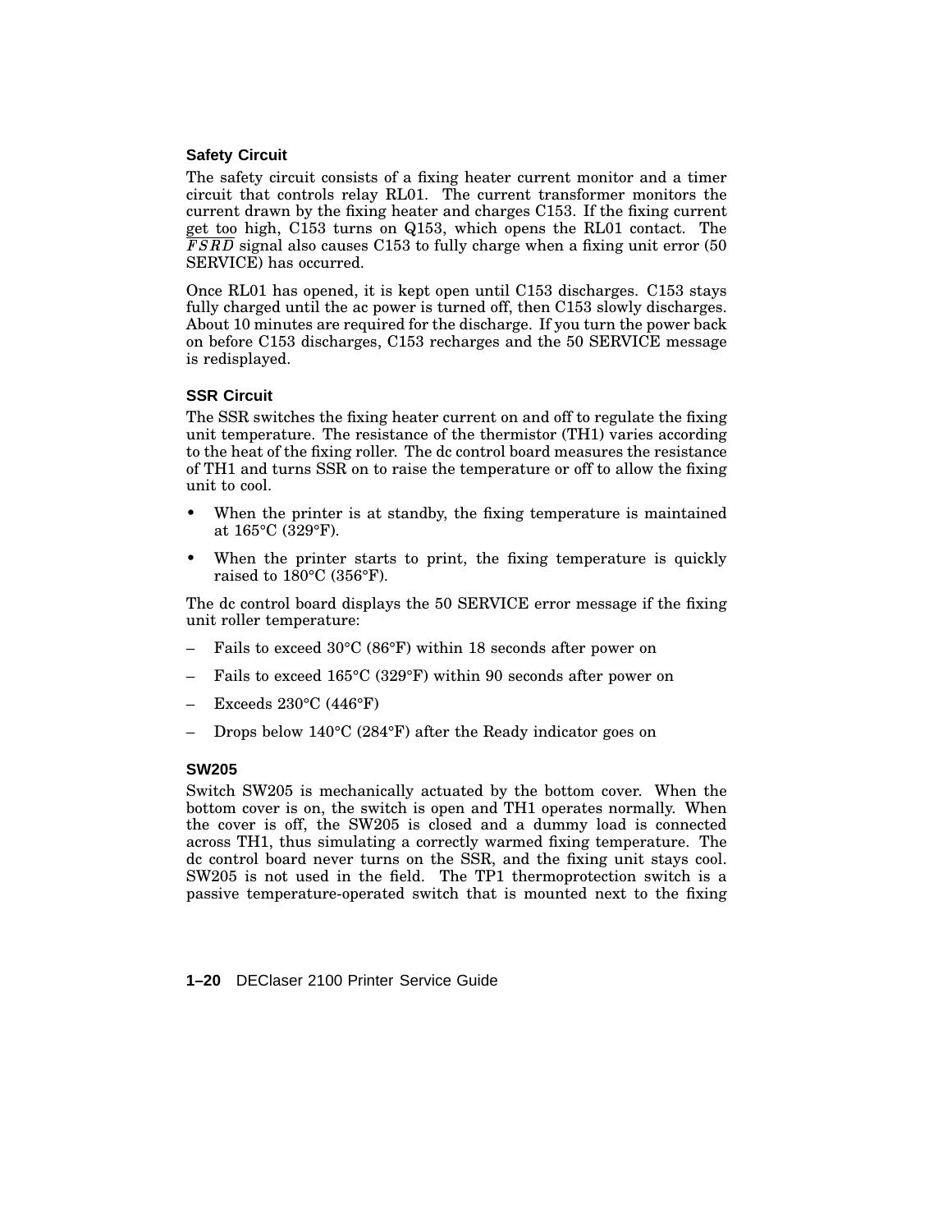### Safety Circuit

The safety circuit consists of a fixing heater current monitor and a timer circuit that controls relay RL01. The current transformer monitors the current drawn by the fixing heater and charges C153. If the fixing current get too high, C153 turns on Q153, which opens the RL01 contact. The $\overline{FSRD}$ signal also causes C153 to fully charge when a fixing unit error (50 SERVICE) has occurred.

Once RL01 has opened, it is kept open until C153 discharges. C153 stays fully charged until the ac power is turned off, then C153 slowly discharges. About 10 minutes are required for the discharge. If you turn the power back on before C153 discharges, C153 recharges and the 50 SERVICE message is redisplayed.

### SSR Circuit

The SSR switches the fixing heater current on and off to regulate the fixing unit temperature. The resistance of the thermistor (TH1) varies according to the heat of the fixing roller. The dc control board measures the resistance of TH1 and turns SSR on to raise the temperature or off to allow the fixing unit to cool.

- When the printer is at standby, the fixing temperature is maintained at 165°C (329°F).
- When the printer starts to print, the fixing temperature is quickly raised to 180°C (356°F).

The dc control board displays the 50 SERVICE error message if the fixing unit roller temperature:

- Fails to exceed 30°C (86°F) within 18 seconds after power on
- Fails to exceed 165°C (329°F) within 90 seconds after power on
- Exceeds 230°C (446°F)
- Drops below 140°C (284°F) after the Ready indicator goes on

### SW205

Switch SW205 is mechanically actuated by the bottom cover. When the bottom cover is on, the switch is open and TH1 operates normally. When the cover is off, the SW205 is closed and a dummy load is connected across TH1, thus simulating a correctly warmed fixing temperature. The dc control board never turns on the SSR, and the fixing unit stays cool. SW205 is not used in the field. The TP1 thermoprotection switch is a passive temperature-operated switch that is mounted next to the fixing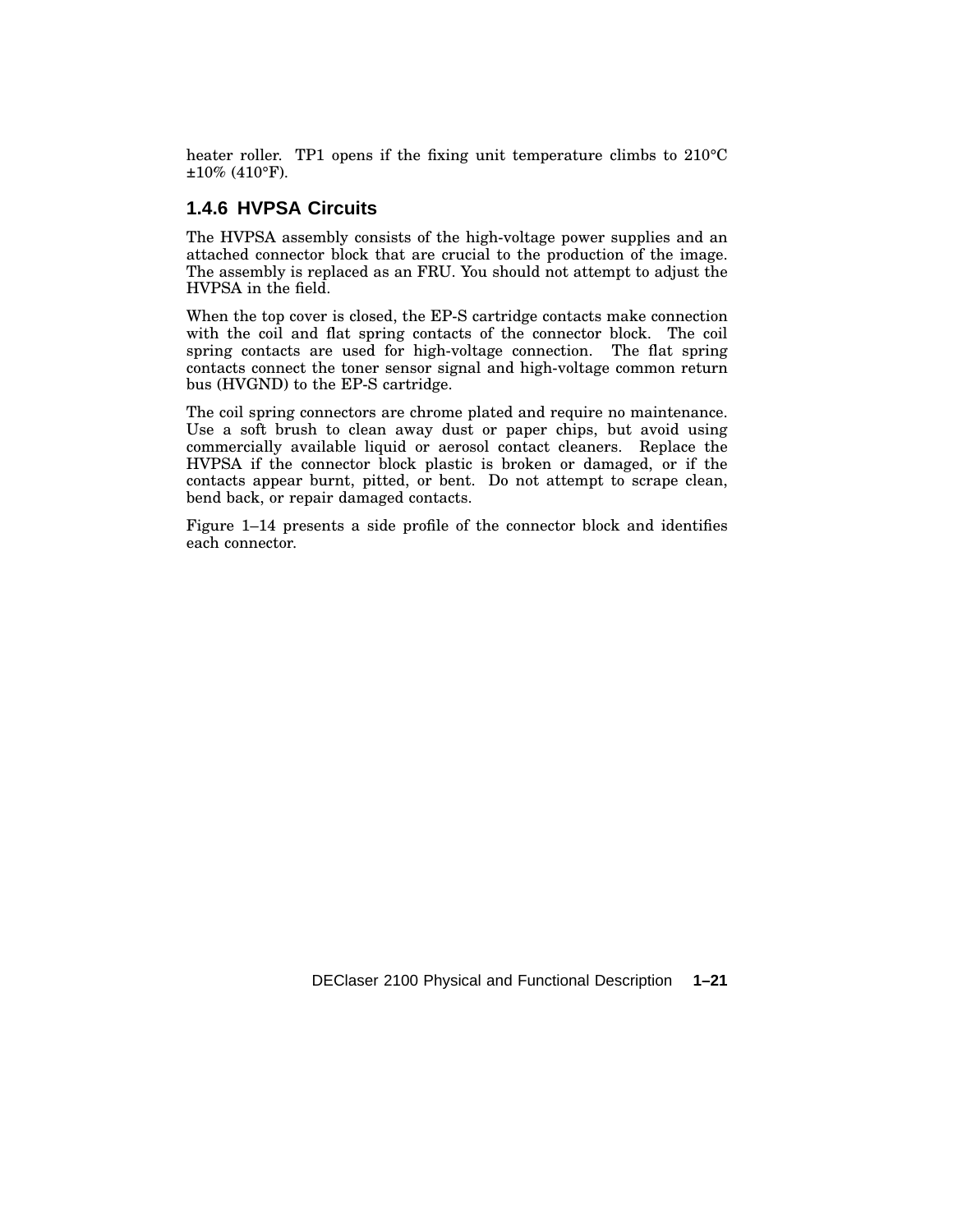heater roller. TP1 opens if the fixing unit temperature climbs to 210°C ±10% (410°F).

### 1.4.6 HVPSA Circuits

The HVPSA assembly consists of the high-voltage power supplies and an attached connector block that are crucial to the production of the image. The assembly is replaced as an FRU. You should not attempt to adjust the HVPSA in the field.

When the top cover is closed, the EP-S cartridge contacts make connection with the coil and flat spring contacts of the connector block. The coil spring contacts are used for high-voltage connection. The flat spring contacts connect the toner sensor signal and high-voltage common return bus (HVGND) to the EP-S cartridge.

The coil spring connectors are chrome plated and require no maintenance. Use a soft brush to clean away dust or paper chips, but avoid using commercially available liquid or aerosol contact cleaners. Replace the HVPSA if the connector block plastic is broken or damaged, or if the contacts appear burnt, pitted, or bent. Do not attempt to scrape clean, bend back, or repair damaged contacts.

Figure 1–14 presents a side profile of the connector block and identifies each connector.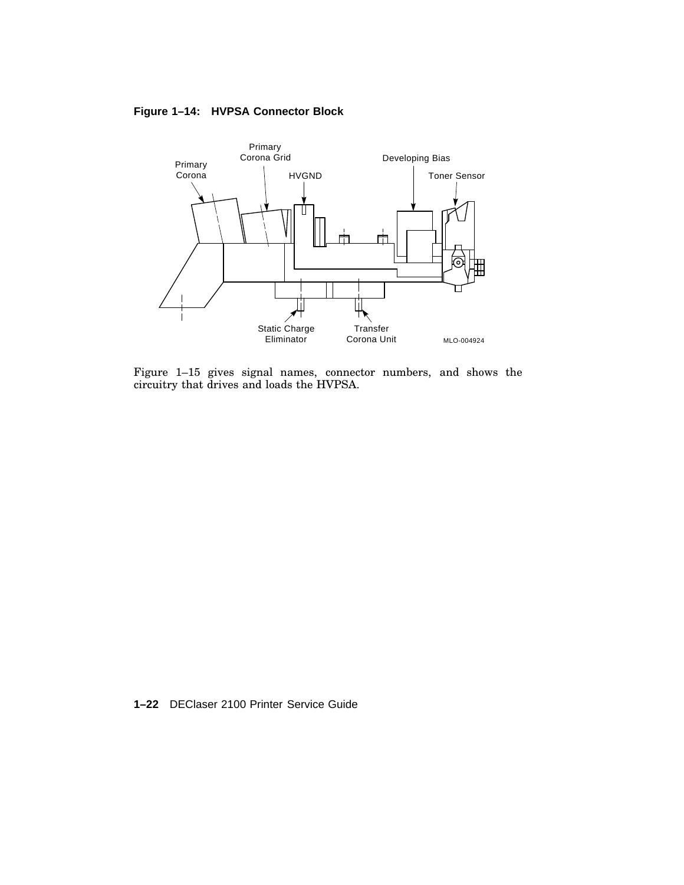**Figure 1–14: HVPSA Connector Block**

Primary Corona

Primary Corona Grid

HVGND

Developing Bias

Toner Sensor

Static Charge Eliminator

Transfer Corona Unit

MLO-004924

Figure 1–15 gives signal names, connector numbers, and shows the circuitry that drives and loads the HVPSA.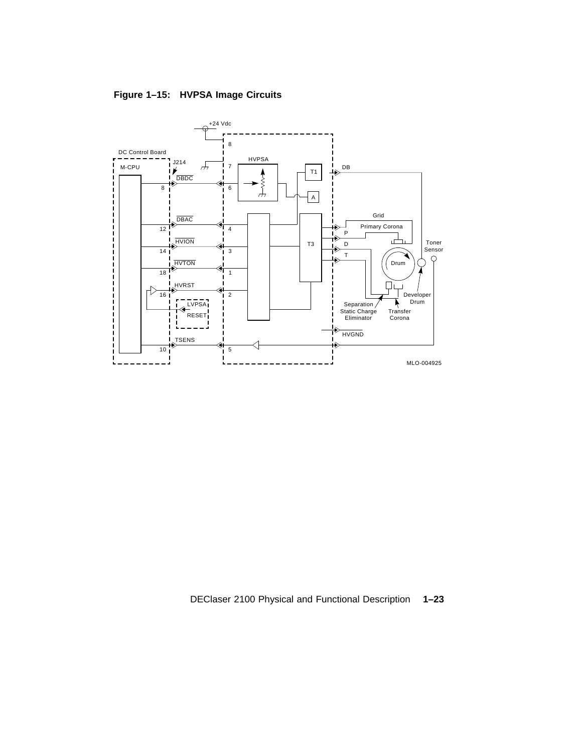**Figure 1–15: HVPSA Image Circuits**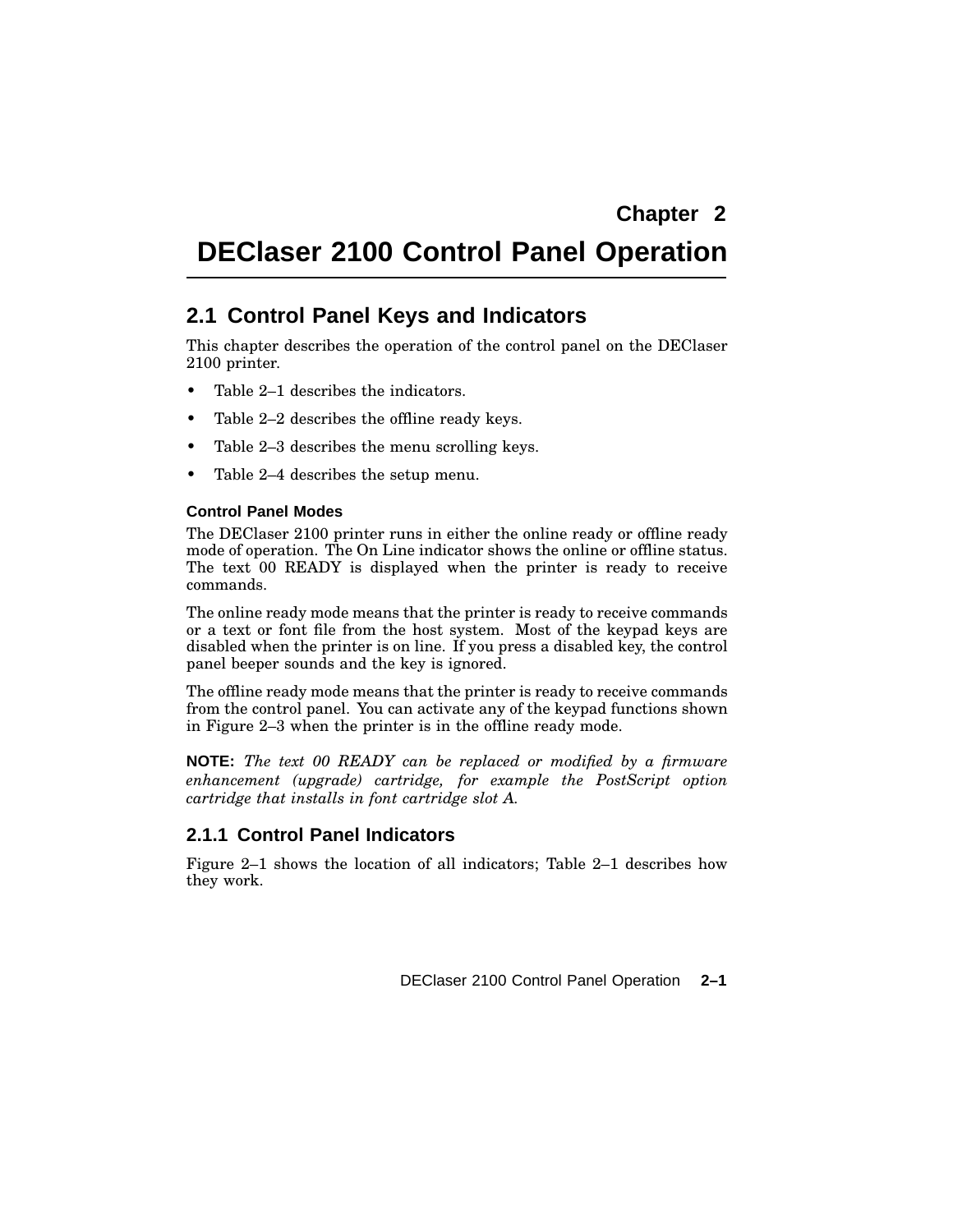# Chapter 2

# DEClaser 2100 Control Panel Operation

## 2.1 Control Panel Keys and Indicators

This chapter describes the operation of the control panel on the DEClaser 2100 printer.

- Table 2–1 describes the indicators.
- Table 2–2 describes the offline ready keys.
- Table 2–3 describes the menu scrolling keys.
- Table 2–4 describes the setup menu.

#### Control Panel Modes

The DEClaser 2100 printer runs in either the online ready or offline ready mode of operation. The On Line indicator shows the online or offline status. The text 00 READY is displayed when the printer is ready to receive commands.

The online ready mode means that the printer is ready to receive commands or a text or font file from the host system. Most of the keypad keys are disabled when the printer is on line. If you press a disabled key, the control panel beeper sounds and the key is ignored.

The offline ready mode means that the printer is ready to receive commands from the control panel. You can activate any of the keypad functions shown in Figure 2–3 when the printer is in the offline ready mode.

**NOTE:** *The text 00 READY can be replaced or modified by a firmware enhancement (upgrade) cartridge, for example the PostScript option cartridge that installs in font cartridge slot A.*

### 2.1.1 Control Panel Indicators

Figure 2–1 shows the location of all indicators; Table 2–1 describes how they work.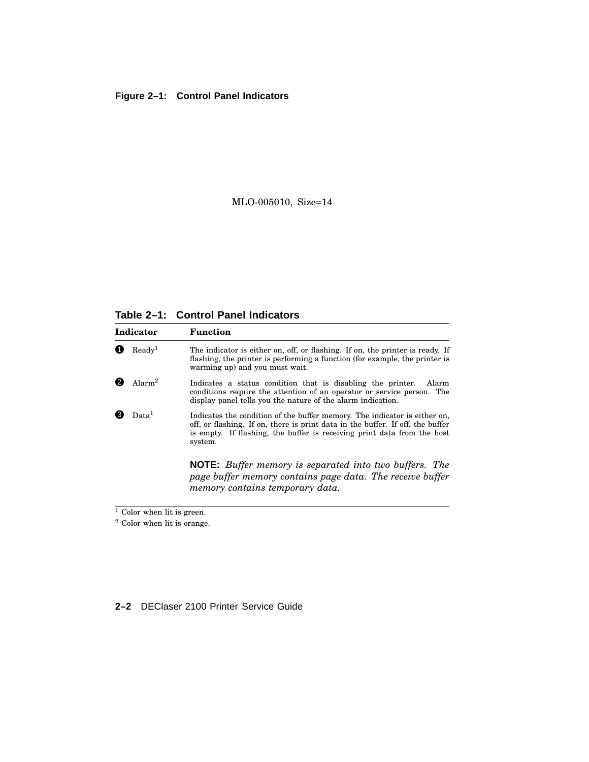**Figure 2–1: Control Panel Indicators**

MLO-005010, Size=14

**Table 2–1: Control Panel Indicators**

| Indicator | Function |
|---|---|
| ❶ Ready[1] | The indicator is either on, off, or flashing. If on, the printer is ready. If flashing, the printer is performing a function (for example, the printer is warming up) and you must wait. |
| ❷ Alarm[2] | Indicates a status condition that is disabling the printer. Alarm conditions require the attention of an operator or service person. The display panel tells you the nature of the alarm indication. |
| ❸ Data[1] | Indicates the condition of the buffer memory. The indicator is either on, off, or flashing. If on, there is print data in the buffer. If off, the buffer is empty. If flashing, the buffer is receiving print data from the host system. **NOTE:** *Buffer memory is separated into two buffers. The page buffer memory contains page data. The receive buffer memory contains temporary data.* |

[1] Color when lit is green.

[2] Color when lit is orange.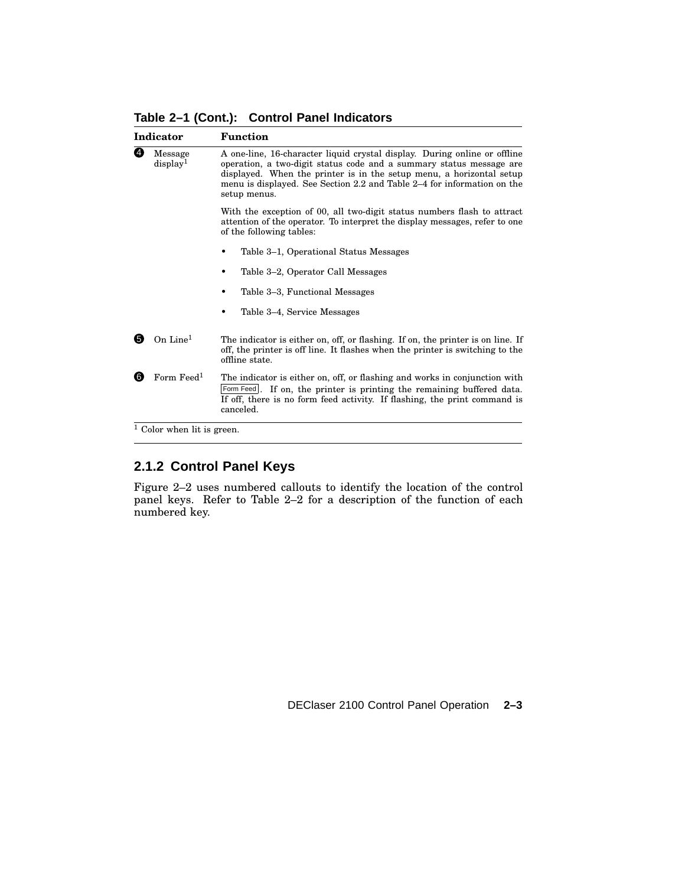**Table 2–1 (Cont.): Control Panel Indicators**

| Indicator | Function |
|---|---|
| ❹ Message display[1] | A one-line, 16-character liquid crystal display. During online or offline operation, a two-digit status code and a summary status message are displayed. When the printer is in the setup menu, a horizontal setup menu is displayed. See Section 2.2 and Table 2–4 for information on the setup menus.<br><br>With the exception of 00, all two-digit status numbers flash to attract attention of the operator. To interpret the display messages, refer to one of the following tables:<br><br>• Table 3–1, Operational Status Messages<br>• Table 3–2, Operator Call Messages<br>• Table 3–3, Functional Messages<br>• Table 3–4, Service Messages |
| ❺ On Line[1] | The indicator is either on, off, or flashing. If on, the printer is on line. If off, the printer is off line. It flashes when the printer is switching to the offline state. |
| ❻ Form Feed[1] | The indicator is either on, off, or flashing and works in conjunction with Form Feed. If on, the printer is printing the remaining buffered data. If off, there is no form feed activity. If flashing, the print command is canceled. |

[1] Color when lit is green.

### 2.1.2 Control Panel Keys

Figure 2–2 uses numbered callouts to identify the location of the control panel keys. Refer to Table 2–2 for a description of the function of each numbered key.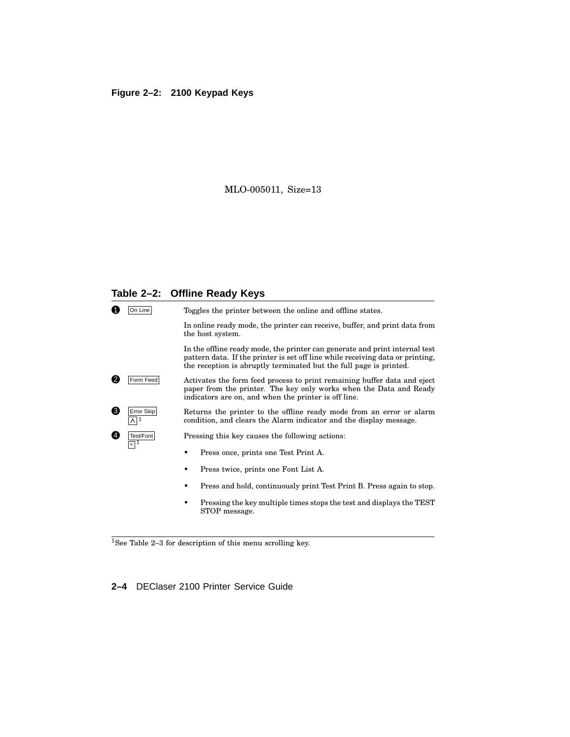**Figure 2–2: 2100 Keypad Keys**

MLO-005011, Size=13

## Table 2–2: Offline Ready Keys

| | Key | Description |
|---|---|---|
| 1 | On Line | Toggles the printer between the online and offline states.<br><br>In online ready mode, the printer can receive, buffer, and print data from the host system.<br><br>In the offline ready mode, the printer can generate and print internal test pattern data. If the printer is set off line while receiving data or printing, the reception is abruptly terminated but the full page is printed. |
| 2 | Form Feed | Activates the form feed process to print remaining buffer data and eject paper from the printer. The key only works when the Data and Ready indicators are on, and when the printer is off line. |
| 3 | Error Skip<br>^ [1] | Returns the printer to the offline ready mode from an error or alarm condition, and clears the Alarm indicator and the display message. |
| 4 | Test/Font<br>< [1] | Pressing this key causes the following actions:<br>• Press once, prints one Test Print A.<br>• Press twice, prints one Font List A.<br>• Press and hold, continuously print Test Print B. Press again to stop.<br>• Pressing the key multiple times stops the test and displays the TEST STOP message. |

[1] See Table 2–3 for description of this menu scrolling key.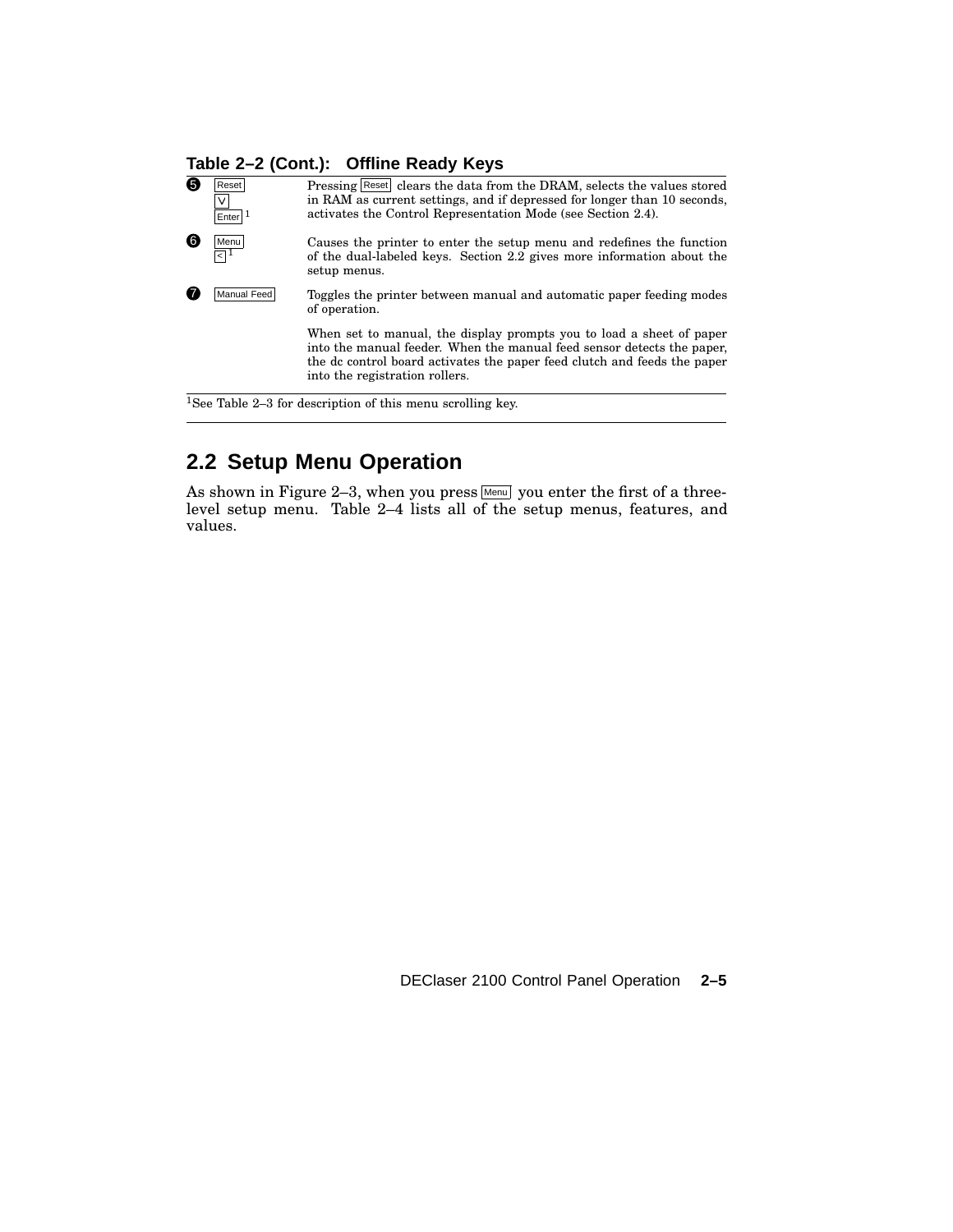**Table 2–2 (Cont.): Offline Ready Keys**

| | Key | Description |
|---|---|---|
| 5 | Reset / V / Enter[1] | Pressing Reset clears the data from the DRAM, selects the values stored in RAM as current settings, and if depressed for longer than 10 seconds, activates the Control Representation Mode (see Section 2.4). |
| 6 | Menu / <[1] | Causes the printer to enter the setup menu and redefines the function of the dual-labeled keys. Section 2.2 gives more information about the setup menus. |
| 7 | Manual Feed | Toggles the printer between manual and automatic paper feeding modes of operation.<br><br>When set to manual, the display prompts you to load a sheet of paper into the manual feeder. When the manual feed sensor detects the paper, the dc control board activates the paper feed clutch and feeds the paper into the registration rollers. |

[1]See Table 2–3 for description of this menu scrolling key.

## 2.2 Setup Menu Operation

As shown in Figure 2–3, when you press Menu you enter the first of a three-level setup menu. Table 2–4 lists all of the setup menus, features, and values.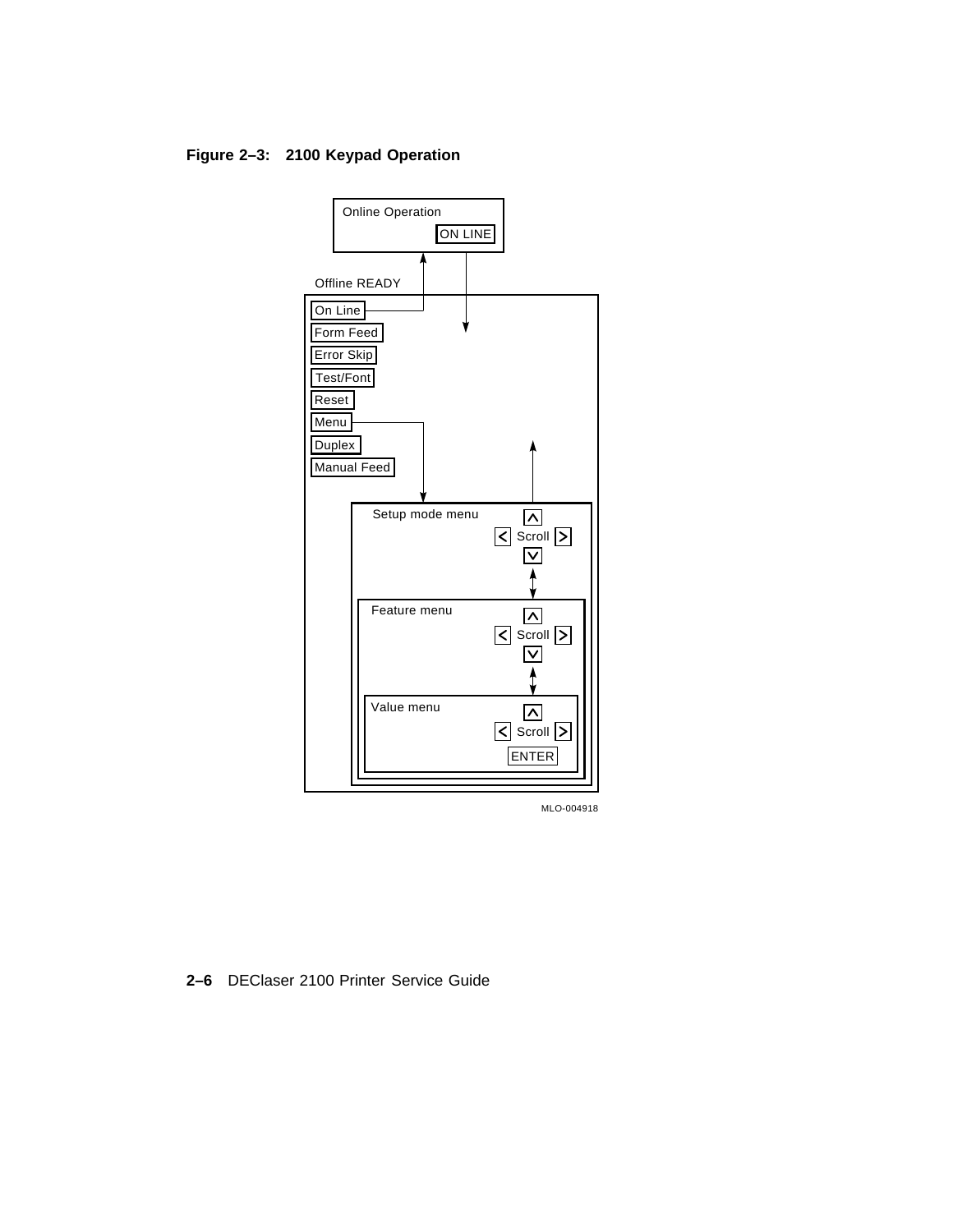**Figure 2–3: 2100 Keypad Operation**

Online Operation

ON LINE

Offline READY

On Line

Form Feed

Error Skip

Test/Font

Reset

Menu

Duplex

Manual Feed

Setup mode menu

Scroll

Feature menu

Scroll

Value menu

Scroll

ENTER

MLO-004918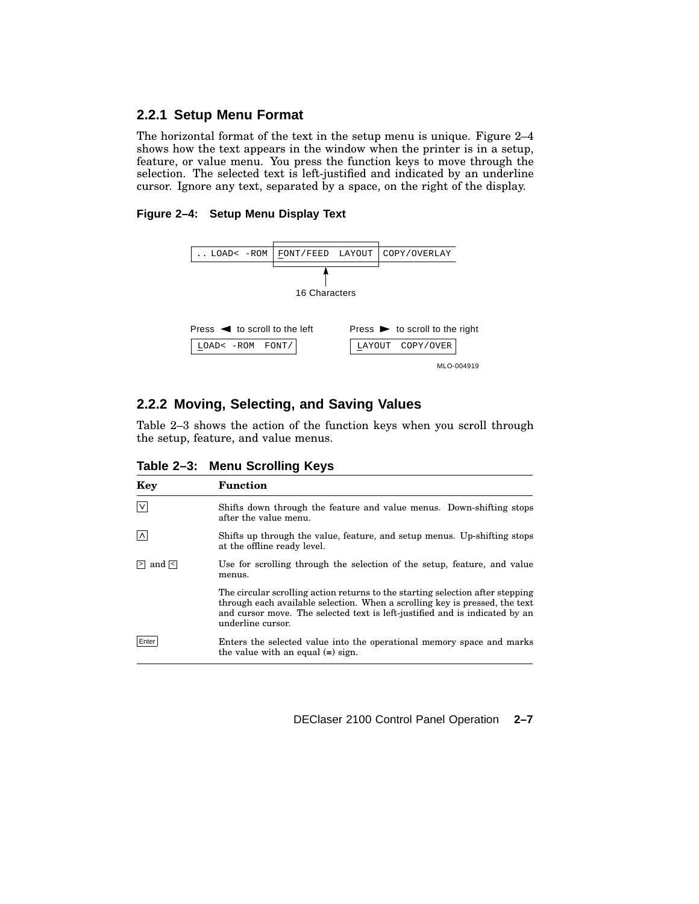### 2.2.1 Setup Menu Format

The horizontal format of the text in the setup menu is unique. Figure 2–4 shows how the text appears in the window when the printer is in a setup, feature, or value menu. You press the function keys to move through the selection. The selected text is left-justified and indicated by an underline cursor. Ignore any text, separated by a space, on the right of the display.

**Figure 2–4: Setup Menu Display Text**

```
.. LOAD< -ROM | FONT/FEED  LAYOUT | COPY/OVERLAY
                        ^
                  16 Characters

Press ◄ to scroll to the left      Press ► to scroll to the right
LOAD< -ROM  FONT/                  LAYOUT  COPY/OVER
```

MLO-004919

### 2.2.2 Moving, Selecting, and Saving Values

Table 2–3 shows the action of the function keys when you scroll through the setup, feature, and value menus.

**Table 2–3: Menu Scrolling Keys**

| Key | Function |
|---|---|
| V | Shifts down through the feature and value menus. Down-shifting stops after the value menu. |
| Λ | Shifts up through the value, feature, and setup menus. Up-shifting stops at the offline ready level. |
| > and < | Use for scrolling through the selection of the setup, feature, and value menus. |
| | The circular scrolling action returns to the starting selection after stepping through each available selection. When a scrolling key is pressed, the text and cursor move. The selected text is left-justified and is indicated by an underline cursor. |
| Enter | Enters the selected value into the operational memory space and marks the value with an equal (=) sign. |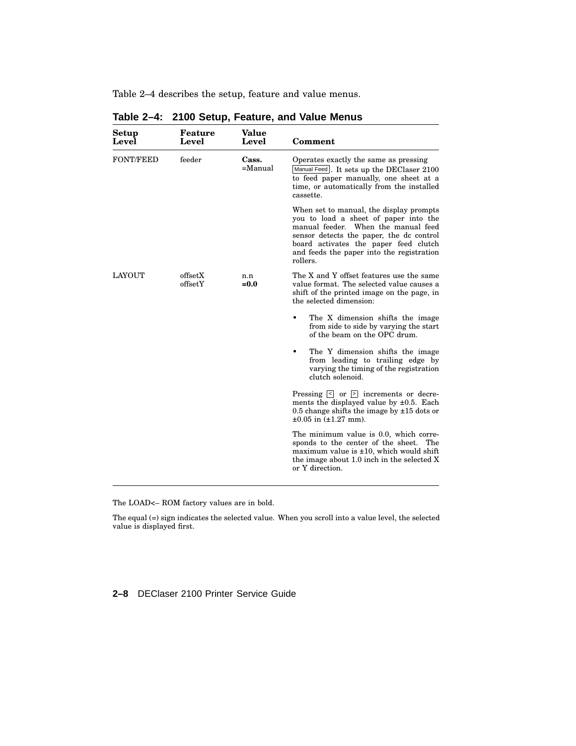Table 2–4 describes the setup, feature and value menus.

**Table 2–4: 2100 Setup, Feature, and Value Menus**

| Setup Level | Feature Level | Value Level | Comment |
|---|---|---|---|
| FONT/FEED | feeder | **Cass.** =Manual | Operates exactly the same as pressing Manual Feed. It sets up the DEClaser 2100 to feed paper manually, one sheet at a time, or automatically from the installed cassette.<br><br>When set to manual, the display prompts you to load a sheet of paper into the manual feeder. When the manual feed sensor detects the paper, the dc control board activates the paper feed clutch and feeds the paper into the registration rollers. |
| LAYOUT | offsetX offsetY | n.n **=0.0** | The X and Y offset features use the same value format. The selected value causes a shift of the printed image on the page, in the selected dimension:<br><br>• The X dimension shifts the image from side to side by varying the start of the beam on the OPC drum.<br><br>• The Y dimension shifts the image from leading to trailing edge by varying the timing of the registration clutch solenoid.<br><br>Pressing < or > increments or decrements the displayed value by ±0.5. Each 0.5 change shifts the image by ±15 dots or ±0.05 in (±1.27 mm).<br><br>The minimum value is 0.0, which corresponds to the center of the sheet. The maximum value is ±10, which would shift the image about 1.0 inch in the selected X or Y direction. |

The LOAD<– ROM factory values are in bold.

The equal (=) sign indicates the selected value. When you scroll into a value level, the selected value is displayed first.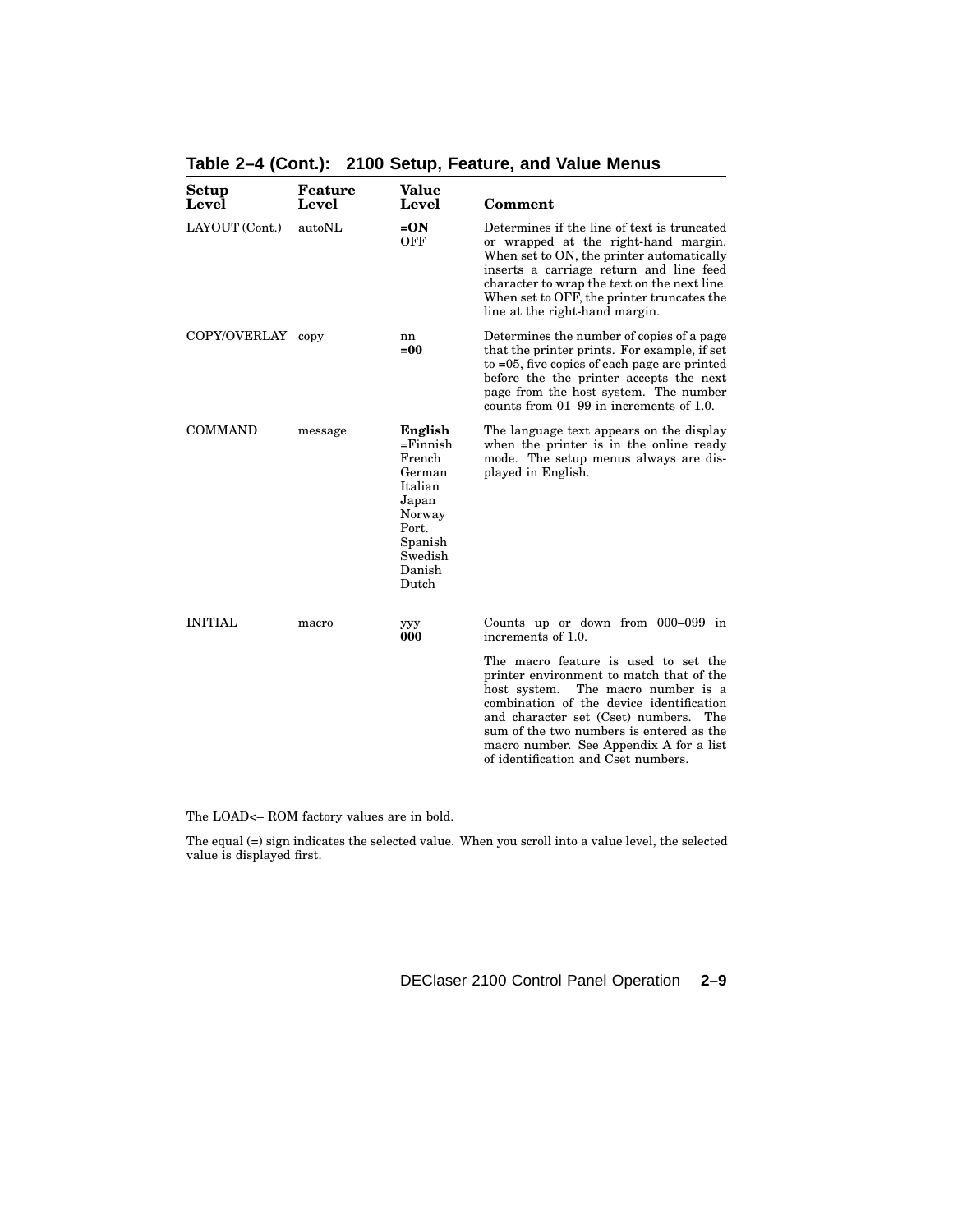**Table 2–4 (Cont.): 2100 Setup, Feature, and Value Menus**

| Setup Level | Feature Level | Value Level | Comment |
|---|---|---|---|
| LAYOUT (Cont.) | autoNL | **=ON**<br>OFF | Determines if the line of text is truncated or wrapped at the right-hand margin. When set to ON, the printer automatically inserts a carriage return and line feed character to wrap the text on the next line. When set to OFF, the printer truncates the line at the right-hand margin. |
| COPY/OVERLAY | copy | nn<br>**=00** | Determines the number of copies of a page that the printer prints. For example, if set to =05, five copies of each page are printed before the the printer accepts the next page from the host system. The number counts from 01–99 in increments of 1.0. |
| COMMAND | message | **English**<br>=Finnish<br>French<br>German<br>Italian<br>Japan<br>Norway<br>Port.<br>Spanish<br>Swedish<br>Danish<br>Dutch | The language text appears on the display when the printer is in the online ready mode. The setup menus always are displayed in English. |
| INITIAL | macro | yyy<br>**000** | Counts up or down from 000–099 in increments of 1.0.<br><br>The macro feature is used to set the printer environment to match that of the host system. The macro number is a combination of the device identification and character set (Cset) numbers. The sum of the two numbers is entered as the macro number. See Appendix A for a list of identification and Cset numbers. |

The LOAD<– ROM factory values are in bold.

The equal (=) sign indicates the selected value. When you scroll into a value level, the selected value is displayed first.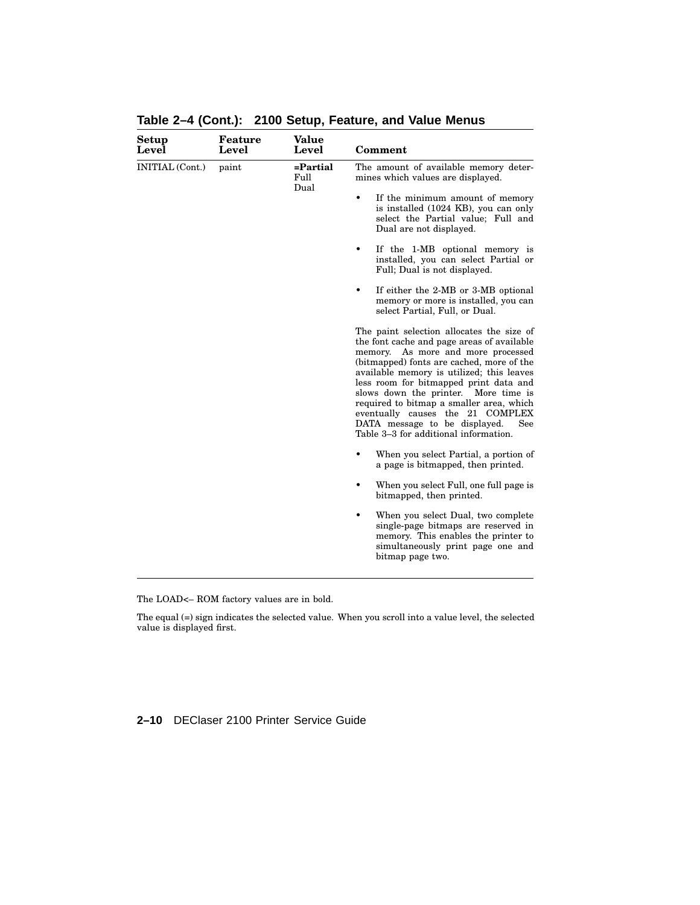**Table 2–4 (Cont.): 2100 Setup, Feature, and Value Menus**

| Setup Level | Feature Level | Value Level | Comment |
|---|---|---|---|
| INITIAL (Cont.) | paint | **=Partial**<br>Full<br>Dual | The amount of available memory determines which values are displayed.<br>• If the minimum amount of memory is installed (1024 KB), you can only select the Partial value; Full and Dual are not displayed.<br>• If the 1-MB optional memory is installed, you can select Partial or Full; Dual is not displayed.<br>• If either the 2-MB or 3-MB optional memory or more is installed, you can select Partial, Full, or Dual.<br><br>The paint selection allocates the size of the font cache and page areas of available memory. As more and more processed (bitmapped) fonts are cached, more of the available memory is utilized; this leaves less room for bitmapped print data and slows down the printer. More time is required to bitmap a smaller area, which eventually causes the 21 COMPLEX DATA message to be displayed. See Table 3–3 for additional information.<br>• When you select Partial, a portion of a page is bitmapped, then printed.<br>• When you select Full, one full page is bitmapped, then printed.<br>• When you select Dual, two complete single-page bitmaps are reserved in memory. This enables the printer to simultaneously print page one and bitmap page two. |

The LOAD<– ROM factory values are in bold.

The equal (=) sign indicates the selected value. When you scroll into a value level, the selected value is displayed first.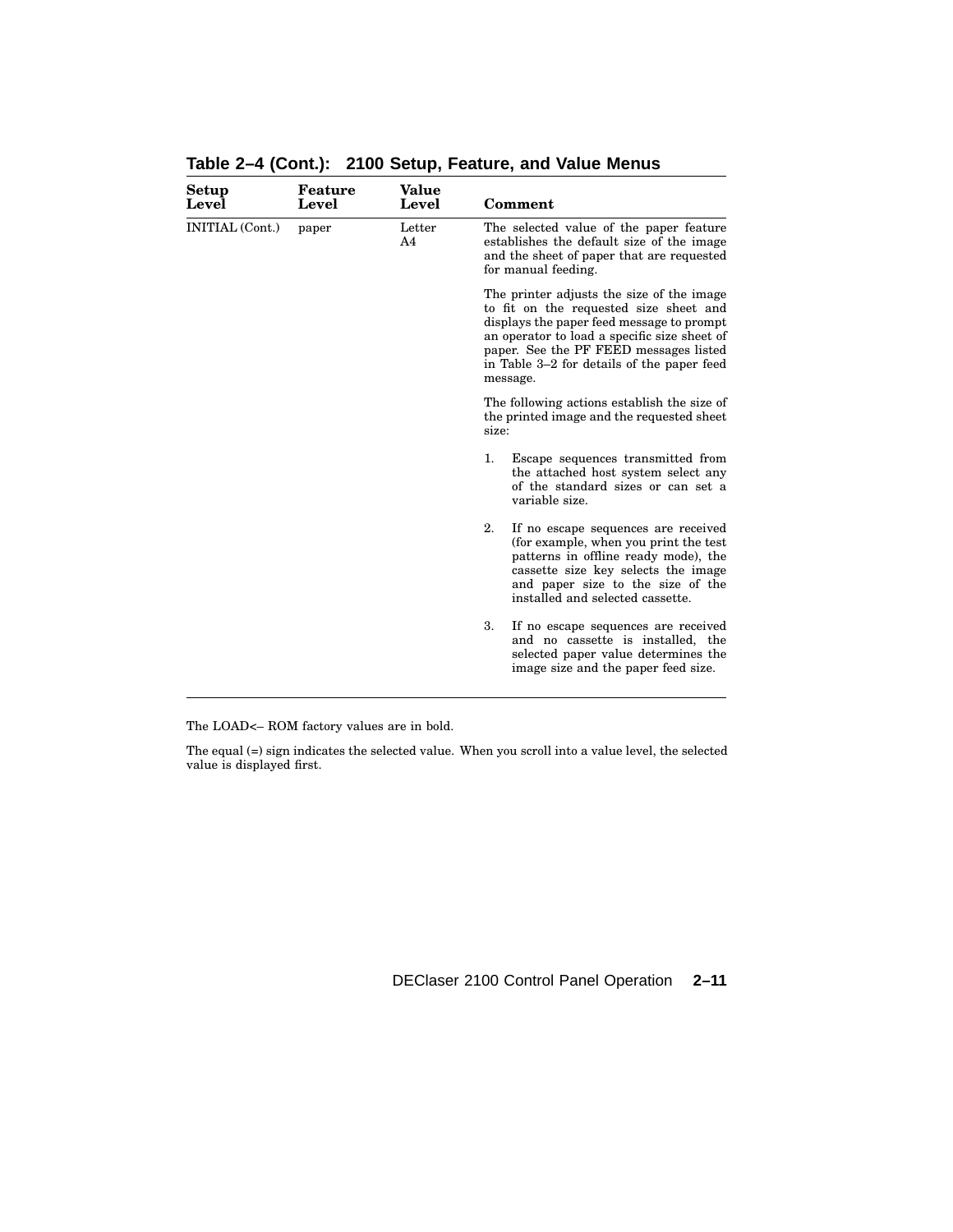**Table 2–4 (Cont.): 2100 Setup, Feature, and Value Menus**

| Setup Level | Feature Level | Value Level | Comment |
|---|---|---|---|
| INITIAL (Cont.) | paper | Letter<br>A4 | The selected value of the paper feature establishes the default size of the image and the sheet of paper that are requested for manual feeding.<br><br>The printer adjusts the size of the image to fit on the requested size sheet and displays the paper feed message to prompt an operator to load a specific size sheet of paper. See the PF FEED messages listed in Table 3–2 for details of the paper feed message.<br><br>The following actions establish the size of the printed image and the requested sheet size:<br><br>1. Escape sequences transmitted from the attached host system select any of the standard sizes or can set a variable size.<br><br>2. If no escape sequences are received (for example, when you print the test patterns in offline ready mode), the cassette size key selects the image and paper size to the size of the installed and selected cassette.<br><br>3. If no escape sequences are received and no cassette is installed, the selected paper value determines the image size and the paper feed size. |

The LOAD<– ROM factory values are in bold.

The equal (=) sign indicates the selected value. When you scroll into a value level, the selected value is displayed first.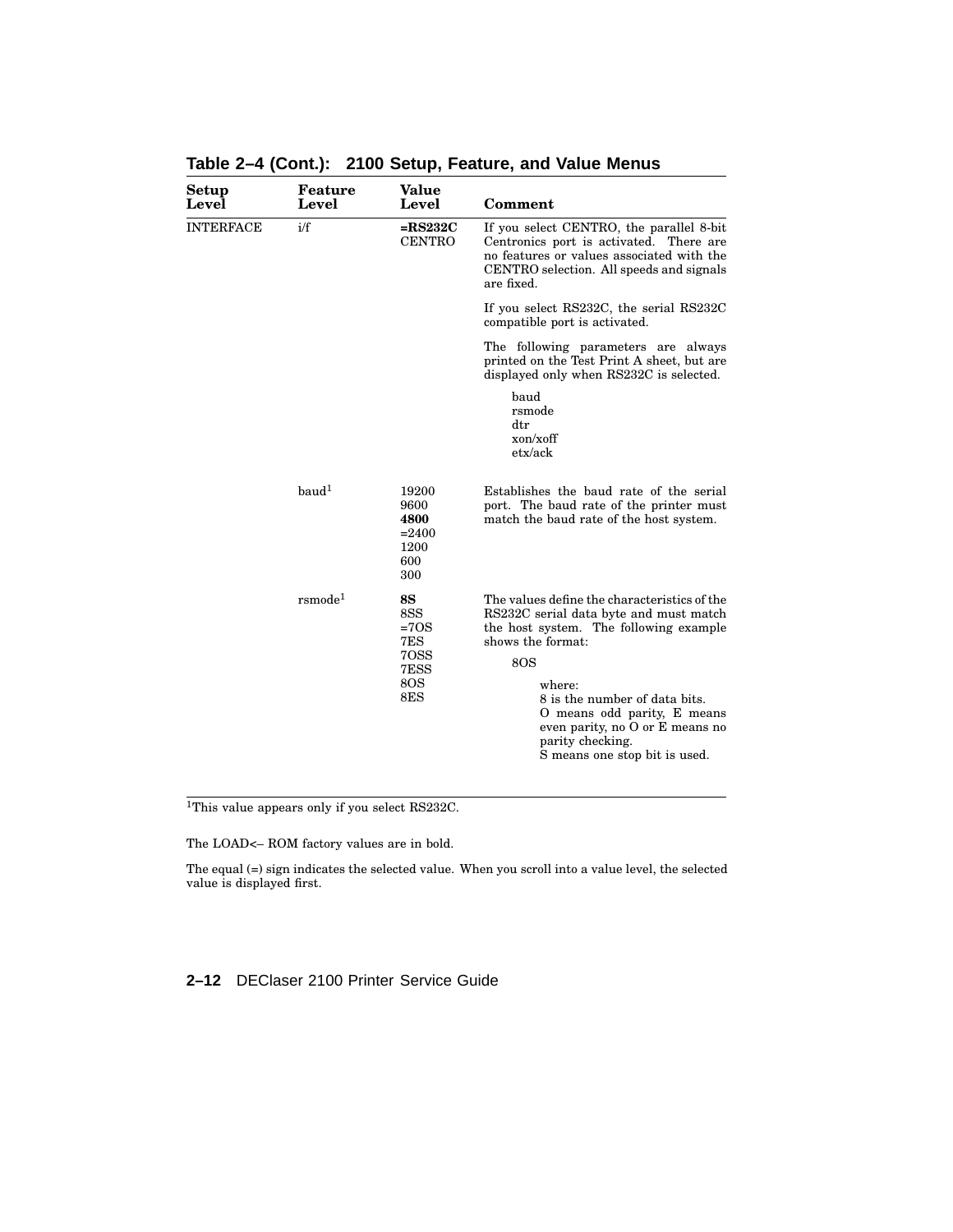**Table 2–4 (Cont.): 2100 Setup, Feature, and Value Menus**

| Setup Level | Feature Level | Value Level | Comment |
|---|---|---|---|
| INTERFACE | i/f | **=RS232C**<br>CENTRO | If you select CENTRO, the parallel 8-bit Centronics port is activated. There are no features or values associated with the CENTRO selection. All speeds and signals are fixed.<br><br>If you select RS232C, the serial RS232C compatible port is activated.<br><br>The following parameters are always printed on the Test Print A sheet, but are displayed only when RS232C is selected.<br><br>baud<br>rsmode<br>dtr<br>xon/xoff<br>etx/ack |
| | baud[1] | 19200<br>9600<br>**4800**<br>=2400<br>1200<br>600<br>300 | Establishes the baud rate of the serial port. The baud rate of the printer must match the baud rate of the host system. |
| | rsmode[1] | **8S**<br>8SS<br>=7OS<br>7ES<br>7OSS<br>7ESS<br>8OS<br>8ES | The values define the characteristics of the RS232C serial data byte and must match the host system. The following example shows the format:<br><br>8OS<br><br>where:<br>8 is the number of data bits.<br>O means odd parity, E means even parity, no O or E means no parity checking.<br>S means one stop bit is used. |

[1]This value appears only if you select RS232C.

The LOAD<– ROM factory values are in bold.

The equal (=) sign indicates the selected value. When you scroll into a value level, the selected value is displayed first.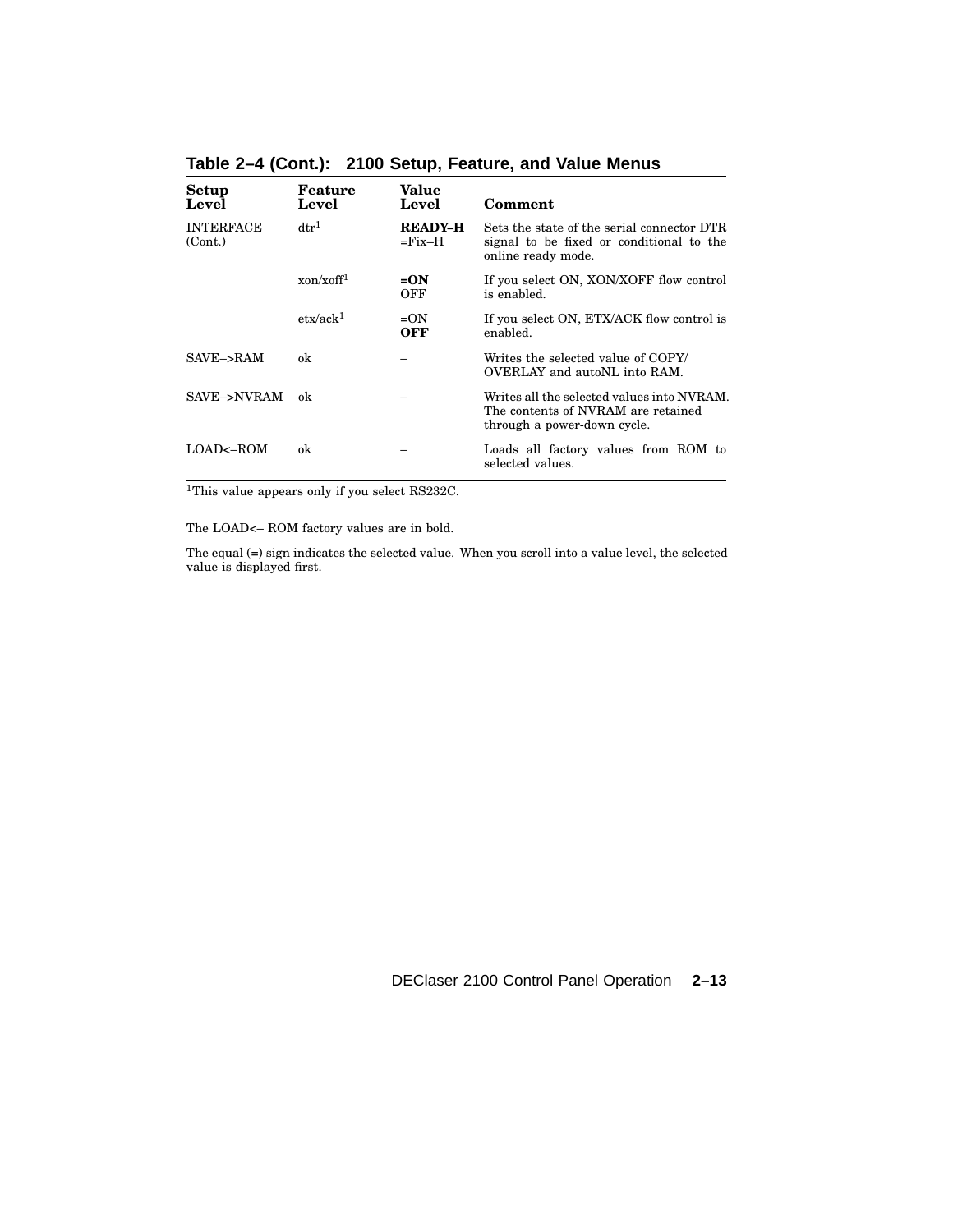**Table 2–4 (Cont.): 2100 Setup, Feature, and Value Menus**

| Setup Level | Feature Level | Value Level | Comment |
|---|---|---|---|
| INTERFACE (Cont.) | dtr[1] | **READY–H** =Fix–H | Sets the state of the serial connector DTR signal to be fixed or conditional to the online ready mode. |
| | xon/xoff[1] | **=ON** OFF | If you select ON, XON/XOFF flow control is enabled. |
| | etx/ack[1] | =ON **OFF** | If you select ON, ETX/ACK flow control is enabled. |
| SAVE–>RAM | ok | – | Writes the selected value of COPY/ OVERLAY and autoNL into RAM. |
| SAVE–>NVRAM | ok | – | Writes all the selected values into NVRAM. The contents of NVRAM are retained through a power-down cycle. |
| LOAD<–ROM | ok | – | Loads all factory values from ROM to selected values. |

[1]This value appears only if you select RS232C.

The LOAD<– ROM factory values are in bold.

The equal (=) sign indicates the selected value. When you scroll into a value level, the selected value is displayed first.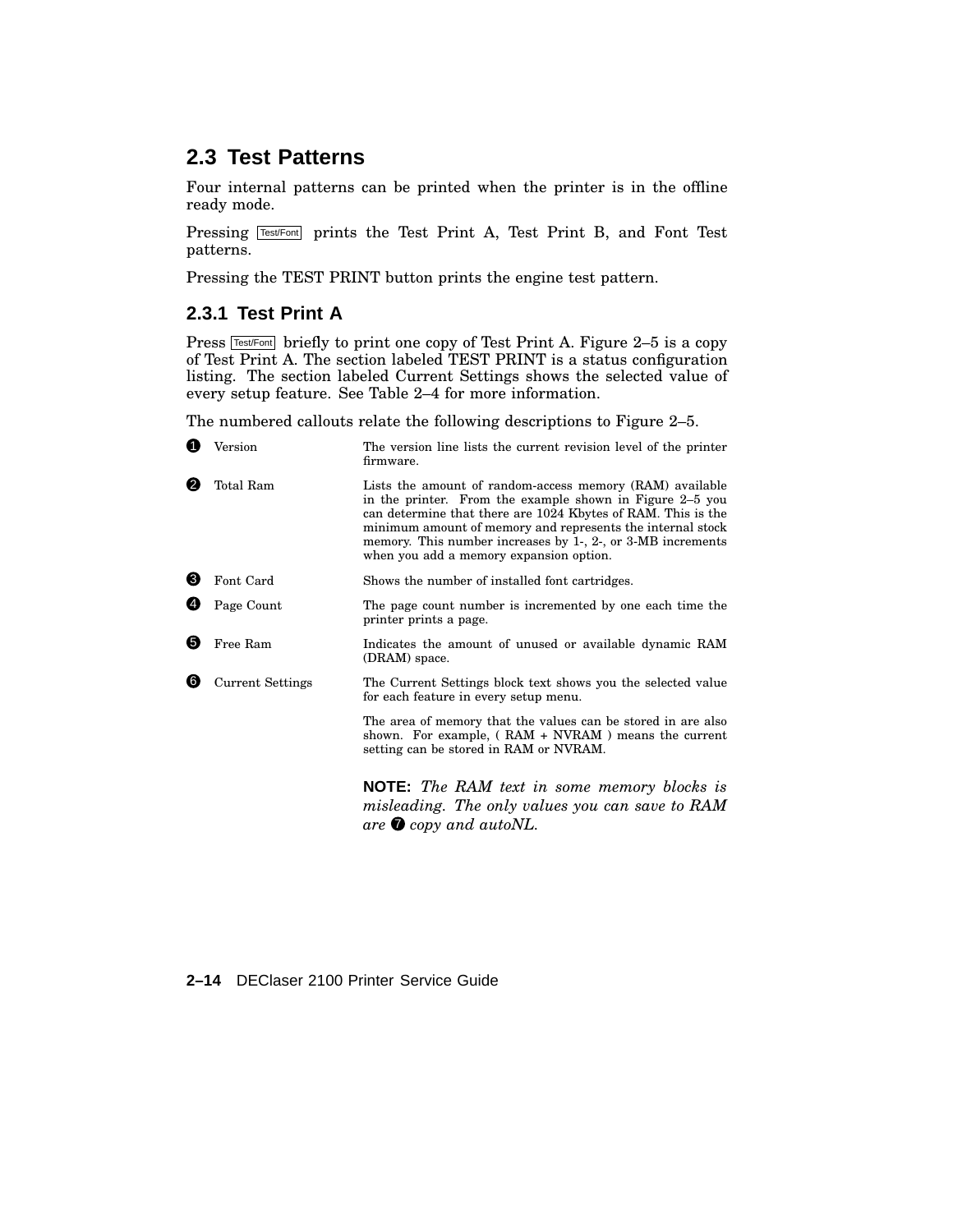## 2.3 Test Patterns

Four internal patterns can be printed when the printer is in the offline ready mode.

Pressing Test/Font prints the Test Print A, Test Print B, and Font Test patterns.

Pressing the TEST PRINT button prints the engine test pattern.

### 2.3.1 Test Print A

Press Test/Font briefly to print one copy of Test Print A. Figure 2–5 is a copy of Test Print A. The section labeled TEST PRINT is a status configuration listing. The section labeled Current Settings shows the selected value of every setup feature. See Table 2–4 for more information.

The numbered callouts relate the following descriptions to Figure 2–5.

| | | |
|---|---|---|
| ❶ | Version | The version line lists the current revision level of the printer firmware. |
| ❷ | Total Ram | Lists the amount of random-access memory (RAM) available in the printer. From the example shown in Figure 2–5 you can determine that there are 1024 Kbytes of RAM. This is the minimum amount of memory and represents the internal stock memory. This number increases by 1-, 2-, or 3-MB increments when you add a memory expansion option. |
| ❸ | Font Card | Shows the number of installed font cartridges. |
| ❹ | Page Count | The page count number is incremented by one each time the printer prints a page. |
| ❺ | Free Ram | Indicates the amount of unused or available dynamic RAM (DRAM) space. |
| ❻ | Current Settings | The Current Settings block text shows you the selected value for each feature in every setup menu. The area of memory that the values can be stored in are also shown. For example, ( RAM + NVRAM ) means the current setting can be stored in RAM or NVRAM. |

**NOTE:** *The RAM text in some memory blocks is misleading. The only values you can save to RAM are ❼ copy and autoNL.*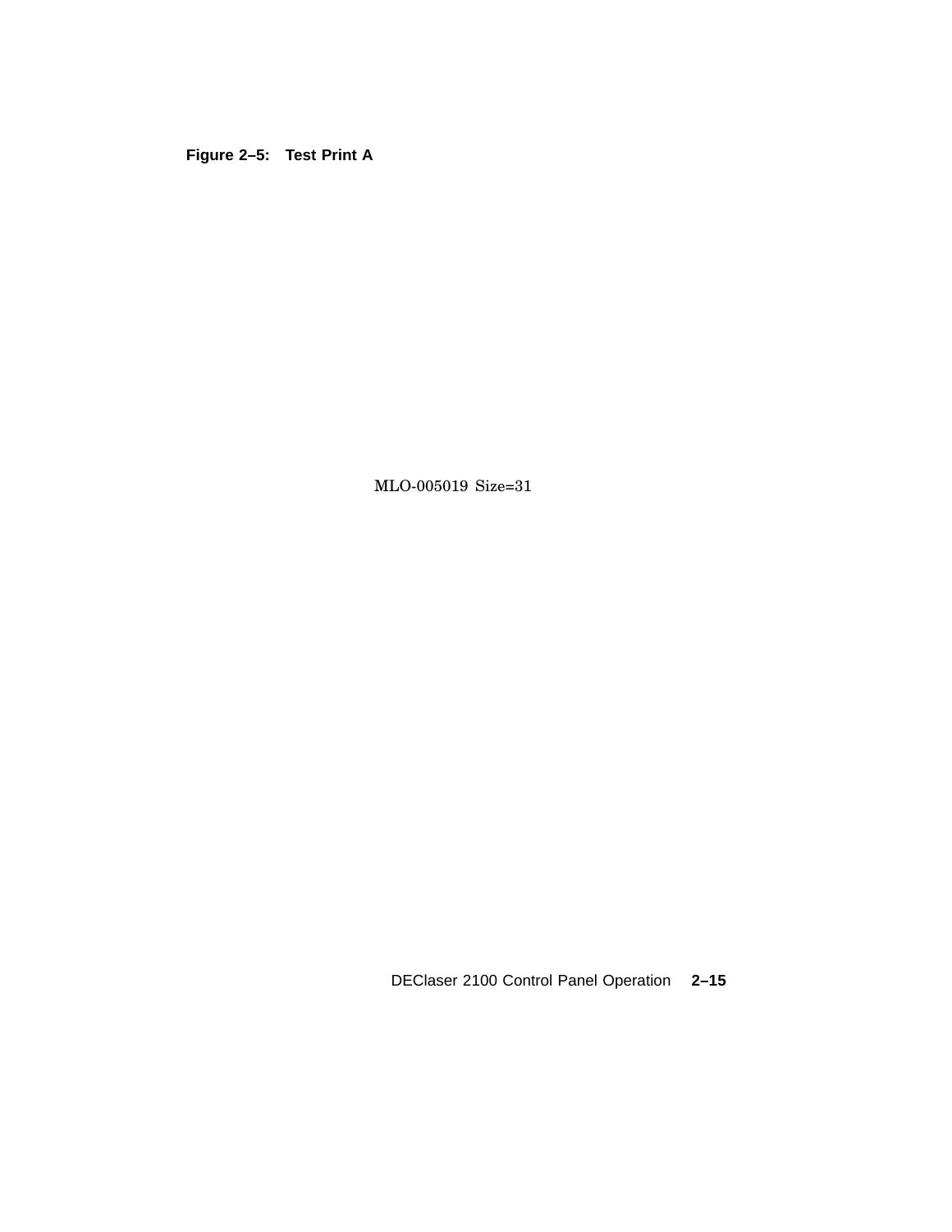**Figure 2–5: Test Print A**

MLO-005019 Size=31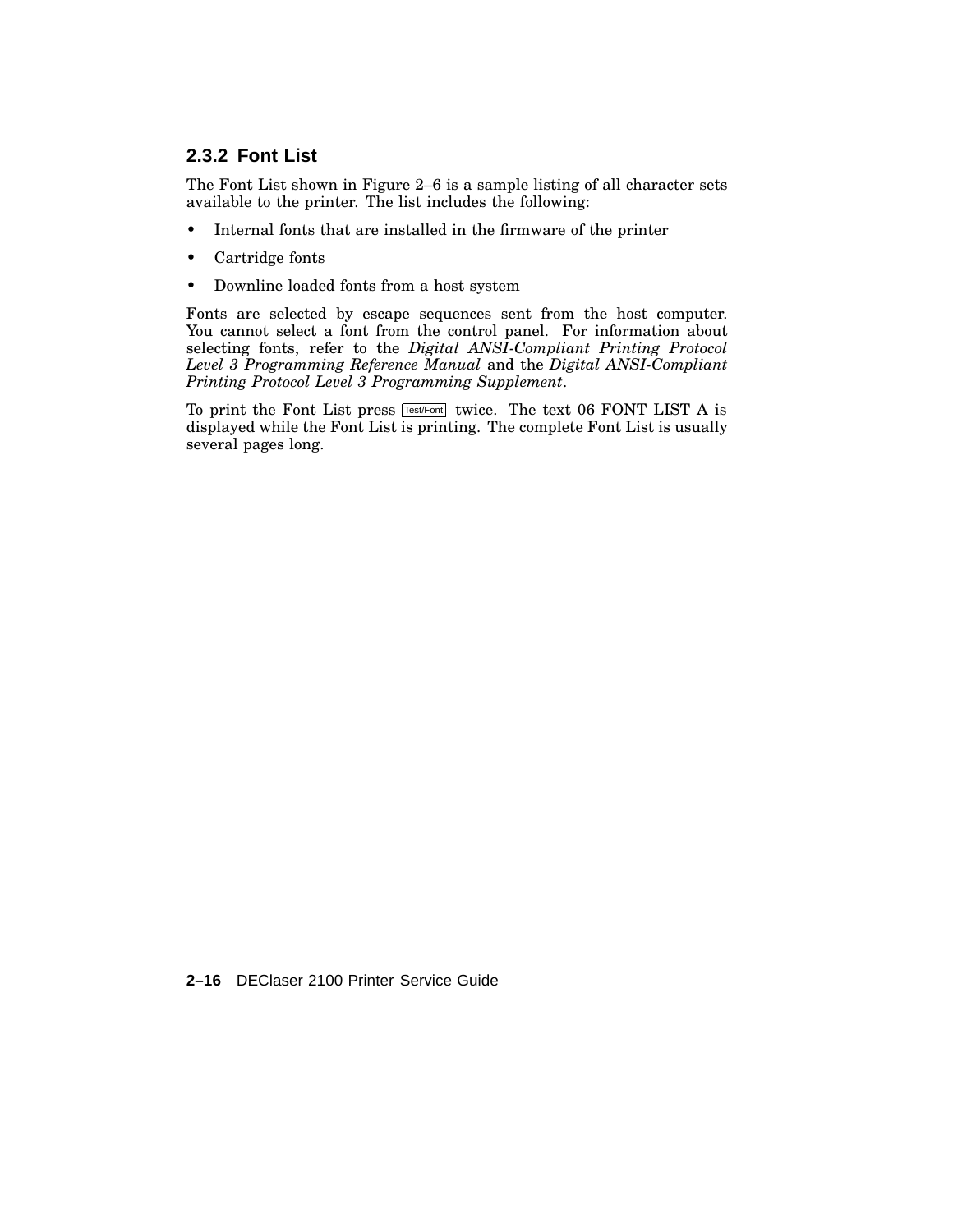### 2.3.2 Font List

The Font List shown in Figure 2–6 is a sample listing of all character sets available to the printer. The list includes the following:

- Internal fonts that are installed in the firmware of the printer
- Cartridge fonts
- Downline loaded fonts from a host system

Fonts are selected by escape sequences sent from the host computer. You cannot select a font from the control panel. For information about selecting fonts, refer to the *Digital ANSI-Compliant Printing Protocol Level 3 Programming Reference Manual* and the *Digital ANSI-Compliant Printing Protocol Level 3 Programming Supplement*.

To print the Font List press Test/Font twice. The text 06 FONT LIST A is displayed while the Font List is printing. The complete Font List is usually several pages long.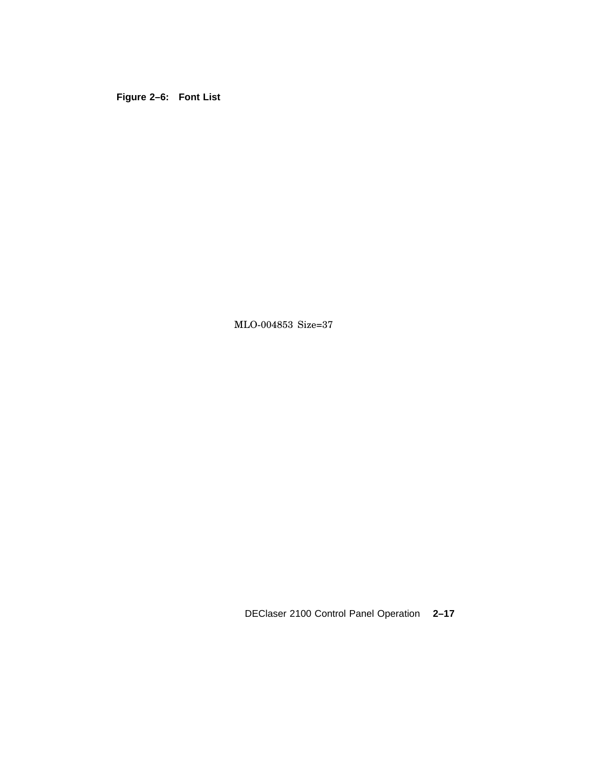**Figure 2–6: Font List**

MLO-004853 Size=37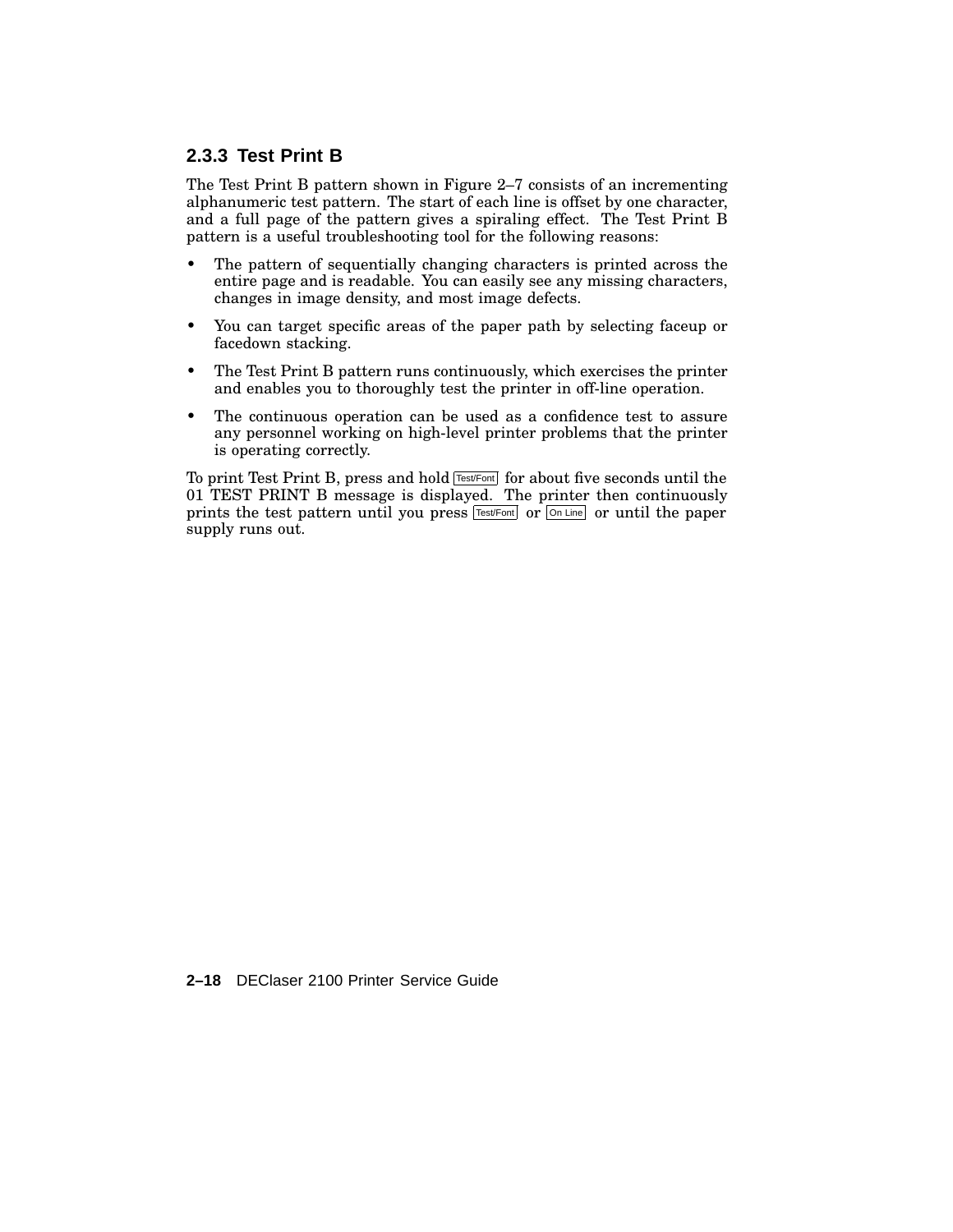### 2.3.3 Test Print B

The Test Print B pattern shown in Figure 2–7 consists of an incrementing alphanumeric test pattern. The start of each line is offset by one character, and a full page of the pattern gives a spiraling effect. The Test Print B pattern is a useful troubleshooting tool for the following reasons:

- The pattern of sequentially changing characters is printed across the entire page and is readable. You can easily see any missing characters, changes in image density, and most image defects.
- You can target specific areas of the paper path by selecting faceup or facedown stacking.
- The Test Print B pattern runs continuously, which exercises the printer and enables you to thoroughly test the printer in off-line operation.
- The continuous operation can be used as a confidence test to assure any personnel working on high-level printer problems that the printer is operating correctly.

To print Test Print B, press and hold Test/Font for about five seconds until the 01 TEST PRINT B message is displayed. The printer then continuously prints the test pattern until you press Test/Font or On Line or until the paper supply runs out.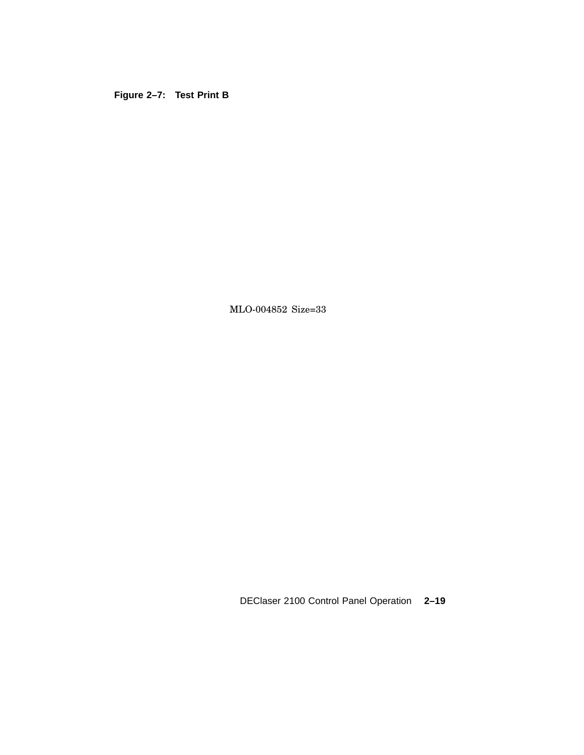**Figure 2–7: Test Print B**

MLO-004852 Size=33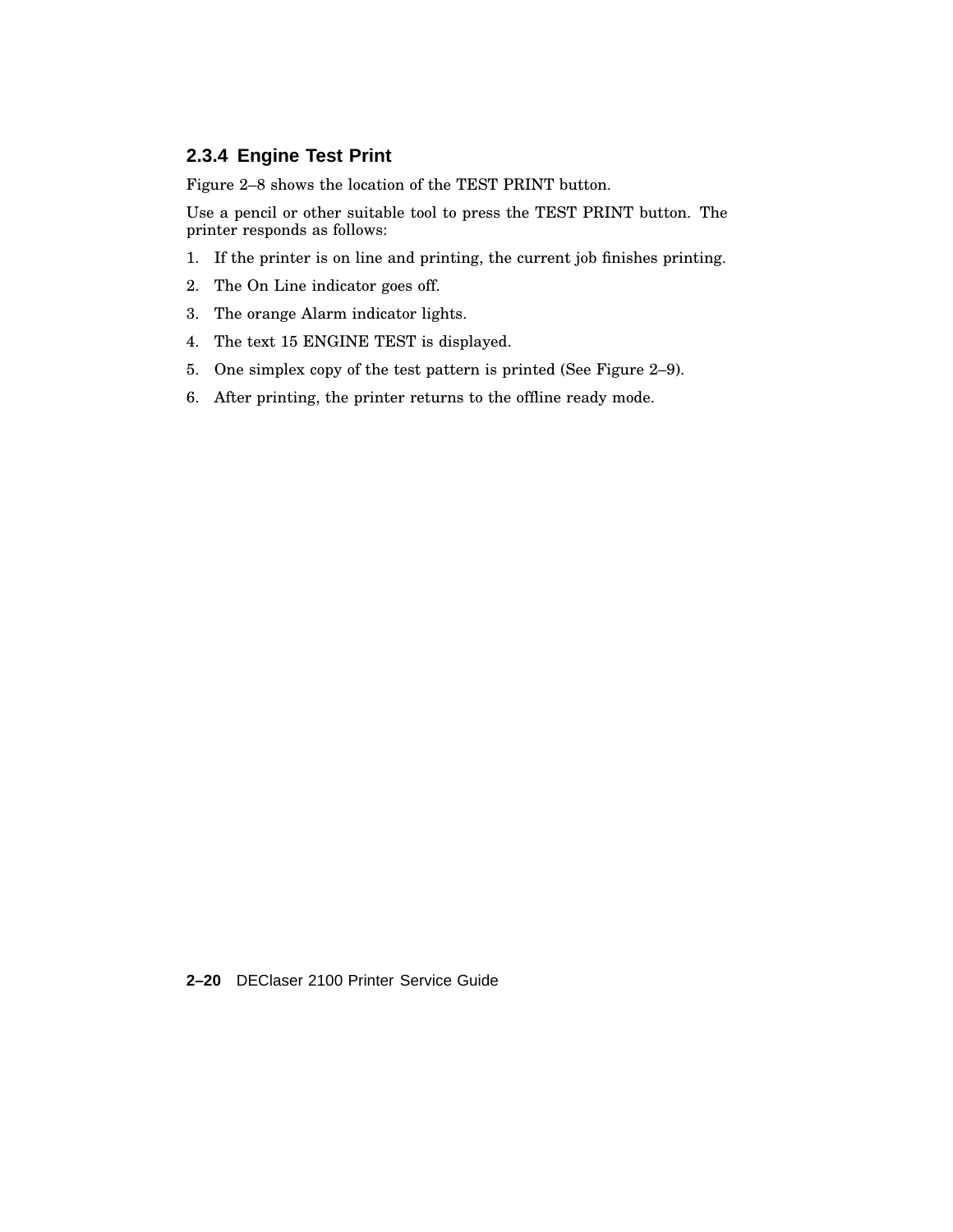### 2.3.4 Engine Test Print

Figure 2–8 shows the location of the TEST PRINT button.

Use a pencil or other suitable tool to press the TEST PRINT button. The printer responds as follows:

1. If the printer is on line and printing, the current job finishes printing.
2. The On Line indicator goes off.
3. The orange Alarm indicator lights.
4. The text 15 ENGINE TEST is displayed.
5. One simplex copy of the test pattern is printed (See Figure 2–9).
6. After printing, the printer returns to the offline ready mode.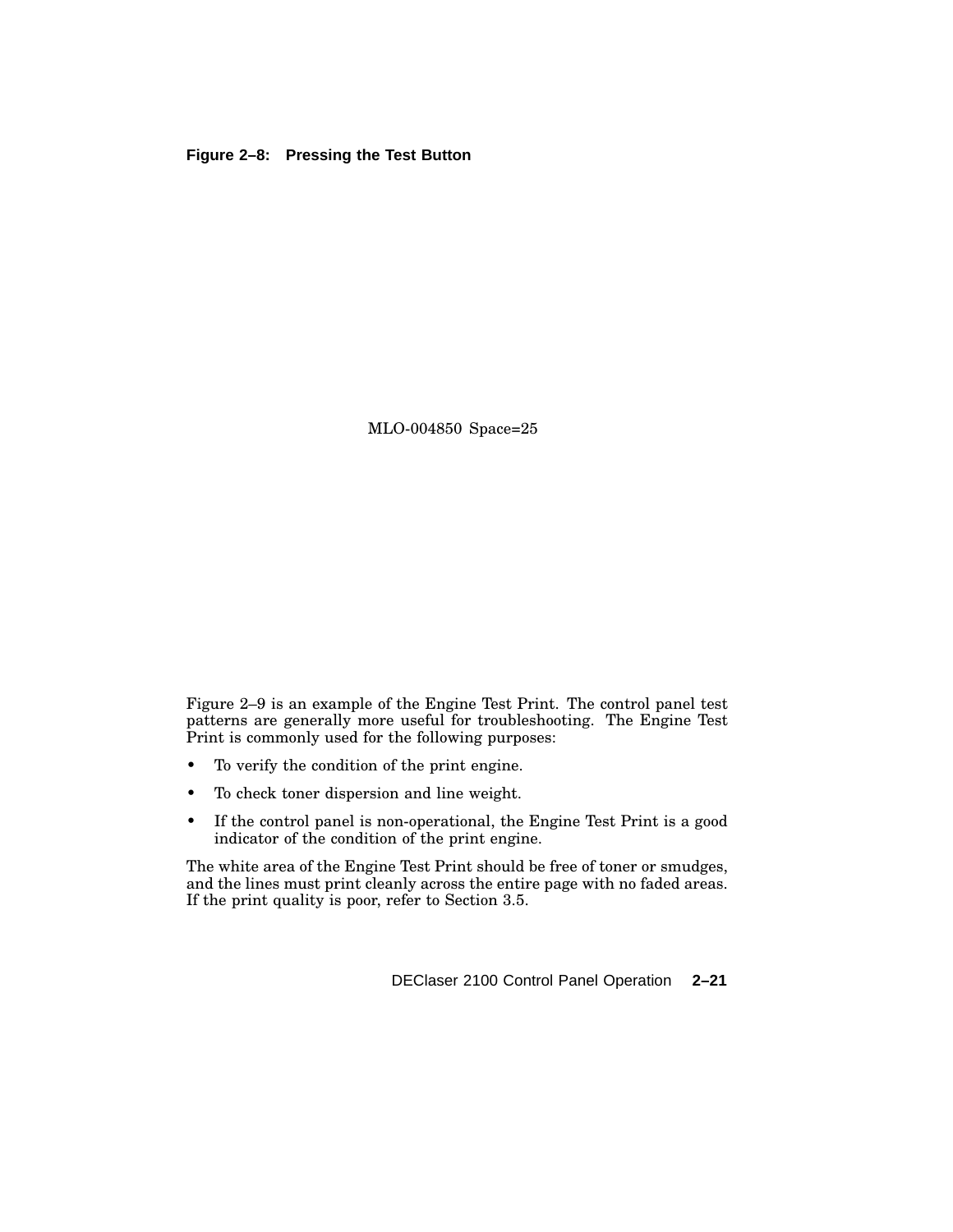**Figure 2–8: Pressing the Test Button**

MLO-004850 Space=25

Figure 2–9 is an example of the Engine Test Print. The control panel test patterns are generally more useful for troubleshooting. The Engine Test Print is commonly used for the following purposes:

- To verify the condition of the print engine.
- To check toner dispersion and line weight.
- If the control panel is non-operational, the Engine Test Print is a good indicator of the condition of the print engine.

The white area of the Engine Test Print should be free of toner or smudges, and the lines must print cleanly across the entire page with no faded areas. If the print quality is poor, refer to Section 3.5.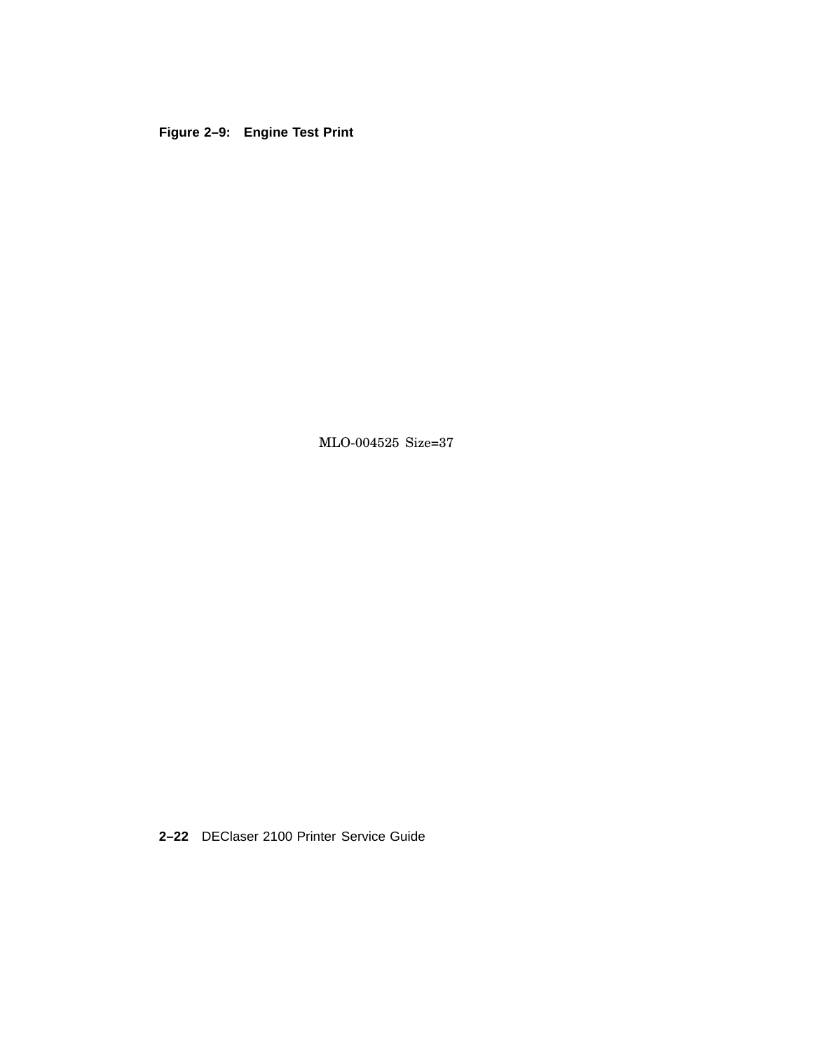**Figure 2–9: Engine Test Print**

MLO-004525 Size=37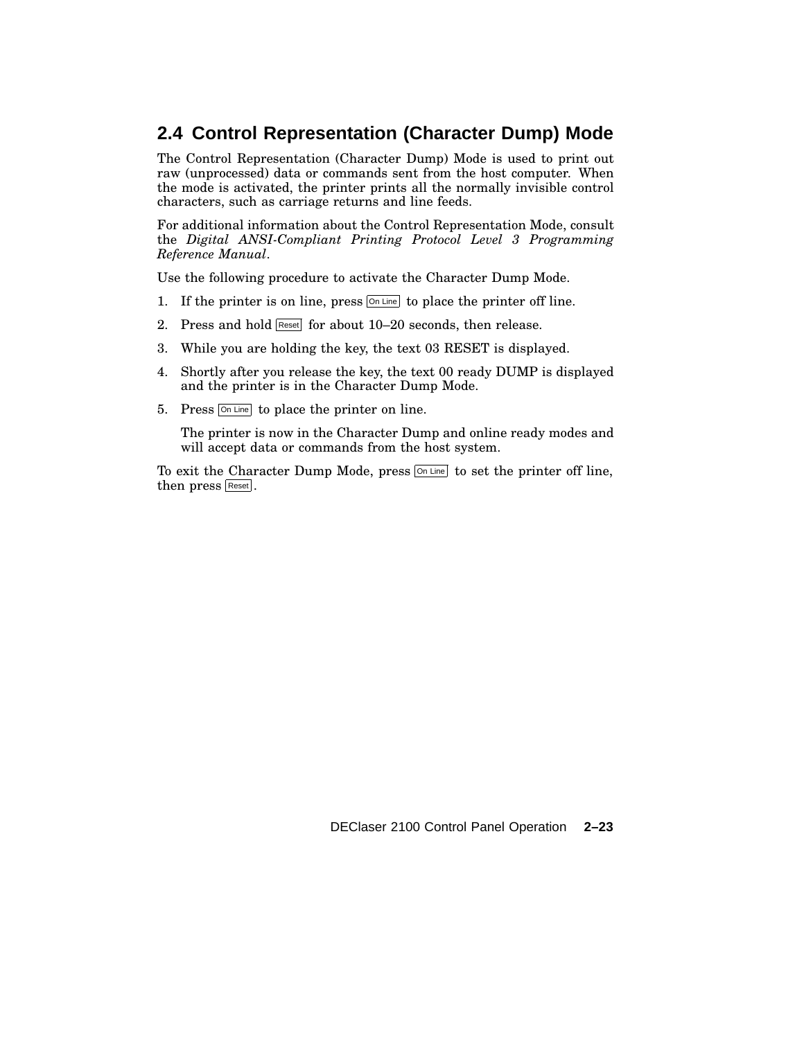## 2.4 Control Representation (Character Dump) Mode

The Control Representation (Character Dump) Mode is used to print out raw (unprocessed) data or commands sent from the host computer. When the mode is activated, the printer prints all the normally invisible control characters, such as carriage returns and line feeds.

For additional information about the Control Representation Mode, consult the *Digital ANSI-Compliant Printing Protocol Level 3 Programming Reference Manual*.

Use the following procedure to activate the Character Dump Mode.

1. If the printer is on line, press On Line to place the printer off line.
2. Press and hold Reset for about 10–20 seconds, then release.
3. While you are holding the key, the text 03 RESET is displayed.
4. Shortly after you release the key, the text 00 ready DUMP is displayed and the printer is in the Character Dump Mode.
5. Press On Line to place the printer on line.

   The printer is now in the Character Dump and online ready modes and will accept data or commands from the host system.

To exit the Character Dump Mode, press On Line to set the printer off line, then press Reset.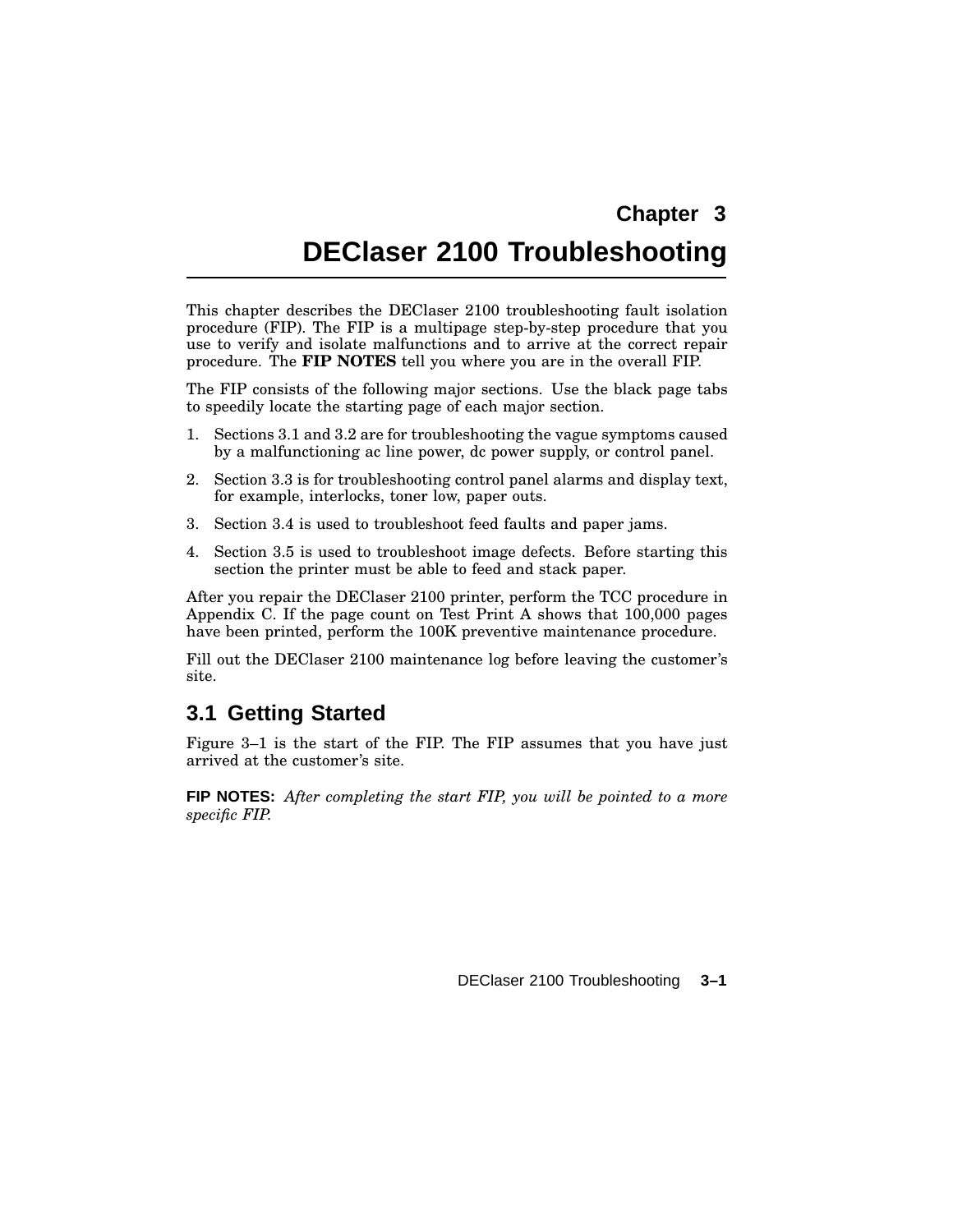# Chapter 3

# DEClaser 2100 Troubleshooting

This chapter describes the DEClaser 2100 troubleshooting fault isolation procedure (FIP). The FIP is a multipage step-by-step procedure that you use to verify and isolate malfunctions and to arrive at the correct repair procedure. The **FIP NOTES** tell you where you are in the overall FIP.

The FIP consists of the following major sections. Use the black page tabs to speedily locate the starting page of each major section.

1. Sections 3.1 and 3.2 are for troubleshooting the vague symptoms caused by a malfunctioning ac line power, dc power supply, or control panel.
2. Section 3.3 is for troubleshooting control panel alarms and display text, for example, interlocks, toner low, paper outs.
3. Section 3.4 is used to troubleshoot feed faults and paper jams.
4. Section 3.5 is used to troubleshoot image defects. Before starting this section the printer must be able to feed and stack paper.

After you repair the DEClaser 2100 printer, perform the TCC procedure in Appendix C. If the page count on Test Print A shows that 100,000 pages have been printed, perform the 100K preventive maintenance procedure.

Fill out the DEClaser 2100 maintenance log before leaving the customer's site.

## 3.1 Getting Started

Figure 3–1 is the start of the FIP. The FIP assumes that you have just arrived at the customer's site.

**FIP NOTES:** *After completing the start FIP, you will be pointed to a more specific FIP.*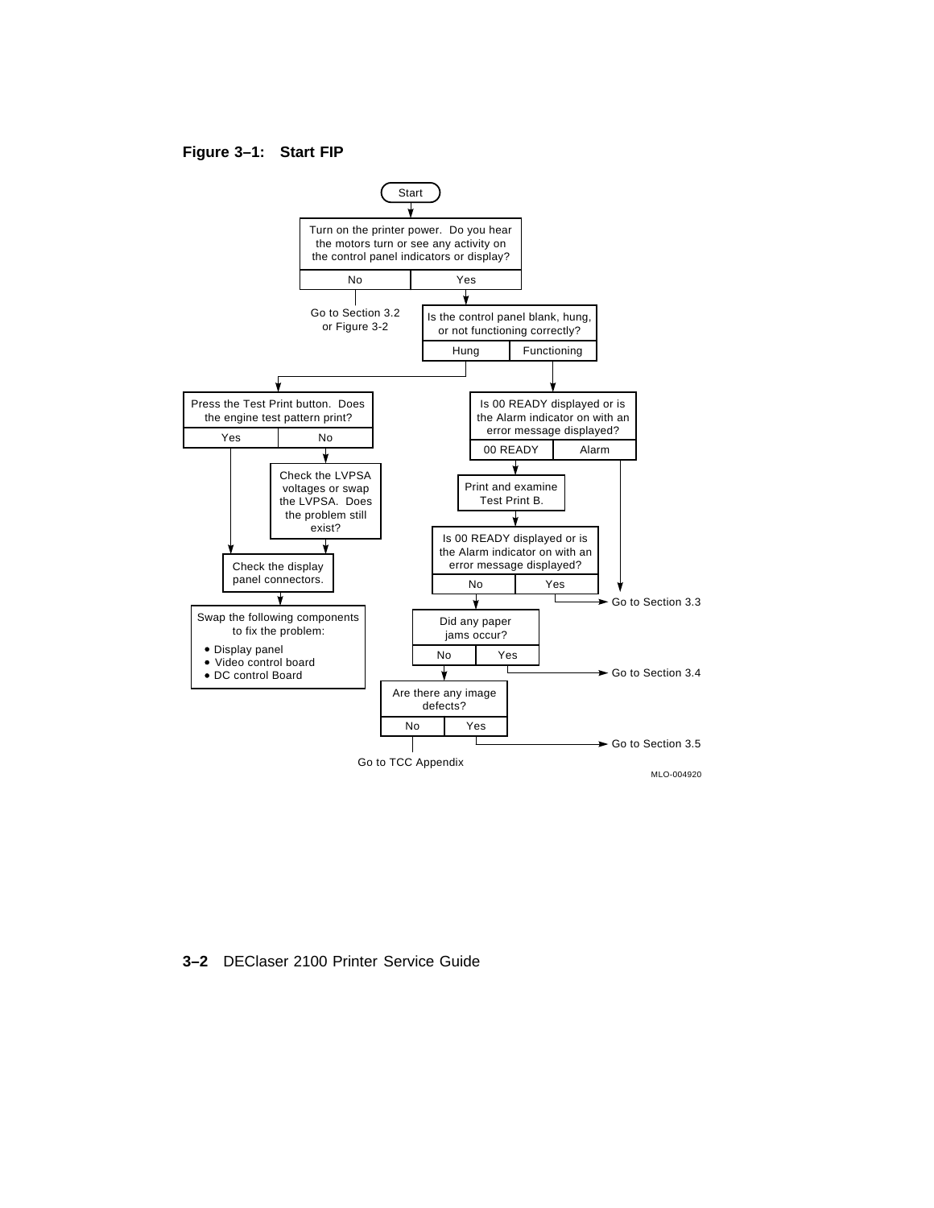**Figure 3–1: Start FIP**

Start

Turn on the printer power. Do you hear the motors turn or see any activity on the control panel indicators or display?

- No: Go to Section 3.2 or Figure 3-2
- Yes: Is the control panel blank, hung, or not functioning correctly?
  - Hung: Press the Test Print button. Does the engine test pattern print?
    - Yes: Check the display panel connectors.
    - No: Check the LVPSA voltages or swap the LVPSA. Does the problem still exist?
      - Check the display panel connectors.
    - Swap the following components to fix the problem:
      - Display panel
      - Video control board
      - DC control Board
  - Functioning: Is 00 READY displayed or is the Alarm indicator on with an error message displayed?
    - Alarm: Go to Section 3.3
    - 00 READY: Print and examine Test Print B.
      - Is 00 READY displayed or is the Alarm indicator on with an error message displayed?
        - Yes: Go to Section 3.3
        - No: Did any paper jams occur?
          - Yes: Go to Section 3.4
          - No: Are there any image defects?
            - Yes: Go to Section 3.5
            - No: Go to TCC Appendix

MLO-004920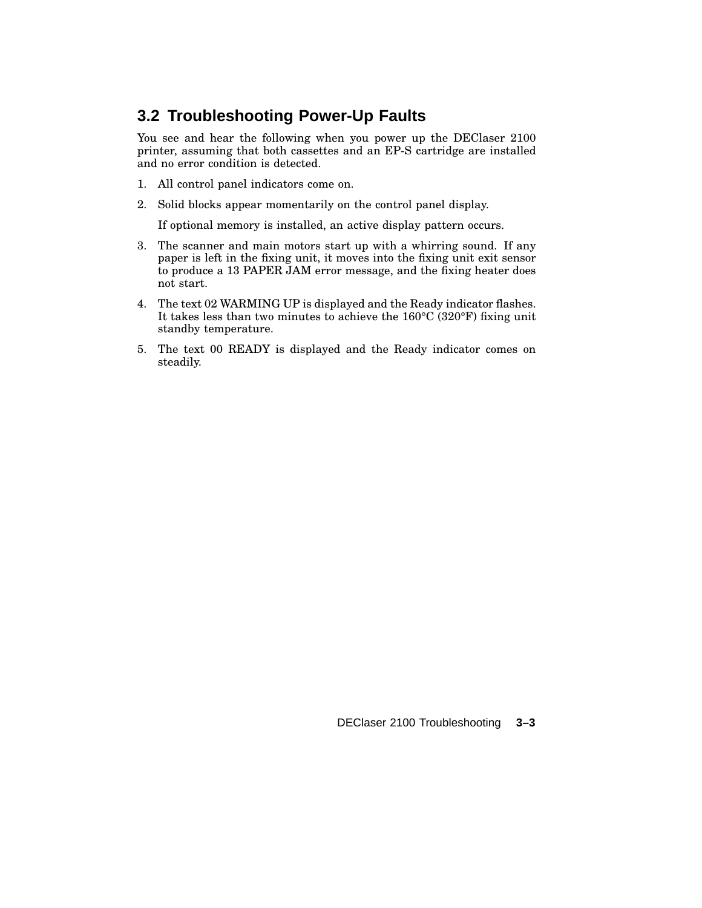## 3.2 Troubleshooting Power-Up Faults

You see and hear the following when you power up the DEClaser 2100 printer, assuming that both cassettes and an EP-S cartridge are installed and no error condition is detected.

1. All control panel indicators come on.
2. Solid blocks appear momentarily on the control panel display.

   If optional memory is installed, an active display pattern occurs.
3. The scanner and main motors start up with a whirring sound. If any paper is left in the fixing unit, it moves into the fixing unit exit sensor to produce a 13 PAPER JAM error message, and the fixing heater does not start.
4. The text 02 WARMING UP is displayed and the Ready indicator flashes. It takes less than two minutes to achieve the 160°C (320°F) fixing unit standby temperature.
5. The text 00 READY is displayed and the Ready indicator comes on steadily.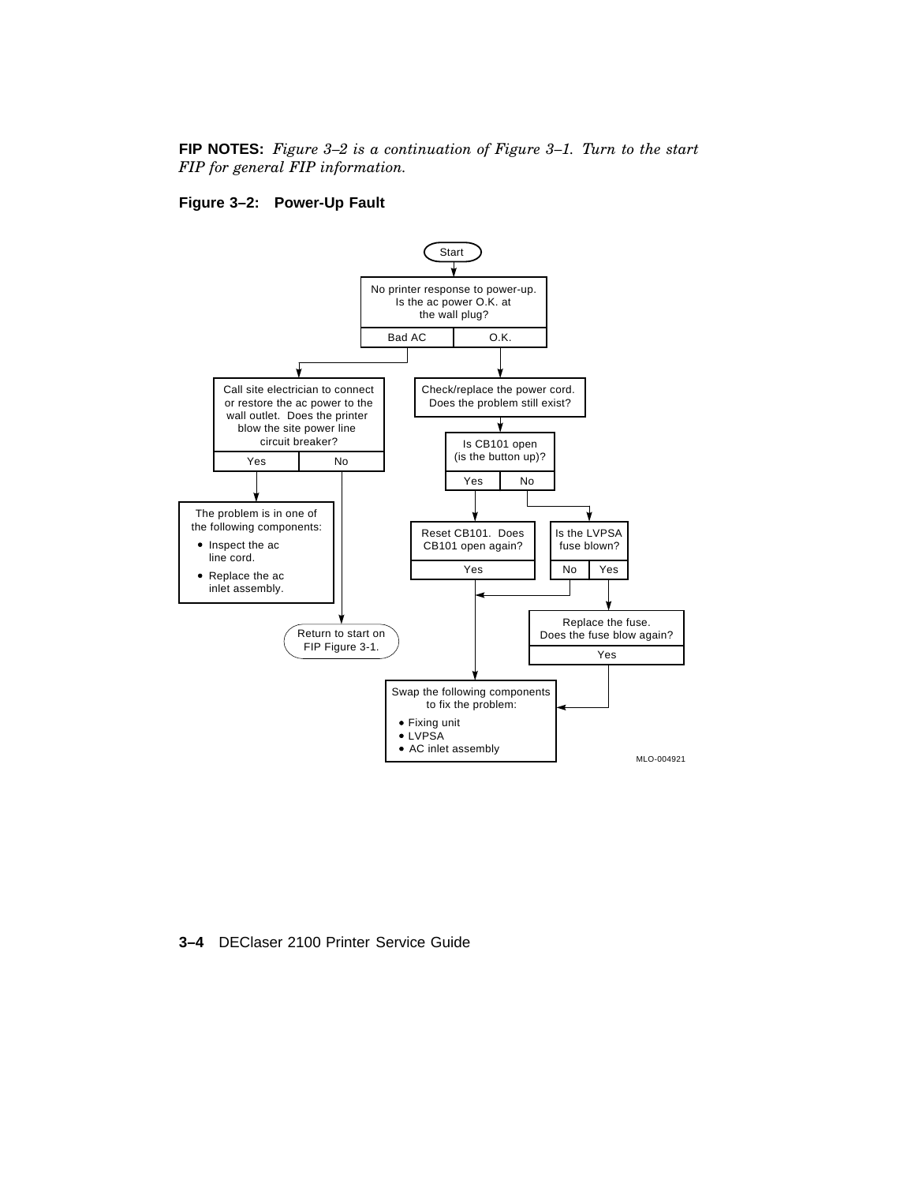**FIP NOTES:** *Figure 3–2 is a continuation of Figure 3–1. Turn to the start FIP for general FIP information.*

**Figure 3–2: Power-Up Fault**

Start

No printer response to power-up. Is the ac power O.K. at the wall plug?

- Bad AC → Call site electrician to connect or restore the ac power to the wall outlet. Does the printer blow the site power line circuit breaker?
  - Yes → The problem is in one of the following components:
    - Inspect the ac line cord.
    - Replace the ac inlet assembly.
  - No → Return to start on FIP Figure 3-1.
- O.K. → Check/replace the power cord. Does the problem still exist?
  - Is CB101 open (is the button up)?
    - Yes → Reset CB101. Does CB101 open again?
      - Yes → Swap the following components to fix the problem
    - No → Is the LVPSA fuse blown?
      - No → Swap the following components to fix the problem
      - Yes → Replace the fuse. Does the fuse blow again?
        - Yes → Swap the following components to fix the problem

Swap the following components to fix the problem:

- Fixing unit
- LVPSA
- AC inlet assembly

MLO-004921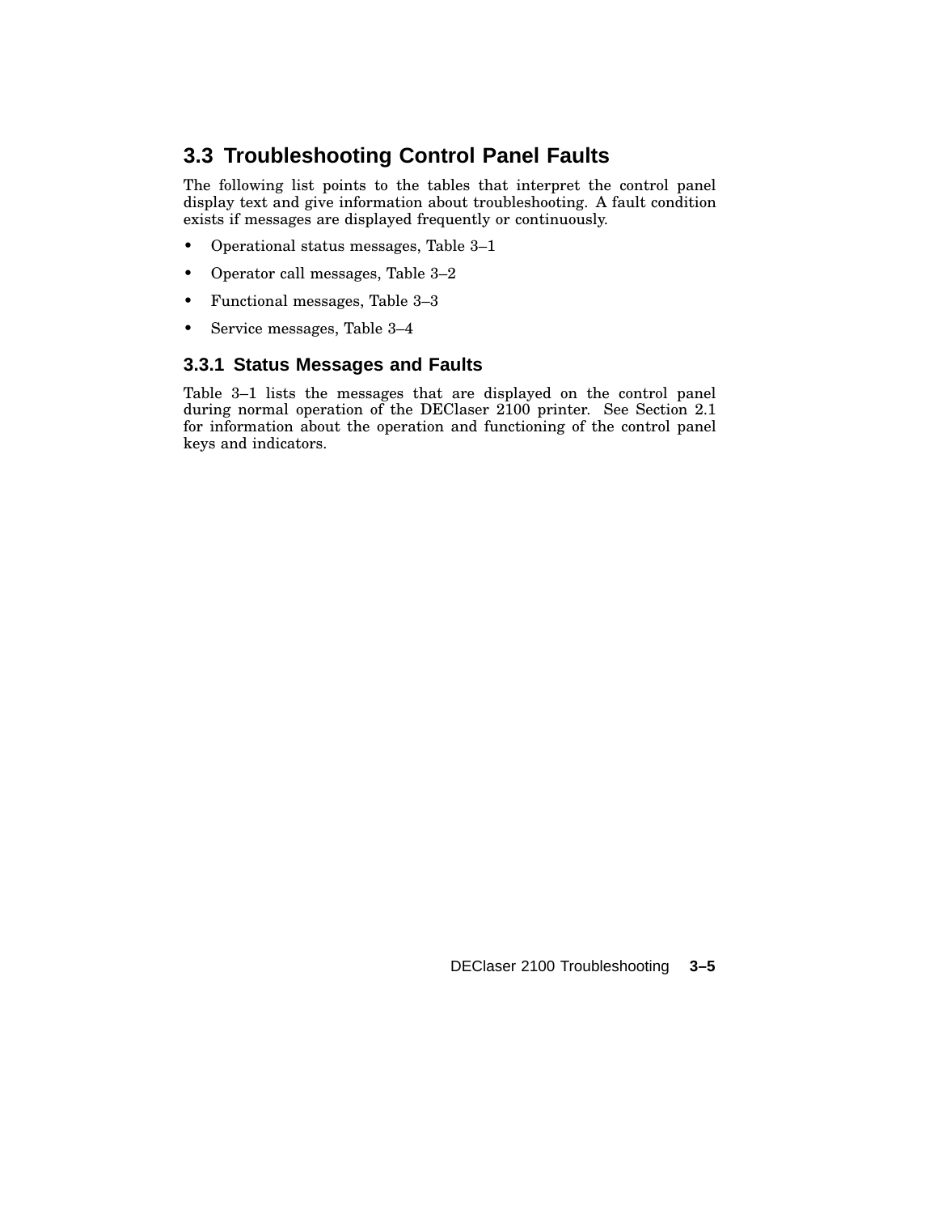## 3.3 Troubleshooting Control Panel Faults

The following list points to the tables that interpret the control panel display text and give information about troubleshooting. A fault condition exists if messages are displayed frequently or continuously.

- Operational status messages, Table 3–1
- Operator call messages, Table 3–2
- Functional messages, Table 3–3
- Service messages, Table 3–4

### 3.3.1 Status Messages and Faults

Table 3–1 lists the messages that are displayed on the control panel during normal operation of the DEClaser 2100 printer. See Section 2.1 for information about the operation and functioning of the control panel keys and indicators.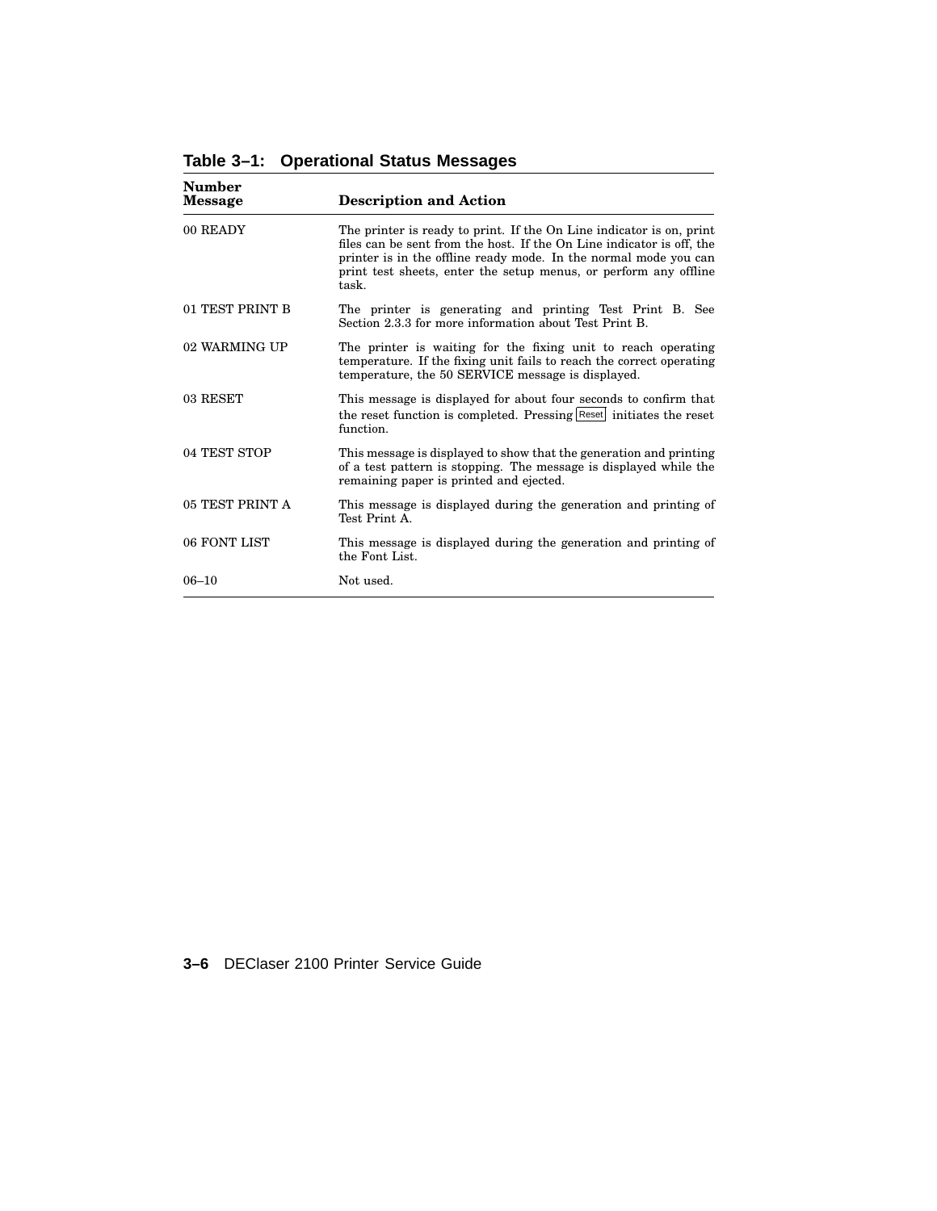**Table 3–1: Operational Status Messages**

| Number Message | Description and Action |
|---|---|
| 00 READY | The printer is ready to print. If the On Line indicator is on, print files can be sent from the host. If the On Line indicator is off, the printer is in the offline ready mode. In the normal mode you can print test sheets, enter the setup menus, or perform any offline task. |
| 01 TEST PRINT B | The printer is generating and printing Test Print B. See Section 2.3.3 for more information about Test Print B. |
| 02 WARMING UP | The printer is waiting for the fixing unit to reach operating temperature. If the fixing unit fails to reach the correct operating temperature, the 50 SERVICE message is displayed. |
| 03 RESET | This message is displayed for about four seconds to confirm that the reset function is completed. Pressing Reset initiates the reset function. |
| 04 TEST STOP | This message is displayed to show that the generation and printing of a test pattern is stopping. The message is displayed while the remaining paper is printed and ejected. |
| 05 TEST PRINT A | This message is displayed during the generation and printing of Test Print A. |
| 06 FONT LIST | This message is displayed during the generation and printing of the Font List. |
| 06–10 | Not used. |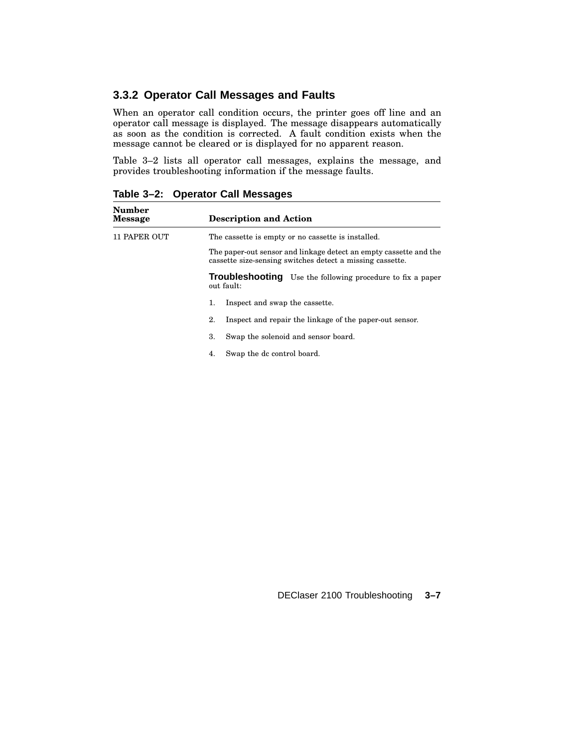### 3.3.2 Operator Call Messages and Faults

When an operator call condition occurs, the printer goes off line and an operator call message is displayed. The message disappears automatically as soon as the condition is corrected. A fault condition exists when the message cannot be cleared or is displayed for no apparent reason.

Table 3–2 lists all operator call messages, explains the message, and provides troubleshooting information if the message faults.

**Table 3–2: Operator Call Messages**

| Number Message | Description and Action |
|---|---|
| 11 PAPER OUT | The cassette is empty or no cassette is installed.<br><br>The paper-out sensor and linkage detect an empty cassette and the cassette size-sensing switches detect a missing cassette.<br><br>**Troubleshooting** Use the following procedure to fix a paper out fault:<br><br>1. Inspect and swap the cassette.<br>2. Inspect and repair the linkage of the paper-out sensor.<br>3. Swap the solenoid and sensor board.<br>4. Swap the dc control board. |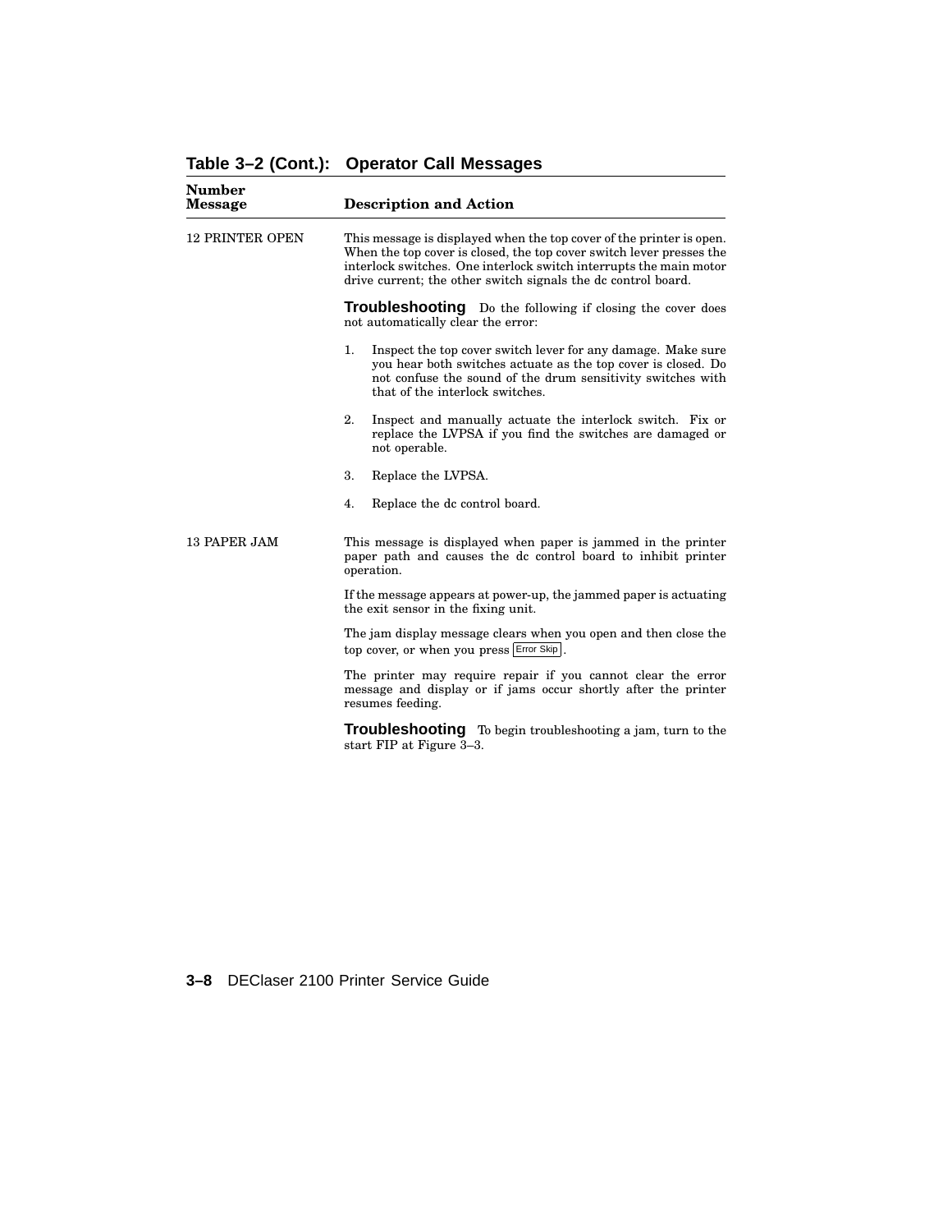**Table 3–2 (Cont.): Operator Call Messages**

| Number Message | Description and Action |
|---|---|
| 12 PRINTER OPEN | This message is displayed when the top cover of the printer is open. When the top cover is closed, the top cover switch lever presses the interlock switches. One interlock switch interrupts the main motor drive current; the other switch signals the dc control board.<br><br>**Troubleshooting** Do the following if closing the cover does not automatically clear the error:<br><br>1. Inspect the top cover switch lever for any damage. Make sure you hear both switches actuate as the top cover is closed. Do not confuse the sound of the drum sensitivity switches with that of the interlock switches.<br>2. Inspect and manually actuate the interlock switch. Fix or replace the LVPSA if you find the switches are damaged or not operable.<br>3. Replace the LVPSA.<br>4. Replace the dc control board. |
| 13 PAPER JAM | This message is displayed when paper is jammed in the printer paper path and causes the dc control board to inhibit printer operation.<br><br>If the message appears at power-up, the jammed paper is actuating the exit sensor in the fixing unit.<br><br>The jam display message clears when you open and then close the top cover, or when you press Error Skip.<br><br>The printer may require repair if you cannot clear the error message and display or if jams occur shortly after the printer resumes feeding.<br><br>**Troubleshooting** To begin troubleshooting a jam, turn to the start FIP at Figure 3–3. |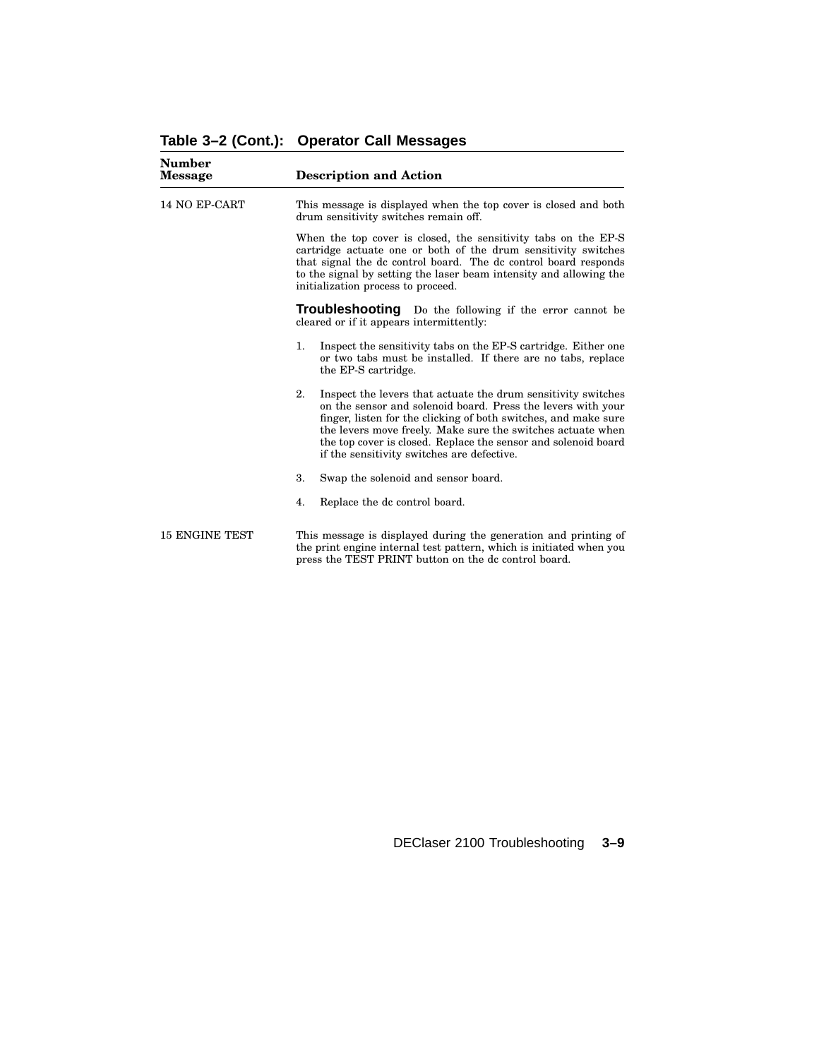**Table 3–2 (Cont.): Operator Call Messages**

| Number Message | Description and Action |
|---|---|
| 14 NO EP-CART | This message is displayed when the top cover is closed and both drum sensitivity switches remain off.<br><br>When the top cover is closed, the sensitivity tabs on the EP-S cartridge actuate one or both of the drum sensitivity switches that signal the dc control board. The dc control board responds to the signal by setting the laser beam intensity and allowing the initialization process to proceed.<br><br>**Troubleshooting** Do the following if the error cannot be cleared or if it appears intermittently:<br><br>1. Inspect the sensitivity tabs on the EP-S cartridge. Either one or two tabs must be installed. If there are no tabs, replace the EP-S cartridge.<br><br>2. Inspect the levers that actuate the drum sensitivity switches on the sensor and solenoid board. Press the levers with your finger, listen for the clicking of both switches, and make sure the levers move freely. Make sure the switches actuate when the top cover is closed. Replace the sensor and solenoid board if the sensitivity switches are defective.<br><br>3. Swap the solenoid and sensor board.<br><br>4. Replace the dc control board. |
| 15 ENGINE TEST | This message is displayed during the generation and printing of the print engine internal test pattern, which is initiated when you press the TEST PRINT button on the dc control board. |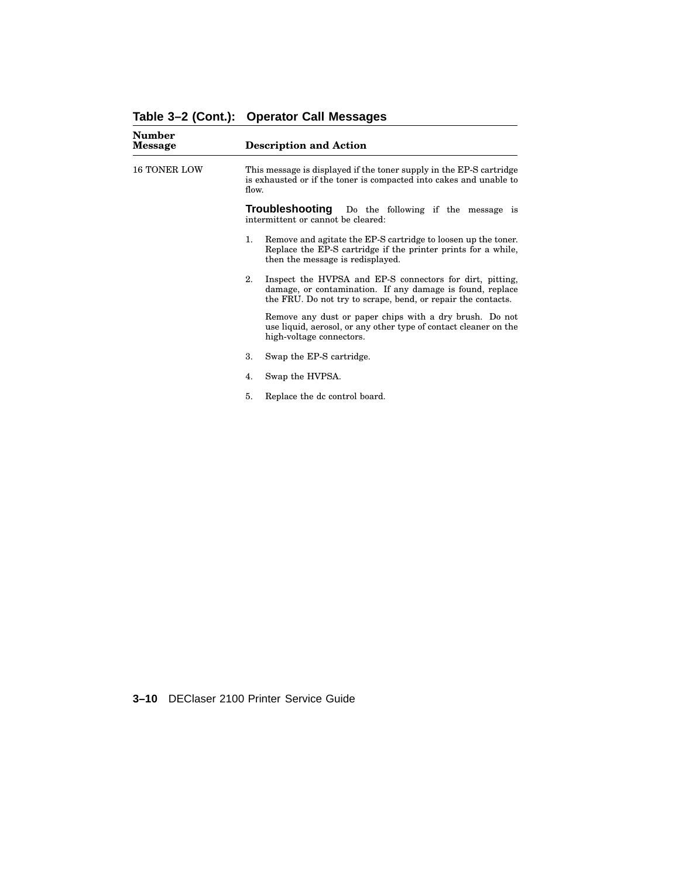**Table 3–2 (Cont.): Operator Call Messages**

| Number Message | Description and Action |
|---|---|
| 16 TONER LOW | This message is displayed if the toner supply in the EP-S cartridge is exhausted or if the toner is compacted into cakes and unable to flow. |
| | **Troubleshooting** Do the following if the message is intermittent or cannot be cleared: |
| | 1. Remove and agitate the EP-S cartridge to loosen up the toner. Replace the EP-S cartridge if the printer prints for a while, then the message is redisplayed. |
| | 2. Inspect the HVPSA and EP-S connectors for dirt, pitting, damage, or contamination. If any damage is found, replace the FRU. Do not try to scrape, bend, or repair the contacts. |
| | Remove any dust or paper chips with a dry brush. Do not use liquid, aerosol, or any other type of contact cleaner on the high-voltage connectors. |
| | 3. Swap the EP-S cartridge. |
| | 4. Swap the HVPSA. |
| | 5. Replace the dc control board. |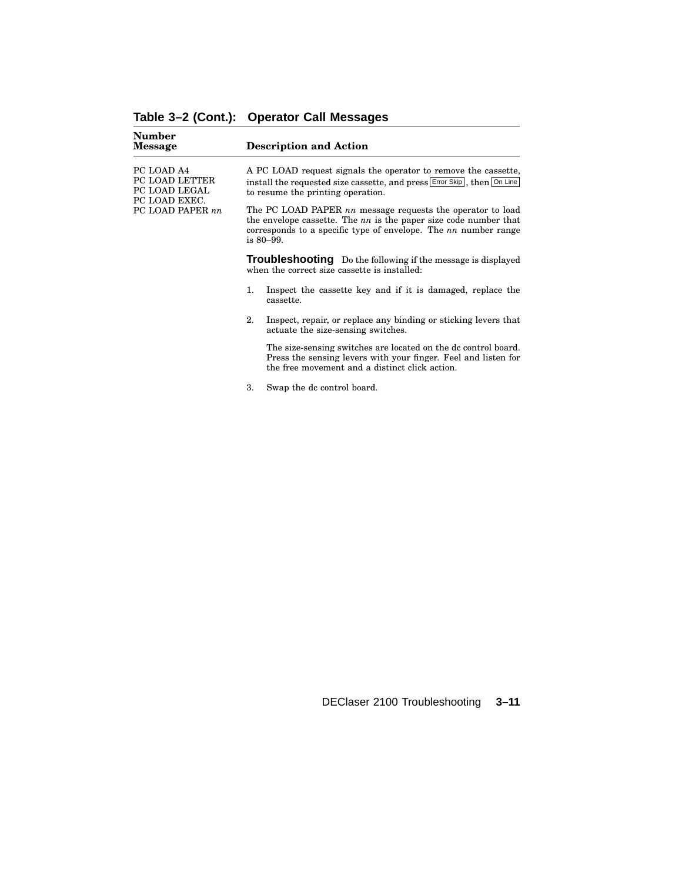## Table 3–2 (Cont.): Operator Call Messages

| Number Message | Description and Action |
|---|---|
| PC LOAD A4<br>PC LOAD LETTER<br>PC LOAD LEGAL<br>PC LOAD EXEC.<br>PC LOAD PAPER *nn* | A PC LOAD request signals the operator to remove the cassette, install the requested size cassette, and press Error Skip, then On Line to resume the printing operation.<br><br>The PC LOAD PAPER *nn* message requests the operator to load the envelope cassette. The *nn* is the paper size code number that corresponds to a specific type of envelope. The *nn* number range is 80–99.<br><br>**Troubleshooting** Do the following if the message is displayed when the correct size cassette is installed:<br><br>1. Inspect the cassette key and if it is damaged, replace the cassette.<br><br>2. Inspect, repair, or replace any binding or sticking levers that actuate the size-sensing switches.<br><br>The size-sensing switches are located on the dc control board. Press the sensing levers with your finger. Feel and listen for the free movement and a distinct click action.<br><br>3. Swap the dc control board. |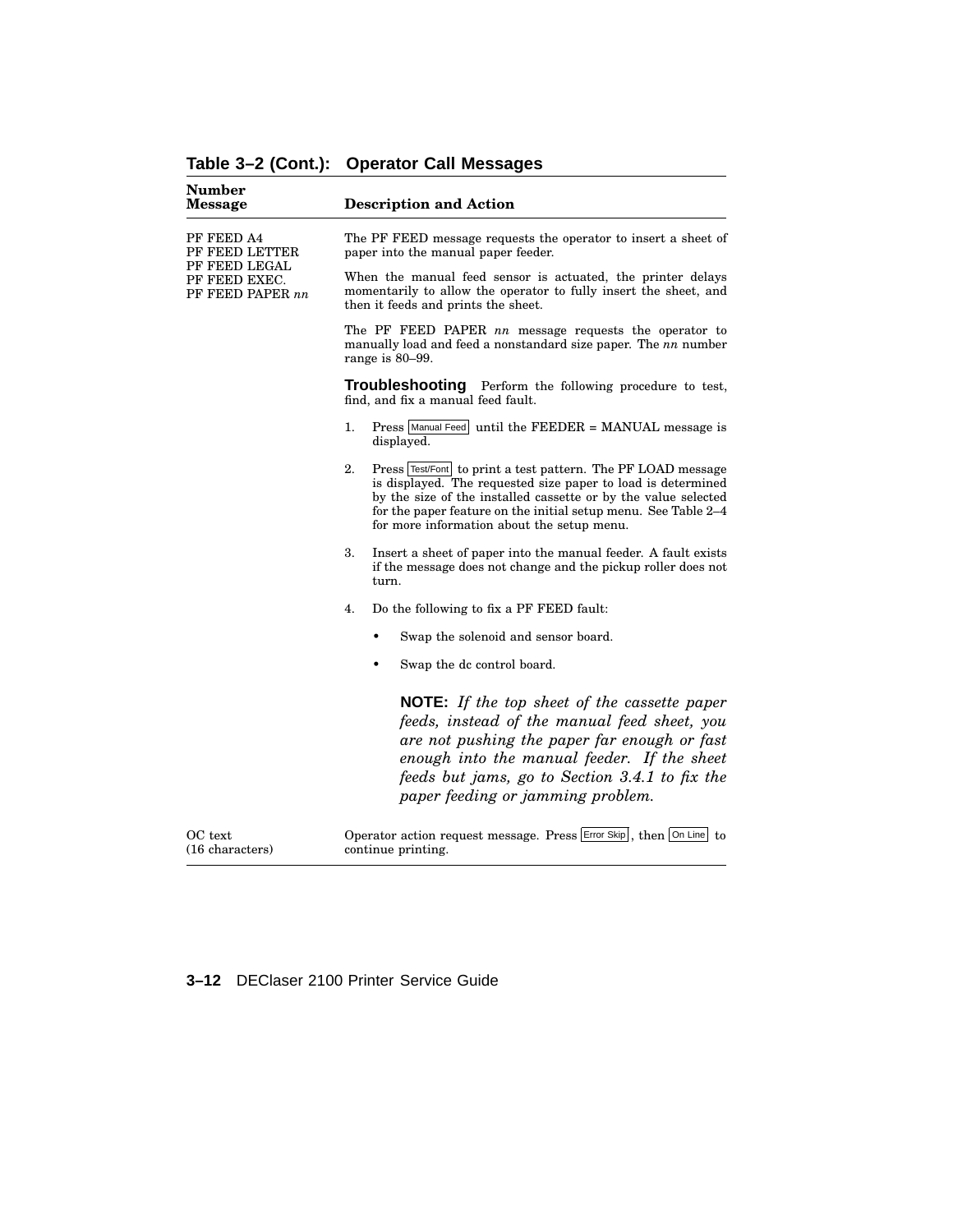**Table 3–2 (Cont.): Operator Call Messages**

| Number Message | Description and Action |
|---|---|
| PF FEED A4<br>PF FEED LETTER<br>PF FEED LEGAL<br>PF FEED EXEC.<br>PF FEED PAPER *nn* | The PF FEED message requests the operator to insert a sheet of paper into the manual paper feeder.<br><br>When the manual feed sensor is actuated, the printer delays momentarily to allow the operator to fully insert the sheet, and then it feeds and prints the sheet.<br><br>The PF FEED PAPER *nn* message requests the operator to manually load and feed a nonstandard size paper. The *nn* number range is 80–99.<br><br>**Troubleshooting** Perform the following procedure to test, find, and fix a manual feed fault.<br><br>1. Press Manual Feed until the FEEDER = MANUAL message is displayed.<br>2. Press Test/Font to print a test pattern. The PF LOAD message is displayed. The requested size paper to load is determined by the size of the installed cassette or by the value selected for the paper feature on the initial setup menu. See Table 2–4 for more information about the setup menu.<br>3. Insert a sheet of paper into the manual feeder. A fault exists if the message does not change and the pickup roller does not turn.<br>4. Do the following to fix a PF FEED fault:<br>• Swap the solenoid and sensor board.<br>• Swap the dc control board.<br><br>**NOTE:** *If the top sheet of the cassette paper feeds, instead of the manual feed sheet, you are not pushing the paper far enough or fast enough into the manual feeder. If the sheet feeds but jams, go to Section 3.4.1 to fix the paper feeding or jamming problem.* |
| OC text<br>(16 characters) | Operator action request message. Press Error Skip, then On Line to continue printing. |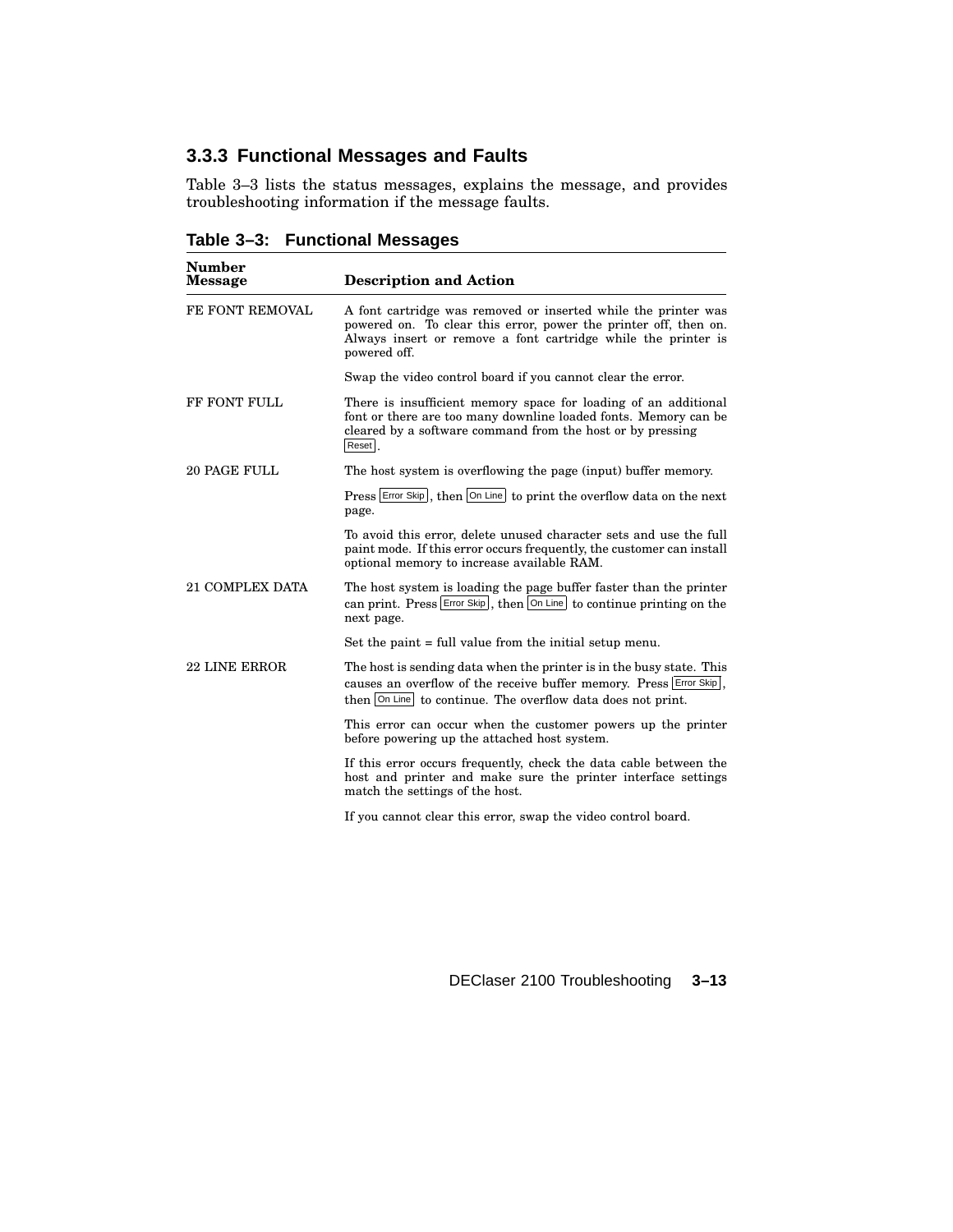### 3.3.3 Functional Messages and Faults

Table 3–3 lists the status messages, explains the message, and provides troubleshooting information if the message faults.

**Table 3–3: Functional Messages**

| Number Message | Description and Action |
|---|---|
| FE FONT REMOVAL | A font cartridge was removed or inserted while the printer was powered on. To clear this error, power the printer off, then on. Always insert or remove a font cartridge while the printer is powered off. |
| | Swap the video control board if you cannot clear the error. |
| FF FONT FULL | There is insufficient memory space for loading of an additional font or there are too many downline loaded fonts. Memory can be cleared by a software command from the host or by pressing Reset. |
| 20 PAGE FULL | The host system is overflowing the page (input) buffer memory. |
| | Press Error Skip, then On Line to print the overflow data on the next page. |
| | To avoid this error, delete unused character sets and use the full paint mode. If this error occurs frequently, the customer can install optional memory to increase available RAM. |
| 21 COMPLEX DATA | The host system is loading the page buffer faster than the printer can print. Press Error Skip, then On Line to continue printing on the next page. |
| | Set the paint = full value from the initial setup menu. |
| 22 LINE ERROR | The host is sending data when the printer is in the busy state. This causes an overflow of the receive buffer memory. Press Error Skip, then On Line to continue. The overflow data does not print. |
| | This error can occur when the customer powers up the printer before powering up the attached host system. |
| | If this error occurs frequently, check the data cable between the host and printer and make sure the printer interface settings match the settings of the host. |
| | If you cannot clear this error, swap the video control board. |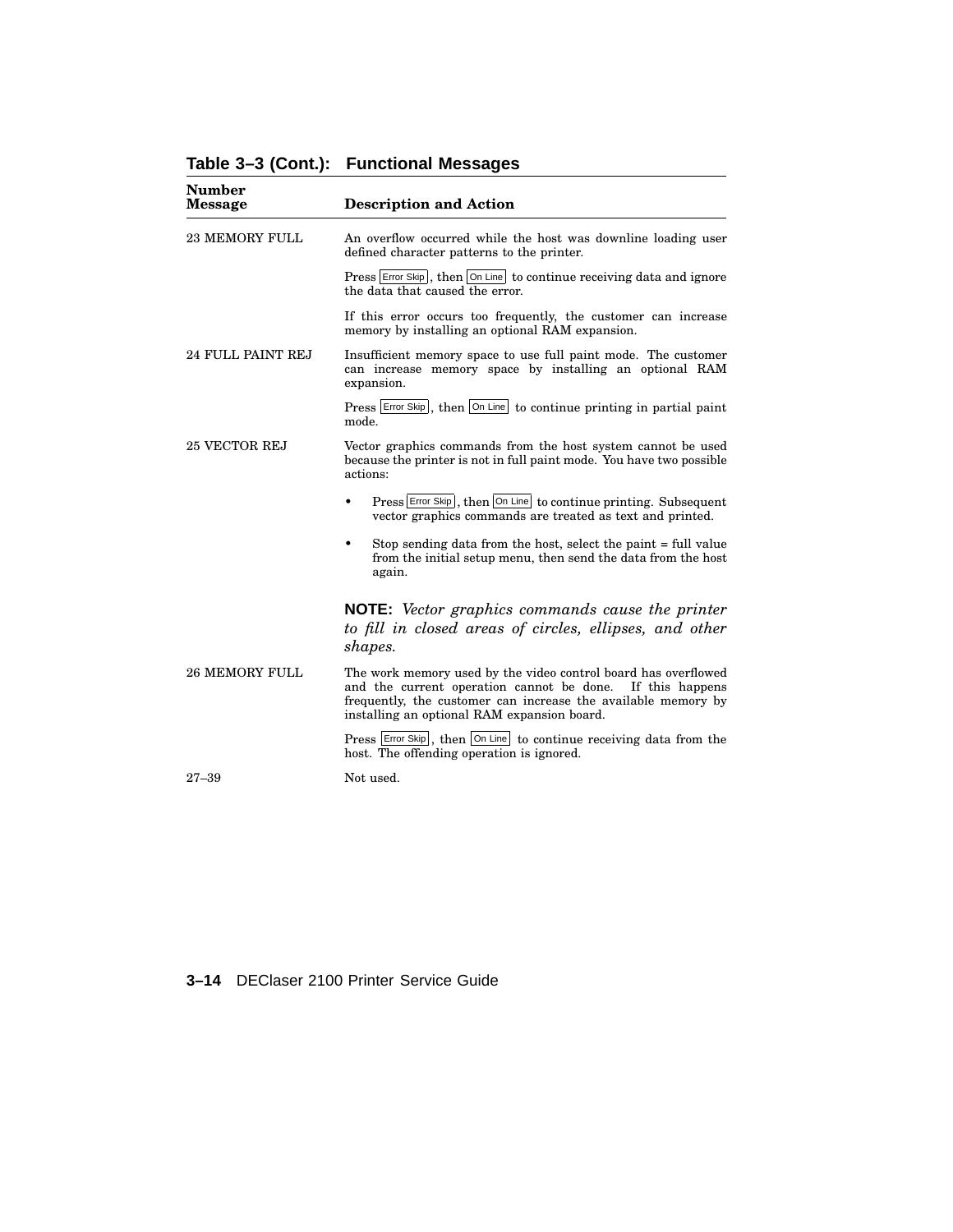**Table 3–3 (Cont.): Functional Messages**

| Number Message | Description and Action |
|---|---|
| 23 MEMORY FULL | An overflow occurred while the host was downline loading user defined character patterns to the printer.<br><br>Press Error Skip, then On Line to continue receiving data and ignore the data that caused the error.<br><br>If this error occurs too frequently, the customer can increase memory by installing an optional RAM expansion. |
| 24 FULL PAINT REJ | Insufficient memory space to use full paint mode. The customer can increase memory space by installing an optional RAM expansion.<br><br>Press Error Skip, then On Line to continue printing in partial paint mode. |
| 25 VECTOR REJ | Vector graphics commands from the host system cannot be used because the printer is not in full paint mode. You have two possible actions:<br><br>• Press Error Skip, then On Line to continue printing. Subsequent vector graphics commands are treated as text and printed.<br><br>• Stop sending data from the host, select the paint = full value from the initial setup menu, then send the data from the host again.<br><br>**NOTE:** *Vector graphics commands cause the printer to fill in closed areas of circles, ellipses, and other shapes.* |
| 26 MEMORY FULL | The work memory used by the video control board has overflowed and the current operation cannot be done. If this happens frequently, the customer can increase the available memory by installing an optional RAM expansion board.<br><br>Press Error Skip, then On Line to continue receiving data from the host. The offending operation is ignored. |
| 27–39 | Not used. |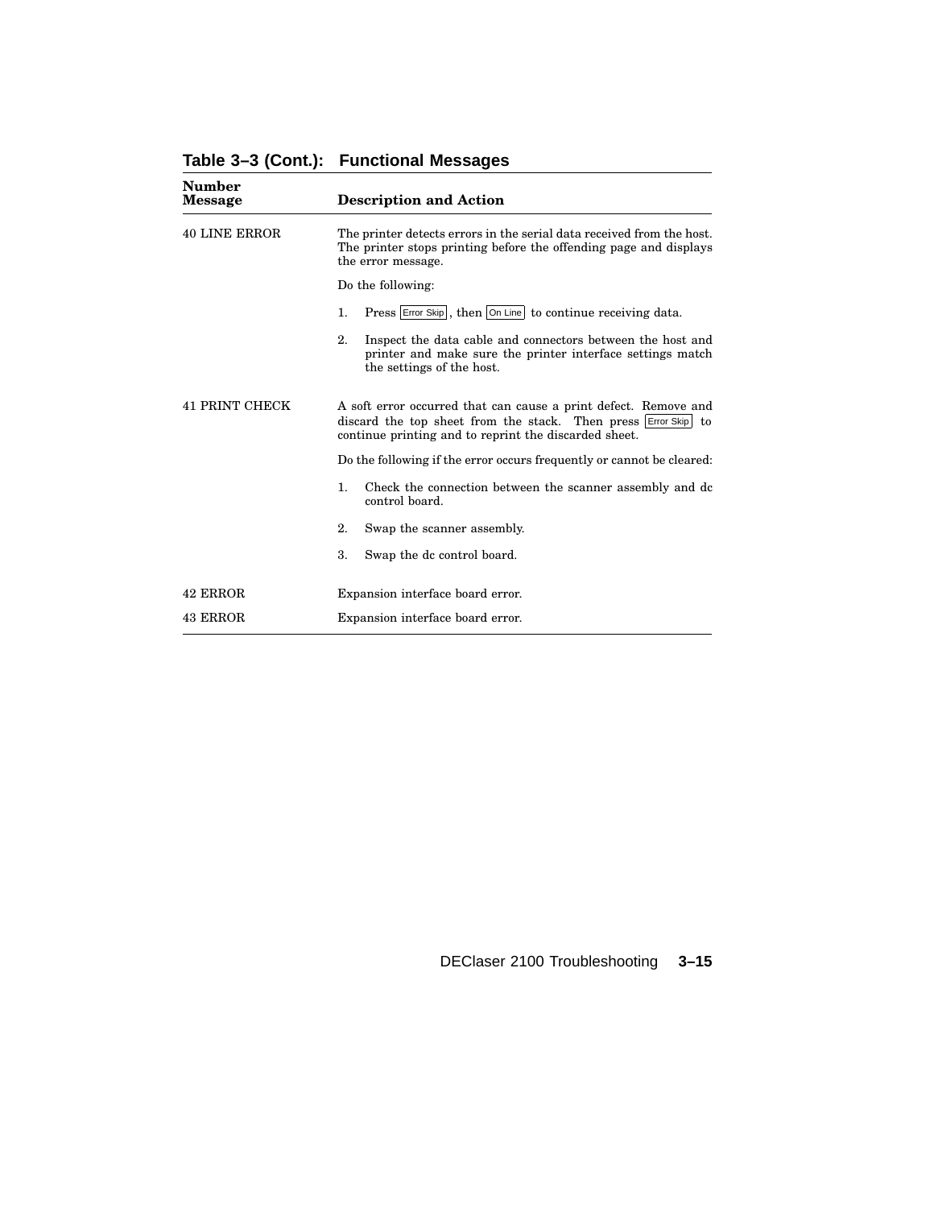**Table 3–3 (Cont.): Functional Messages**

| Number Message | Description and Action |
|---|---|
| 40 LINE ERROR | The printer detects errors in the serial data received from the host. The printer stops printing before the offending page and displays the error message.<br><br>Do the following:<br><br>1. Press Error Skip, then On Line to continue receiving data.<br><br>2. Inspect the data cable and connectors between the host and printer and make sure the printer interface settings match the settings of the host. |
| 41 PRINT CHECK | A soft error occurred that can cause a print defect. Remove and discard the top sheet from the stack. Then press Error Skip to continue printing and to reprint the discarded sheet.<br><br>Do the following if the error occurs frequently or cannot be cleared:<br><br>1. Check the connection between the scanner assembly and dc control board.<br><br>2. Swap the scanner assembly.<br><br>3. Swap the dc control board. |
| 42 ERROR | Expansion interface board error. |
| 43 ERROR | Expansion interface board error. |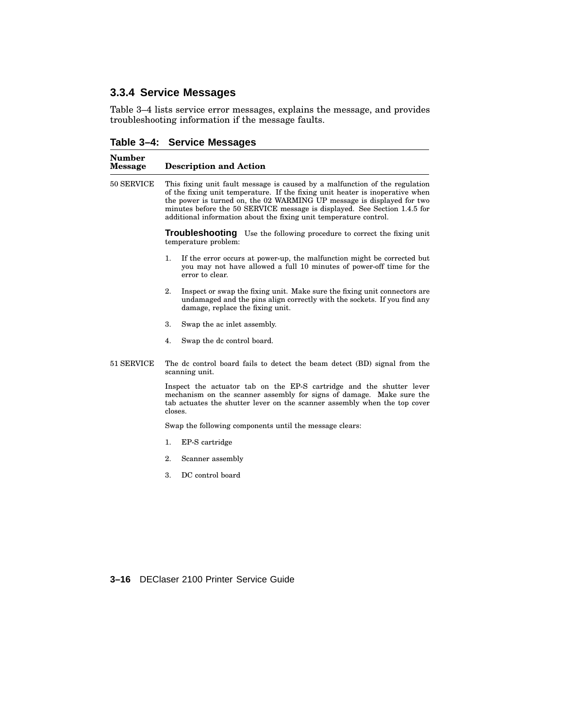### 3.3.4 Service Messages

Table 3–4 lists service error messages, explains the message, and provides troubleshooting information if the message faults.

**Table 3–4: Service Messages**

| Number Message | Description and Action |
|---|---|
| 50 SERVICE | This fixing unit fault message is caused by a malfunction of the regulation of the fixing unit temperature. If the fixing unit heater is inoperative when the power is turned on, the 02 WARMING UP message is displayed for two minutes before the 50 SERVICE message is displayed. See Section 1.4.5 for additional information about the fixing unit temperature control.<br><br>**Troubleshooting** Use the following procedure to correct the fixing unit temperature problem:<br><br>1. If the error occurs at power-up, the malfunction might be corrected but you may not have allowed a full 10 minutes of power-off time for the error to clear.<br>2. Inspect or swap the fixing unit. Make sure the fixing unit connectors are undamaged and the pins align correctly with the sockets. If you find any damage, replace the fixing unit.<br>3. Swap the ac inlet assembly.<br>4. Swap the dc control board. |
| 51 SERVICE | The dc control board fails to detect the beam detect (BD) signal from the scanning unit.<br><br>Inspect the actuator tab on the EP-S cartridge and the shutter lever mechanism on the scanner assembly for signs of damage. Make sure the tab actuates the shutter lever on the scanner assembly when the top cover closes.<br><br>Swap the following components until the message clears:<br><br>1. EP-S cartridge<br>2. Scanner assembly<br>3. DC control board |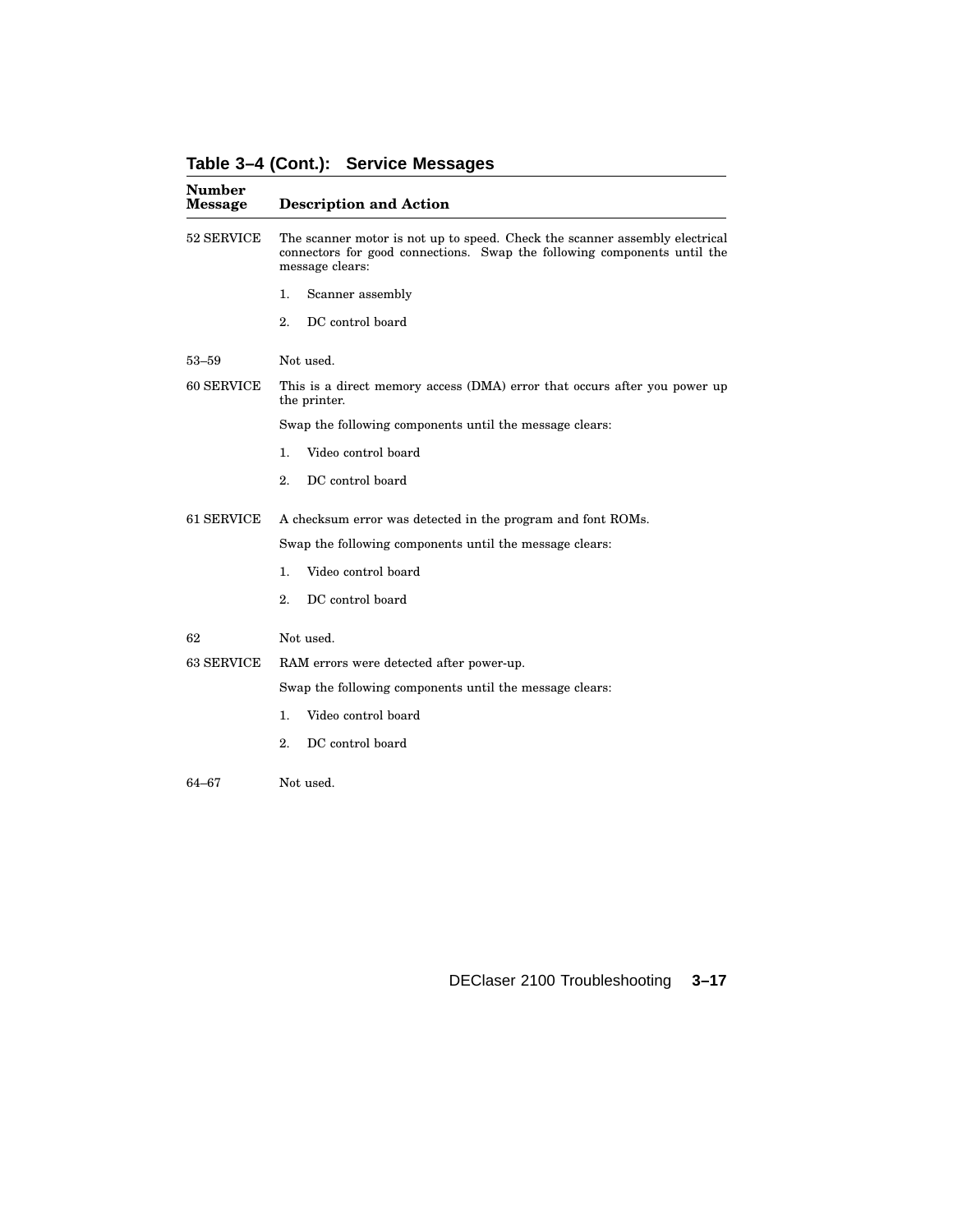## Table 3–4 (Cont.): Service Messages

| Number Message | Description and Action |
|---|---|
| 52 SERVICE | The scanner motor is not up to speed. Check the scanner assembly electrical connectors for good connections. Swap the following components until the message clears:<br>1. Scanner assembly<br>2. DC control board |
| 53–59 | Not used. |
| 60 SERVICE | This is a direct memory access (DMA) error that occurs after you power up the printer.<br>Swap the following components until the message clears:<br>1. Video control board<br>2. DC control board |
| 61 SERVICE | A checksum error was detected in the program and font ROMs.<br>Swap the following components until the message clears:<br>1. Video control board<br>2. DC control board |
| 62 | Not used. |
| 63 SERVICE | RAM errors were detected after power-up.<br>Swap the following components until the message clears:<br>1. Video control board<br>2. DC control board |
| 64–67 | Not used. |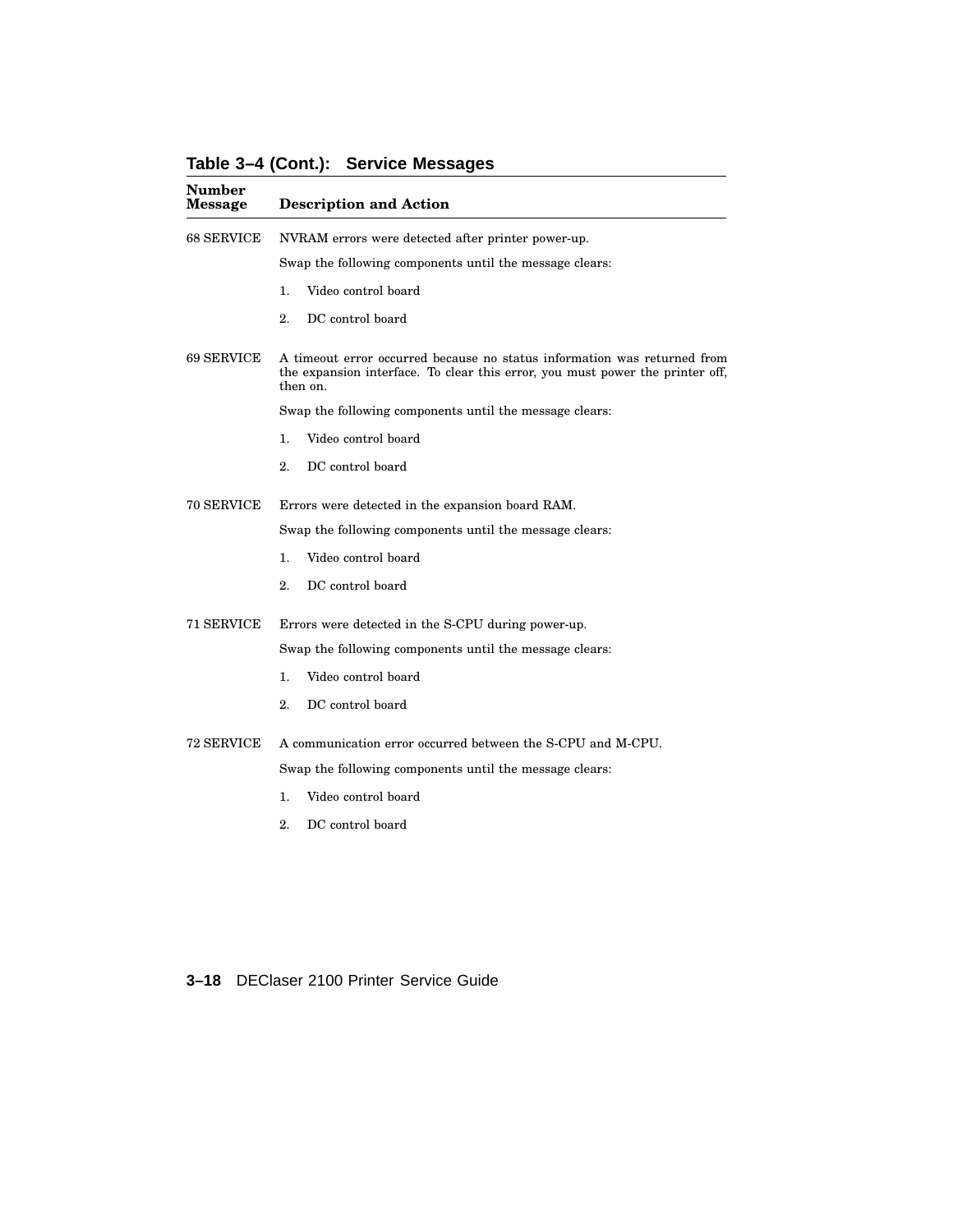**Table 3–4 (Cont.): Service Messages**

| Number Message | Description and Action |
|---|---|
| 68 SERVICE | NVRAM errors were detected after printer power-up.<br><br>Swap the following components until the message clears:<br><br>1. Video control board<br>2. DC control board |
| 69 SERVICE | A timeout error occurred because no status information was returned from the expansion interface. To clear this error, you must power the printer off, then on.<br><br>Swap the following components until the message clears:<br><br>1. Video control board<br>2. DC control board |
| 70 SERVICE | Errors were detected in the expansion board RAM.<br><br>Swap the following components until the message clears:<br><br>1. Video control board<br>2. DC control board |
| 71 SERVICE | Errors were detected in the S-CPU during power-up.<br><br>Swap the following components until the message clears:<br><br>1. Video control board<br>2. DC control board |
| 72 SERVICE | A communication error occurred between the S-CPU and M-CPU.<br><br>Swap the following components until the message clears:<br><br>1. Video control board<br>2. DC control board |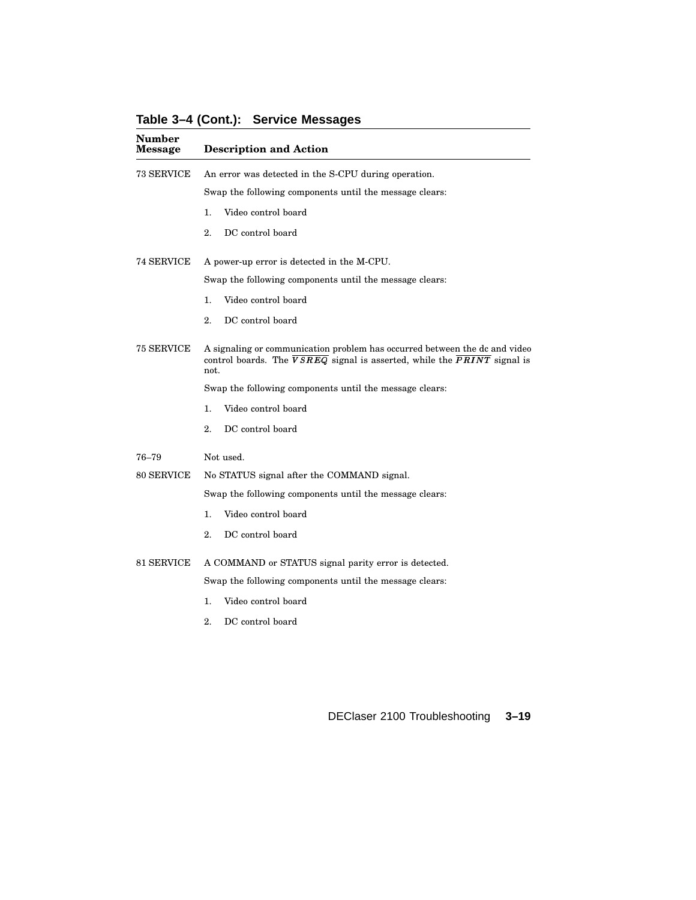**Table 3–4 (Cont.): Service Messages**

| Number Message | Description and Action |
|---|---|
| 73 SERVICE | An error was detected in the S-CPU during operation.<br><br>Swap the following components until the message clears:<br><br>1. Video control board<br><br>2. DC control board |
| 74 SERVICE | A power-up error is detected in the M-CPU.<br><br>Swap the following components until the message clears:<br><br>1. Video control board<br><br>2. DC control board |
| 75 SERVICE | A signaling or communication problem has occurred between the dc and video control boards. The $\overline{VSREQ}$ signal is asserted, while the $\overline{PRINT}$ signal is not.<br><br>Swap the following components until the message clears:<br><br>1. Video control board<br><br>2. DC control board |
| 76–79 | Not used. |
| 80 SERVICE | No STATUS signal after the COMMAND signal.<br><br>Swap the following components until the message clears:<br><br>1. Video control board<br><br>2. DC control board |
| 81 SERVICE | A COMMAND or STATUS signal parity error is detected.<br><br>Swap the following components until the message clears:<br><br>1. Video control board<br><br>2. DC control board |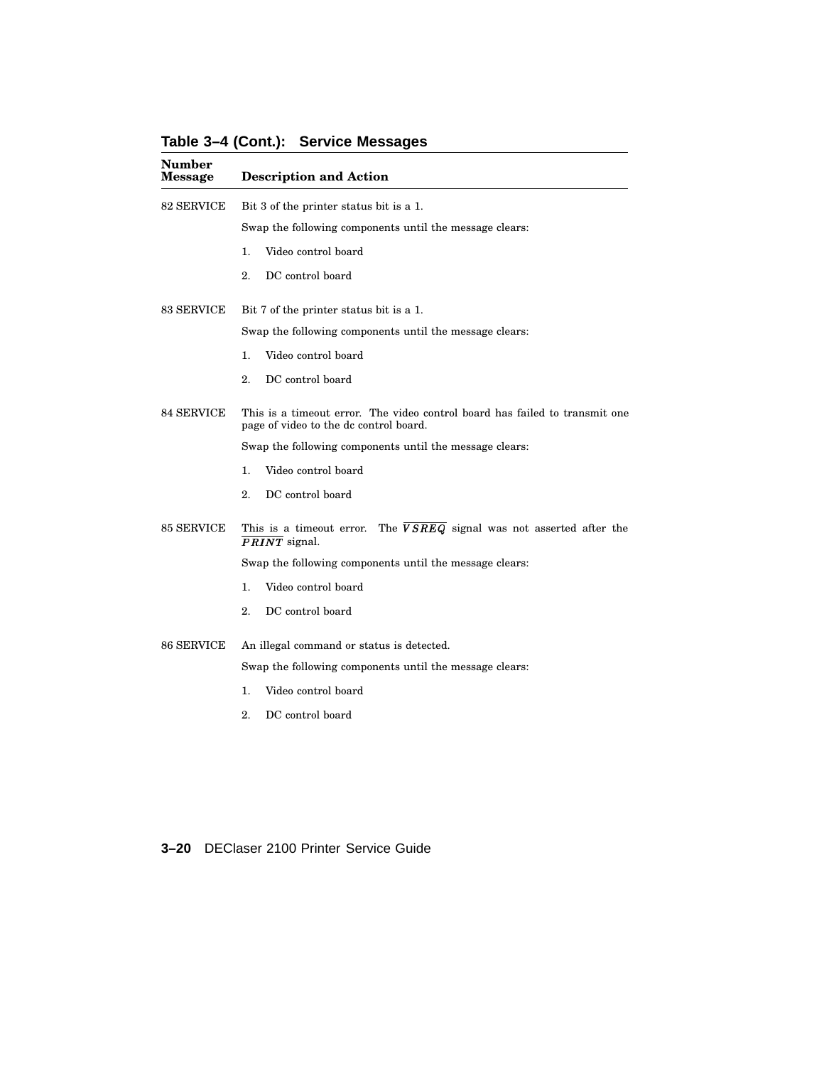**Table 3–4 (Cont.): Service Messages**

| Number Message | Description and Action |
|---|---|
| 82 SERVICE | Bit 3 of the printer status bit is a 1.<br><br>Swap the following components until the message clears:<br><br>1. Video control board<br><br>2. DC control board |
| 83 SERVICE | Bit 7 of the printer status bit is a 1.<br><br>Swap the following components until the message clears:<br><br>1. Video control board<br><br>2. DC control board |
| 84 SERVICE | This is a timeout error. The video control board has failed to transmit one page of video to the dc control board.<br><br>Swap the following components until the message clears:<br><br>1. Video control board<br><br>2. DC control board |
| 85 SERVICE | This is a timeout error. The $\overline{VSREQ}$ signal was not asserted after the $\overline{PRINT}$ signal.<br><br>Swap the following components until the message clears:<br><br>1. Video control board<br><br>2. DC control board |
| 86 SERVICE | An illegal command or status is detected.<br><br>Swap the following components until the message clears:<br><br>1. Video control board<br><br>2. DC control board |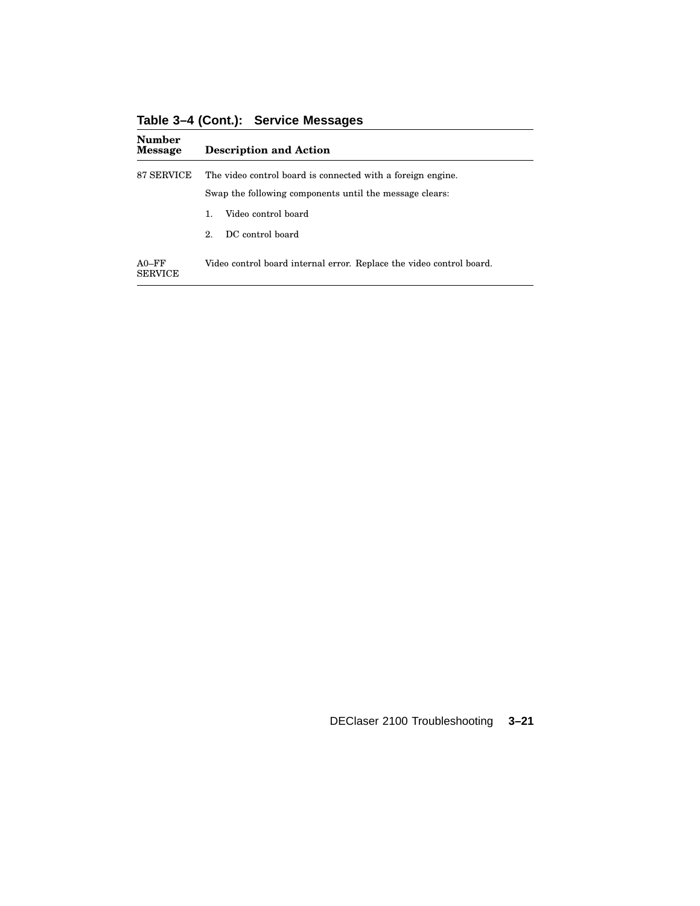**Table 3–4 (Cont.): Service Messages**

| Number Message | Description and Action |
|---|---|
| 87 SERVICE | The video control board is connected with a foreign engine.<br><br>Swap the following components until the message clears:<br><br>1. Video control board<br><br>2. DC control board |
| A0–FF SERVICE | Video control board internal error. Replace the video control board. |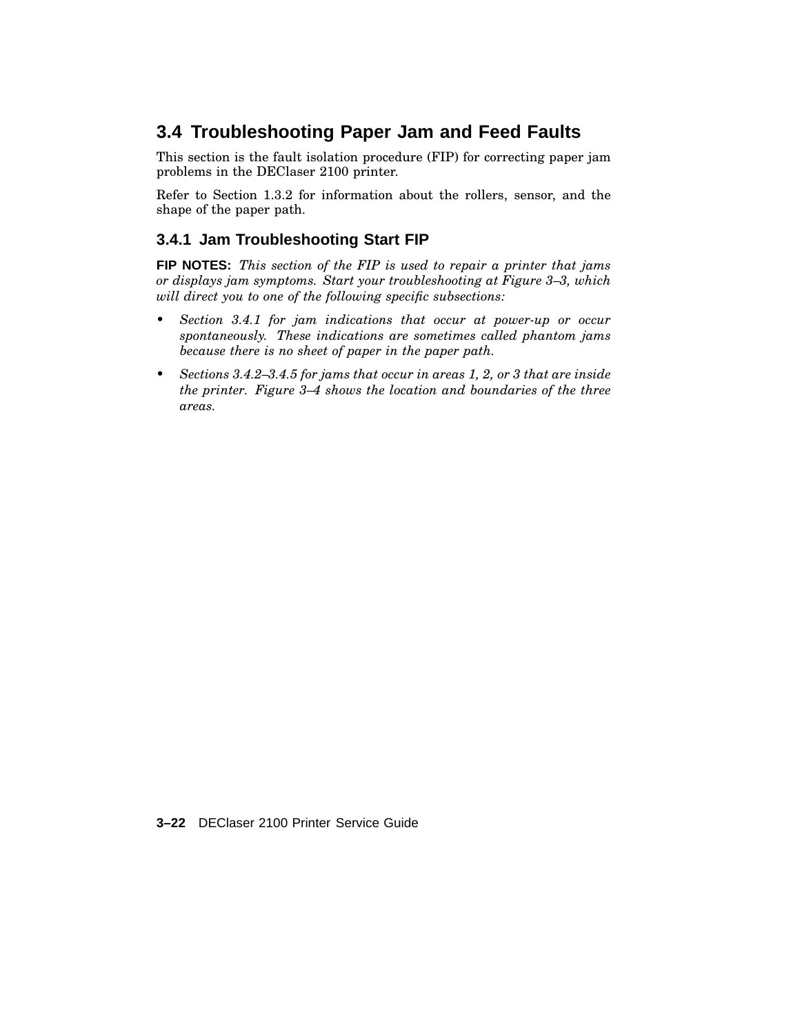## 3.4 Troubleshooting Paper Jam and Feed Faults

This section is the fault isolation procedure (FIP) for correcting paper jam problems in the DEClaser 2100 printer.

Refer to Section 1.3.2 for information about the rollers, sensor, and the shape of the paper path.

### 3.4.1 Jam Troubleshooting Start FIP

**FIP NOTES:** *This section of the FIP is used to repair a printer that jams or displays jam symptoms. Start your troubleshooting at Figure 3–3, which will direct you to one of the following specific subsections:*

- *Section 3.4.1 for jam indications that occur at power-up or occur spontaneously. These indications are sometimes called phantom jams because there is no sheet of paper in the paper path.*
- *Sections 3.4.2–3.4.5 for jams that occur in areas 1, 2, or 3 that are inside the printer. Figure 3–4 shows the location and boundaries of the three areas.*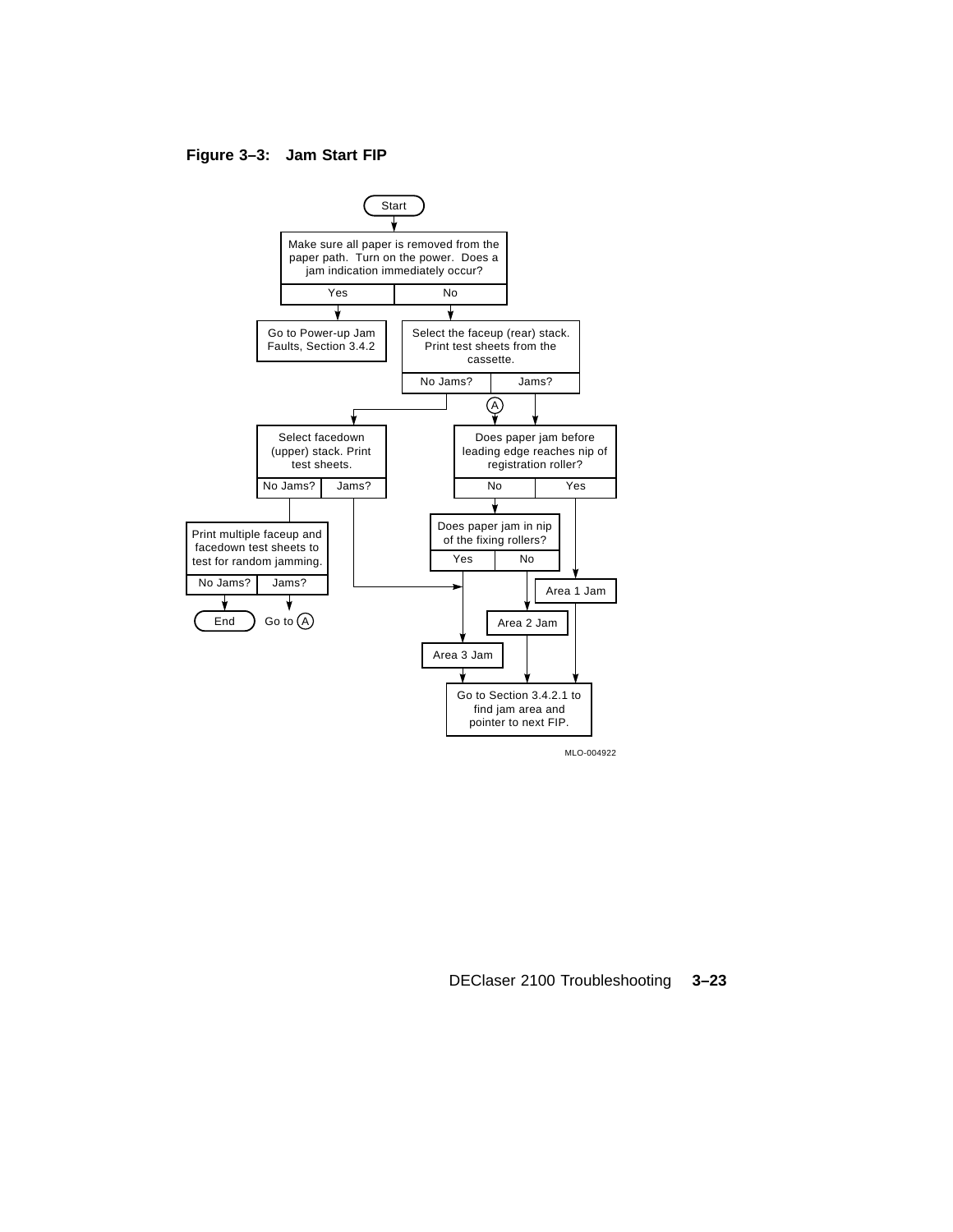**Figure 3–3: Jam Start FIP**

Start

Make sure all paper is removed from the paper path. Turn on the power. Does a jam indication immediately occur?

- Yes → Go to Power-up Jam Faults, Section 3.4.2
- No → Select the faceup (rear) stack. Print test sheets from the cassette.
  - No Jams? → Select facedown (upper) stack. Print test sheets.
    - No Jams? → Print multiple faceup and facedown test sheets to test for random jamming.
      - No Jams? → End
      - Jams? → Go to (A)
    - Jams? → Area 3 Jam
  - Jams? → (A) Does paper jam before leading edge reaches nip of registration roller?
    - Yes → Area 1 Jam
    - No → Does paper jam in nip of the fixing rollers?
      - Yes → Area 3 Jam
      - No → Area 2 Jam

Area 1 Jam / Area 2 Jam / Area 3 Jam → Go to Section 3.4.2.1 to find jam area and pointer to next FIP.

MLO-004922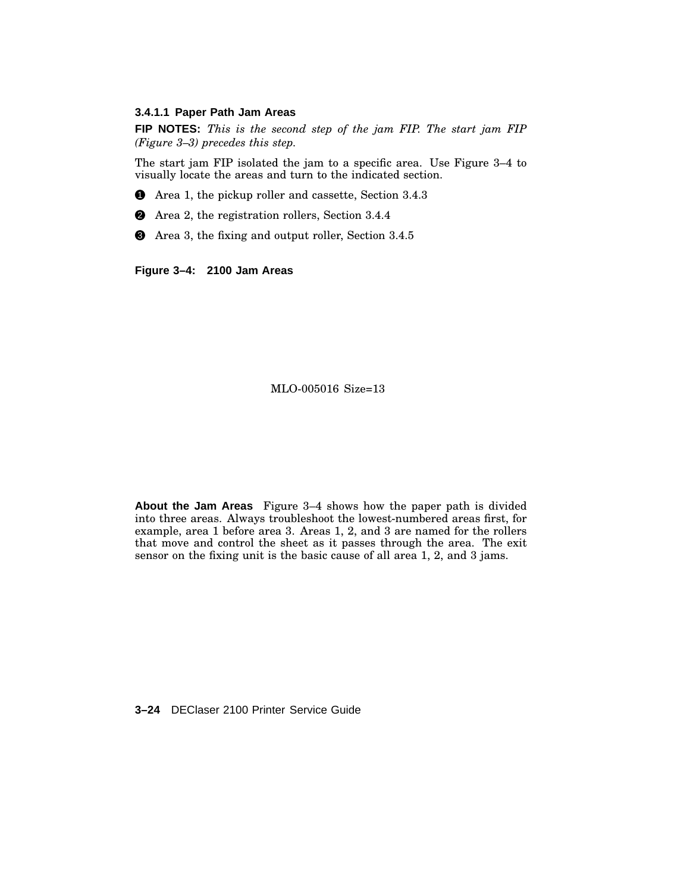#### 3.4.1.1 Paper Path Jam Areas

**FIP NOTES:** *This is the second step of the jam FIP. The start jam FIP (Figure 3–3) precedes this step.*

The start jam FIP isolated the jam to a specific area. Use Figure 3–4 to visually locate the areas and turn to the indicated section.

❶ Area 1, the pickup roller and cassette, Section 3.4.3

❷ Area 2, the registration rollers, Section 3.4.4

❸ Area 3, the fixing and output roller, Section 3.4.5

**Figure 3–4: 2100 Jam Areas**

MLO-005016 Size=13

**About the Jam Areas** Figure 3–4 shows how the paper path is divided into three areas. Always troubleshoot the lowest-numbered areas first, for example, area 1 before area 3. Areas 1, 2, and 3 are named for the rollers that move and control the sheet as it passes through the area. The exit sensor on the fixing unit is the basic cause of all area 1, 2, and 3 jams.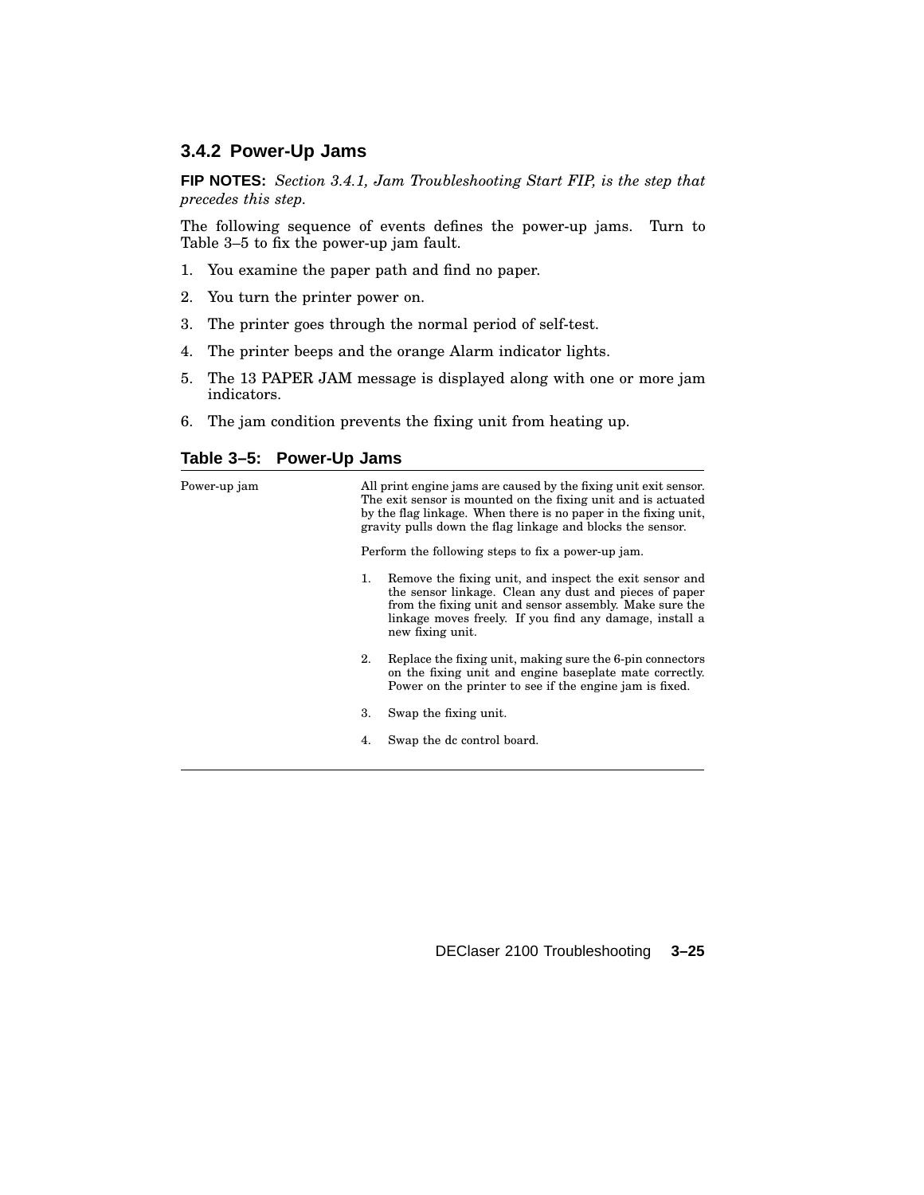### 3.4.2 Power-Up Jams

**FIP NOTES:** *Section 3.4.1, Jam Troubleshooting Start FIP, is the step that precedes this step.*

The following sequence of events defines the power-up jams. Turn to Table 3–5 to fix the power-up jam fault.

1. You examine the paper path and find no paper.
2. You turn the printer power on.
3. The printer goes through the normal period of self-test.
4. The printer beeps and the orange Alarm indicator lights.
5. The 13 PAPER JAM message is displayed along with one or more jam indicators.
6. The jam condition prevents the fixing unit from heating up.

**Table 3–5: Power-Up Jams**

| | |
|---|---|
| Power-up jam | All print engine jams are caused by the fixing unit exit sensor. The exit sensor is mounted on the fixing unit and is actuated by the flag linkage. When there is no paper in the fixing unit, gravity pulls down the flag linkage and blocks the sensor.<br><br>Perform the following steps to fix a power-up jam.<br><br>1. Remove the fixing unit, and inspect the exit sensor and the sensor linkage. Clean any dust and pieces of paper from the fixing unit and sensor assembly. Make sure the linkage moves freely. If you find any damage, install a new fixing unit.<br><br>2. Replace the fixing unit, making sure the 6-pin connectors on the fixing unit and engine baseplate mate correctly. Power on the printer to see if the engine jam is fixed.<br><br>3. Swap the fixing unit.<br><br>4. Swap the dc control board. |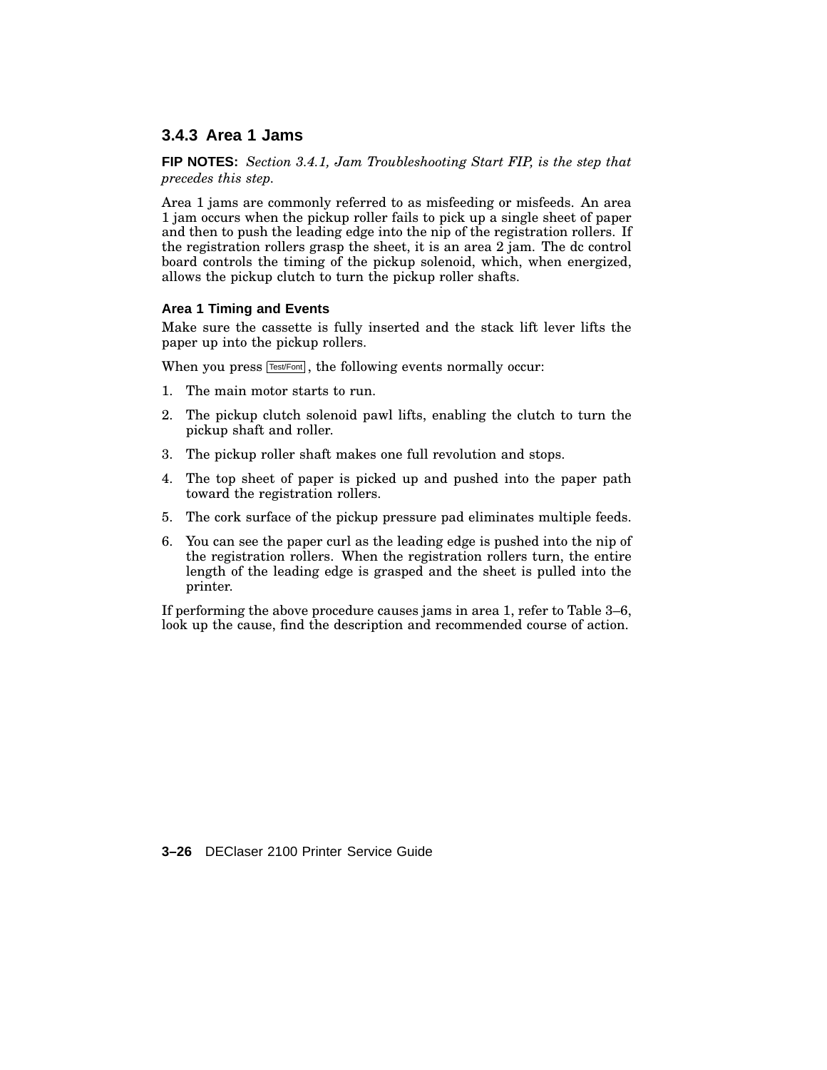### 3.4.3 Area 1 Jams

**FIP NOTES:** *Section 3.4.1, Jam Troubleshooting Start FIP, is the step that precedes this step.*

Area 1 jams are commonly referred to as misfeeding or misfeeds. An area 1 jam occurs when the pickup roller fails to pick up a single sheet of paper and then to push the leading edge into the nip of the registration rollers. If the registration rollers grasp the sheet, it is an area 2 jam. The dc control board controls the timing of the pickup solenoid, which, when energized, allows the pickup clutch to turn the pickup roller shafts.

#### Area 1 Timing and Events

Make sure the cassette is fully inserted and the stack lift lever lifts the paper up into the pickup rollers.

When you press Test/Font, the following events normally occur:

1. The main motor starts to run.
2. The pickup clutch solenoid pawl lifts, enabling the clutch to turn the pickup shaft and roller.
3. The pickup roller shaft makes one full revolution and stops.
4. The top sheet of paper is picked up and pushed into the paper path toward the registration rollers.
5. The cork surface of the pickup pressure pad eliminates multiple feeds.
6. You can see the paper curl as the leading edge is pushed into the nip of the registration rollers. When the registration rollers turn, the entire length of the leading edge is grasped and the sheet is pulled into the printer.

If performing the above procedure causes jams in area 1, refer to Table 3–6, look up the cause, find the description and recommended course of action.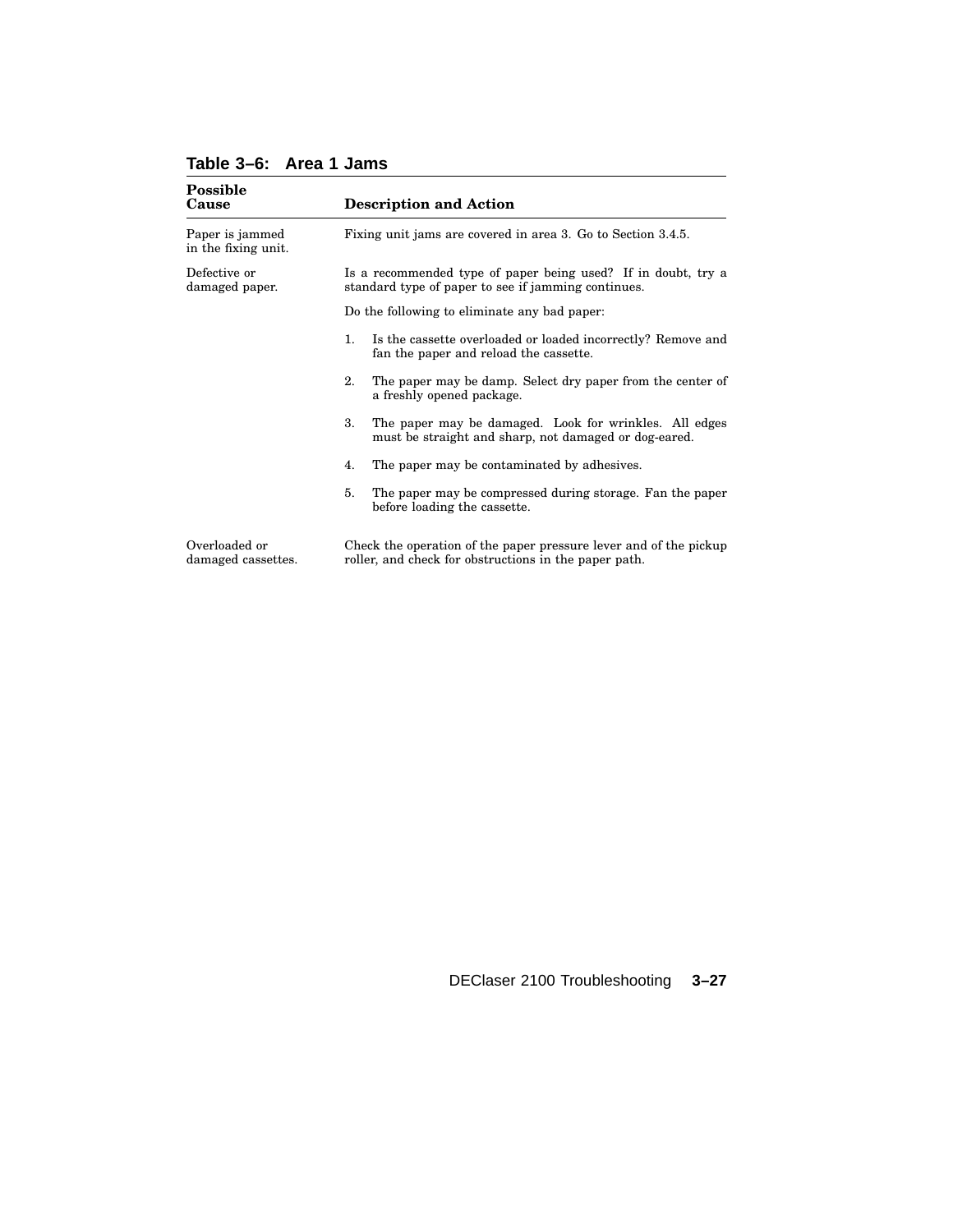**Table 3–6: Area 1 Jams**

| Possible Cause | Description and Action |
|---|---|
| Paper is jammed in the fixing unit. | Fixing unit jams are covered in area 3. Go to Section 3.4.5. |
| Defective or damaged paper. | Is a recommended type of paper being used? If in doubt, try a standard type of paper to see if jamming continues.<br><br>Do the following to eliminate any bad paper:<br><br>1. Is the cassette overloaded or loaded incorrectly? Remove and fan the paper and reload the cassette.<br><br>2. The paper may be damp. Select dry paper from the center of a freshly opened package.<br><br>3. The paper may be damaged. Look for wrinkles. All edges must be straight and sharp, not damaged or dog-eared.<br><br>4. The paper may be contaminated by adhesives.<br><br>5. The paper may be compressed during storage. Fan the paper before loading the cassette. |
| Overloaded or damaged cassettes. | Check the operation of the paper pressure lever and of the pickup roller, and check for obstructions in the paper path. |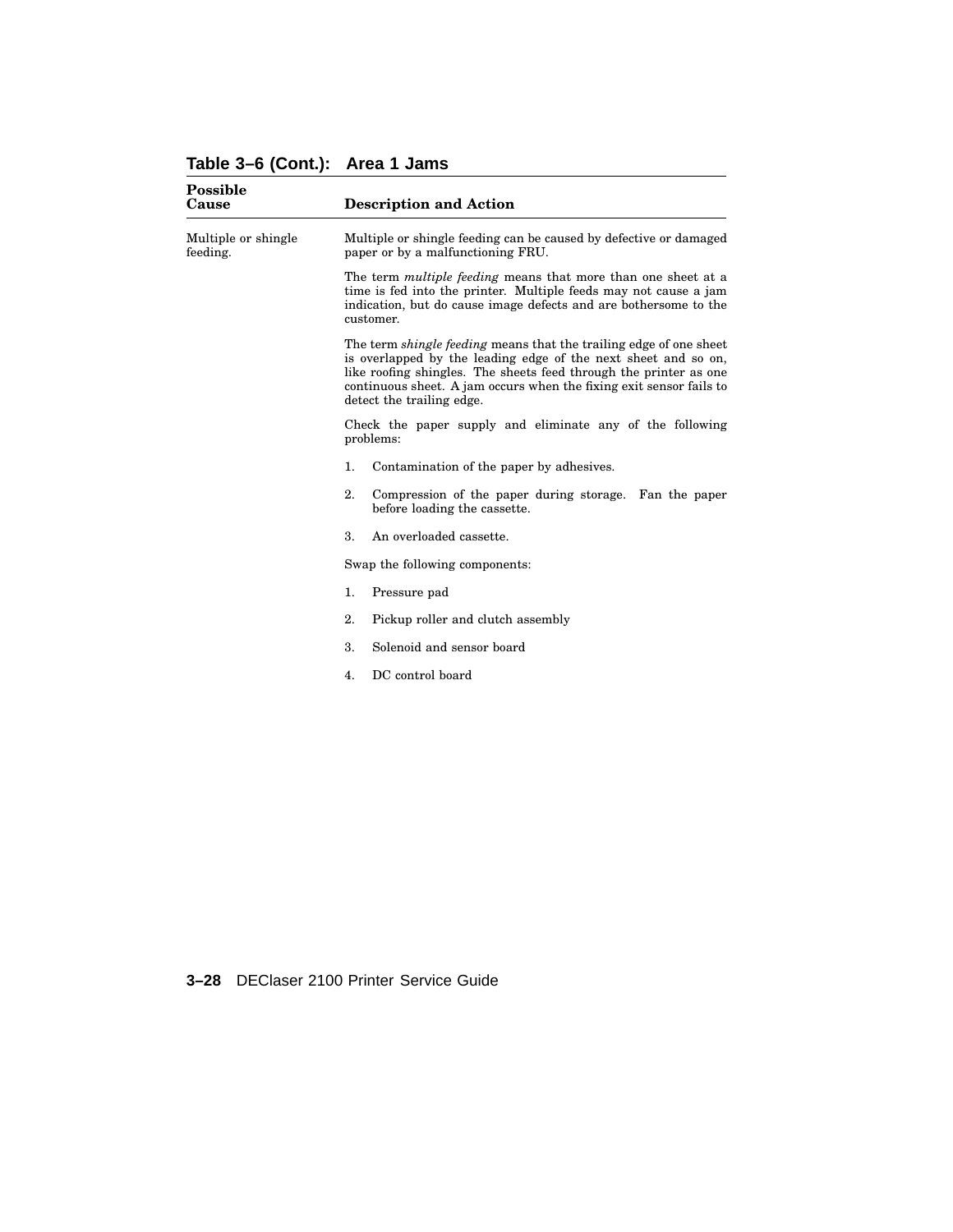**Table 3–6 (Cont.): Area 1 Jams**

| Possible Cause | Description and Action |
|---|---|
| Multiple or shingle feeding. | Multiple or shingle feeding can be caused by defective or damaged paper or by a malfunctioning FRU.<br><br>The term *multiple feeding* means that more than one sheet at a time is fed into the printer. Multiple feeds may not cause a jam indication, but do cause image defects and are bothersome to the customer.<br><br>The term *shingle feeding* means that the trailing edge of one sheet is overlapped by the leading edge of the next sheet and so on, like roofing shingles. The sheets feed through the printer as one continuous sheet. A jam occurs when the fixing exit sensor fails to detect the trailing edge.<br><br>Check the paper supply and eliminate any of the following problems:<br><br>1. Contamination of the paper by adhesives.<br>2. Compression of the paper during storage. Fan the paper before loading the cassette.<br>3. An overloaded cassette.<br><br>Swap the following components:<br><br>1. Pressure pad<br>2. Pickup roller and clutch assembly<br>3. Solenoid and sensor board<br>4. DC control board |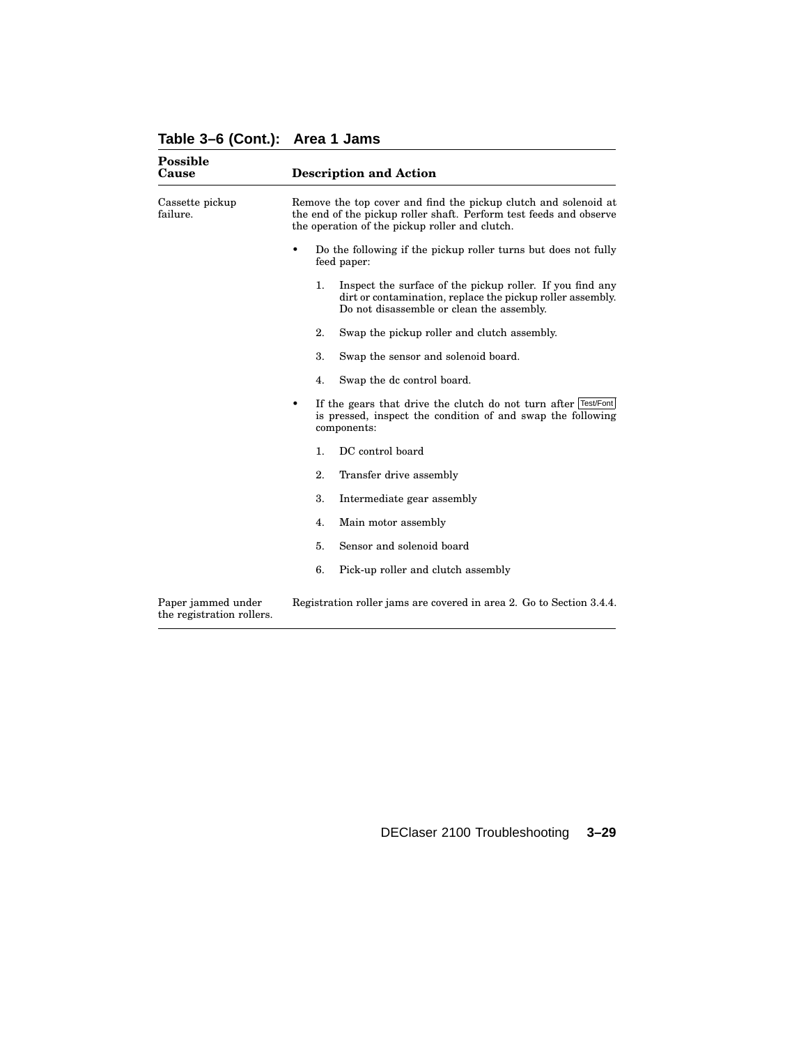**Table 3–6 (Cont.): Area 1 Jams**

| Possible Cause | Description and Action |
|---|---|
| Cassette pickup failure. | Remove the top cover and find the pickup clutch and solenoid at the end of the pickup roller shaft. Perform test feeds and observe the operation of the pickup roller and clutch.<br><br>• Do the following if the pickup roller turns but does not fully feed paper:<br>1. Inspect the surface of the pickup roller. If you find any dirt or contamination, replace the pickup roller assembly. Do not disassemble or clean the assembly.<br>2. Swap the pickup roller and clutch assembly.<br>3. Swap the sensor and solenoid board.<br>4. Swap the dc control board.<br><br>• If the gears that drive the clutch do not turn after Test/Font is pressed, inspect the condition of and swap the following components:<br>1. DC control board<br>2. Transfer drive assembly<br>3. Intermediate gear assembly<br>4. Main motor assembly<br>5. Sensor and solenoid board<br>6. Pick-up roller and clutch assembly |
| Paper jammed under the registration rollers. | Registration roller jams are covered in area 2. Go to Section 3.4.4. |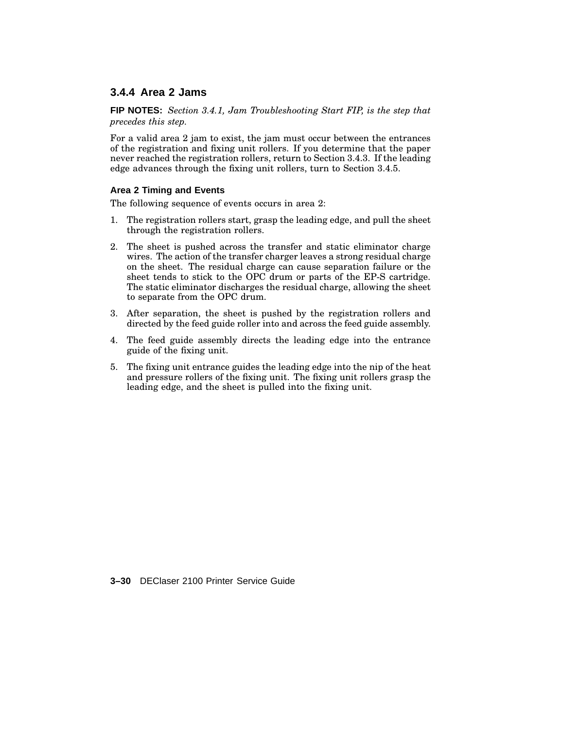### 3.4.4 Area 2 Jams

**FIP NOTES:** *Section 3.4.1, Jam Troubleshooting Start FIP, is the step that precedes this step.*

For a valid area 2 jam to exist, the jam must occur between the entrances of the registration and fixing unit rollers. If you determine that the paper never reached the registration rollers, return to Section 3.4.3. If the leading edge advances through the fixing unit rollers, turn to Section 3.4.5.

#### Area 2 Timing and Events

The following sequence of events occurs in area 2:

1. The registration rollers start, grasp the leading edge, and pull the sheet through the registration rollers.
2. The sheet is pushed across the transfer and static eliminator charge wires. The action of the transfer charger leaves a strong residual charge on the sheet. The residual charge can cause separation failure or the sheet tends to stick to the OPC drum or parts of the EP-S cartridge. The static eliminator discharges the residual charge, allowing the sheet to separate from the OPC drum.
3. After separation, the sheet is pushed by the registration rollers and directed by the feed guide roller into and across the feed guide assembly.
4. The feed guide assembly directs the leading edge into the entrance guide of the fixing unit.
5. The fixing unit entrance guides the leading edge into the nip of the heat and pressure rollers of the fixing unit. The fixing unit rollers grasp the leading edge, and the sheet is pulled into the fixing unit.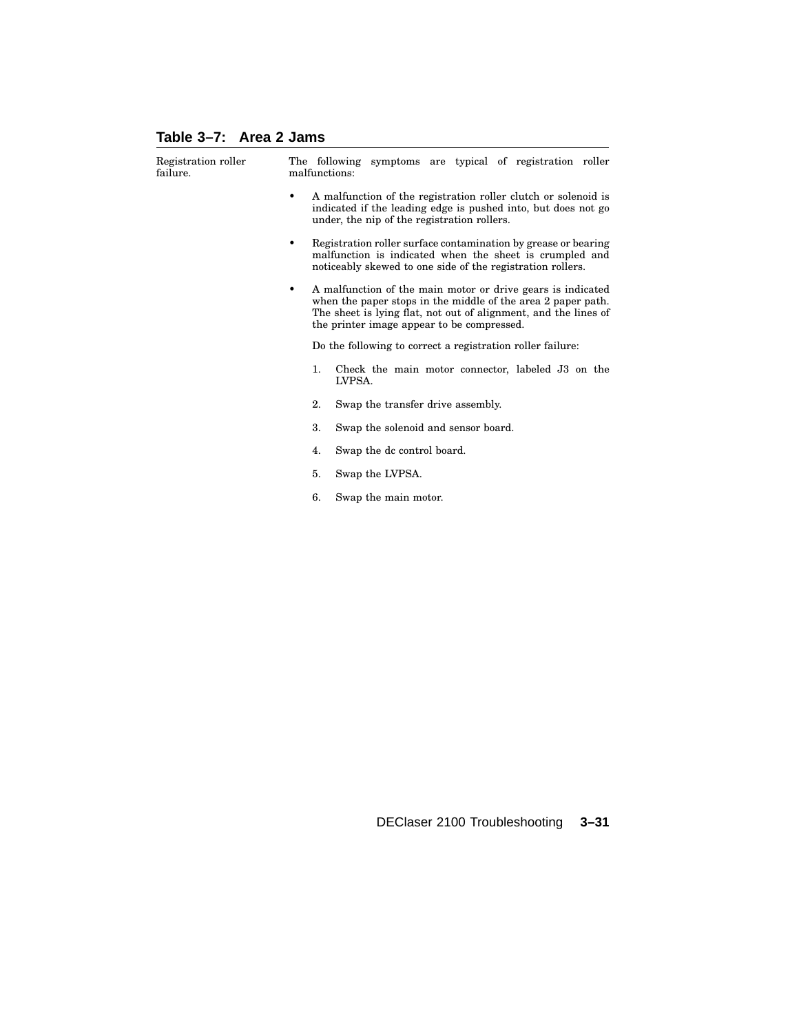**Table 3–7: Area 2 Jams**

| | |
|---|---|
| Registration roller failure. | The following symptoms are typical of registration roller malfunctions:<br><br>• A malfunction of the registration roller clutch or solenoid is indicated if the leading edge is pushed into, but does not go under, the nip of the registration rollers.<br><br>• Registration roller surface contamination by grease or bearing malfunction is indicated when the sheet is crumpled and noticeably skewed to one side of the registration rollers.<br><br>• A malfunction of the main motor or drive gears is indicated when the paper stops in the middle of the area 2 paper path. The sheet is lying flat, not out of alignment, and the lines of the printer image appear to be compressed.<br><br>Do the following to correct a registration roller failure:<br><br>1. Check the main motor connector, labeled J3 on the LVPSA.<br>2. Swap the transfer drive assembly.<br>3. Swap the solenoid and sensor board.<br>4. Swap the dc control board.<br>5. Swap the LVPSA.<br>6. Swap the main motor. |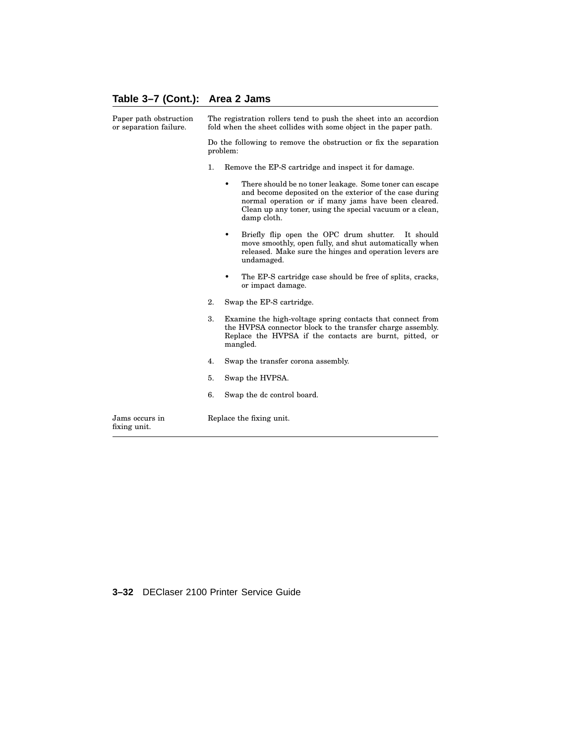## Table 3–7 (Cont.): Area 2 Jams

| | |
|---|---|
| Paper path obstruction or separation failure. | The registration rollers tend to push the sheet into an accordion fold when the sheet collides with some object in the paper path.<br><br>Do the following to remove the obstruction or fix the separation problem:<br><br>1. Remove the EP-S cartridge and inspect it for damage.<br>• There should be no toner leakage. Some toner can escape and become deposited on the exterior of the case during normal operation or if many jams have been cleared. Clean up any toner, using the special vacuum or a clean, damp cloth.<br>• Briefly flip open the OPC drum shutter. It should move smoothly, open fully, and shut automatically when released. Make sure the hinges and operation levers are undamaged.<br>• The EP-S cartridge case should be free of splits, cracks, or impact damage.<br><br>2. Swap the EP-S cartridge.<br><br>3. Examine the high-voltage spring contacts that connect from the HVPSA connector block to the transfer charge assembly. Replace the HVPSA if the contacts are burnt, pitted, or mangled.<br><br>4. Swap the transfer corona assembly.<br><br>5. Swap the HVPSA.<br><br>6. Swap the dc control board. |
| Jams occurs in fixing unit. | Replace the fixing unit. |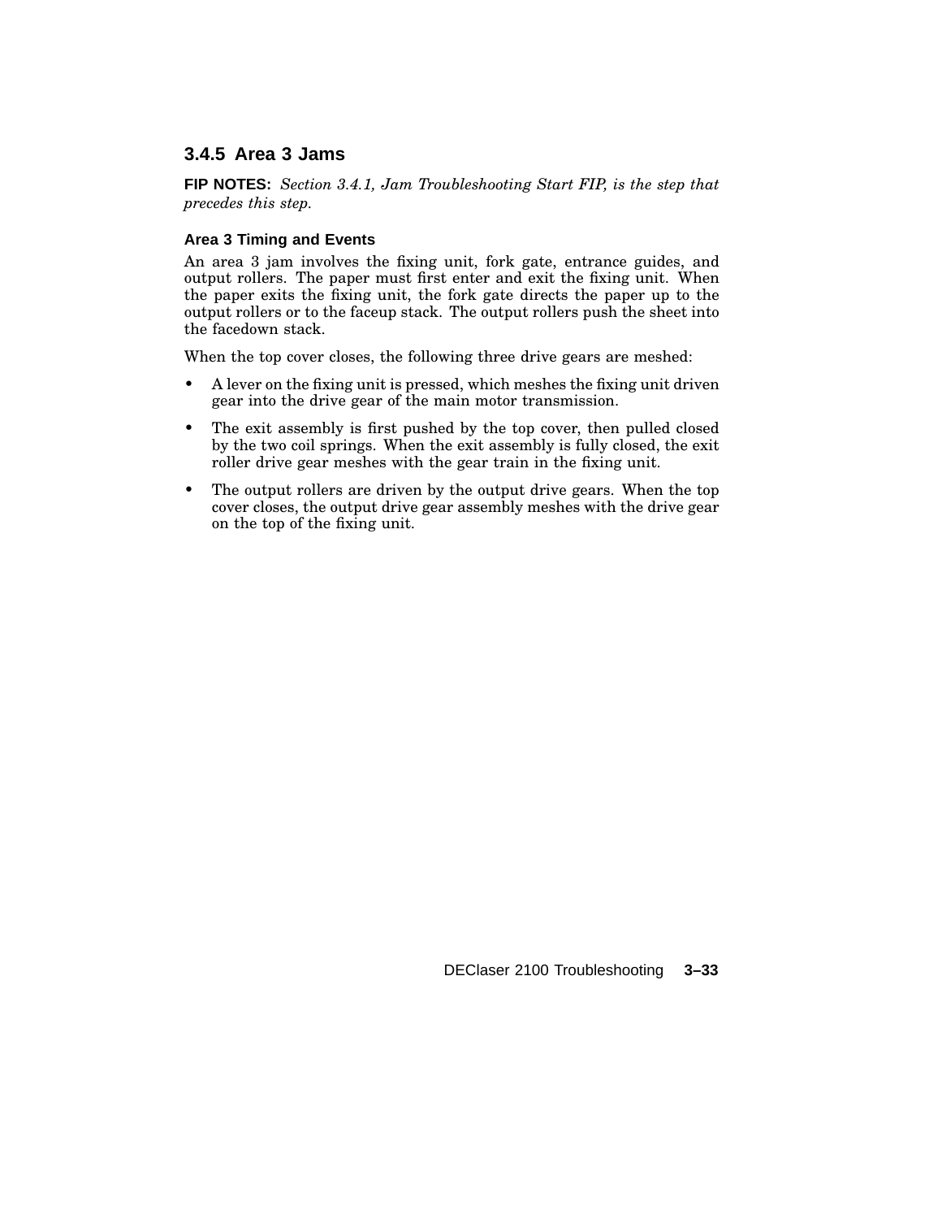### 3.4.5 Area 3 Jams

**FIP NOTES:** *Section 3.4.1, Jam Troubleshooting Start FIP, is the step that precedes this step.*

#### Area 3 Timing and Events

An area 3 jam involves the fixing unit, fork gate, entrance guides, and output rollers. The paper must first enter and exit the fixing unit. When the paper exits the fixing unit, the fork gate directs the paper up to the output rollers or to the faceup stack. The output rollers push the sheet into the facedown stack.

When the top cover closes, the following three drive gears are meshed:

- A lever on the fixing unit is pressed, which meshes the fixing unit driven gear into the drive gear of the main motor transmission.
- The exit assembly is first pushed by the top cover, then pulled closed by the two coil springs. When the exit assembly is fully closed, the exit roller drive gear meshes with the gear train in the fixing unit.
- The output rollers are driven by the output drive gears. When the top cover closes, the output drive gear assembly meshes with the drive gear on the top of the fixing unit.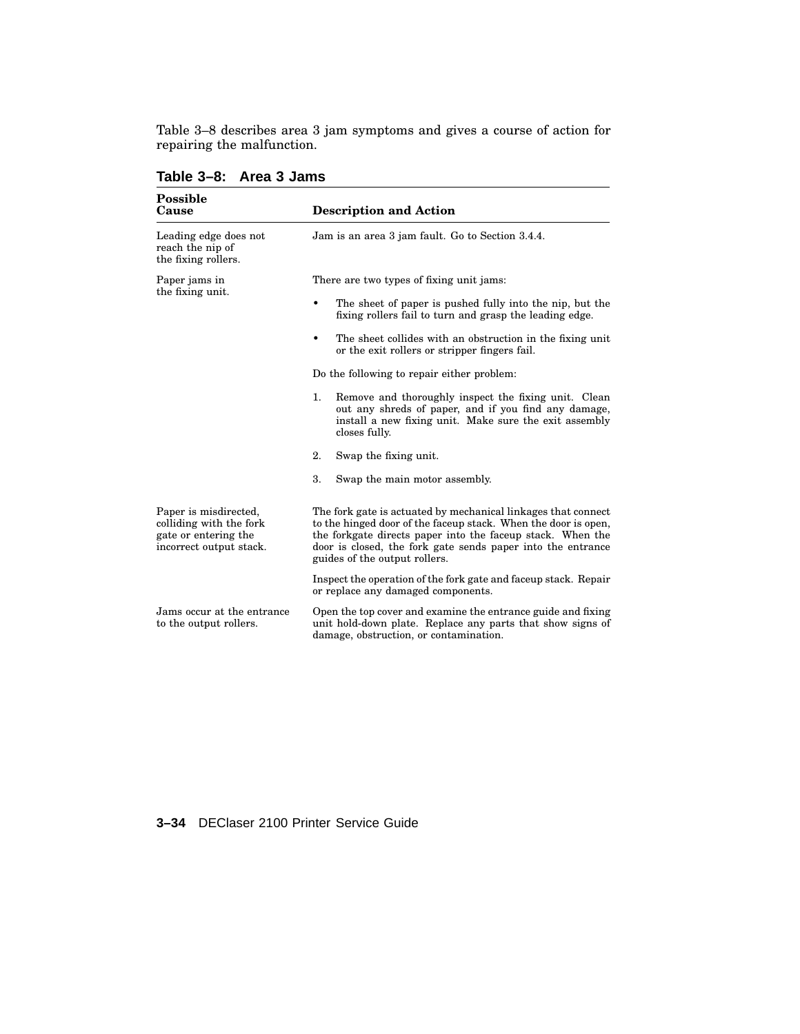Table 3–8 describes area 3 jam symptoms and gives a course of action for repairing the malfunction.

**Table 3–8: Area 3 Jams**

| Possible Cause | Description and Action |
|---|---|
| Leading edge does not reach the nip of the fixing rollers. | Jam is an area 3 jam fault. Go to Section 3.4.4. |
| Paper jams in the fixing unit. | There are two types of fixing unit jams:<br><br>• The sheet of paper is pushed fully into the nip, but the fixing rollers fail to turn and grasp the leading edge.<br><br>• The sheet collides with an obstruction in the fixing unit or the exit rollers or stripper fingers fail.<br><br>Do the following to repair either problem:<br><br>1. Remove and thoroughly inspect the fixing unit. Clean out any shreds of paper, and if you find any damage, install a new fixing unit. Make sure the exit assembly closes fully.<br><br>2. Swap the fixing unit.<br><br>3. Swap the main motor assembly. |
| Paper is misdirected, colliding with the fork gate or entering the incorrect output stack. | The fork gate is actuated by mechanical linkages that connect to the hinged door of the faceup stack. When the door is open, the forkgate directs paper into the faceup stack. When the door is closed, the fork gate sends paper into the entrance guides of the output rollers.<br><br>Inspect the operation of the fork gate and faceup stack. Repair or replace any damaged components. |
| Jams occur at the entrance to the output rollers. | Open the top cover and examine the entrance guide and fixing unit hold-down plate. Replace any parts that show signs of damage, obstruction, or contamination. |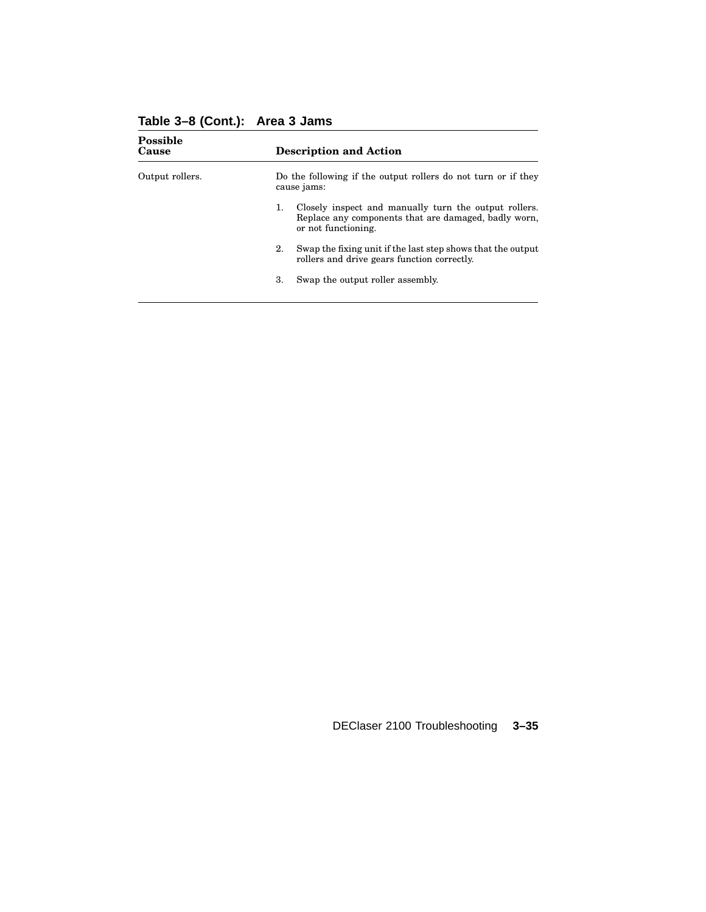**Table 3–8 (Cont.): Area 3 Jams**

| Possible Cause | Description and Action |
|---|---|
| Output rollers. | Do the following if the output rollers do not turn or if they cause jams:<br><br>1. Closely inspect and manually turn the output rollers. Replace any components that are damaged, badly worn, or not functioning.<br><br>2. Swap the fixing unit if the last step shows that the output rollers and drive gears function correctly.<br><br>3. Swap the output roller assembly. |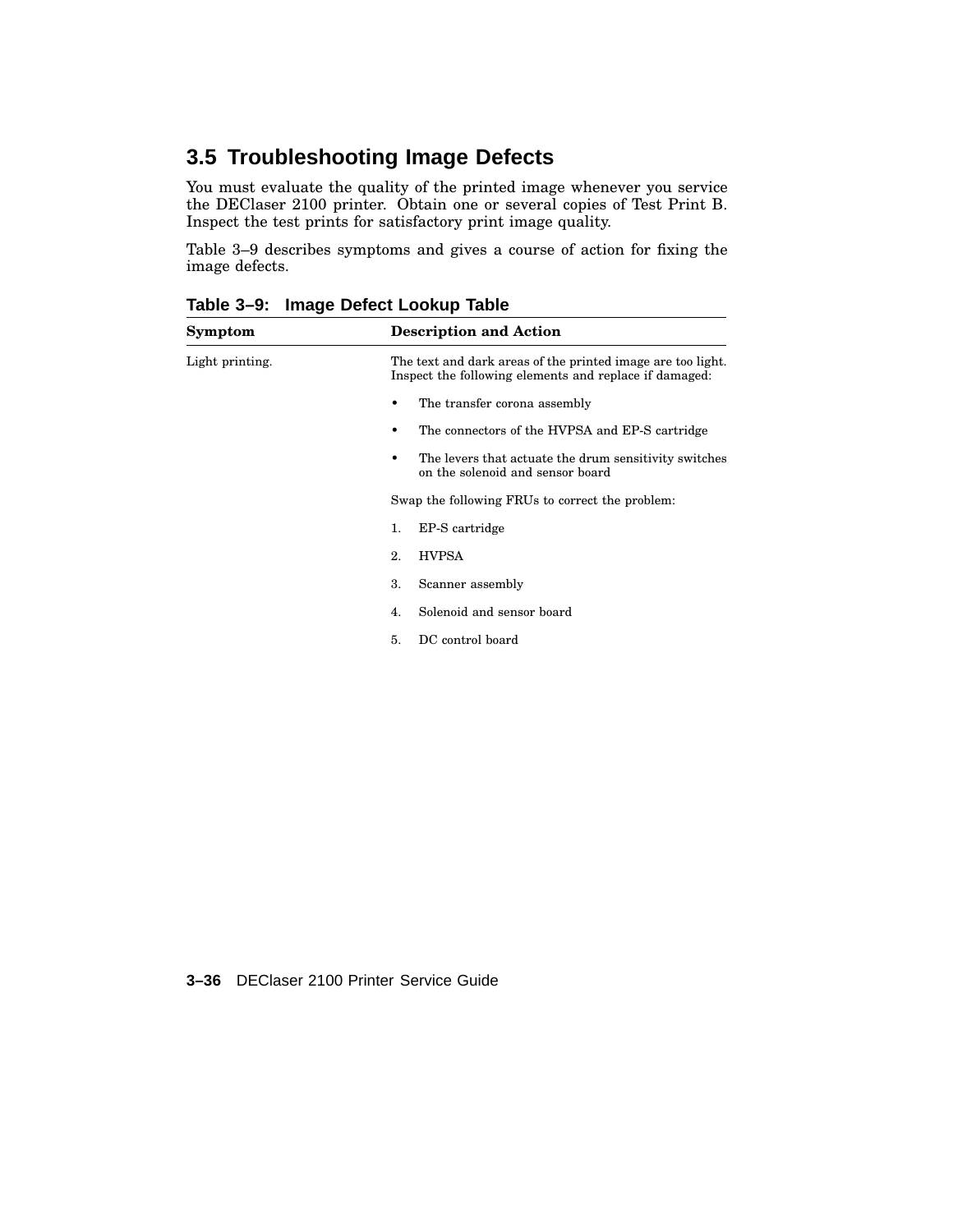## 3.5 Troubleshooting Image Defects

You must evaluate the quality of the printed image whenever you service the DEClaser 2100 printer. Obtain one or several copies of Test Print B. Inspect the test prints for satisfactory print image quality.

Table 3–9 describes symptoms and gives a course of action for fixing the image defects.

**Table 3–9: Image Defect Lookup Table**

| Symptom | Description and Action |
|---|---|
| Light printing. | The text and dark areas of the printed image are too light. Inspect the following elements and replace if damaged:<br><br>• The transfer corona assembly<br><br>• The connectors of the HVPSA and EP-S cartridge<br><br>• The levers that actuate the drum sensitivity switches on the solenoid and sensor board<br><br>Swap the following FRUs to correct the problem:<br><br>1. EP-S cartridge<br><br>2. HVPSA<br><br>3. Scanner assembly<br><br>4. Solenoid and sensor board<br><br>5. DC control board |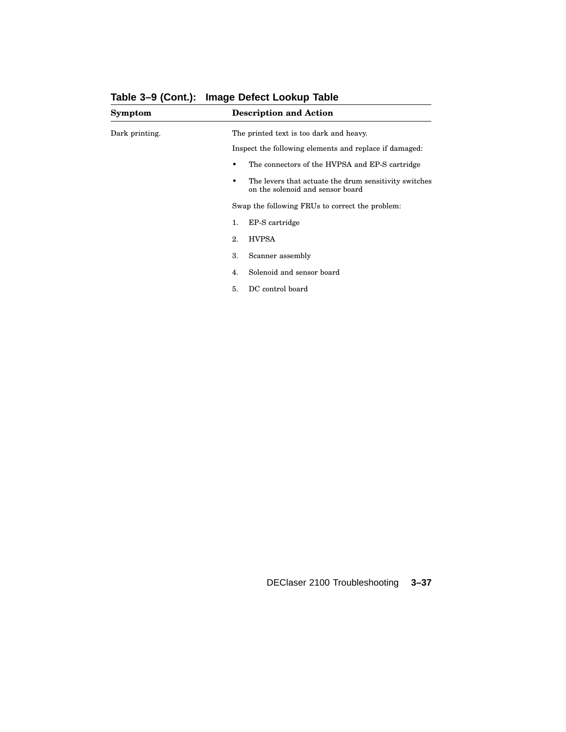**Table 3–9 (Cont.): Image Defect Lookup Table**

| Symptom | Description and Action |
|---|---|
| Dark printing. | The printed text is too dark and heavy.<br><br>Inspect the following elements and replace if damaged:<br><br>• The connectors of the HVPSA and EP-S cartridge<br>• The levers that actuate the drum sensitivity switches on the solenoid and sensor board<br><br>Swap the following FRUs to correct the problem:<br><br>1. EP-S cartridge<br>2. HVPSA<br>3. Scanner assembly<br>4. Solenoid and sensor board<br>5. DC control board |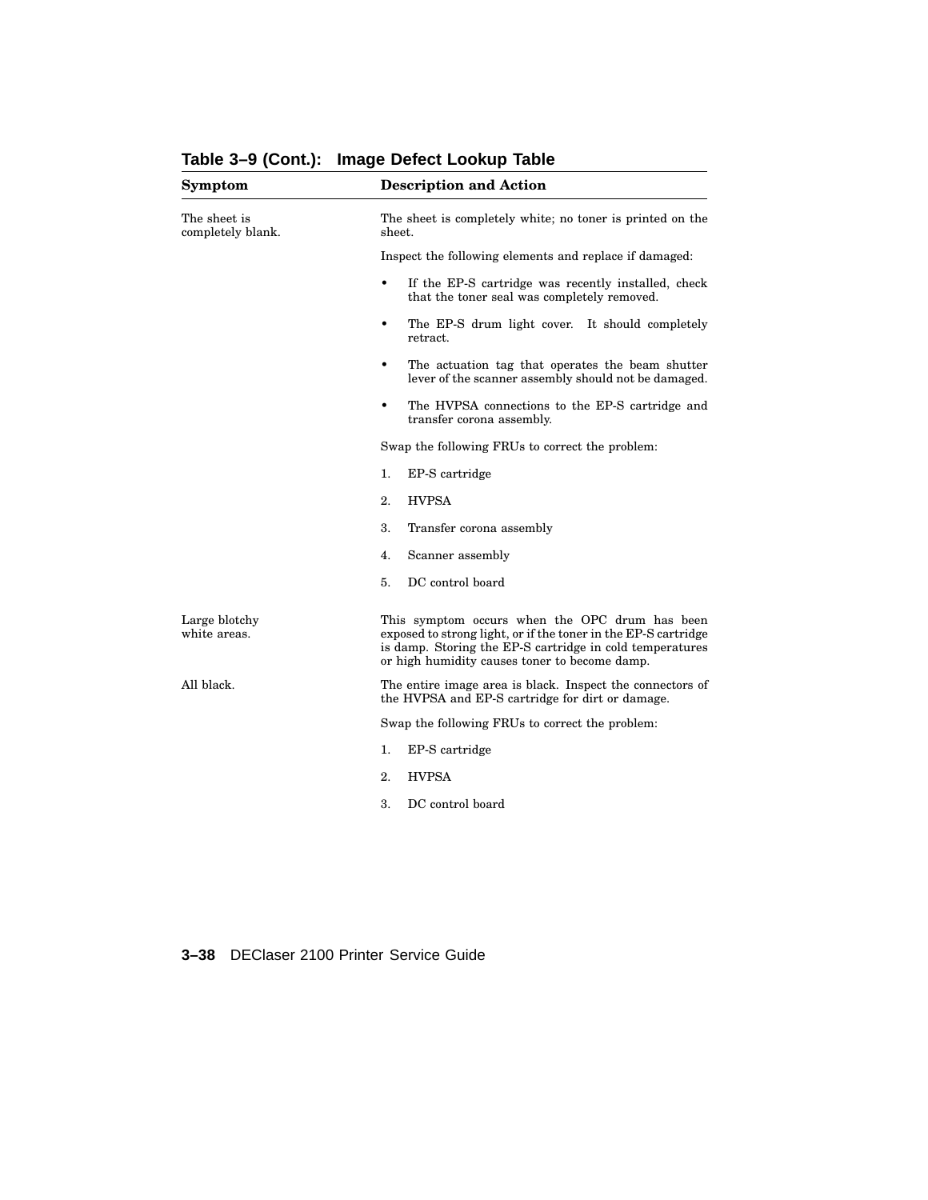**Table 3–9 (Cont.): Image Defect Lookup Table**

| Symptom | Description and Action |
|---|---|
| The sheet is completely blank. | The sheet is completely white; no toner is printed on the sheet.<br><br>Inspect the following elements and replace if damaged:<br><br>• If the EP-S cartridge was recently installed, check that the toner seal was completely removed.<br>• The EP-S drum light cover. It should completely retract.<br>• The actuation tag that operates the beam shutter lever of the scanner assembly should not be damaged.<br>• The HVPSA connections to the EP-S cartridge and transfer corona assembly.<br><br>Swap the following FRUs to correct the problem:<br><br>1. EP-S cartridge<br>2. HVPSA<br>3. Transfer corona assembly<br>4. Scanner assembly<br>5. DC control board |
| Large blotchy white areas. | This symptom occurs when the OPC drum has been exposed to strong light, or if the toner in the EP-S cartridge is damp. Storing the EP-S cartridge in cold temperatures or high humidity causes toner to become damp. |
| All black. | The entire image area is black. Inspect the connectors of the HVPSA and EP-S cartridge for dirt or damage.<br><br>Swap the following FRUs to correct the problem:<br><br>1. EP-S cartridge<br>2. HVPSA<br>3. DC control board |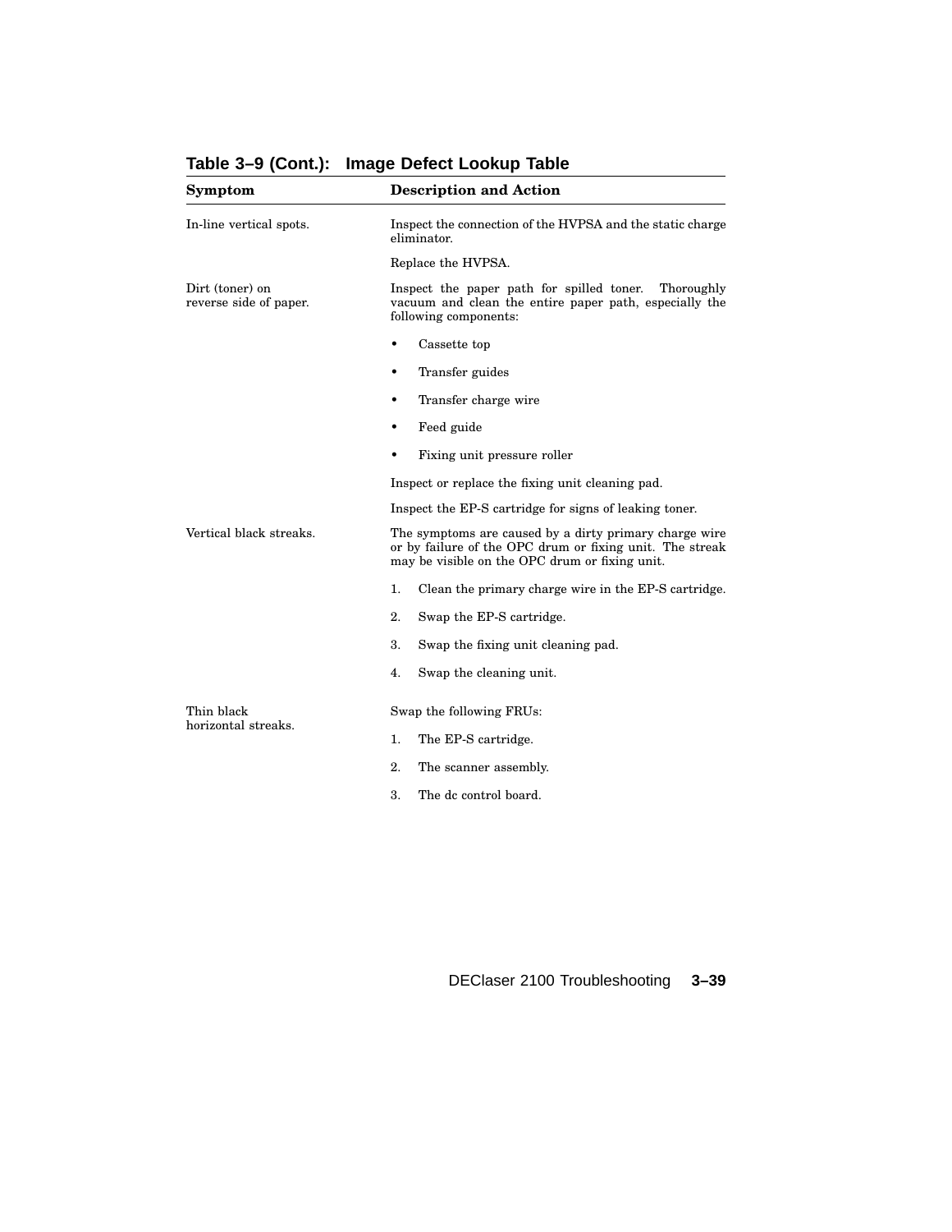**Table 3–9 (Cont.): Image Defect Lookup Table**

| Symptom | Description and Action |
|---|---|
| In-line vertical spots. | Inspect the connection of the HVPSA and the static charge eliminator.<br><br>Replace the HVPSA. |
| Dirt (toner) on reverse side of paper. | Inspect the paper path for spilled toner. Thoroughly vacuum and clean the entire paper path, especially the following components:<br><br>• Cassette top<br>• Transfer guides<br>• Transfer charge wire<br>• Feed guide<br>• Fixing unit pressure roller<br><br>Inspect or replace the fixing unit cleaning pad.<br><br>Inspect the EP-S cartridge for signs of leaking toner. |
| Vertical black streaks. | The symptoms are caused by a dirty primary charge wire or by failure of the OPC drum or fixing unit. The streak may be visible on the OPC drum or fixing unit.<br><br>1. Clean the primary charge wire in the EP-S cartridge.<br>2. Swap the EP-S cartridge.<br>3. Swap the fixing unit cleaning pad.<br>4. Swap the cleaning unit. |
| Thin black horizontal streaks. | Swap the following FRUs:<br><br>1. The EP-S cartridge.<br>2. The scanner assembly.<br>3. The dc control board. |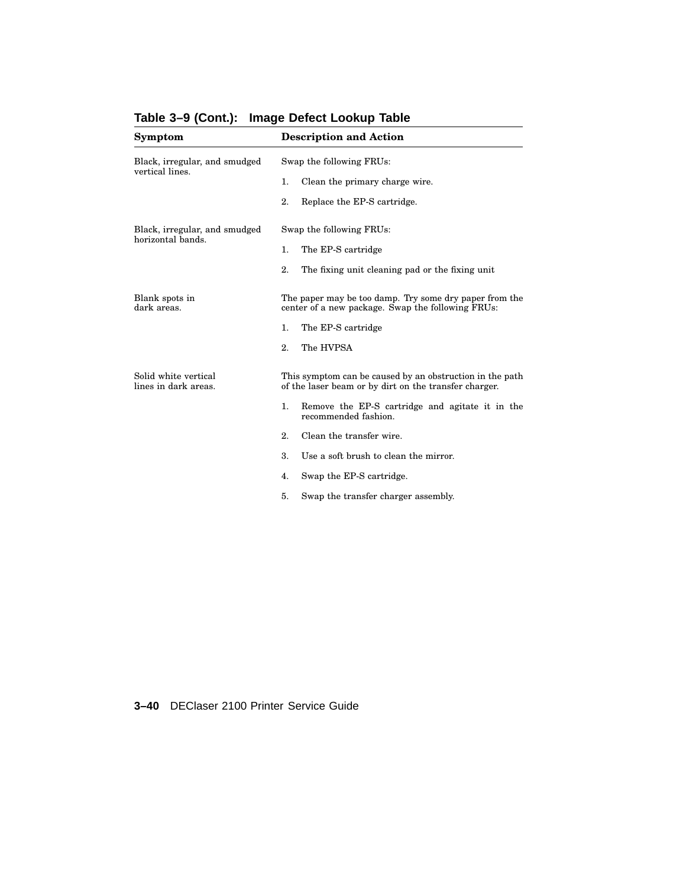**Table 3–9 (Cont.): Image Defect Lookup Table**

| Symptom | Description and Action |
|---|---|
| Black, irregular, and smudged vertical lines. | Swap the following FRUs:<br>1. Clean the primary charge wire.<br>2. Replace the EP-S cartridge. |
| Black, irregular, and smudged horizontal bands. | Swap the following FRUs:<br>1. The EP-S cartridge<br>2. The fixing unit cleaning pad or the fixing unit |
| Blank spots in dark areas. | The paper may be too damp. Try some dry paper from the center of a new package. Swap the following FRUs:<br>1. The EP-S cartridge<br>2. The HVPSA |
| Solid white vertical lines in dark areas. | This symptom can be caused by an obstruction in the path of the laser beam or by dirt on the transfer charger.<br>1. Remove the EP-S cartridge and agitate it in the recommended fashion.<br>2. Clean the transfer wire.<br>3. Use a soft brush to clean the mirror.<br>4. Swap the EP-S cartridge.<br>5. Swap the transfer charger assembly. |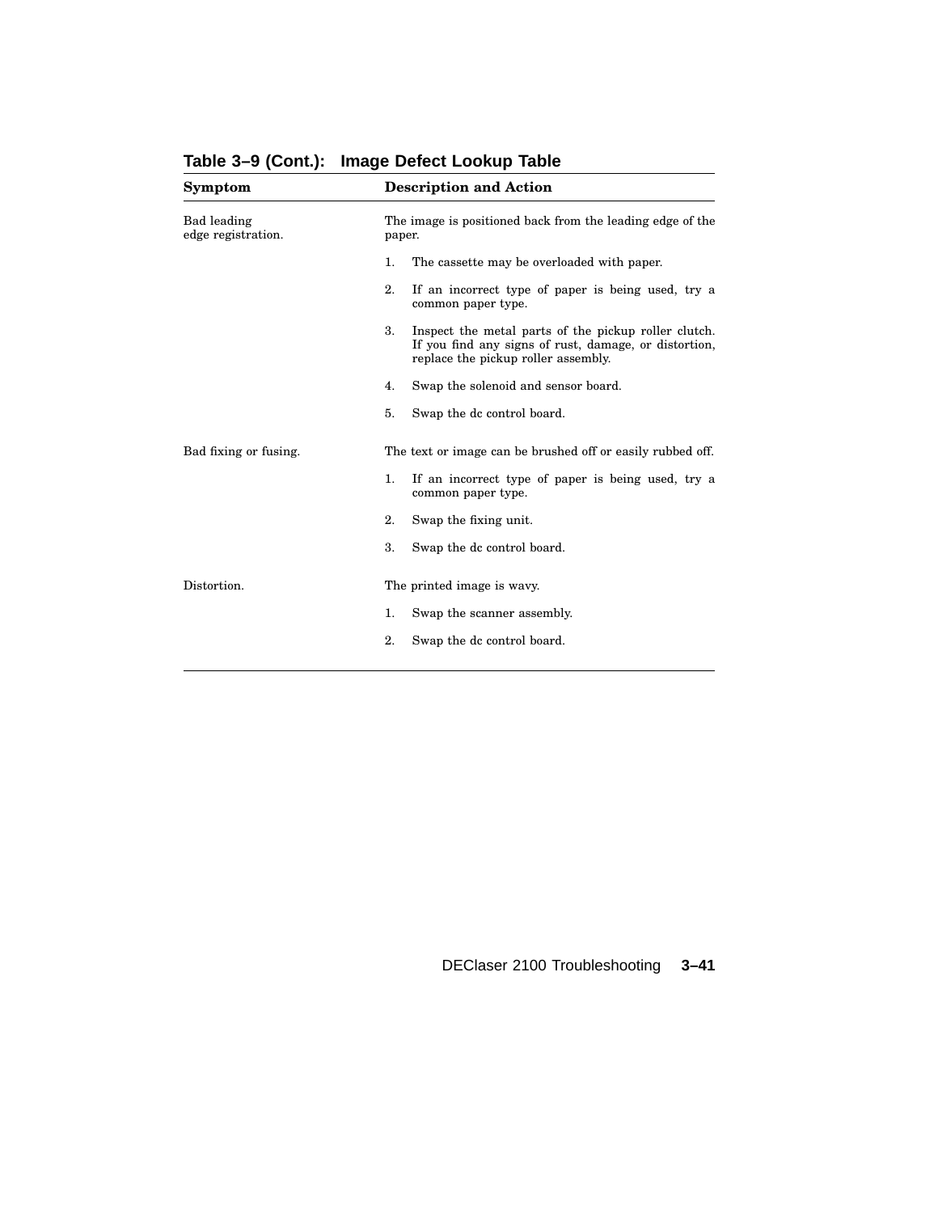**Table 3–9 (Cont.): Image Defect Lookup Table**

| Symptom | Description and Action |
|---|---|
| Bad leading edge registration. | The image is positioned back from the leading edge of the paper.<br>1. The cassette may be overloaded with paper.<br>2. If an incorrect type of paper is being used, try a common paper type.<br>3. Inspect the metal parts of the pickup roller clutch. If you find any signs of rust, damage, or distortion, replace the pickup roller assembly.<br>4. Swap the solenoid and sensor board.<br>5. Swap the dc control board. |
| Bad fixing or fusing. | The text or image can be brushed off or easily rubbed off.<br>1. If an incorrect type of paper is being used, try a common paper type.<br>2. Swap the fixing unit.<br>3. Swap the dc control board. |
| Distortion. | The printed image is wavy.<br>1. Swap the scanner assembly.<br>2. Swap the dc control board. |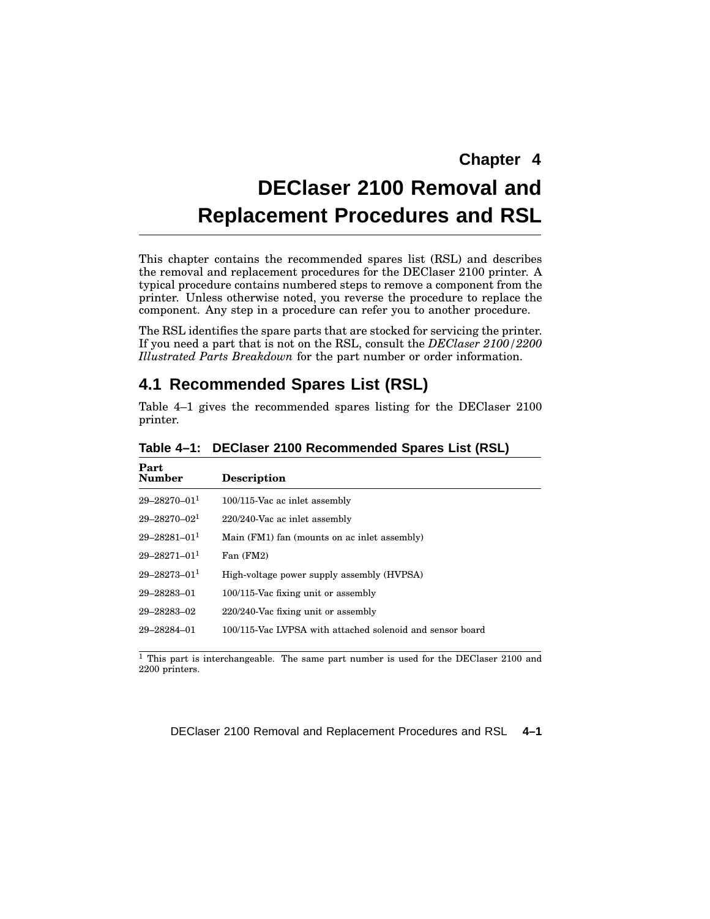# Chapter 4

# DEClaser 2100 Removal and Replacement Procedures and RSL

This chapter contains the recommended spares list (RSL) and describes the removal and replacement procedures for the DEClaser 2100 printer. A typical procedure contains numbered steps to remove a component from the printer. Unless otherwise noted, you reverse the procedure to replace the component. Any step in a procedure can refer you to another procedure.

The RSL identifies the spare parts that are stocked for servicing the printer. If you need a part that is not on the RSL, consult the *DEClaser 2100/2200 Illustrated Parts Breakdown* for the part number or order information.

## 4.1 Recommended Spares List (RSL)

Table 4–1 gives the recommended spares listing for the DEClaser 2100 printer.

**Table 4–1: DEClaser 2100 Recommended Spares List (RSL)**

| Part Number | Description |
|---|---|
| 29–28270–01[1] | 100/115-Vac ac inlet assembly |
| 29–28270–02[1] | 220/240-Vac ac inlet assembly |
| 29–28281–01[1] | Main (FM1) fan (mounts on ac inlet assembly) |
| 29–28271–01[1] | Fan (FM2) |
| 29–28273–01[1] | High-voltage power supply assembly (HVPSA) |
| 29–28283–01 | 100/115-Vac fixing unit or assembly |
| 29–28283–02 | 220/240-Vac fixing unit or assembly |
| 29–28284–01 | 100/115-Vac LVPSA with attached solenoid and sensor board |

[1] This part is interchangeable. The same part number is used for the DEClaser 2100 and 2200 printers.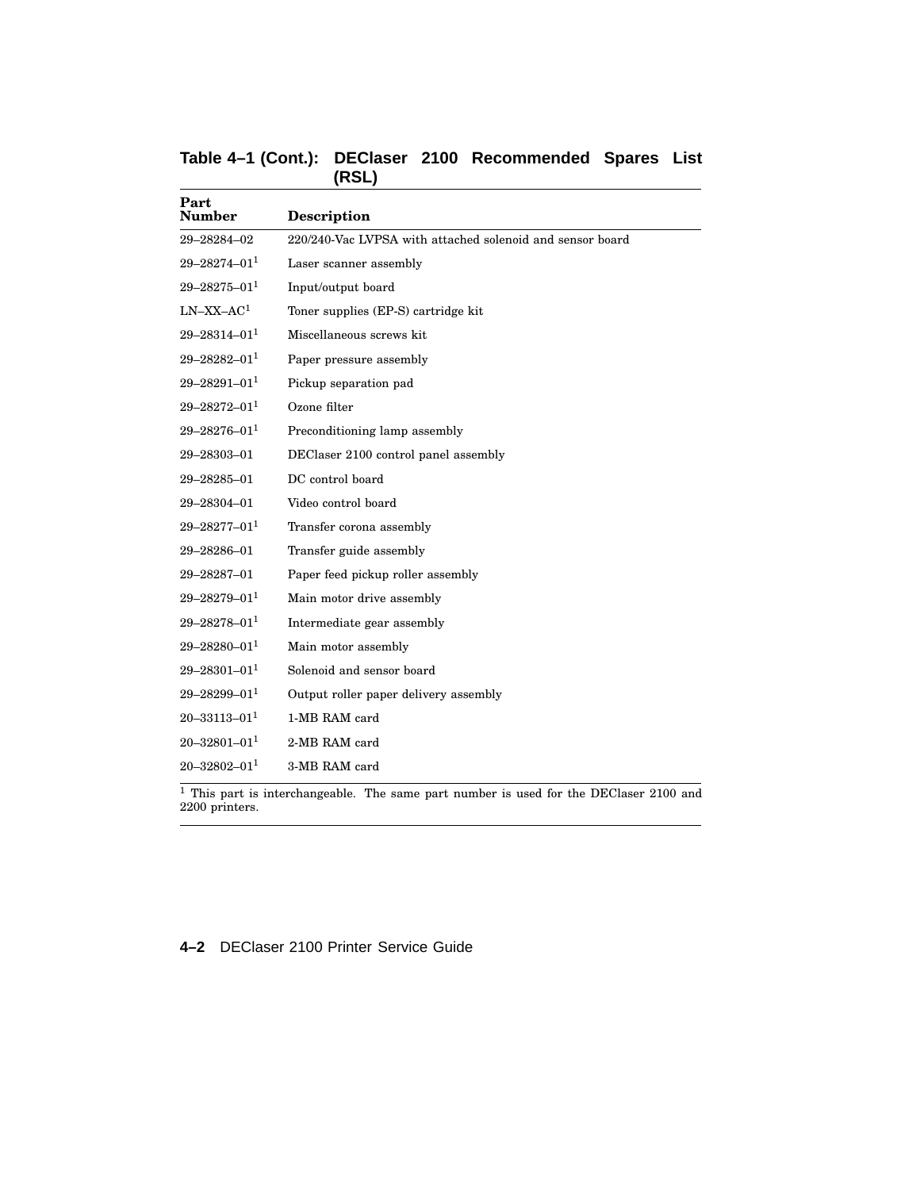**Table 4–1 (Cont.): DEClaser 2100 Recommended Spares List (RSL)**

| Part Number | Description |
| --- | --- |
| 29–28284–02 | 220/240-Vac LVPSA with attached solenoid and sensor board |
| 29–28274–01[1] | Laser scanner assembly |
| 29–28275–01[1] | Input/output board |
| LN–XX–AC[1] | Toner supplies (EP-S) cartridge kit |
| 29–28314–01[1] | Miscellaneous screws kit |
| 29–28282–01[1] | Paper pressure assembly |
| 29–28291–01[1] | Pickup separation pad |
| 29–28272–01[1] | Ozone filter |
| 29–28276–01[1] | Preconditioning lamp assembly |
| 29–28303–01 | DEClaser 2100 control panel assembly |
| 29–28285–01 | DC control board |
| 29–28304–01 | Video control board |
| 29–28277–01[1] | Transfer corona assembly |
| 29–28286–01 | Transfer guide assembly |
| 29–28287–01 | Paper feed pickup roller assembly |
| 29–28279–01[1] | Main motor drive assembly |
| 29–28278–01[1] | Intermediate gear assembly |
| 29–28280–01[1] | Main motor assembly |
| 29–28301–01[1] | Solenoid and sensor board |
| 29–28299–01[1] | Output roller paper delivery assembly |
| 20–33113–01[1] | 1-MB RAM card |
| 20–32801–01[1] | 2-MB RAM card |
| 20–32802–01[1] | 3-MB RAM card |

[1] This part is interchangeable. The same part number is used for the DEClaser 2100 and 2200 printers.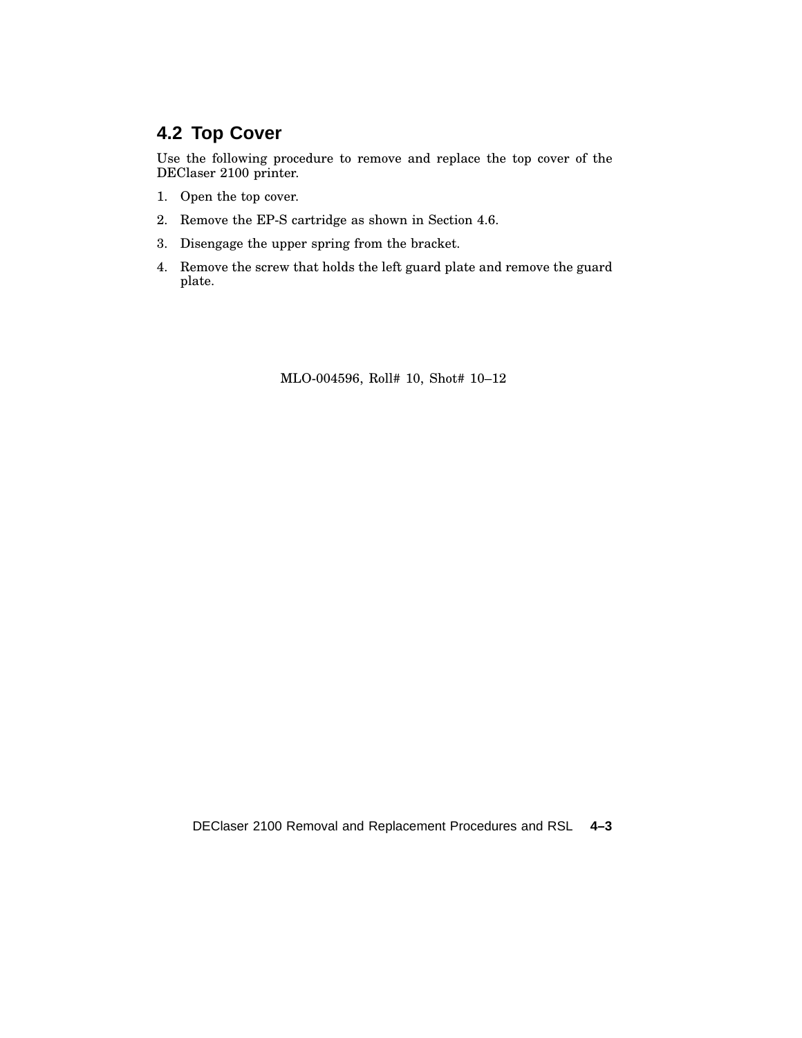## 4.2 Top Cover

Use the following procedure to remove and replace the top cover of the DEClaser 2100 printer.

1. Open the top cover.
2. Remove the EP-S cartridge as shown in Section 4.6.
3. Disengage the upper spring from the bracket.
4. Remove the screw that holds the left guard plate and remove the guard plate.

MLO-004596, Roll# 10, Shot# 10–12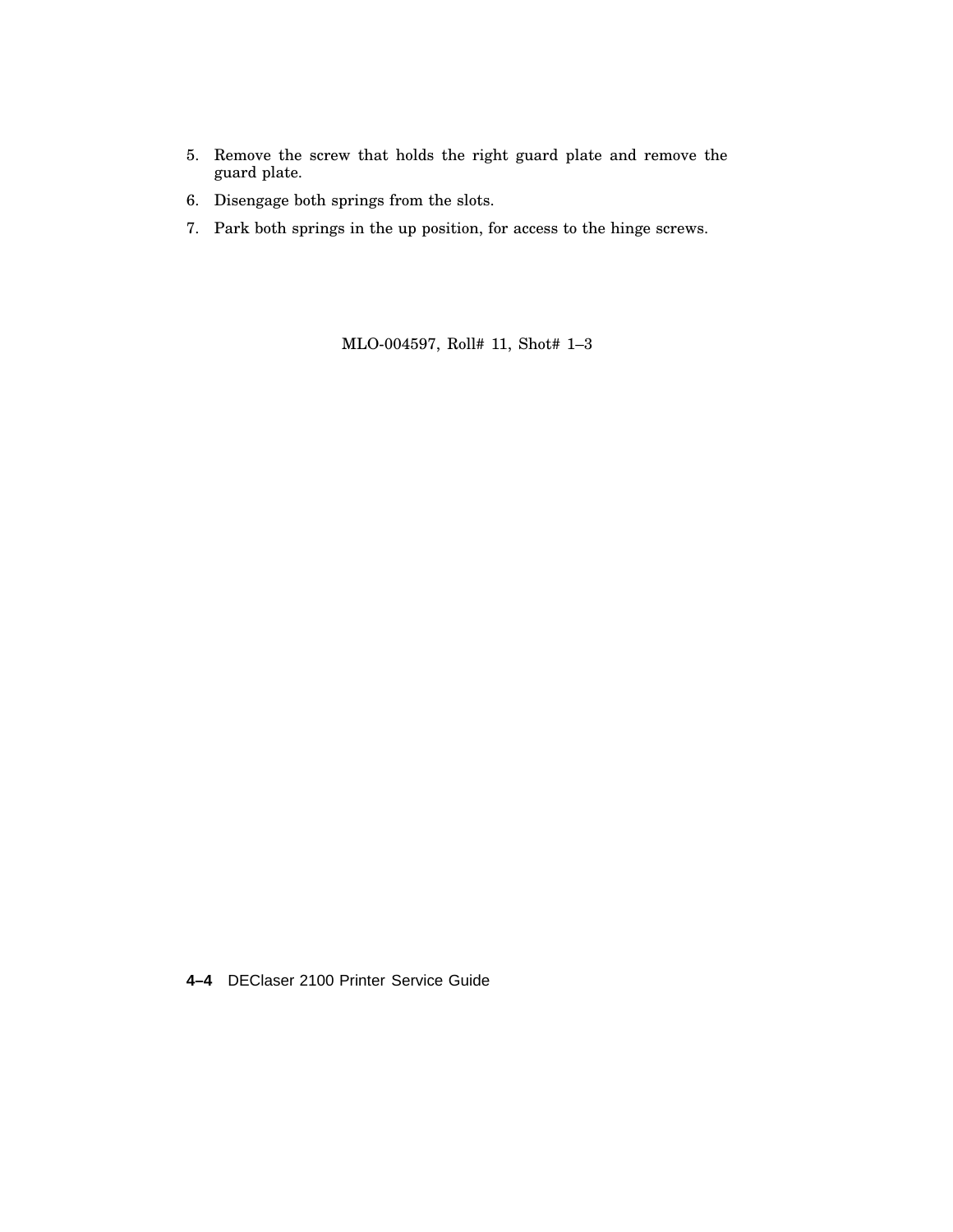5. Remove the screw that holds the right guard plate and remove the guard plate.
6. Disengage both springs from the slots.
7. Park both springs in the up position, for access to the hinge screws.

MLO-004597, Roll# 11, Shot# 1–3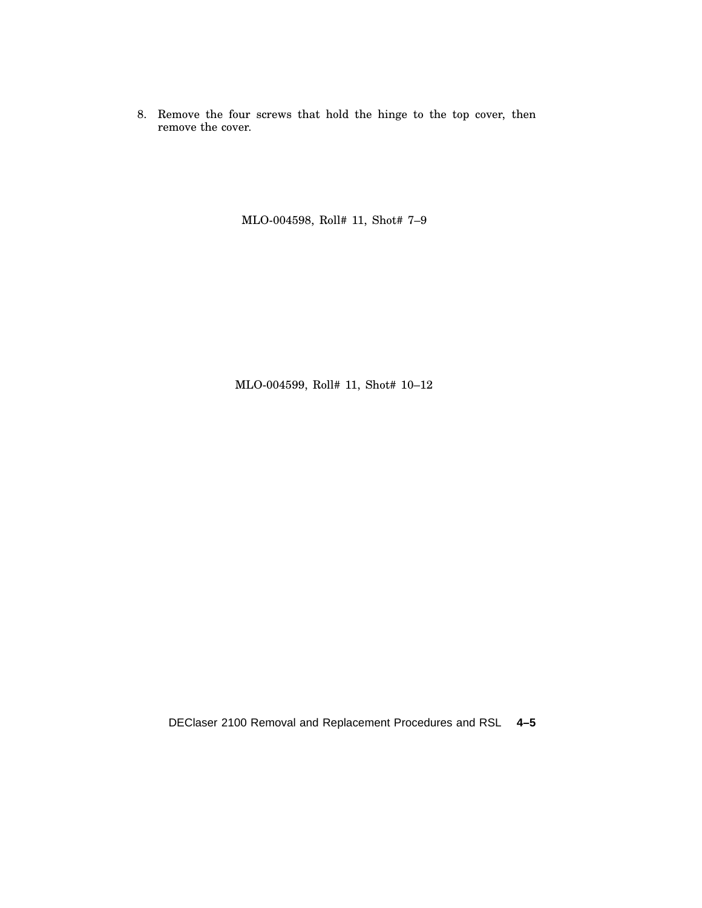8. Remove the four screws that hold the hinge to the top cover, then remove the cover.

MLO-004598, Roll# 11, Shot# 7–9

MLO-004599, Roll# 11, Shot# 10–12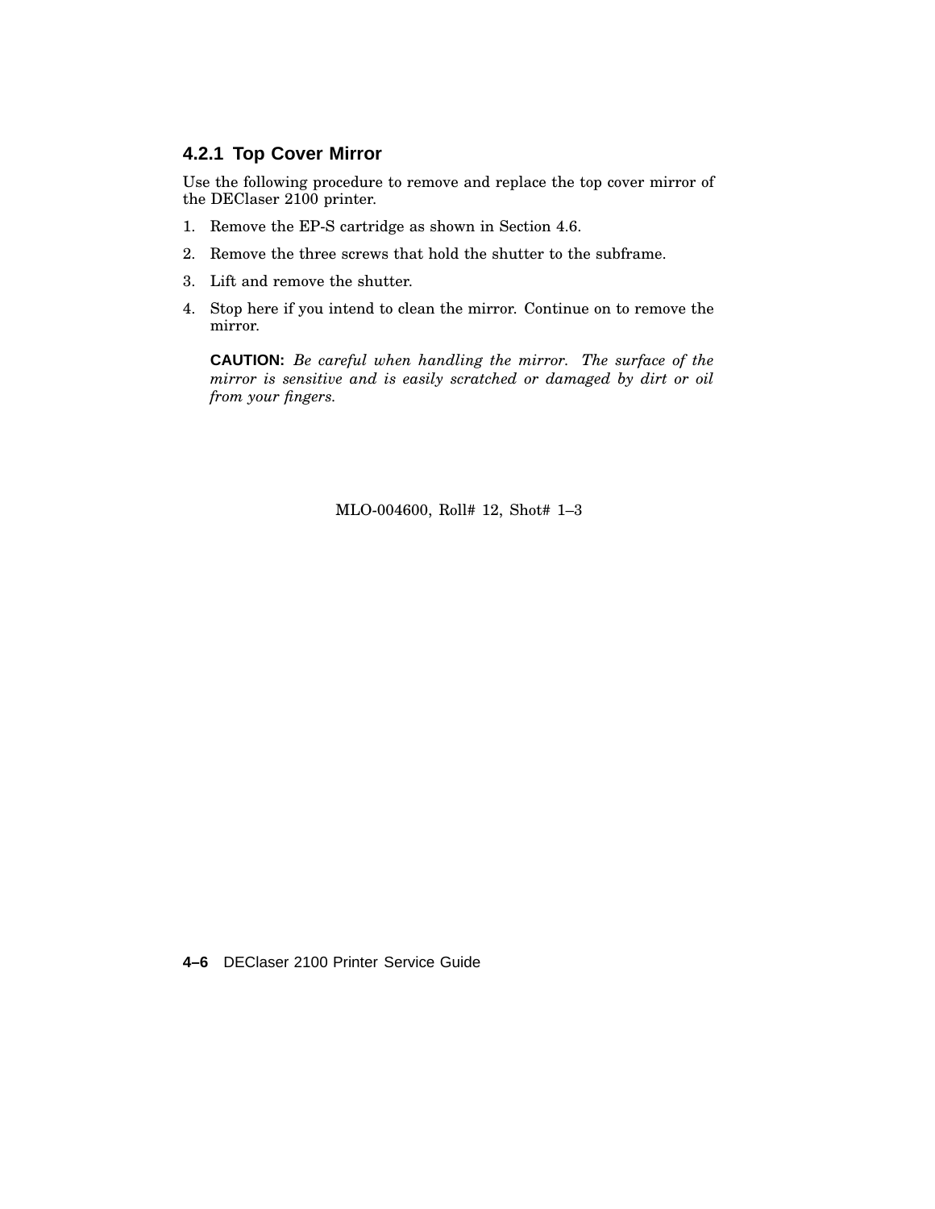### 4.2.1 Top Cover Mirror

Use the following procedure to remove and replace the top cover mirror of the DEClaser 2100 printer.

1. Remove the EP-S cartridge as shown in Section 4.6.
2. Remove the three screws that hold the shutter to the subframe.
3. Lift and remove the shutter.
4. Stop here if you intend to clean the mirror. Continue on to remove the mirror.

   **CAUTION:** *Be careful when handling the mirror. The surface of the mirror is sensitive and is easily scratched or damaged by dirt or oil from your fingers.*

MLO-004600, Roll# 12, Shot# 1–3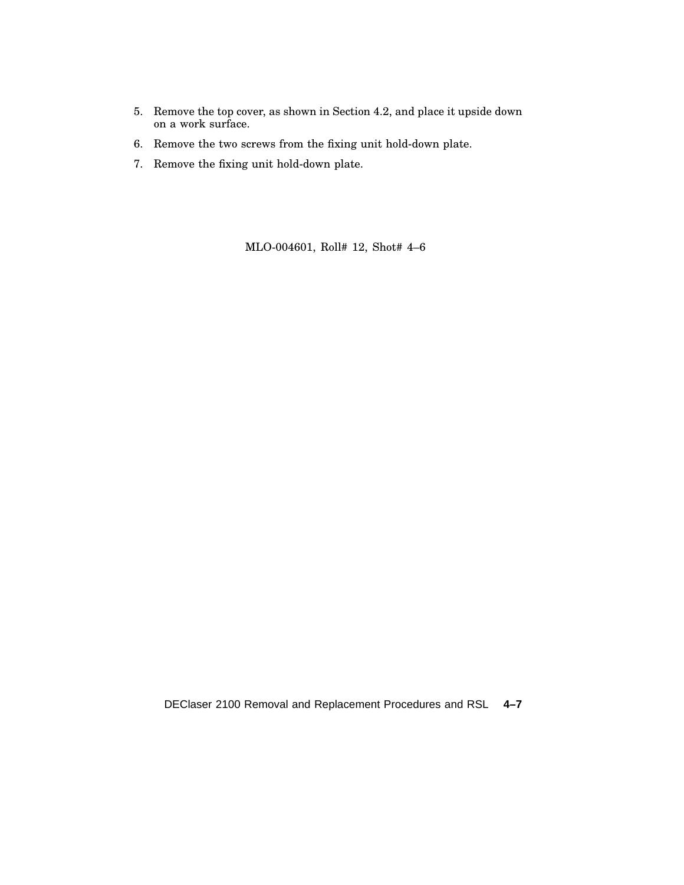5. Remove the top cover, as shown in Section 4.2, and place it upside down on a work surface.
6. Remove the two screws from the fixing unit hold-down plate.
7. Remove the fixing unit hold-down plate.

MLO-004601, Roll# 12, Shot# 4–6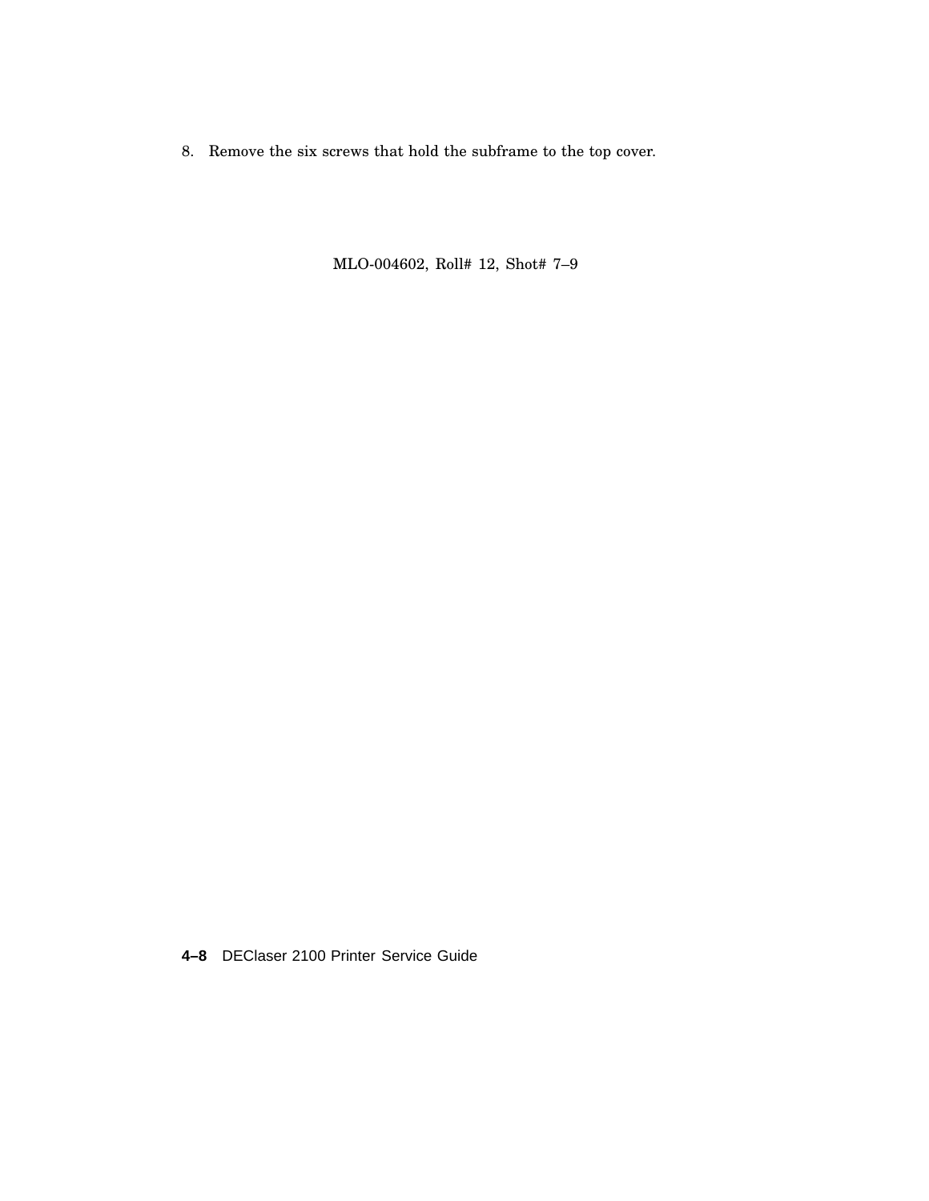8. Remove the six screws that hold the subframe to the top cover.

MLO-004602, Roll# 12, Shot# 7–9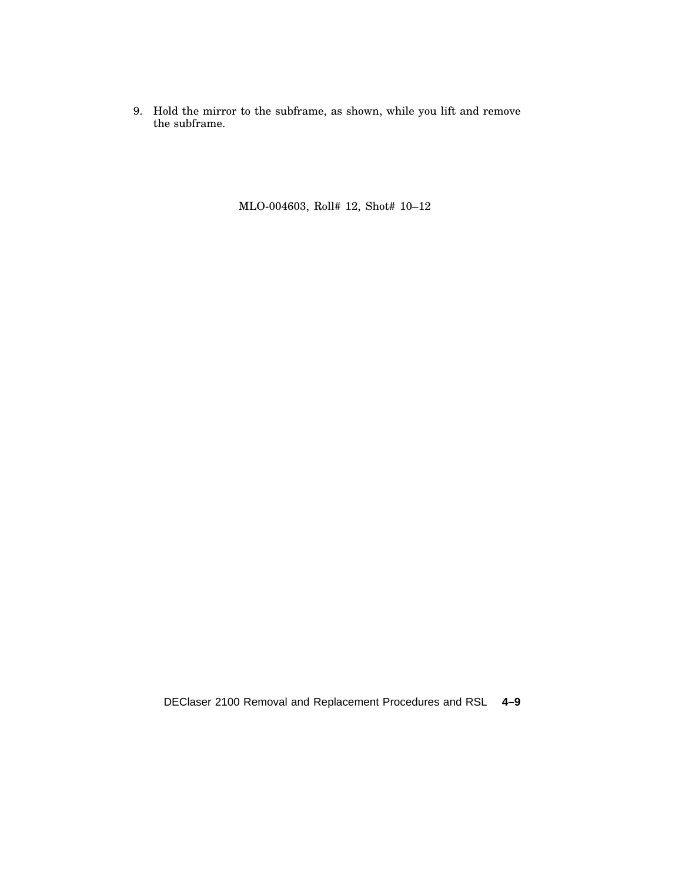9. Hold the mirror to the subframe, as shown, while you lift and remove the subframe.

MLO-004603, Roll# 12, Shot# 10–12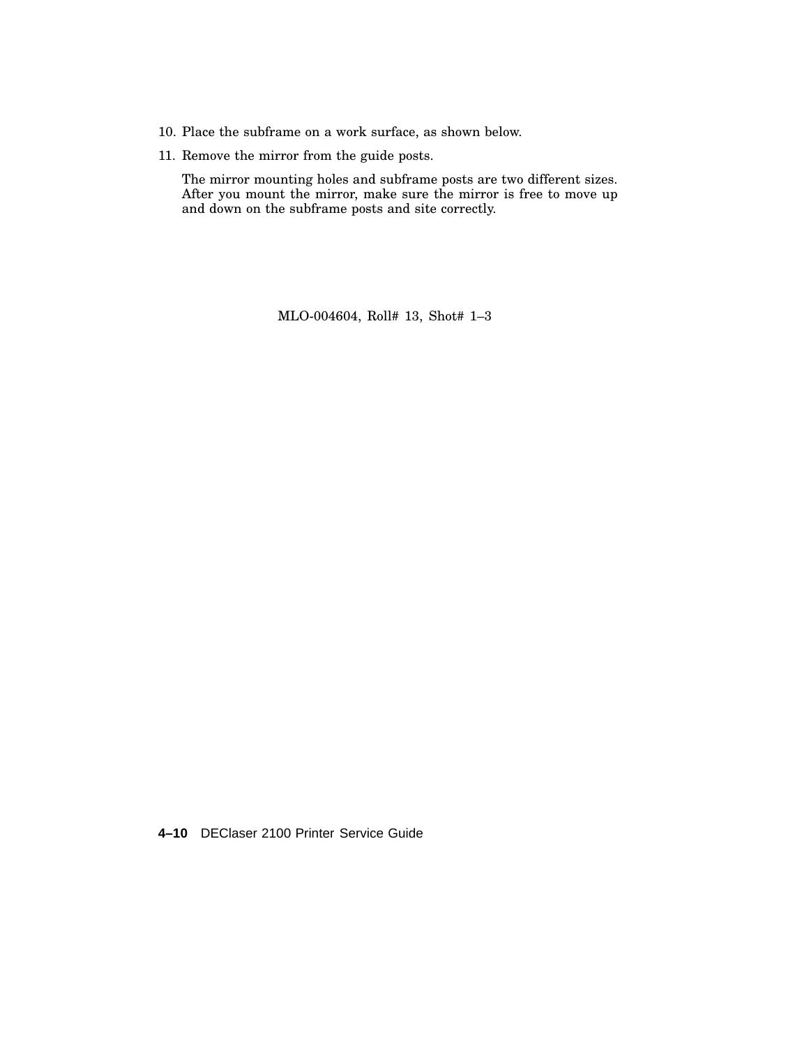10. Place the subframe on a work surface, as shown below.
11. Remove the mirror from the guide posts.

    The mirror mounting holes and subframe posts are two different sizes. After you mount the mirror, make sure the mirror is free to move up and down on the subframe posts and site correctly.

MLO-004604, Roll# 13, Shot# 1–3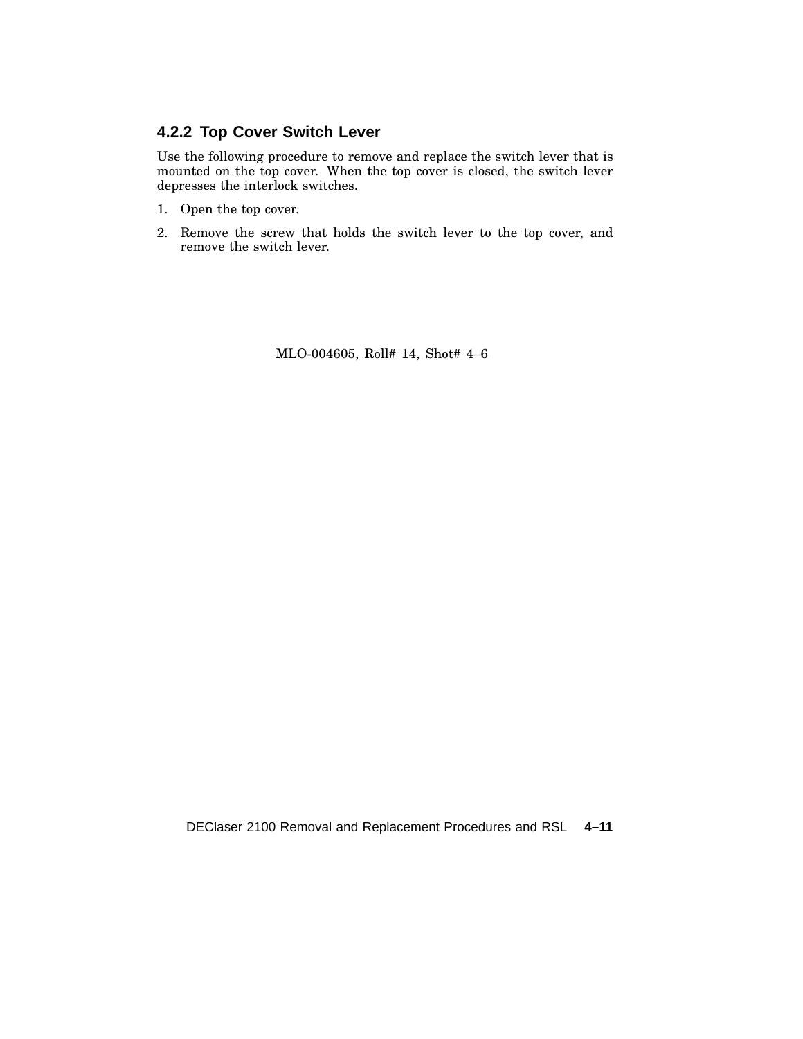### 4.2.2 Top Cover Switch Lever

Use the following procedure to remove and replace the switch lever that is mounted on the top cover. When the top cover is closed, the switch lever depresses the interlock switches.

1. Open the top cover.
2. Remove the screw that holds the switch lever to the top cover, and remove the switch lever.

MLO-004605, Roll# 14, Shot# 4–6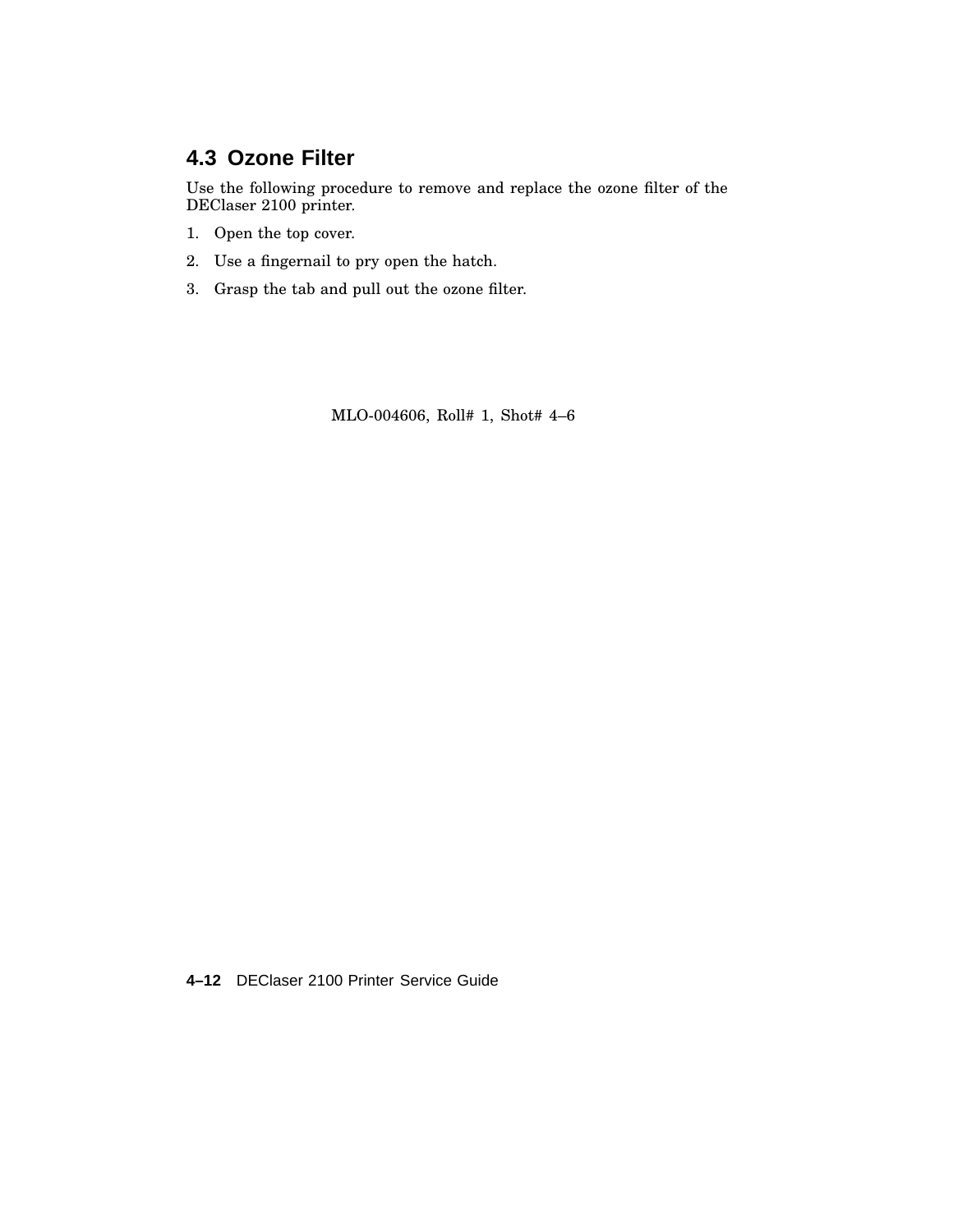## 4.3 Ozone Filter

Use the following procedure to remove and replace the ozone filter of the DEClaser 2100 printer.

1. Open the top cover.
2. Use a fingernail to pry open the hatch.
3. Grasp the tab and pull out the ozone filter.

MLO-004606, Roll# 1, Shot# 4–6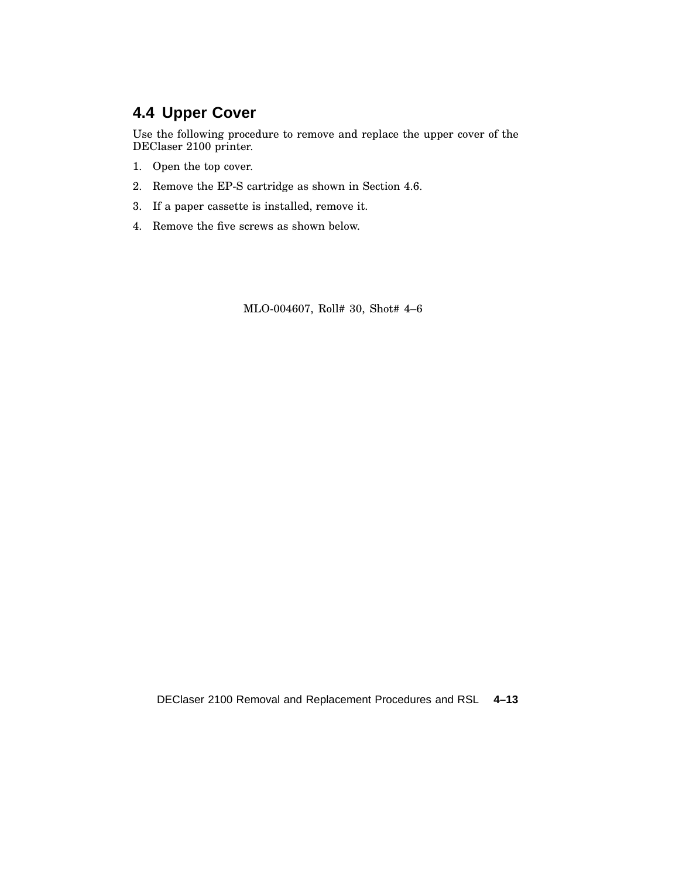## 4.4 Upper Cover

Use the following procedure to remove and replace the upper cover of the DEClaser 2100 printer.

1. Open the top cover.
2. Remove the EP-S cartridge as shown in Section 4.6.
3. If a paper cassette is installed, remove it.
4. Remove the five screws as shown below.

MLO-004607, Roll# 30, Shot# 4–6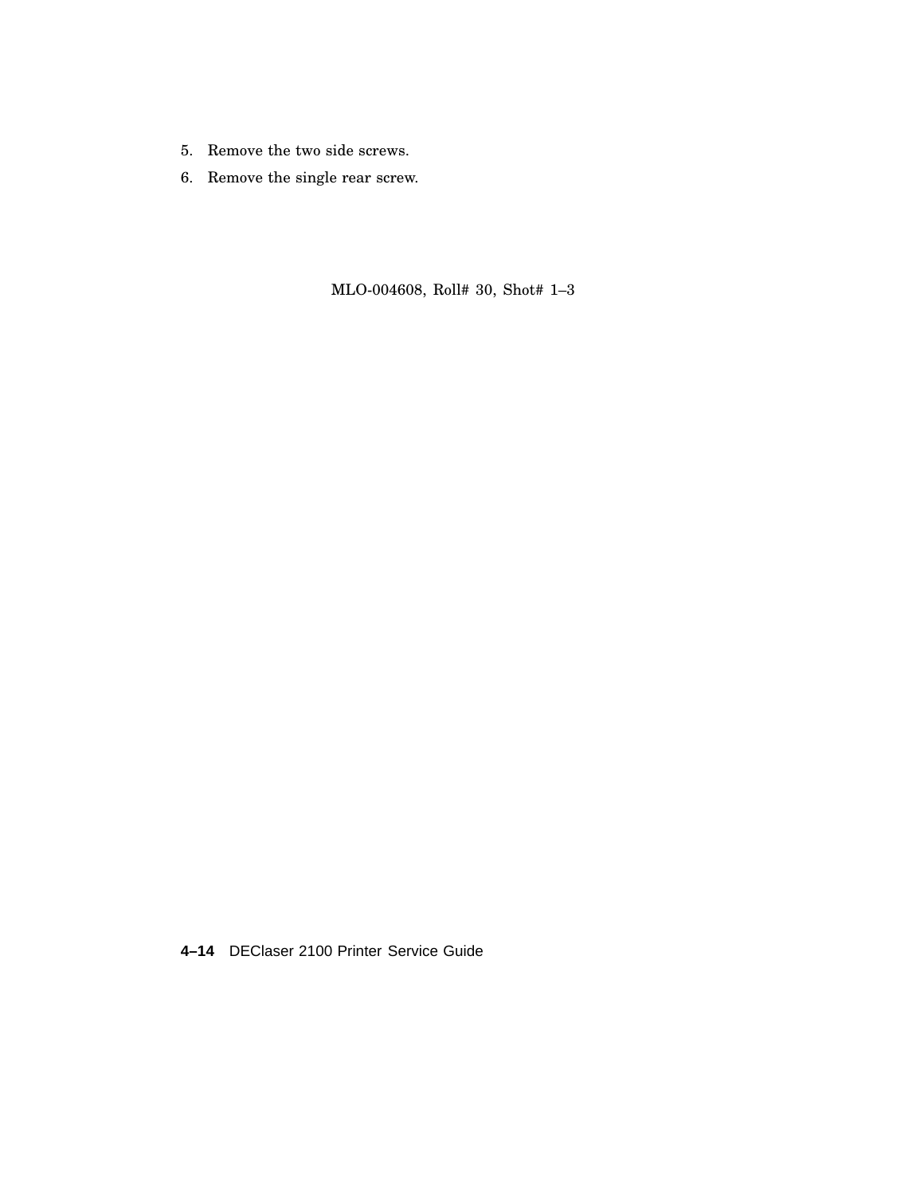5. Remove the two side screws.
6. Remove the single rear screw.

MLO-004608, Roll# 30, Shot# 1–3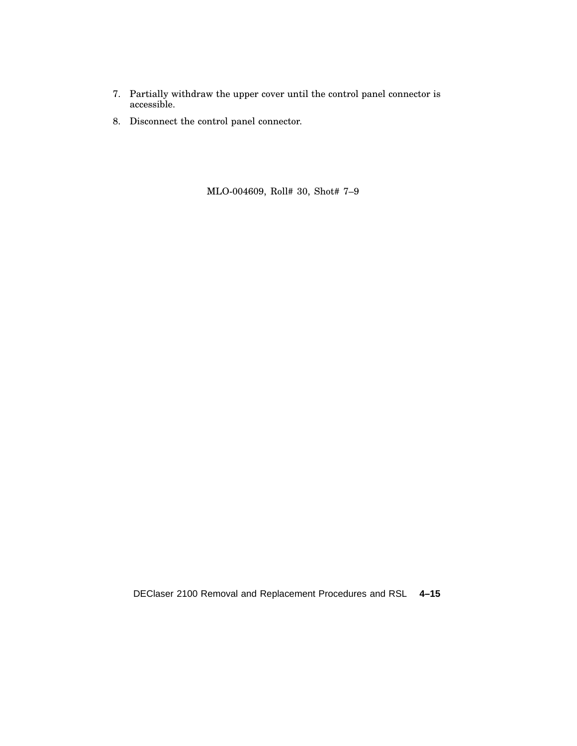7. Partially withdraw the upper cover until the control panel connector is accessible.
8. Disconnect the control panel connector.

MLO-004609, Roll# 30, Shot# 7–9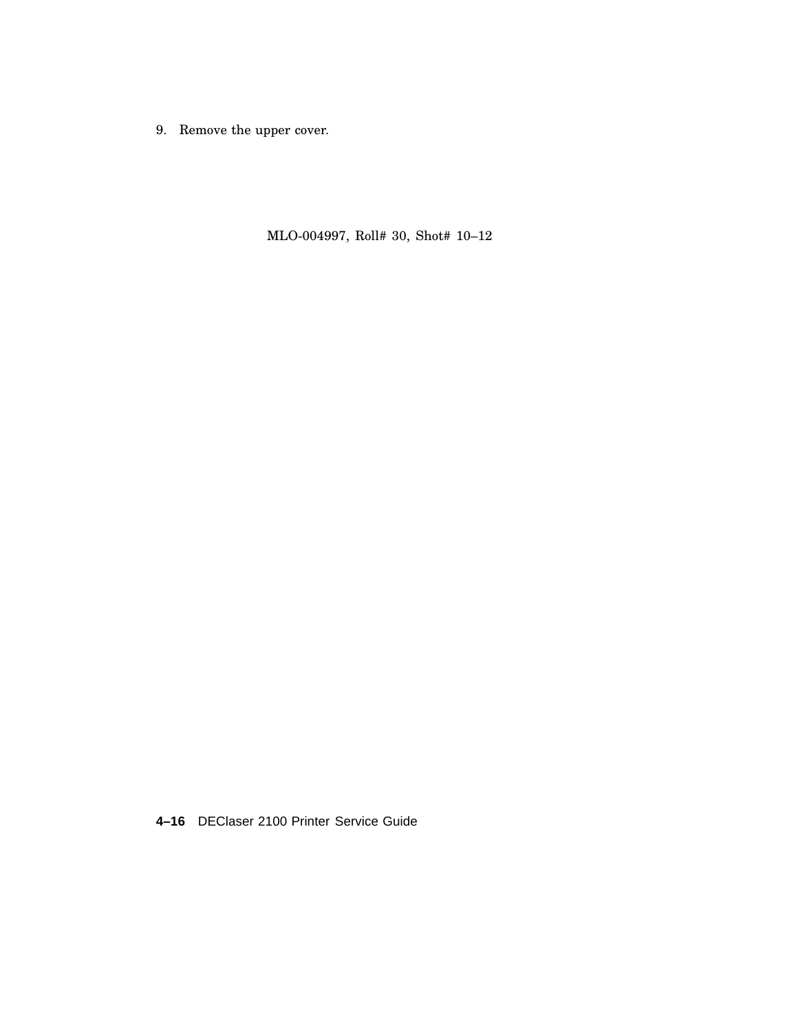9. Remove the upper cover.

MLO-004997, Roll# 30, Shot# 10–12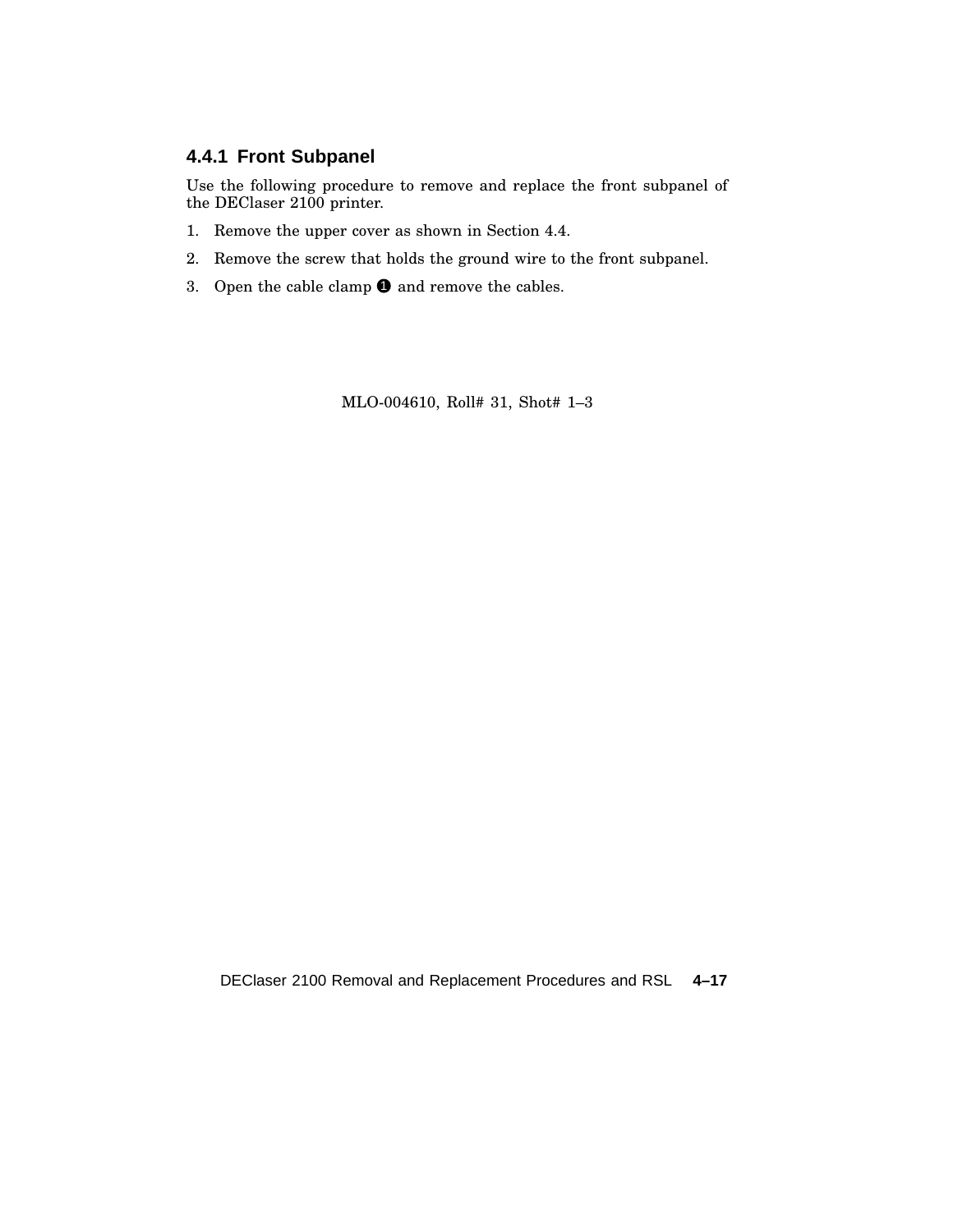### 4.4.1 Front Subpanel

Use the following procedure to remove and replace the front subpanel of the DEClaser 2100 printer.

1. Remove the upper cover as shown in Section 4.4.
2. Remove the screw that holds the ground wire to the front subpanel.
3. Open the cable clamp ❶ and remove the cables.

MLO-004610, Roll# 31, Shot# 1–3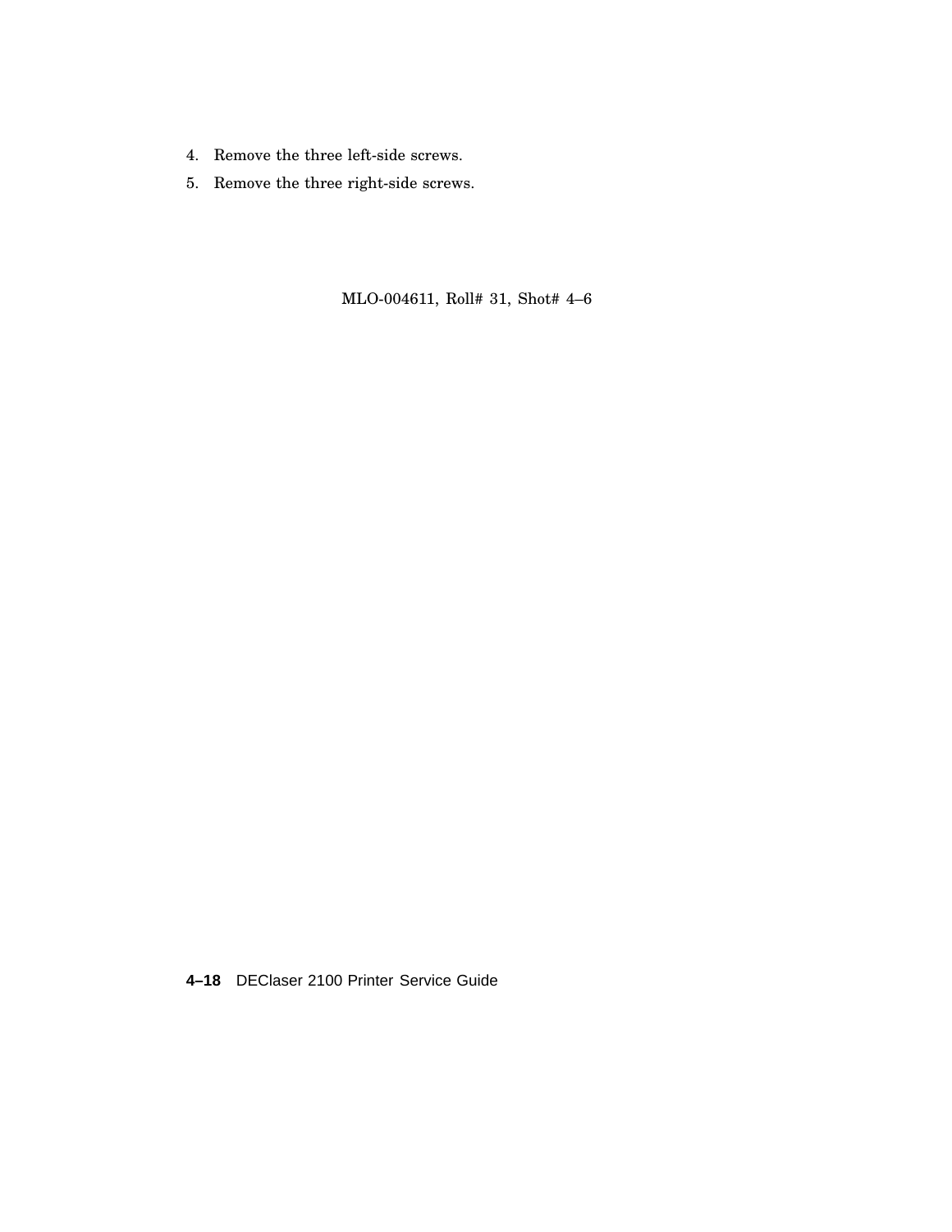4. Remove the three left-side screws.
5. Remove the three right-side screws.

MLO-004611, Roll# 31, Shot# 4–6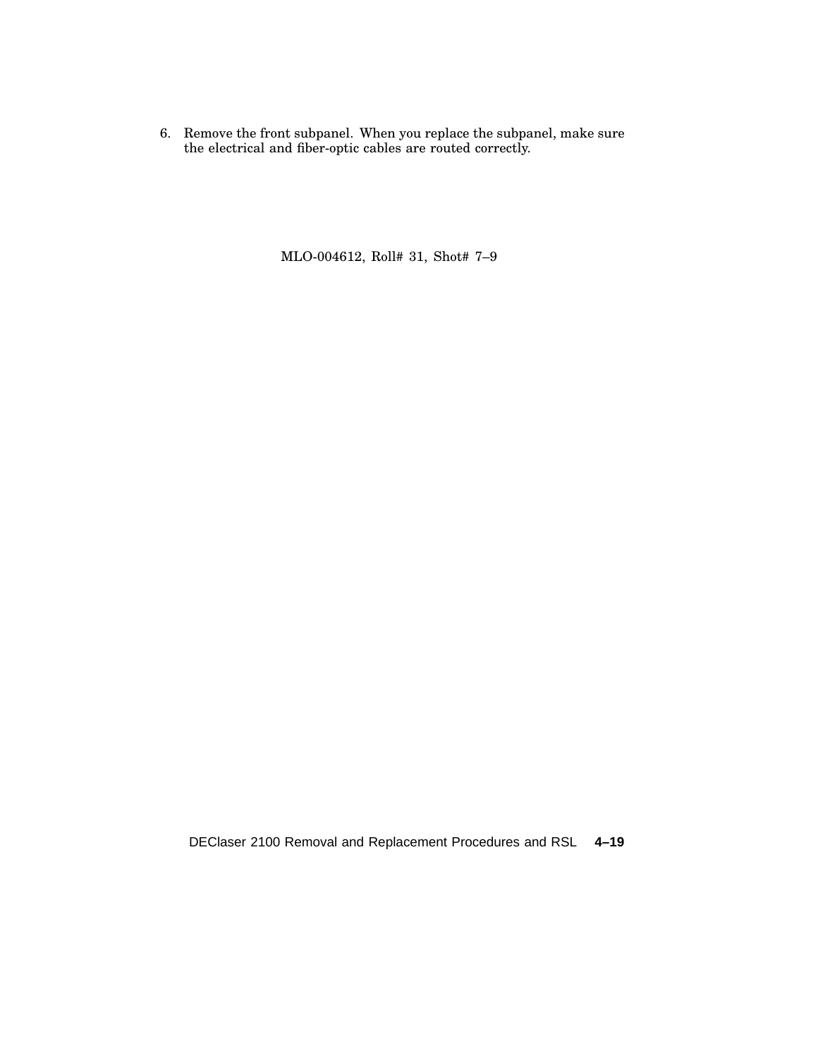6. Remove the front subpanel. When you replace the subpanel, make sure the electrical and fiber-optic cables are routed correctly.

MLO-004612, Roll# 31, Shot# 7–9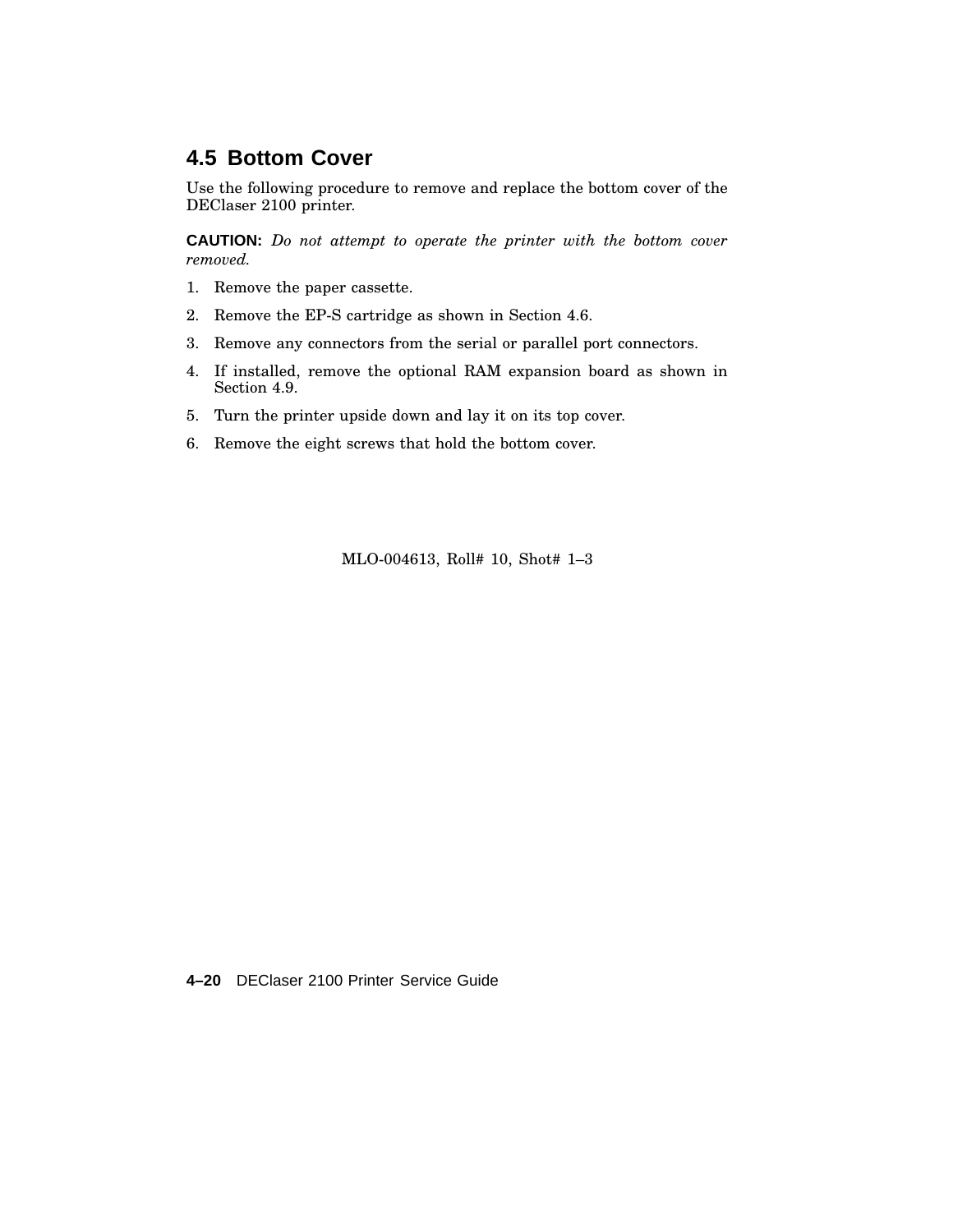## 4.5 Bottom Cover

Use the following procedure to remove and replace the bottom cover of the DEClaser 2100 printer.

**CAUTION:** *Do not attempt to operate the printer with the bottom cover removed.*

1. Remove the paper cassette.
2. Remove the EP-S cartridge as shown in Section 4.6.
3. Remove any connectors from the serial or parallel port connectors.
4. If installed, remove the optional RAM expansion board as shown in Section 4.9.
5. Turn the printer upside down and lay it on its top cover.
6. Remove the eight screws that hold the bottom cover.

MLO-004613, Roll# 10, Shot# 1–3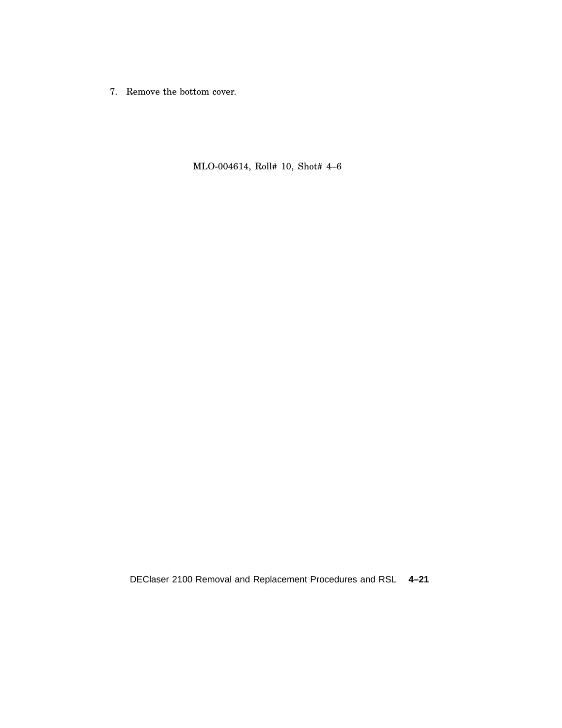7. Remove the bottom cover.

MLO-004614, Roll# 10, Shot# 4–6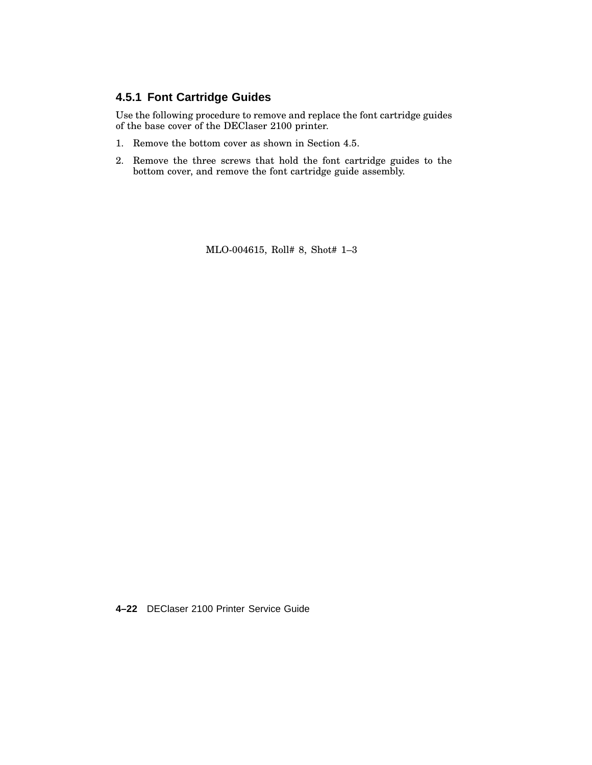### 4.5.1 Font Cartridge Guides

Use the following procedure to remove and replace the font cartridge guides of the base cover of the DEClaser 2100 printer.

1. Remove the bottom cover as shown in Section 4.5.
2. Remove the three screws that hold the font cartridge guides to the bottom cover, and remove the font cartridge guide assembly.

MLO-004615, Roll# 8, Shot# 1–3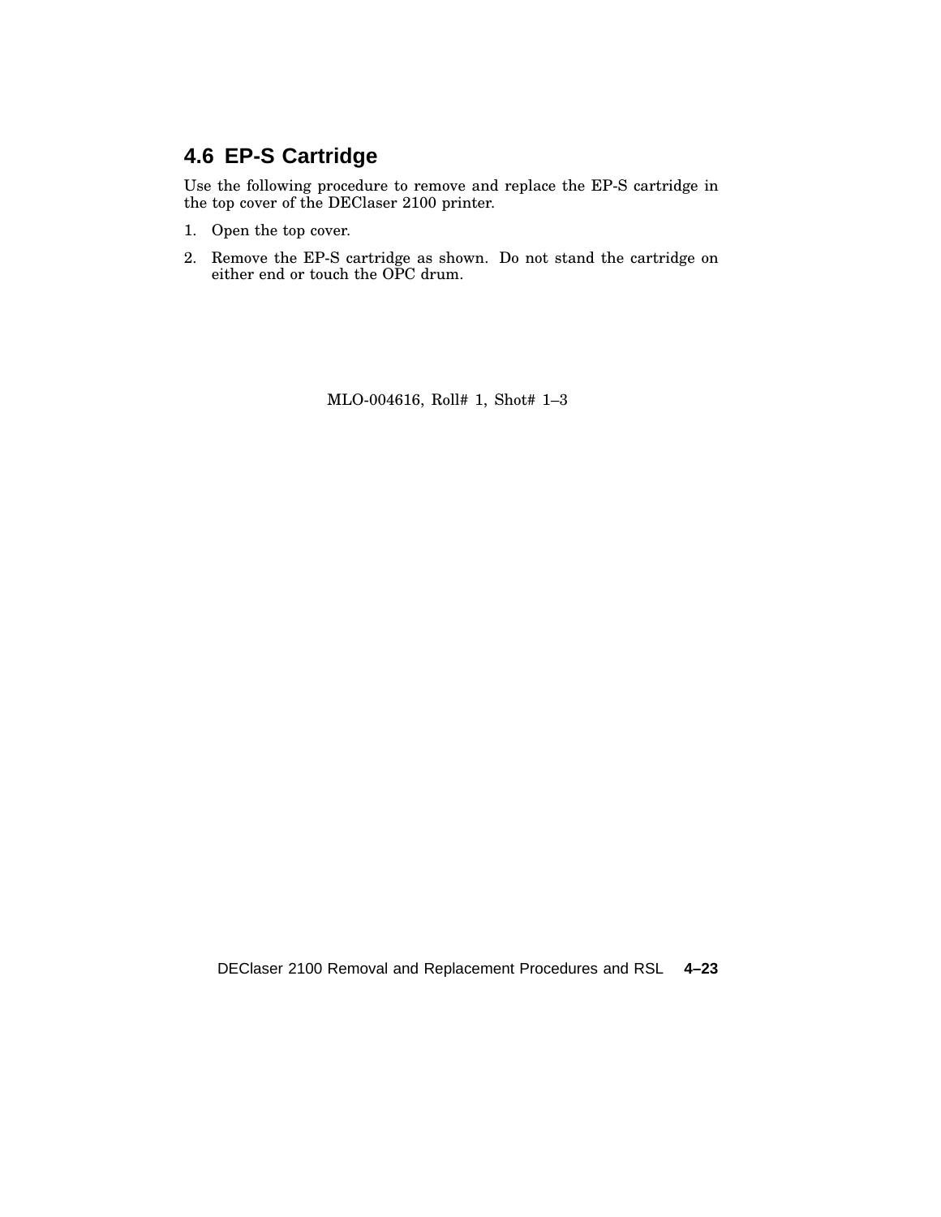## 4.6 EP-S Cartridge

Use the following procedure to remove and replace the EP-S cartridge in the top cover of the DEClaser 2100 printer.

1. Open the top cover.
2. Remove the EP-S cartridge as shown. Do not stand the cartridge on either end or touch the OPC drum.

MLO-004616, Roll# 1, Shot# 1–3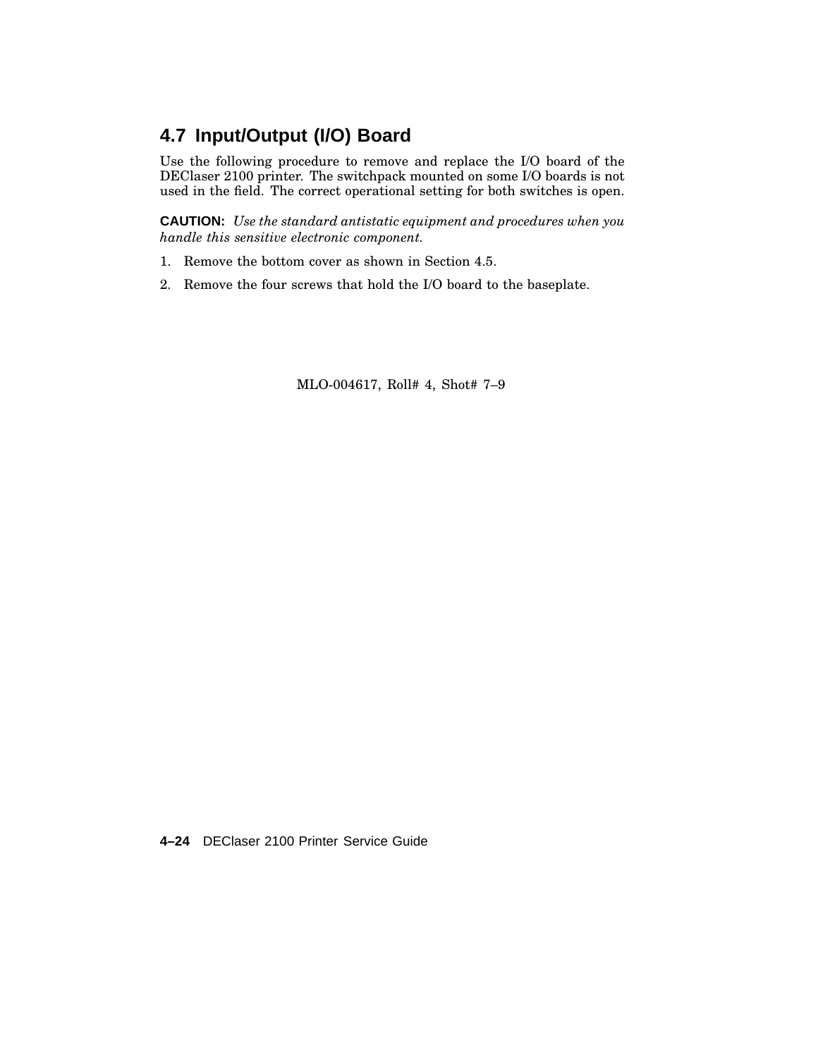## 4.7 Input/Output (I/O) Board

Use the following procedure to remove and replace the I/O board of the DEClaser 2100 printer. The switchpack mounted on some I/O boards is not used in the field. The correct operational setting for both switches is open.

**CAUTION:** *Use the standard antistatic equipment and procedures when you handle this sensitive electronic component.*

1. Remove the bottom cover as shown in Section 4.5.
2. Remove the four screws that hold the I/O board to the baseplate.

MLO-004617, Roll# 4, Shot# 7–9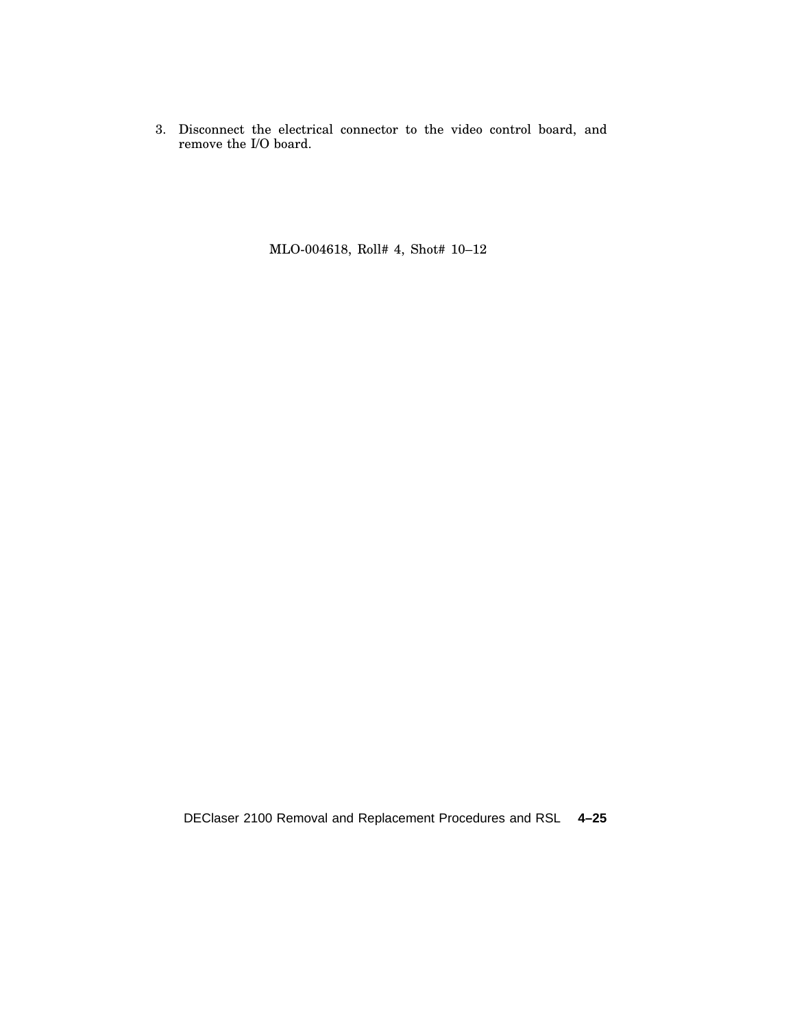3. Disconnect the electrical connector to the video control board, and remove the I/O board.

MLO-004618, Roll# 4, Shot# 10–12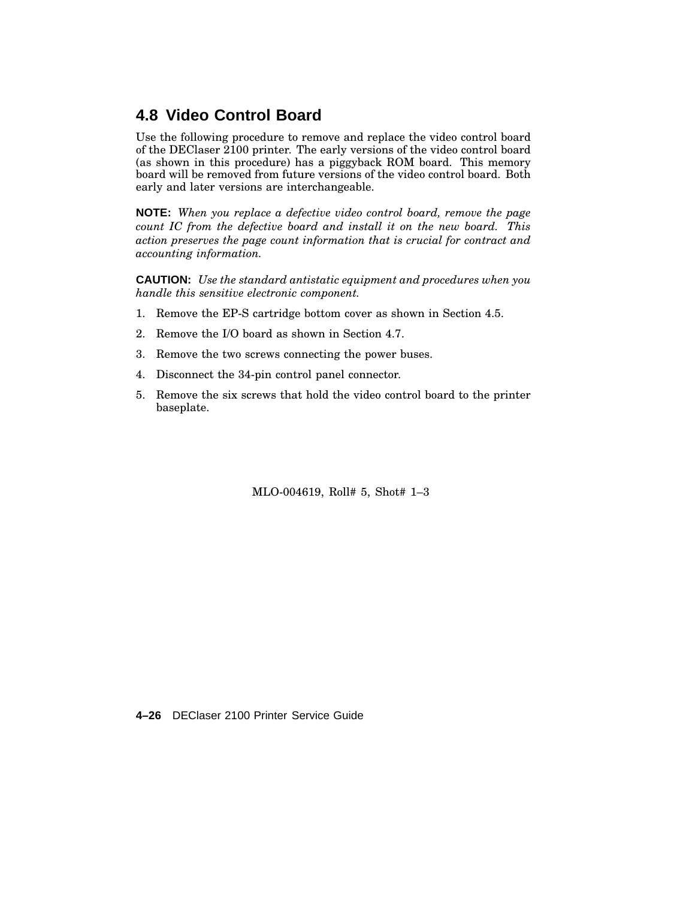## 4.8 Video Control Board

Use the following procedure to remove and replace the video control board of the DEClaser 2100 printer. The early versions of the video control board (as shown in this procedure) has a piggyback ROM board. This memory board will be removed from future versions of the video control board. Both early and later versions are interchangeable.

**NOTE:** *When you replace a defective video control board, remove the page count IC from the defective board and install it on the new board. This action preserves the page count information that is crucial for contract and accounting information.*

**CAUTION:** *Use the standard antistatic equipment and procedures when you handle this sensitive electronic component.*

1. Remove the EP-S cartridge bottom cover as shown in Section 4.5.
2. Remove the I/O board as shown in Section 4.7.
3. Remove the two screws connecting the power buses.
4. Disconnect the 34-pin control panel connector.
5. Remove the six screws that hold the video control board to the printer baseplate.

MLO-004619, Roll# 5, Shot# 1–3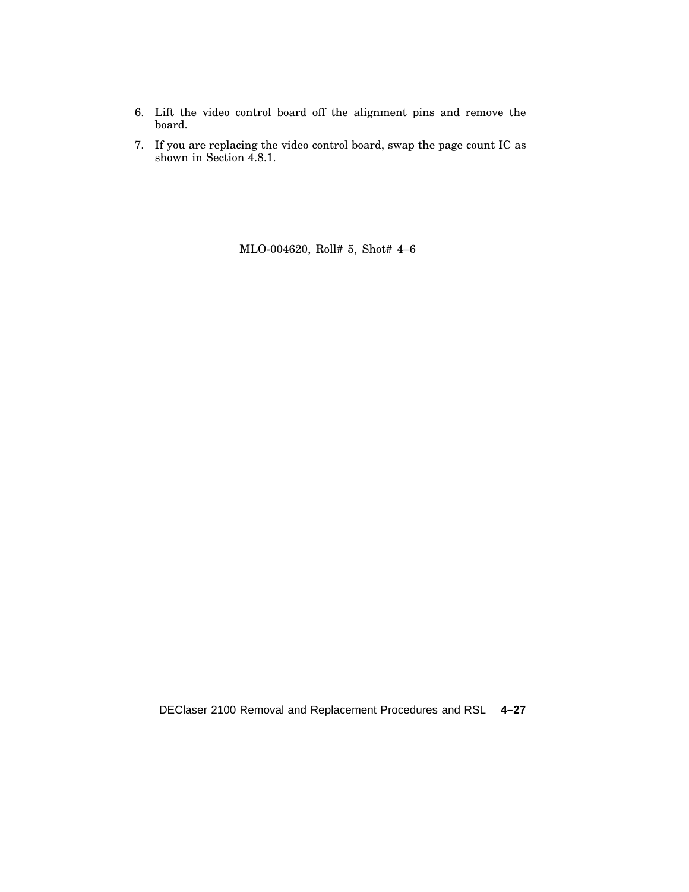6. Lift the video control board off the alignment pins and remove the board.
7. If you are replacing the video control board, swap the page count IC as shown in Section 4.8.1.

MLO-004620, Roll# 5, Shot# 4–6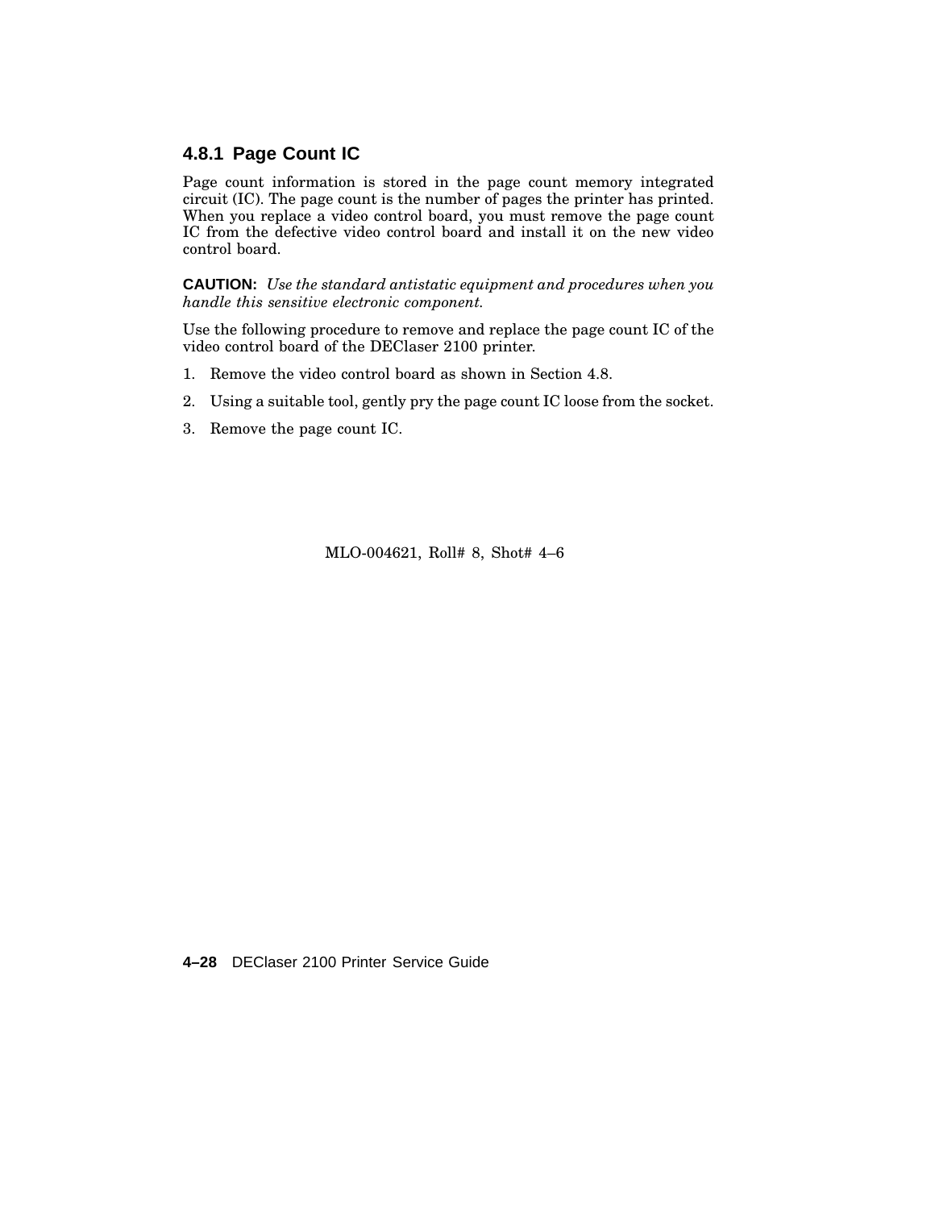### 4.8.1 Page Count IC

Page count information is stored in the page count memory integrated circuit (IC). The page count is the number of pages the printer has printed. When you replace a video control board, you must remove the page count IC from the defective video control board and install it on the new video control board.

**CAUTION:** *Use the standard antistatic equipment and procedures when you handle this sensitive electronic component.*

Use the following procedure to remove and replace the page count IC of the video control board of the DEClaser 2100 printer.

1. Remove the video control board as shown in Section 4.8.
2. Using a suitable tool, gently pry the page count IC loose from the socket.
3. Remove the page count IC.

MLO-004621, Roll# 8, Shot# 4–6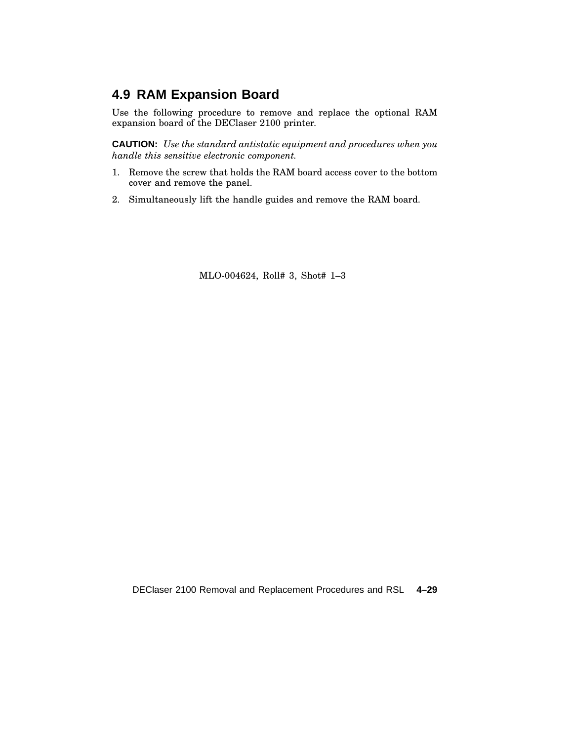## 4.9 RAM Expansion Board

Use the following procedure to remove and replace the optional RAM expansion board of the DEClaser 2100 printer.

**CAUTION:** *Use the standard antistatic equipment and procedures when you handle this sensitive electronic component.*

1. Remove the screw that holds the RAM board access cover to the bottom cover and remove the panel.
2. Simultaneously lift the handle guides and remove the RAM board.

MLO-004624, Roll# 3, Shot# 1–3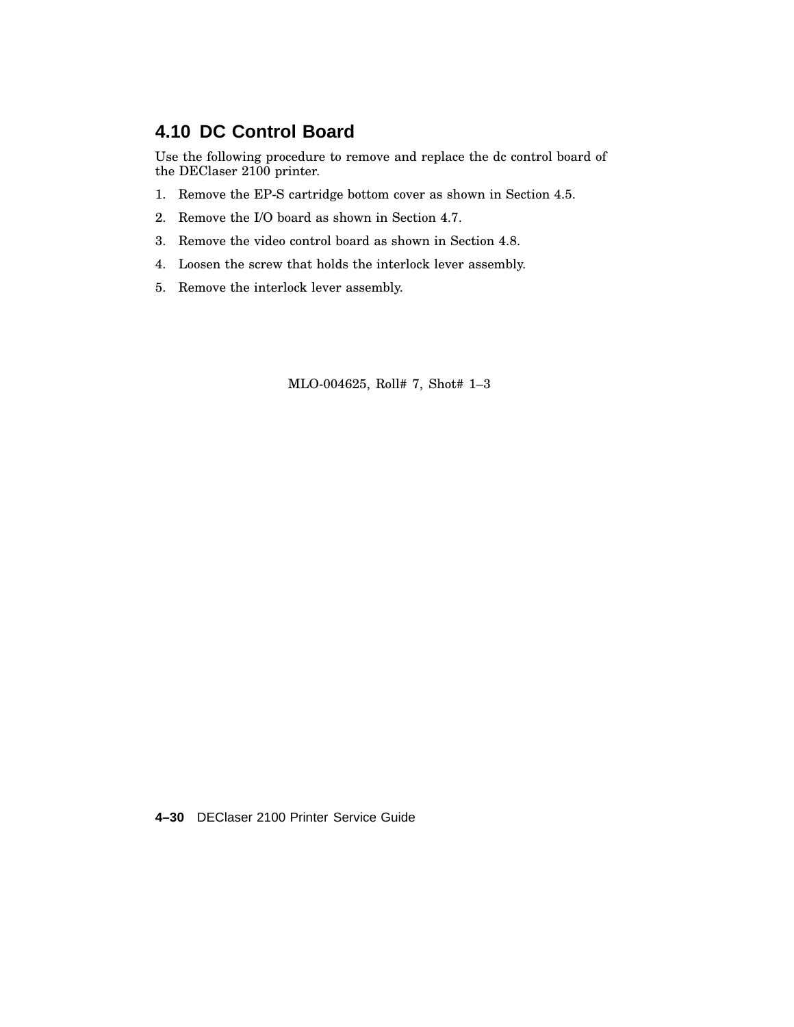## 4.10 DC Control Board

Use the following procedure to remove and replace the dc control board of the DEClaser 2100 printer.

1. Remove the EP-S cartridge bottom cover as shown in Section 4.5.
2. Remove the I/O board as shown in Section 4.7.
3. Remove the video control board as shown in Section 4.8.
4. Loosen the screw that holds the interlock lever assembly.
5. Remove the interlock lever assembly.

MLO-004625, Roll# 7, Shot# 1–3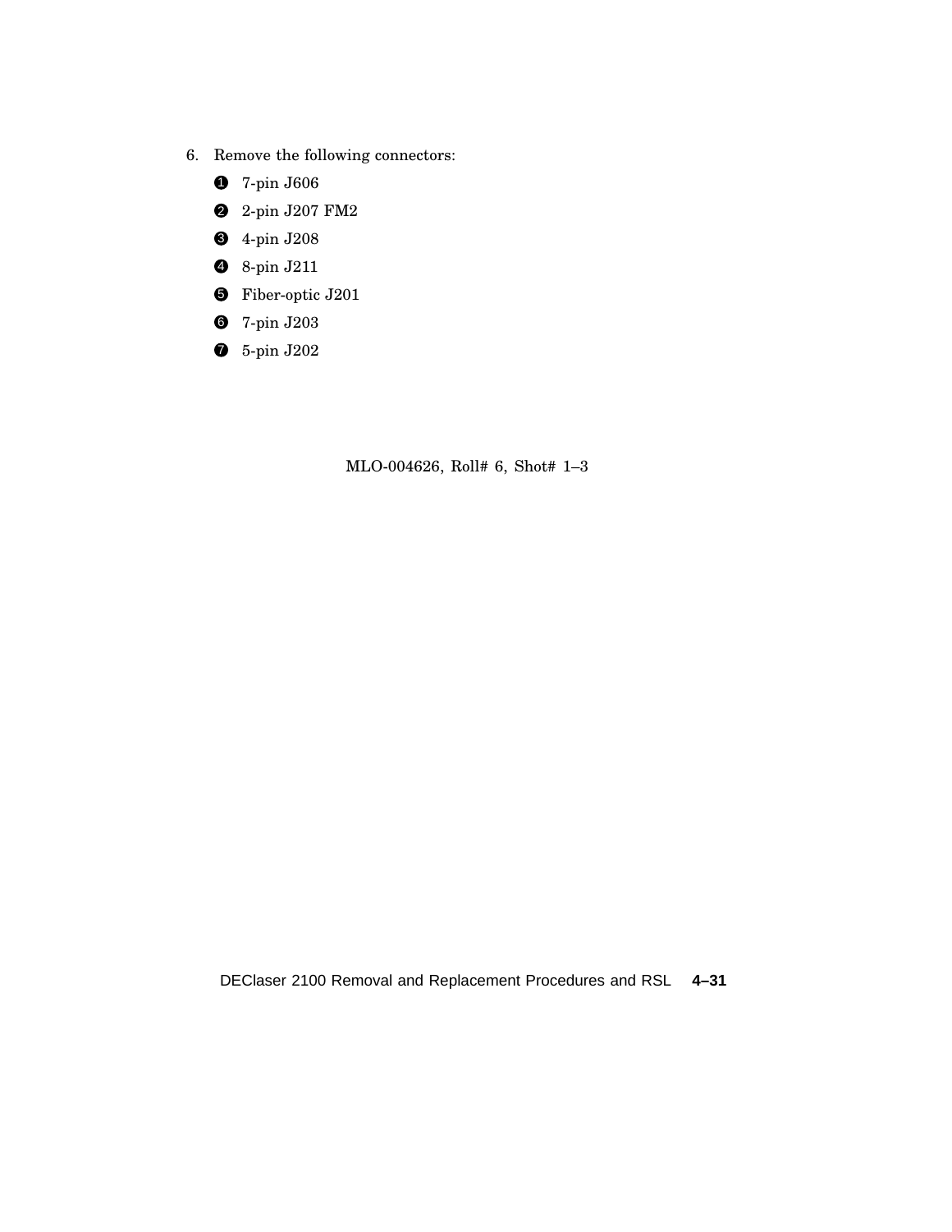6. Remove the following connectors:

   ❶ 7-pin J606

   ❷ 2-pin J207 FM2

   ❸ 4-pin J208

   ❹ 8-pin J211

   ❺ Fiber-optic J201

   ❻ 7-pin J203

   ❼ 5-pin J202

MLO-004626, Roll# 6, Shot# 1–3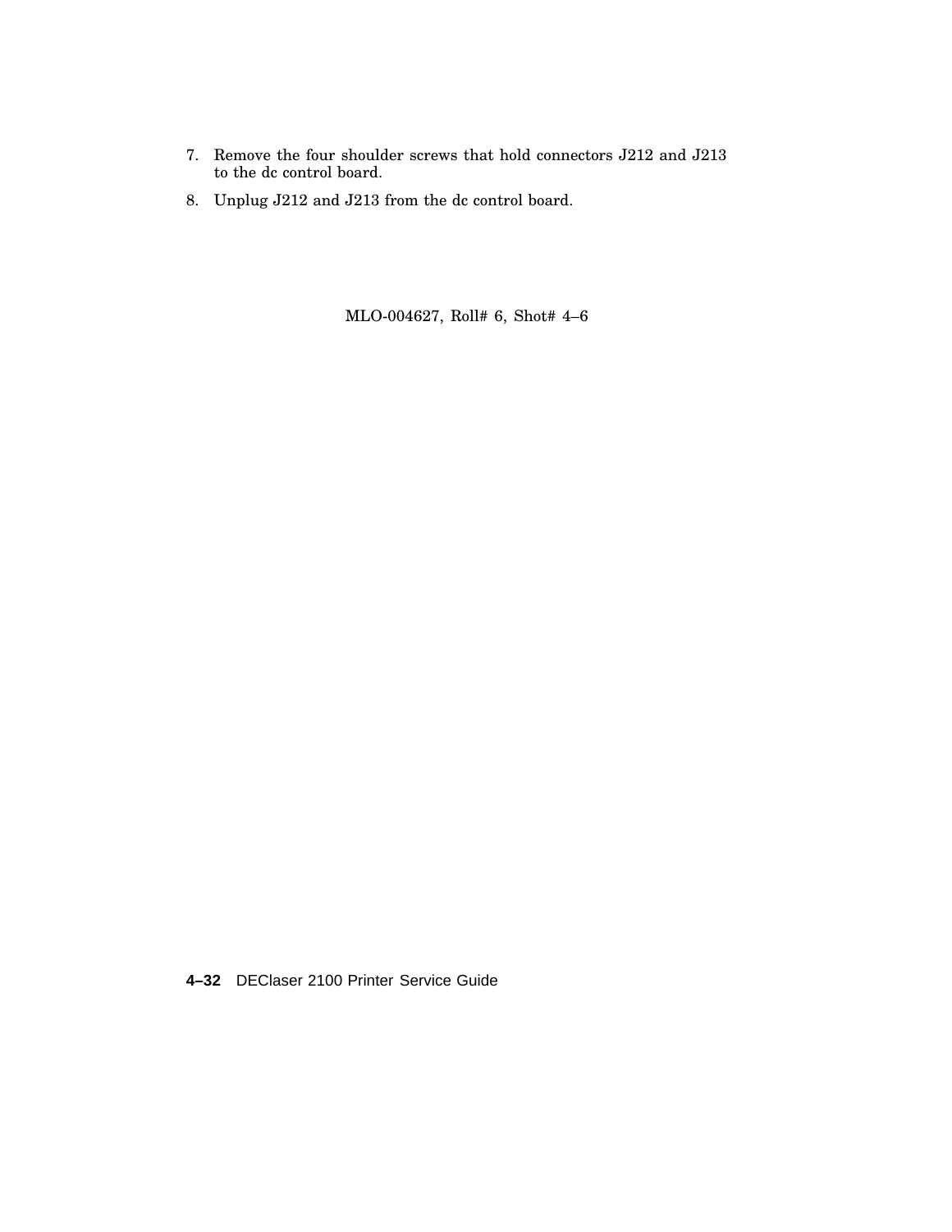7. Remove the four shoulder screws that hold connectors J212 and J213 to the dc control board.

8. Unplug J212 and J213 from the dc control board.

MLO-004627, Roll# 6, Shot# 4–6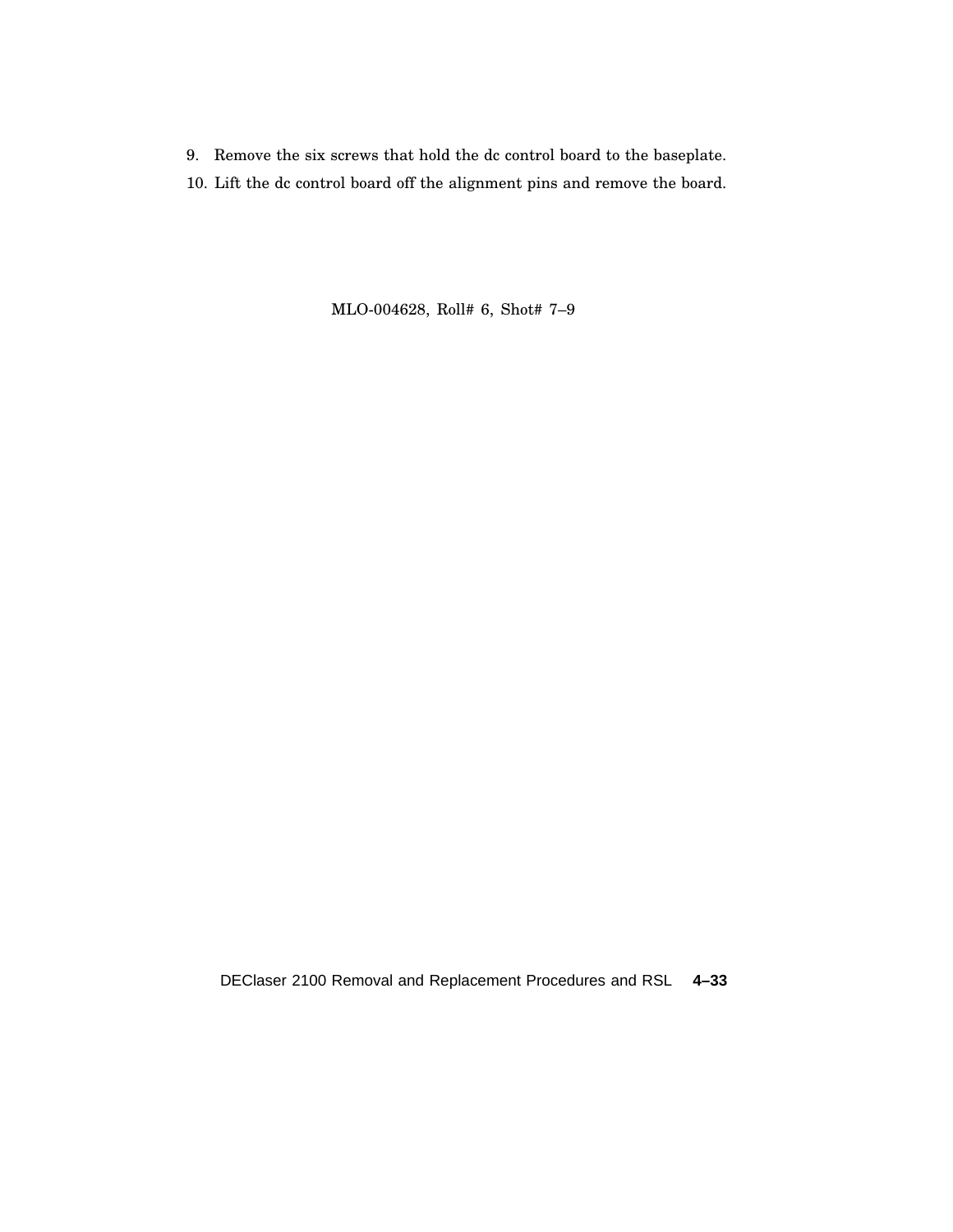9. Remove the six screws that hold the dc control board to the baseplate.
10. Lift the dc control board off the alignment pins and remove the board.

MLO-004628, Roll# 6, Shot# 7–9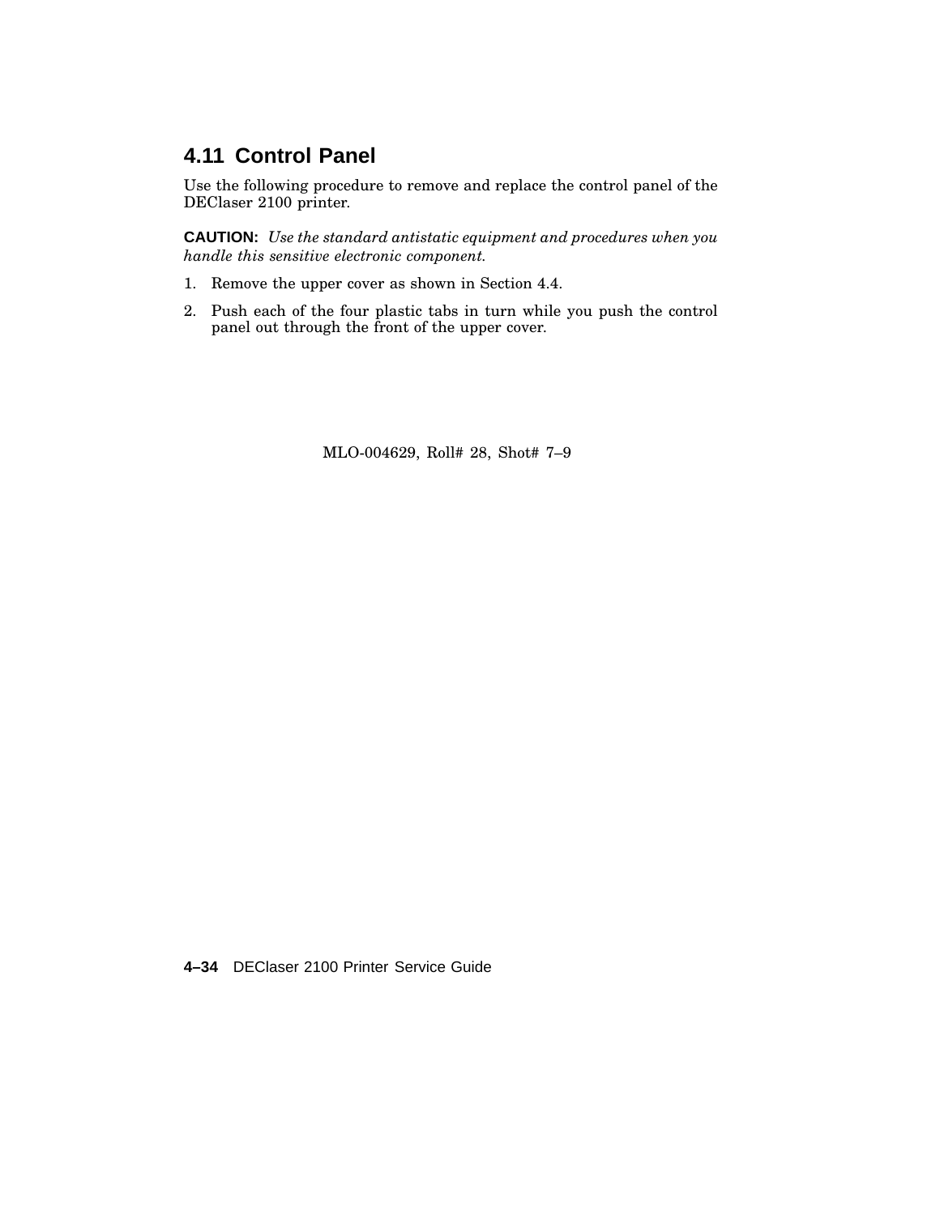## 4.11 Control Panel

Use the following procedure to remove and replace the control panel of the DEClaser 2100 printer.

**CAUTION:** *Use the standard antistatic equipment and procedures when you handle this sensitive electronic component.*

1. Remove the upper cover as shown in Section 4.4.
2. Push each of the four plastic tabs in turn while you push the control panel out through the front of the upper cover.

MLO-004629, Roll# 28, Shot# 7–9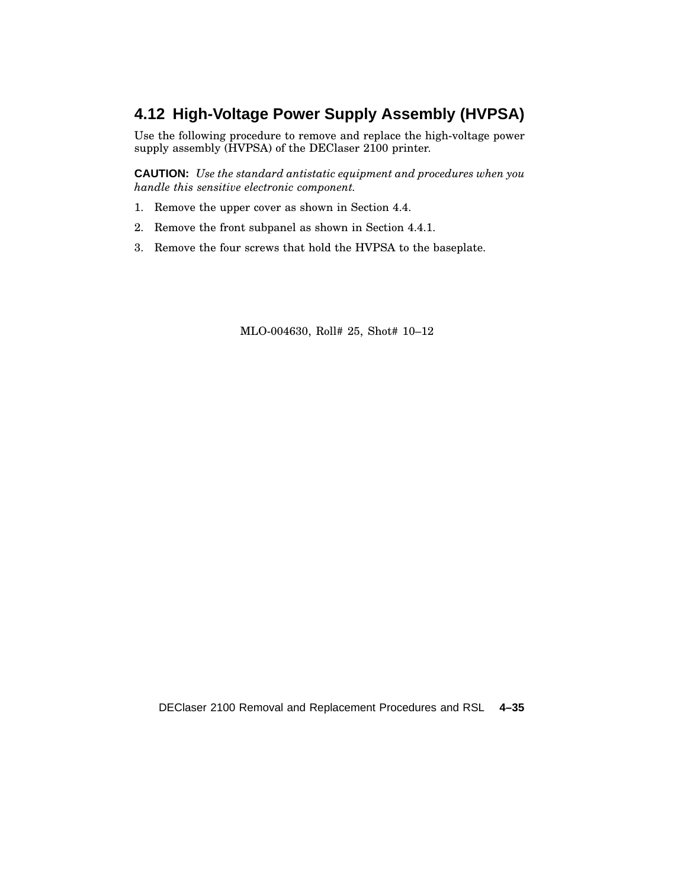## 4.12 High-Voltage Power Supply Assembly (HVPSA)

Use the following procedure to remove and replace the high-voltage power supply assembly (HVPSA) of the DEClaser 2100 printer.

**CAUTION:** *Use the standard antistatic equipment and procedures when you handle this sensitive electronic component.*

1. Remove the upper cover as shown in Section 4.4.
2. Remove the front subpanel as shown in Section 4.4.1.
3. Remove the four screws that hold the HVPSA to the baseplate.

MLO-004630, Roll# 25, Shot# 10–12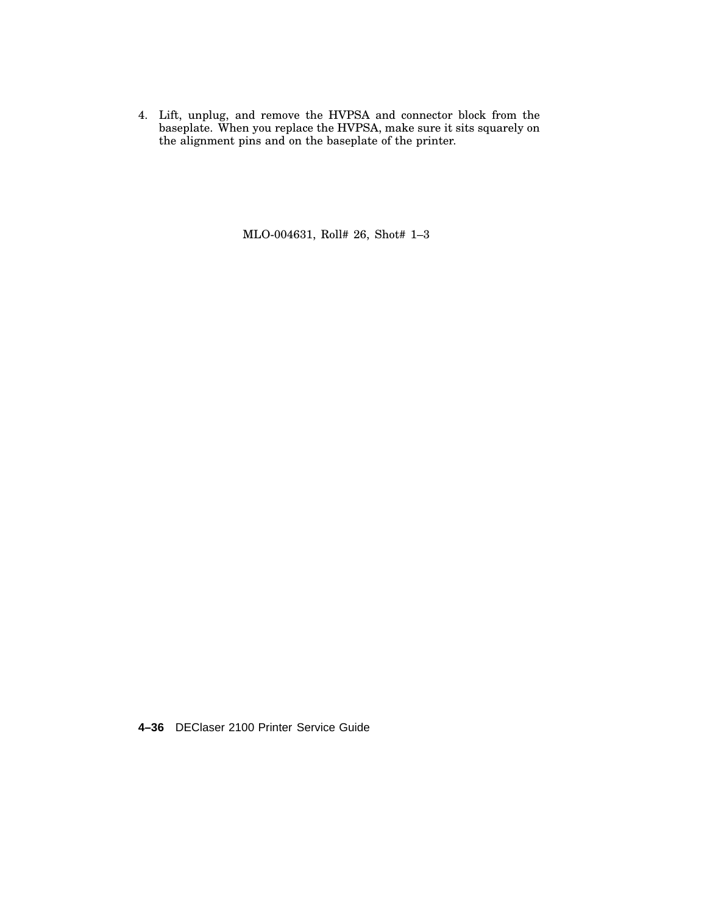4. Lift, unplug, and remove the HVPSA and connector block from the baseplate. When you replace the HVPSA, make sure it sits squarely on the alignment pins and on the baseplate of the printer.

MLO-004631, Roll# 26, Shot# 1–3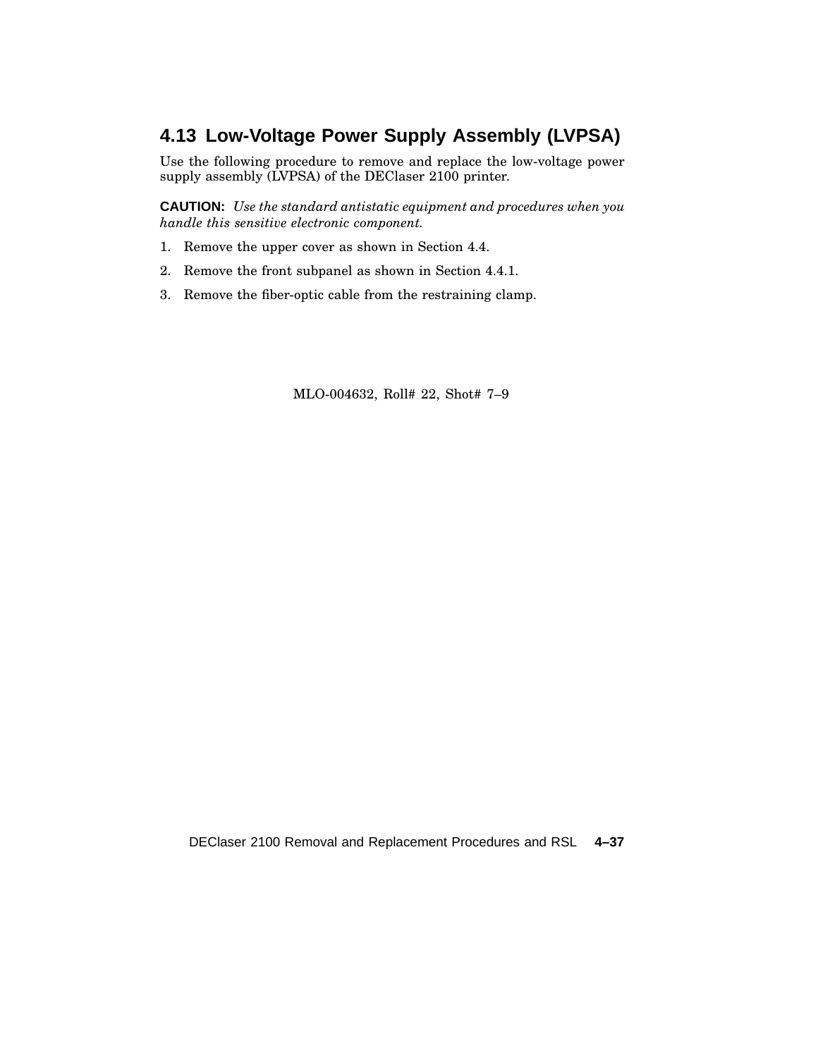## 4.13 Low-Voltage Power Supply Assembly (LVPSA)

Use the following procedure to remove and replace the low-voltage power supply assembly (LVPSA) of the DEClaser 2100 printer.

**CAUTION:** *Use the standard antistatic equipment and procedures when you handle this sensitive electronic component.*

1. Remove the upper cover as shown in Section 4.4.
2. Remove the front subpanel as shown in Section 4.4.1.
3. Remove the fiber-optic cable from the restraining clamp.

MLO-004632, Roll# 22, Shot# 7–9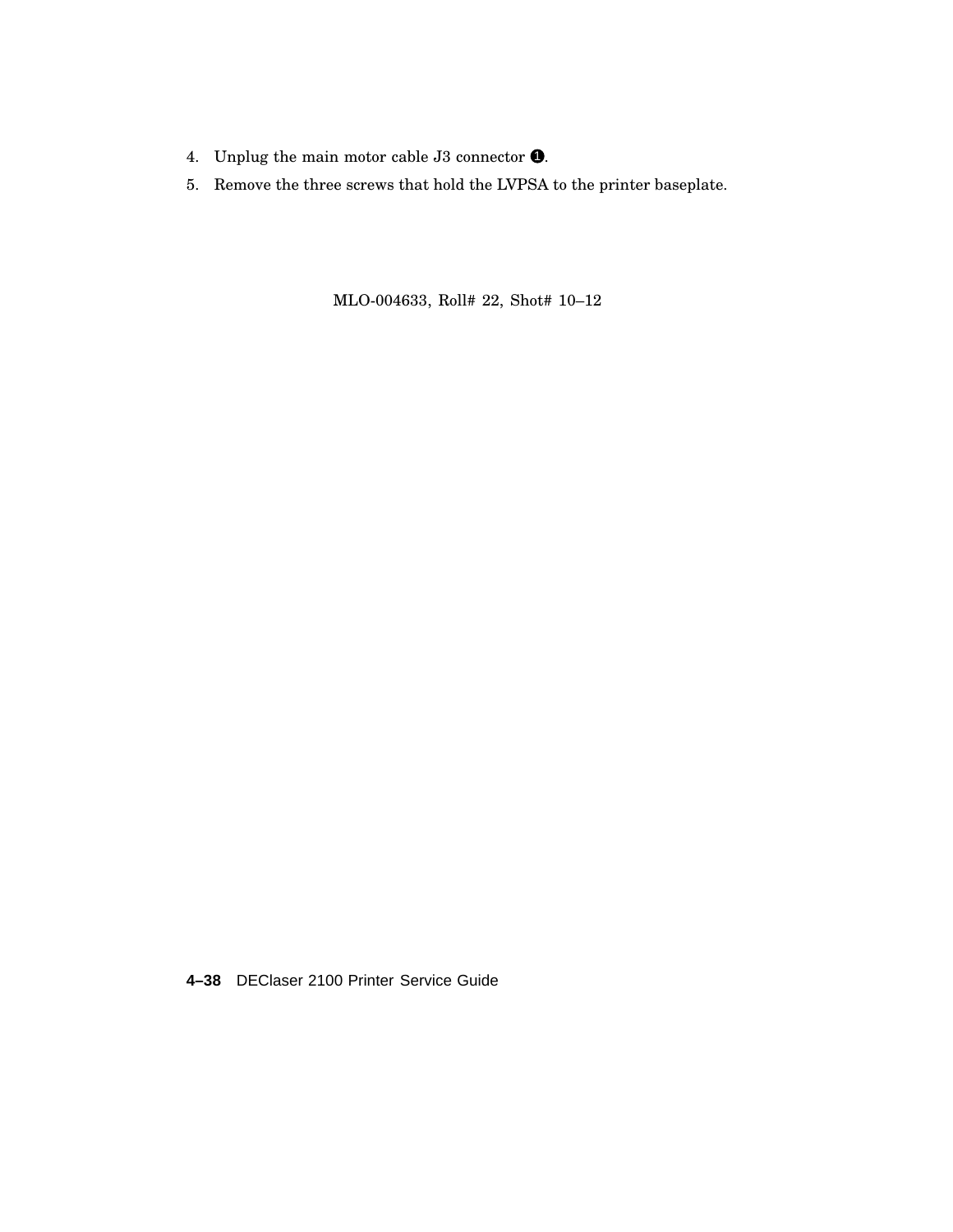4. Unplug the main motor cable J3 connector ❶.
5. Remove the three screws that hold the LVPSA to the printer baseplate.

MLO-004633, Roll# 22, Shot# 10–12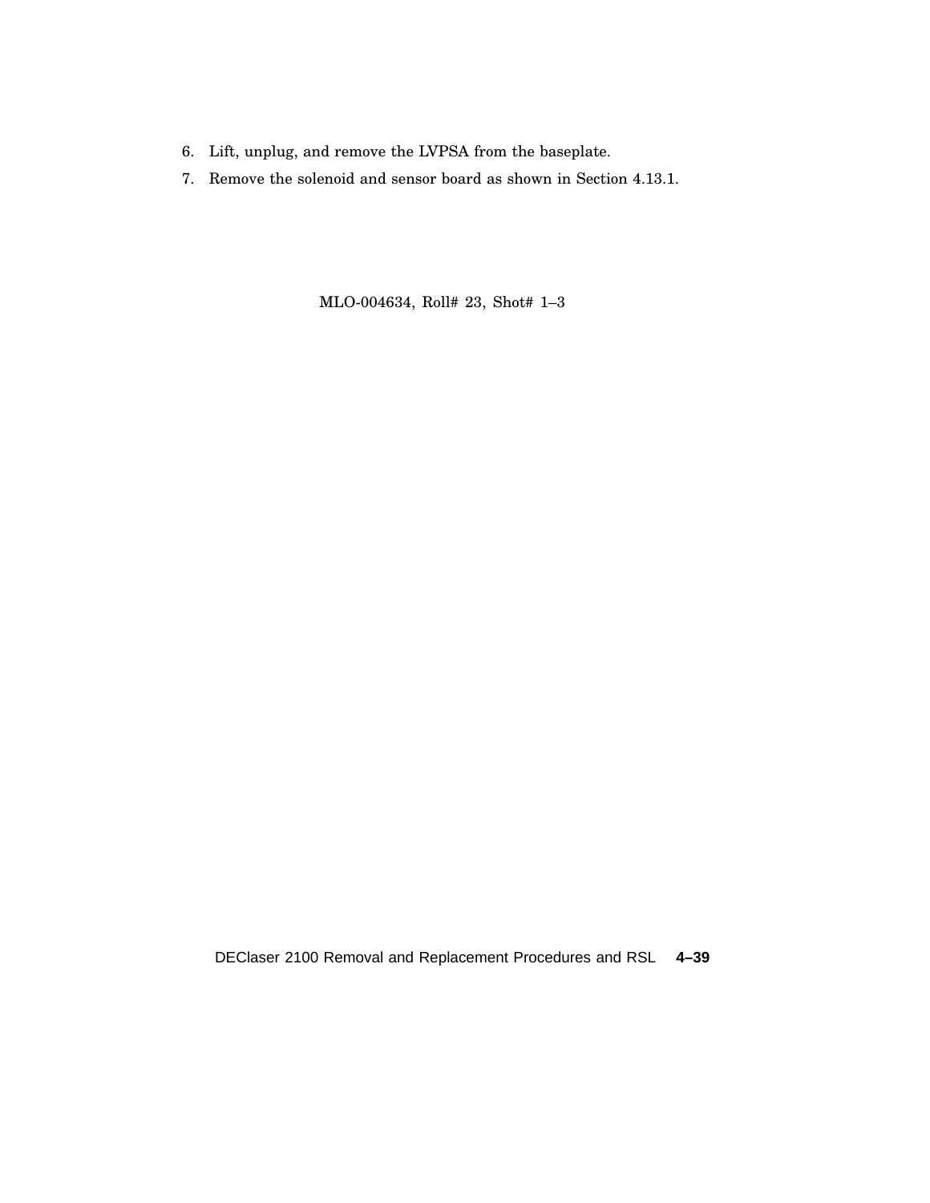6. Lift, unplug, and remove the LVPSA from the baseplate.
7. Remove the solenoid and sensor board as shown in Section 4.13.1.

MLO-004634, Roll# 23, Shot# 1–3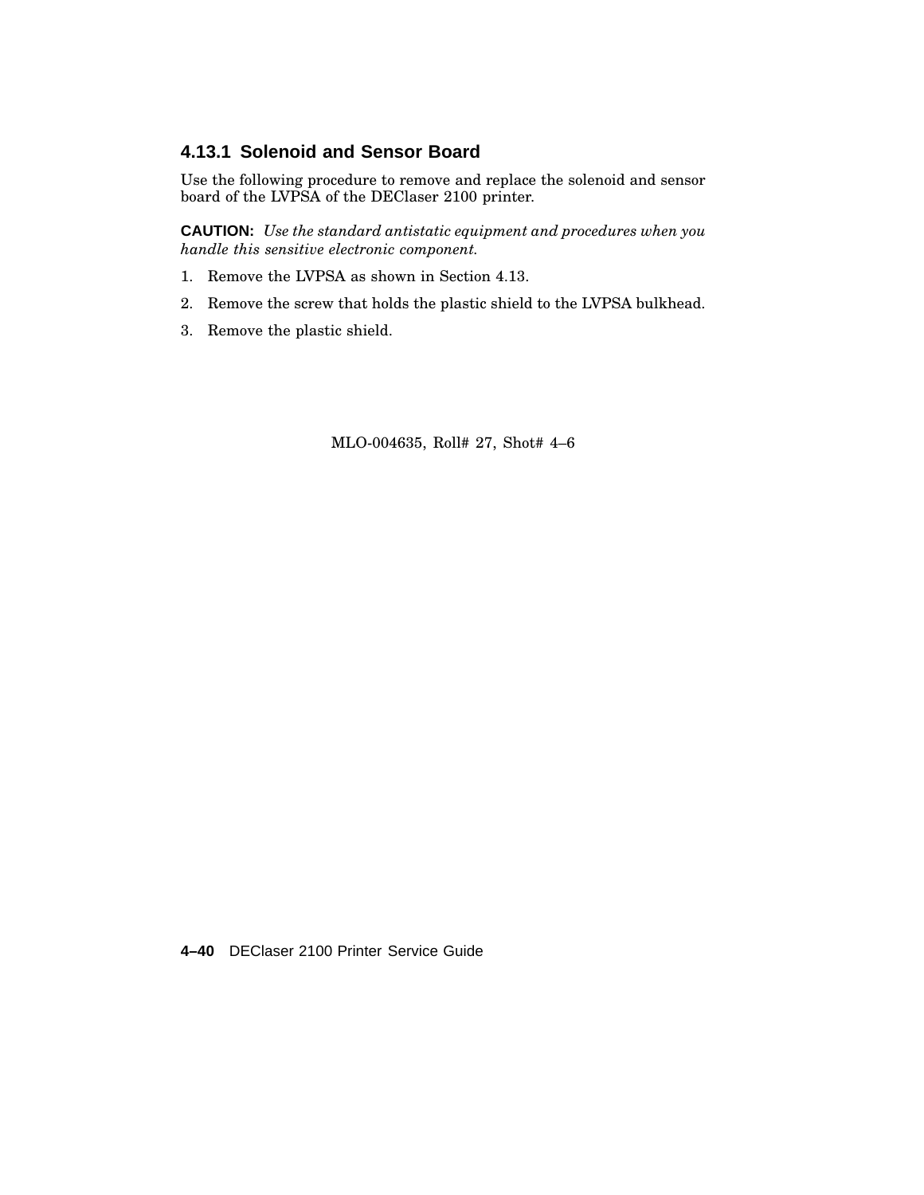### 4.13.1 Solenoid and Sensor Board

Use the following procedure to remove and replace the solenoid and sensor board of the LVPSA of the DEClaser 2100 printer.

**CAUTION:** *Use the standard antistatic equipment and procedures when you handle this sensitive electronic component.*

1. Remove the LVPSA as shown in Section 4.13.
2. Remove the screw that holds the plastic shield to the LVPSA bulkhead.
3. Remove the plastic shield.

MLO-004635, Roll# 27, Shot# 4–6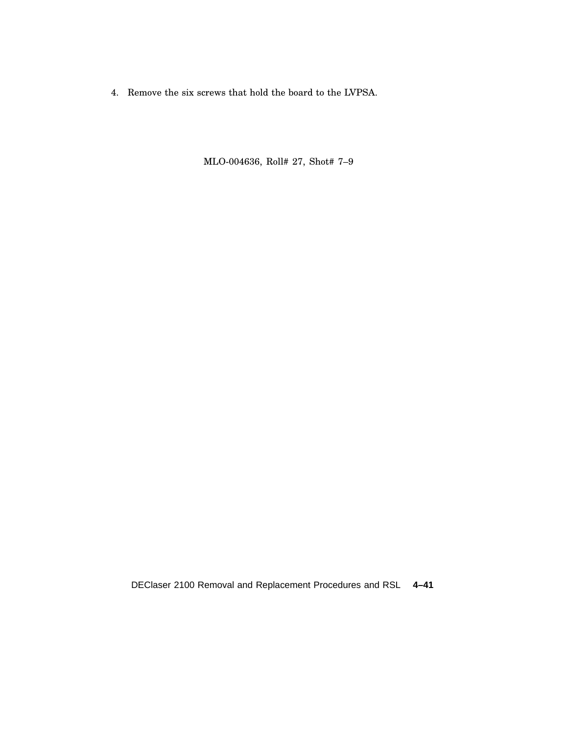4. Remove the six screws that hold the board to the LVPSA.

MLO-004636, Roll# 27, Shot# 7–9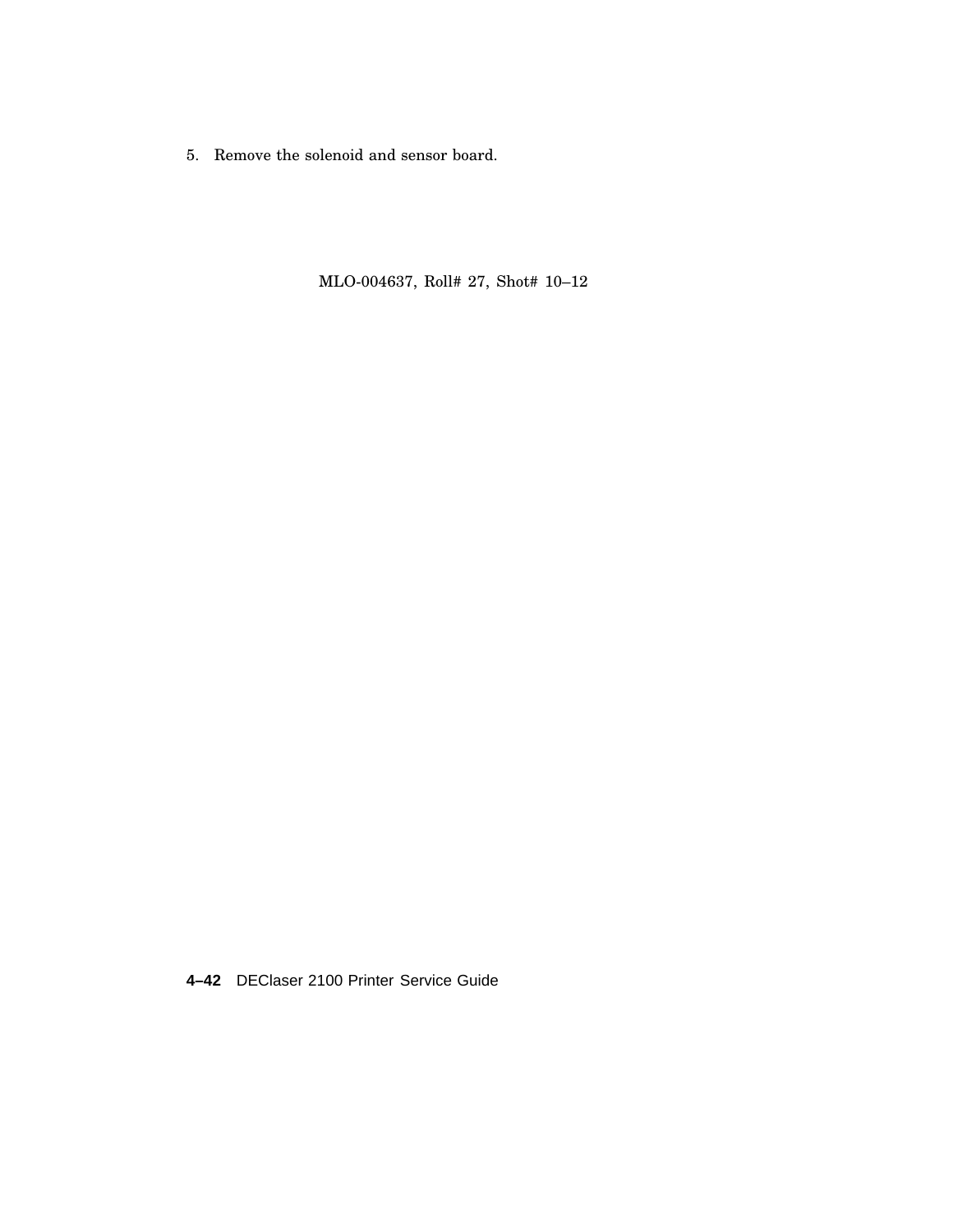5. Remove the solenoid and sensor board.

MLO-004637, Roll# 27, Shot# 10–12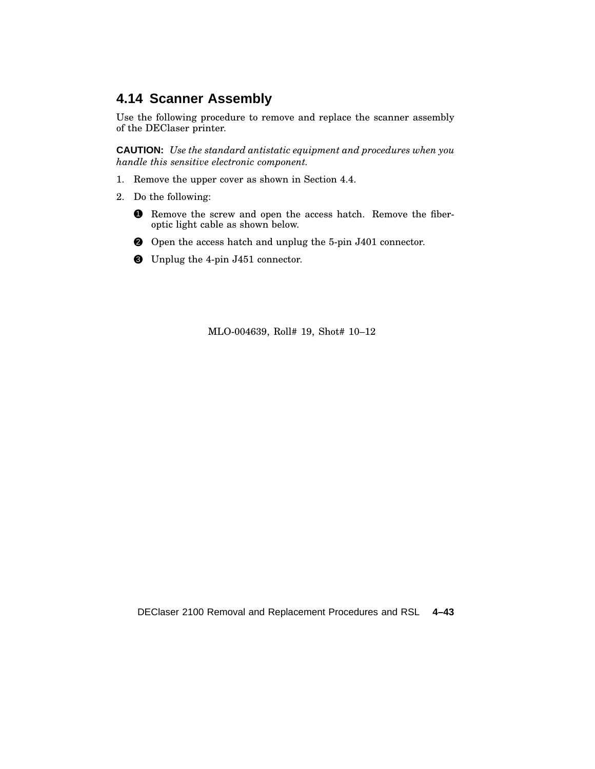## 4.14 Scanner Assembly

Use the following procedure to remove and replace the scanner assembly of the DEClaser printer.

**CAUTION:** *Use the standard antistatic equipment and procedures when you handle this sensitive electronic component.*

1. Remove the upper cover as shown in Section 4.4.
2. Do the following:

   ❶ Remove the screw and open the access hatch. Remove the fiber-optic light cable as shown below.

   ❷ Open the access hatch and unplug the 5-pin J401 connector.

   ❸ Unplug the 4-pin J451 connector.

MLO-004639, Roll# 19, Shot# 10–12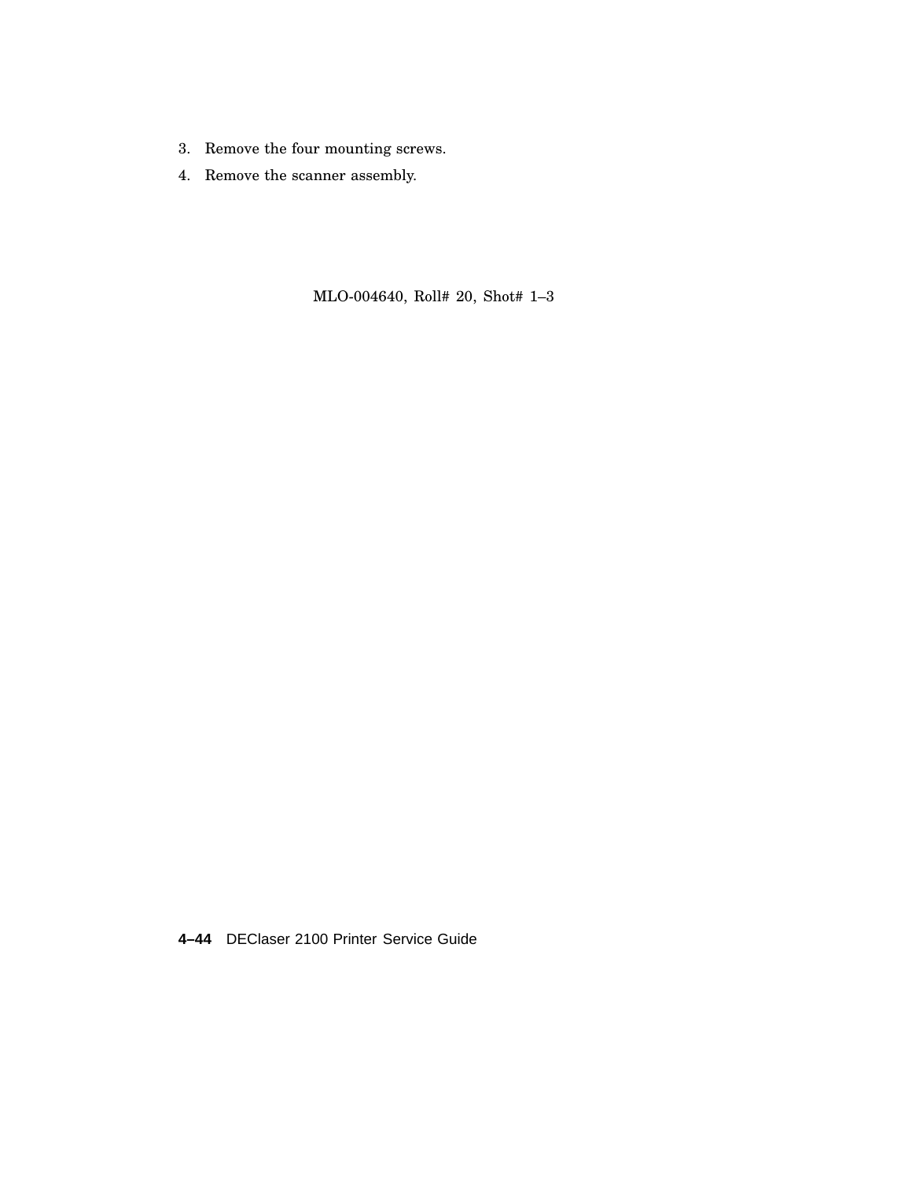3. Remove the four mounting screws.
4. Remove the scanner assembly.

MLO-004640, Roll# 20, Shot# 1–3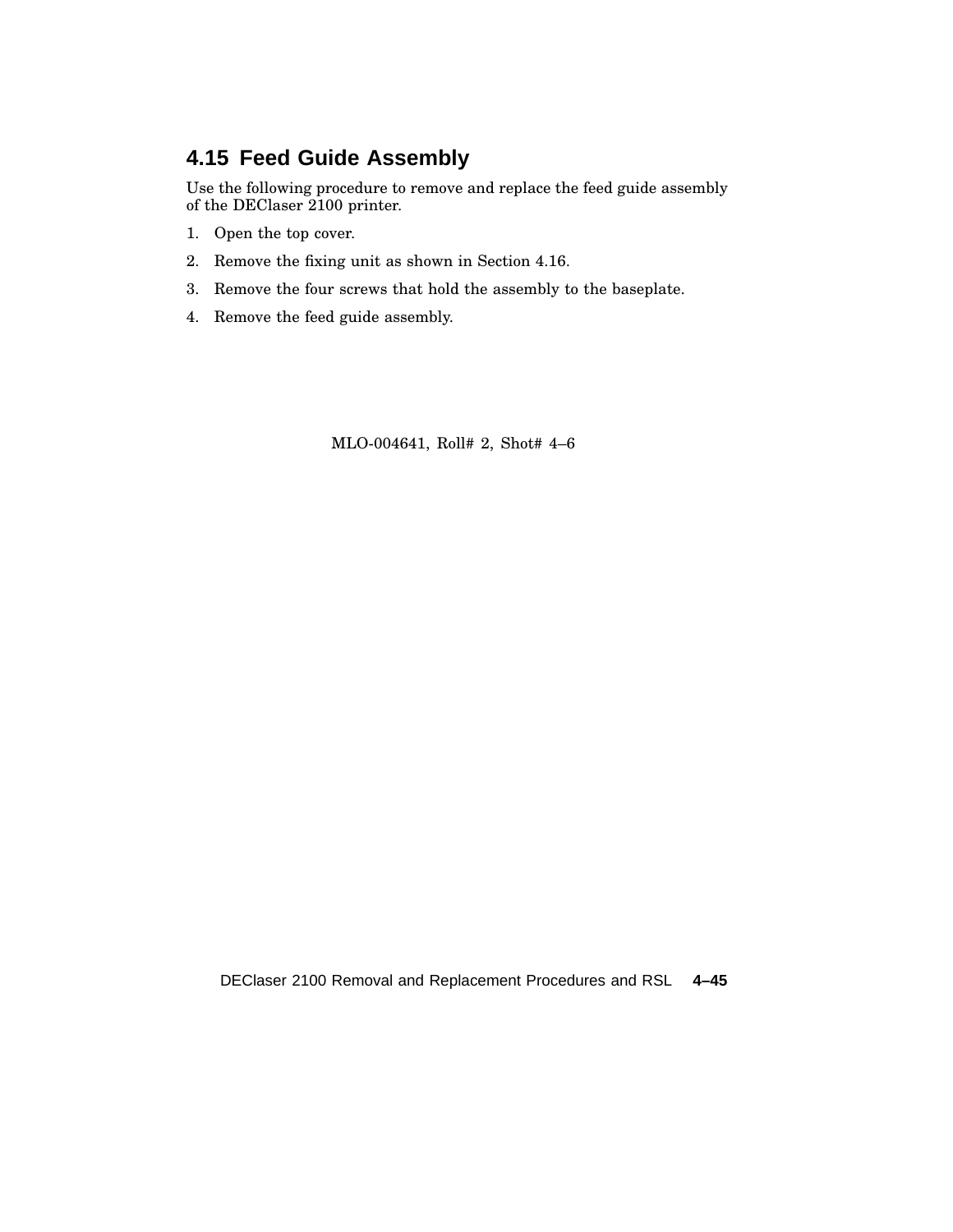## 4.15 Feed Guide Assembly

Use the following procedure to remove and replace the feed guide assembly of the DEClaser 2100 printer.

1. Open the top cover.
2. Remove the fixing unit as shown in Section 4.16.
3. Remove the four screws that hold the assembly to the baseplate.
4. Remove the feed guide assembly.

MLO-004641, Roll# 2, Shot# 4–6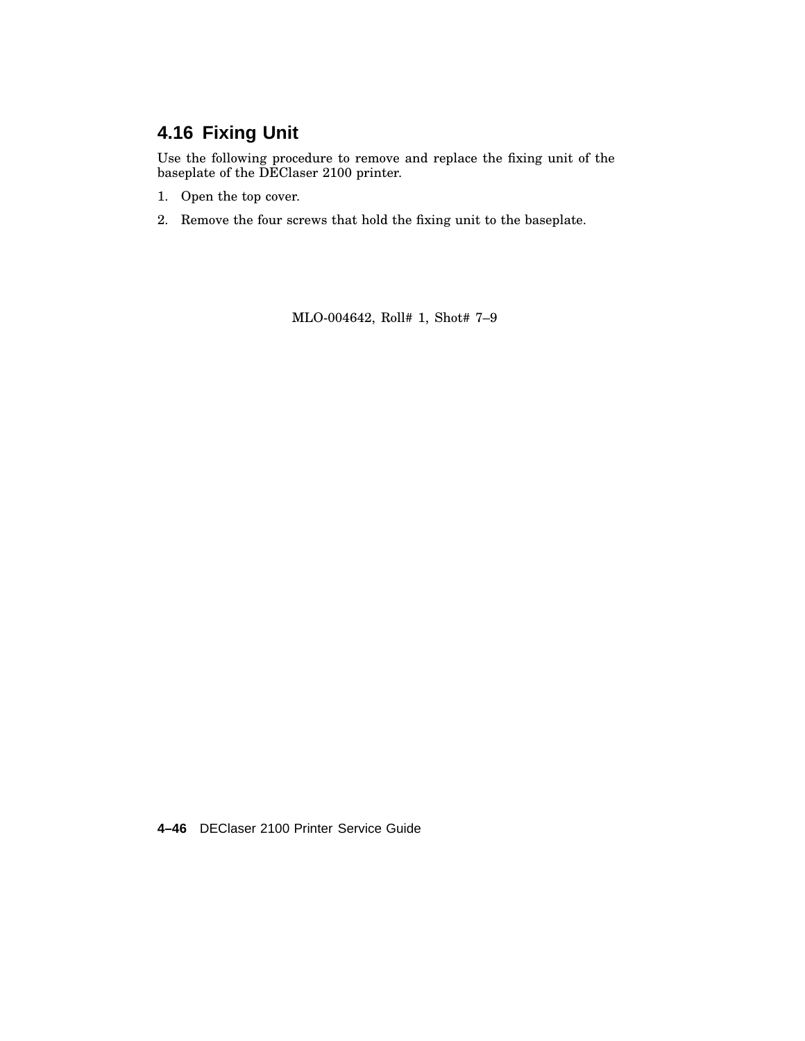## 4.16 Fixing Unit

Use the following procedure to remove and replace the fixing unit of the baseplate of the DEClaser 2100 printer.

1. Open the top cover.
2. Remove the four screws that hold the fixing unit to the baseplate.

MLO-004642, Roll# 1, Shot# 7–9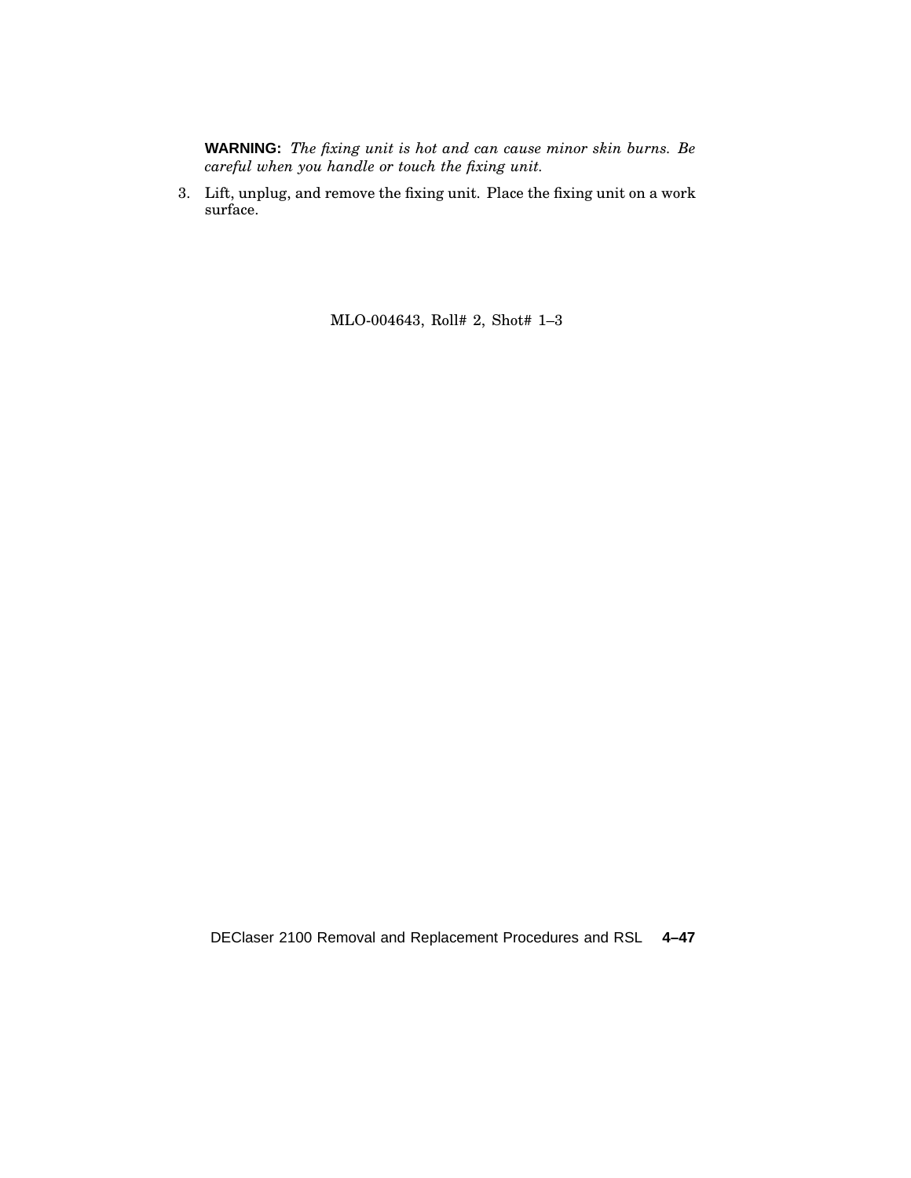**WARNING:** *The fixing unit is hot and can cause minor skin burns. Be careful when you handle or touch the fixing unit.*

3. Lift, unplug, and remove the fixing unit. Place the fixing unit on a work surface.

MLO-004643, Roll# 2, Shot# 1–3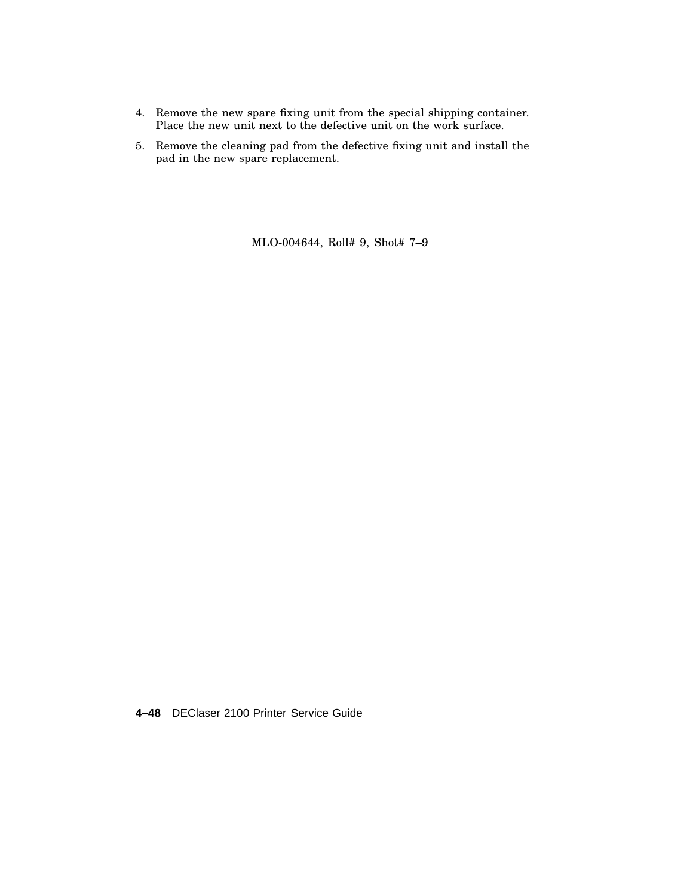4. Remove the new spare fixing unit from the special shipping container. Place the new unit next to the defective unit on the work surface.
5. Remove the cleaning pad from the defective fixing unit and install the pad in the new spare replacement.

MLO-004644, Roll# 9, Shot# 7–9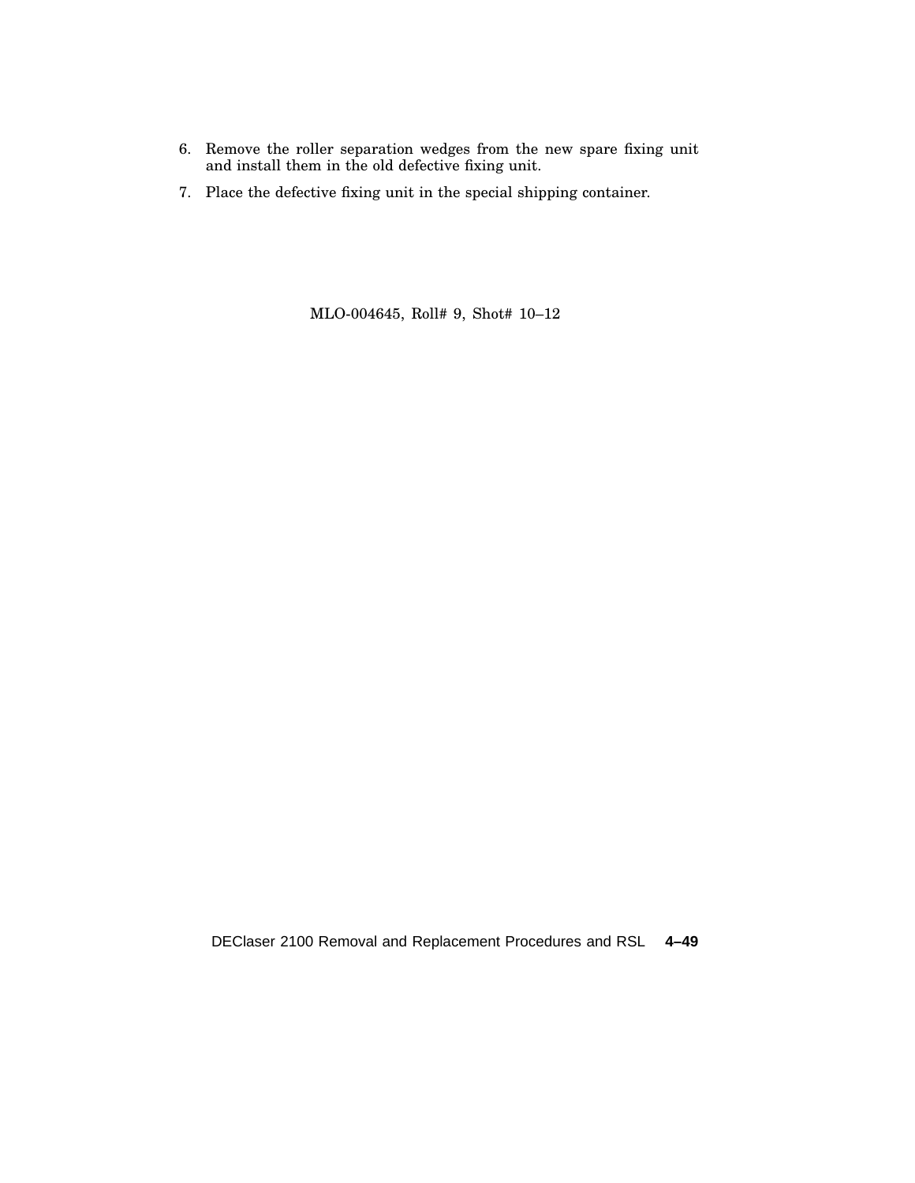6. Remove the roller separation wedges from the new spare fixing unit and install them in the old defective fixing unit.
7. Place the defective fixing unit in the special shipping container.

MLO-004645, Roll# 9, Shot# 10–12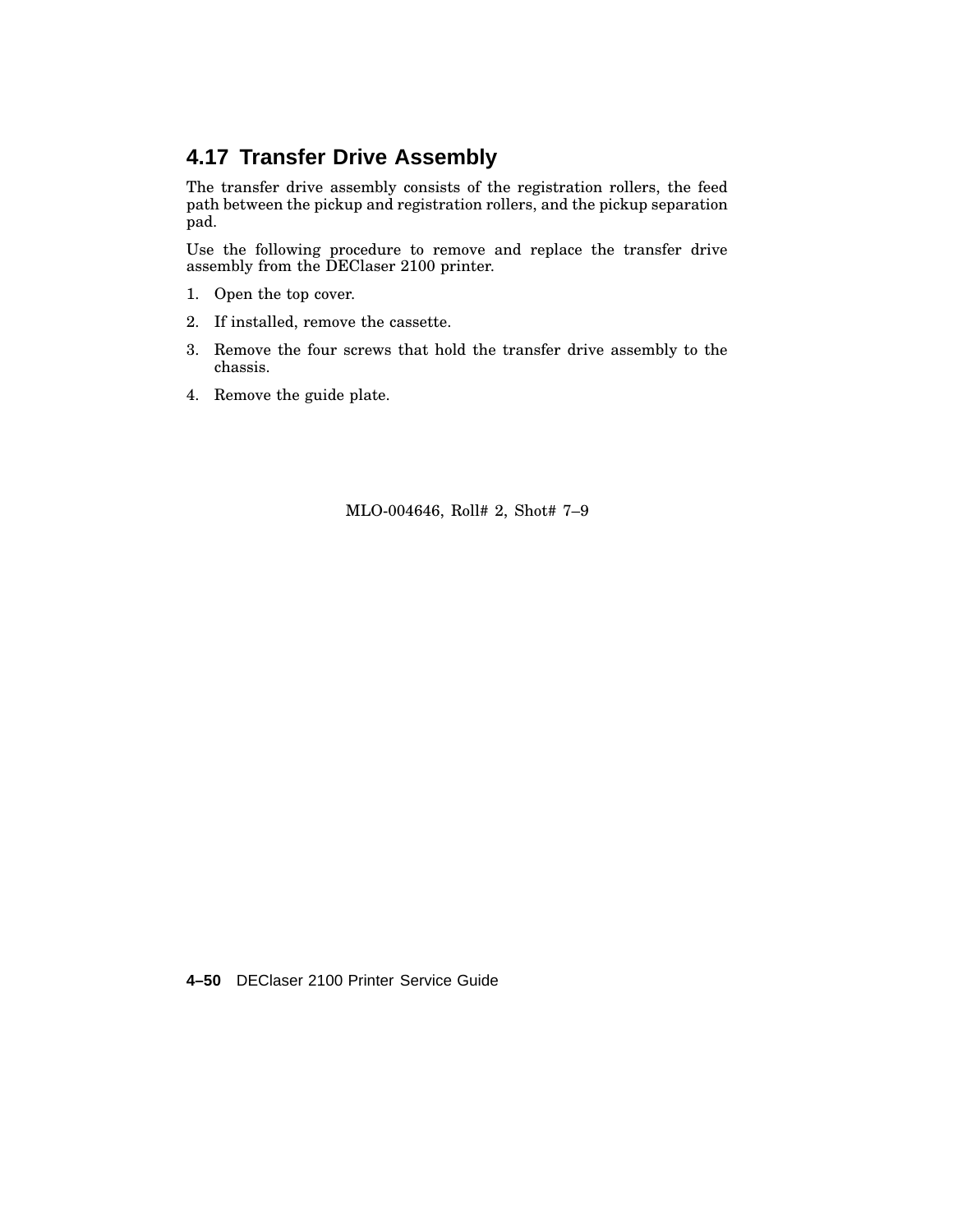## 4.17 Transfer Drive Assembly

The transfer drive assembly consists of the registration rollers, the feed path between the pickup and registration rollers, and the pickup separation pad.

Use the following procedure to remove and replace the transfer drive assembly from the DEClaser 2100 printer.

1. Open the top cover.
2. If installed, remove the cassette.
3. Remove the four screws that hold the transfer drive assembly to the chassis.
4. Remove the guide plate.

MLO-004646, Roll# 2, Shot# 7–9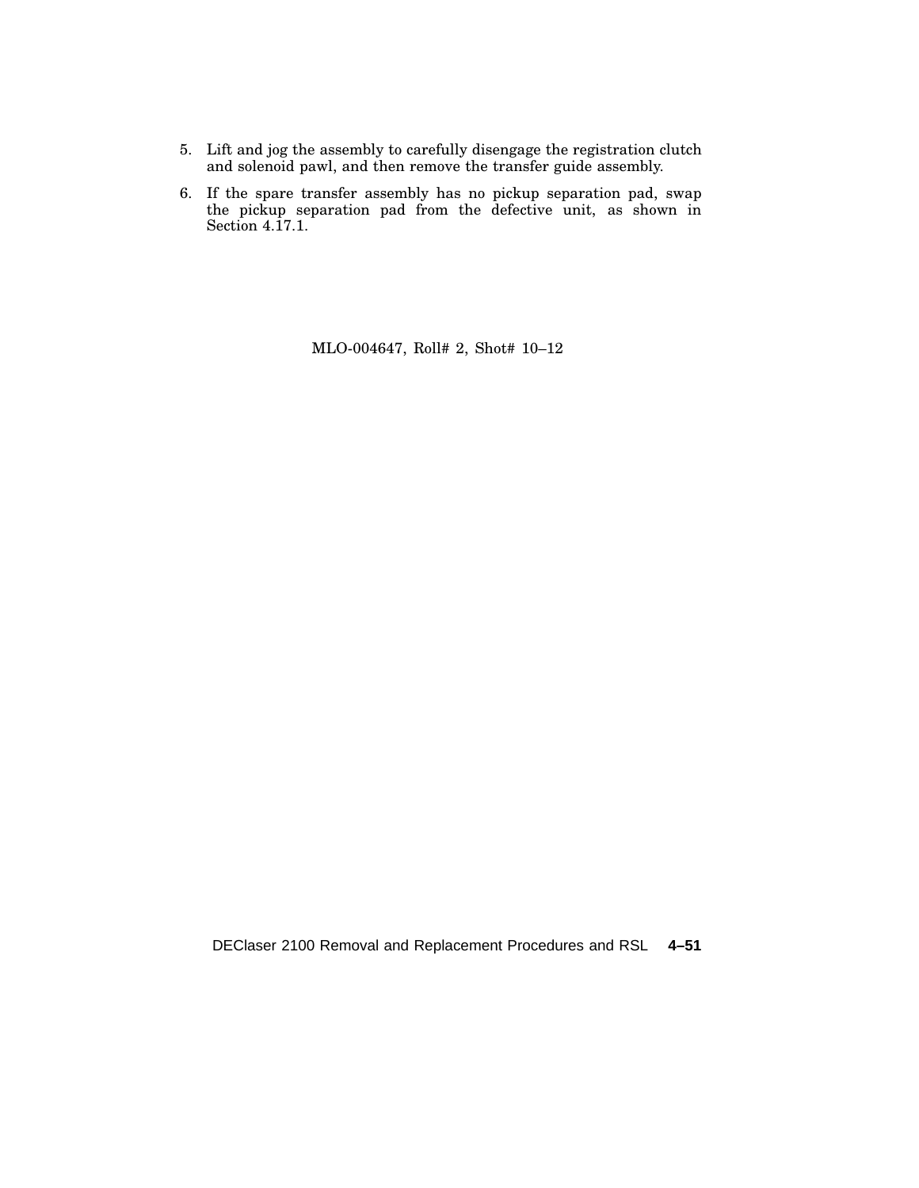5. Lift and jog the assembly to carefully disengage the registration clutch and solenoid pawl, and then remove the transfer guide assembly.
6. If the spare transfer assembly has no pickup separation pad, swap the pickup separation pad from the defective unit, as shown in Section 4.17.1.

MLO-004647, Roll# 2, Shot# 10–12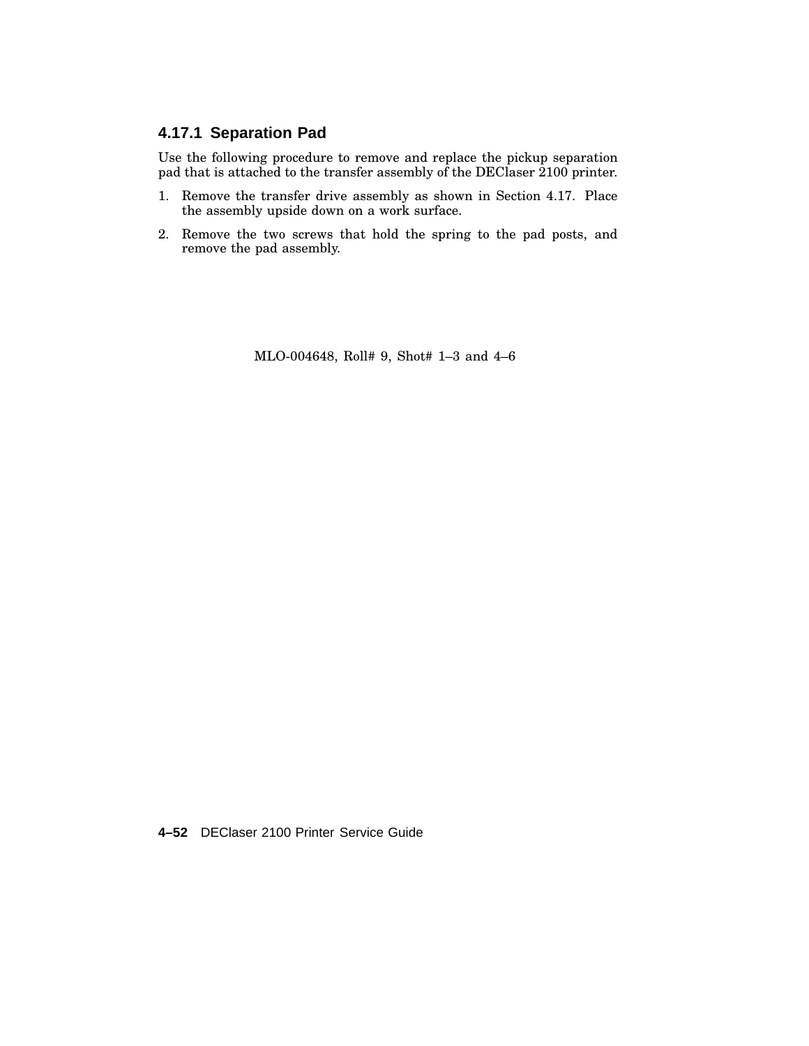### 4.17.1 Separation Pad

Use the following procedure to remove and replace the pickup separation pad that is attached to the transfer assembly of the DEClaser 2100 printer.

1. Remove the transfer drive assembly as shown in Section 4.17. Place the assembly upside down on a work surface.
2. Remove the two screws that hold the spring to the pad posts, and remove the pad assembly.

MLO-004648, Roll# 9, Shot# 1–3 and 4–6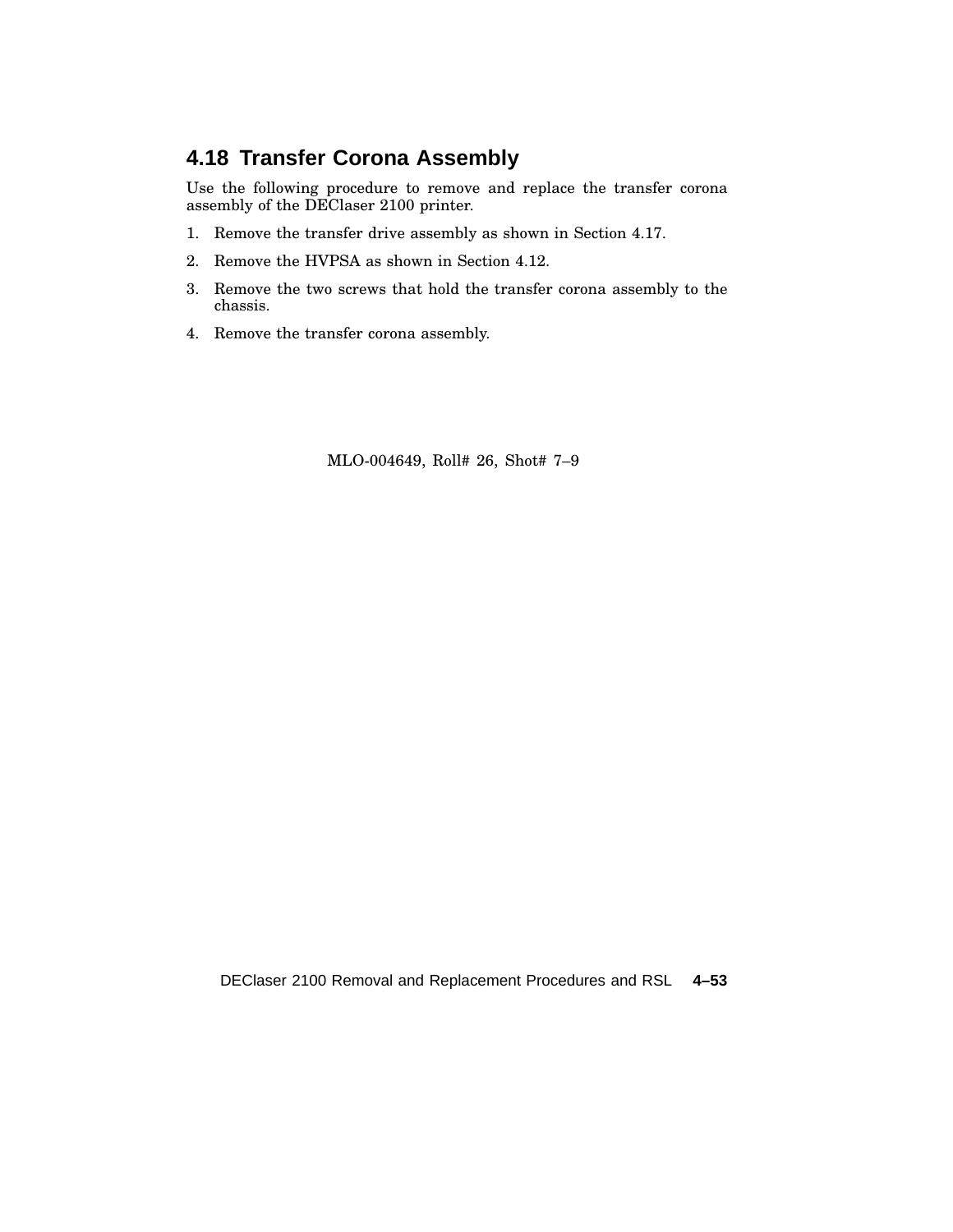## 4.18 Transfer Corona Assembly

Use the following procedure to remove and replace the transfer corona assembly of the DEClaser 2100 printer.

1. Remove the transfer drive assembly as shown in Section 4.17.
2. Remove the HVPSA as shown in Section 4.12.
3. Remove the two screws that hold the transfer corona assembly to the chassis.
4. Remove the transfer corona assembly.

MLO-004649, Roll# 26, Shot# 7–9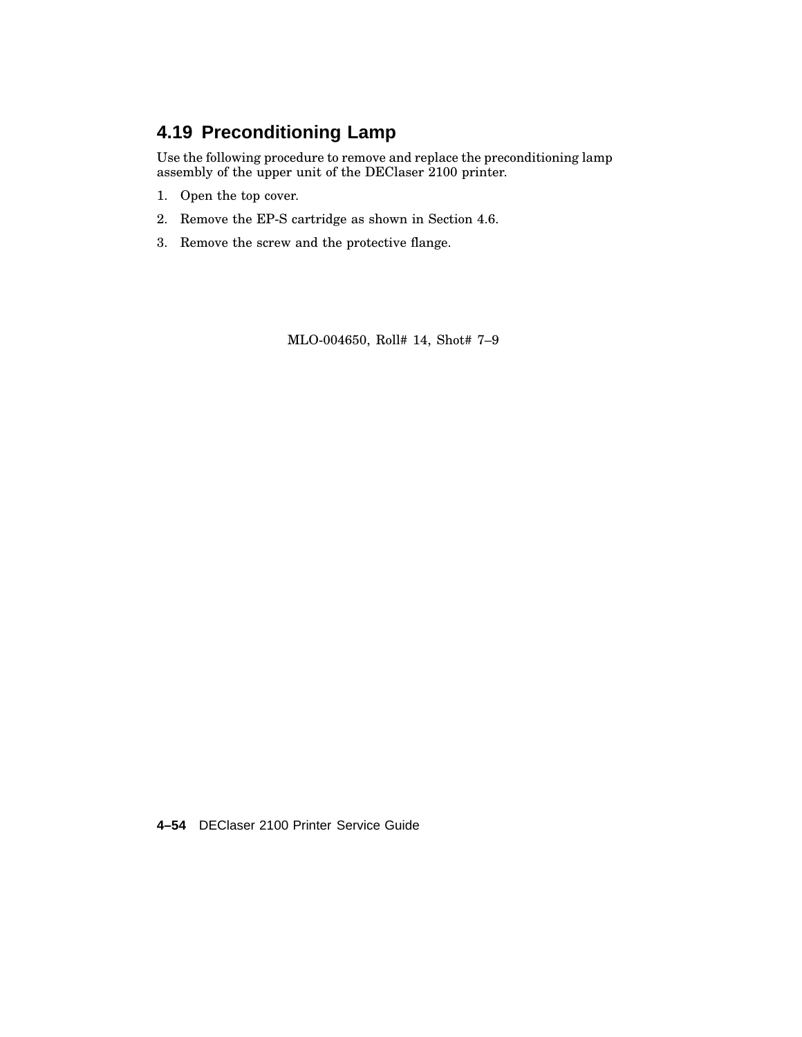## 4.19 Preconditioning Lamp

Use the following procedure to remove and replace the preconditioning lamp assembly of the upper unit of the DEClaser 2100 printer.

1. Open the top cover.
2. Remove the EP-S cartridge as shown in Section 4.6.
3. Remove the screw and the protective flange.

MLO-004650, Roll# 14, Shot# 7–9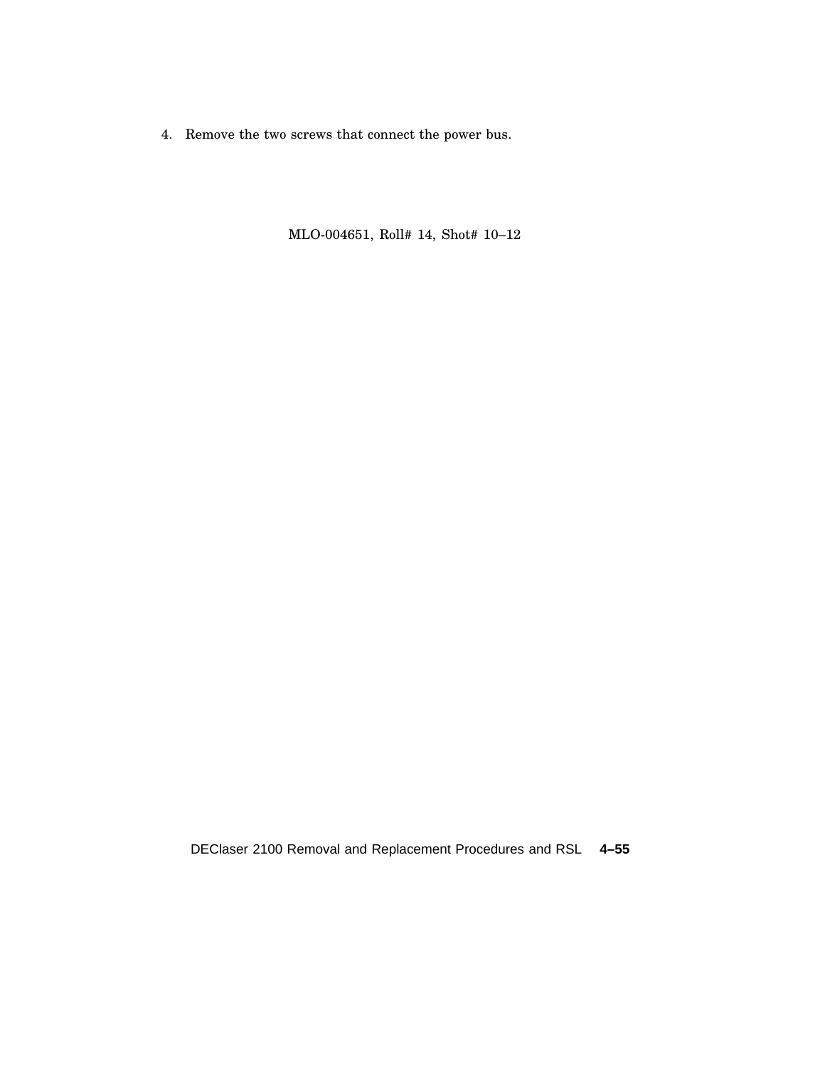4. Remove the two screws that connect the power bus.

MLO-004651, Roll# 14, Shot# 10–12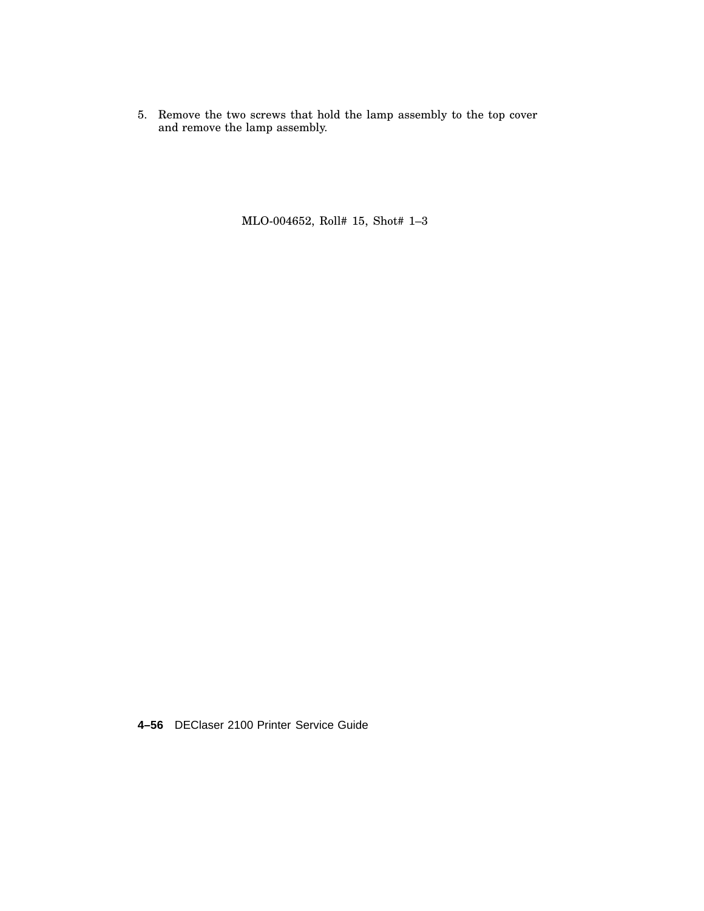5. Remove the two screws that hold the lamp assembly to the top cover and remove the lamp assembly.

MLO-004652, Roll# 15, Shot# 1–3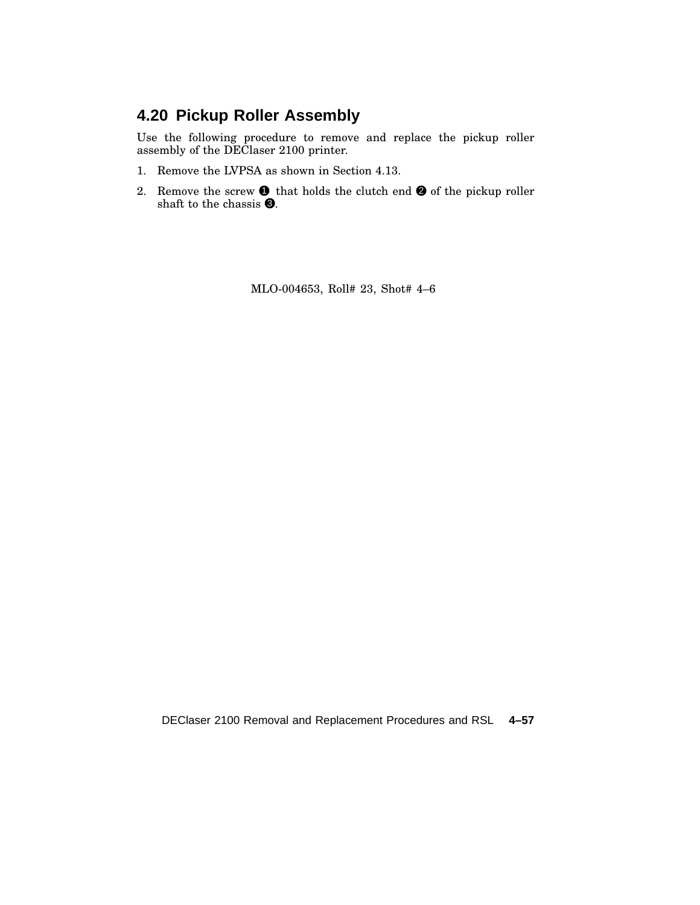## 4.20 Pickup Roller Assembly

Use the following procedure to remove and replace the pickup roller assembly of the DEClaser 2100 printer.

1. Remove the LVPSA as shown in Section 4.13.
2. Remove the screw ❶ that holds the clutch end ❷ of the pickup roller shaft to the chassis ❸.

MLO-004653, Roll# 23, Shot# 4–6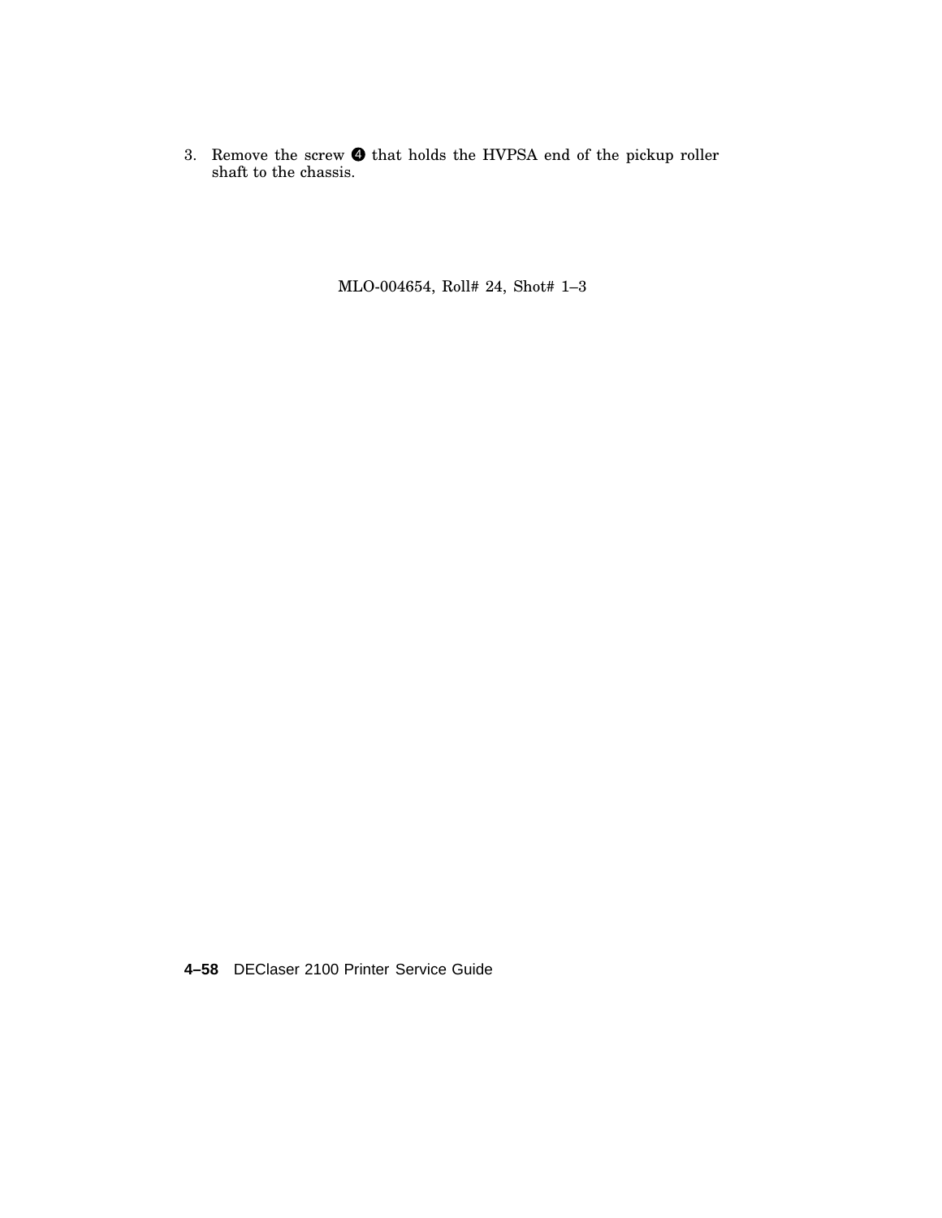3. Remove the screw ❹ that holds the HVPSA end of the pickup roller shaft to the chassis.

MLO-004654, Roll# 24, Shot# 1–3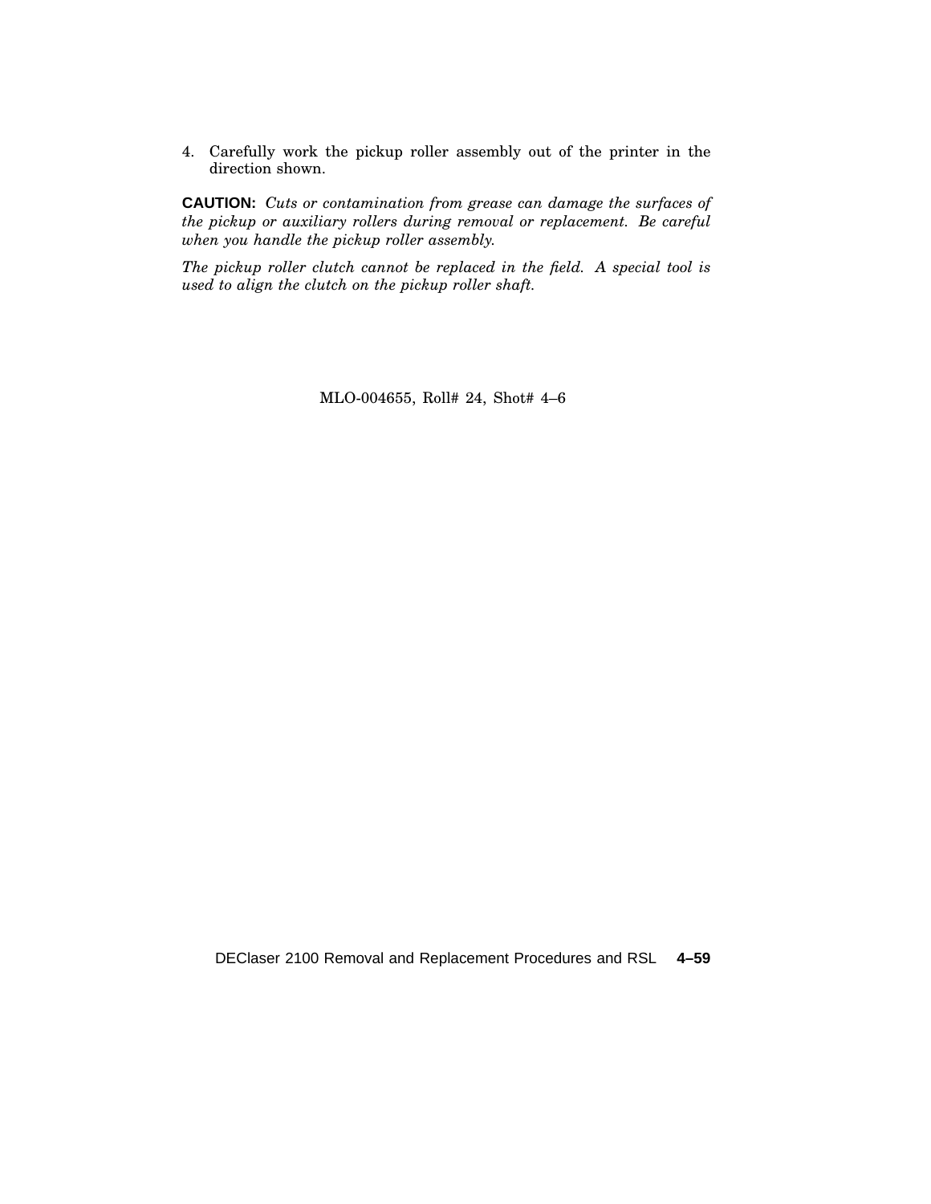4. Carefully work the pickup roller assembly out of the printer in the direction shown.

**CAUTION:** *Cuts or contamination from grease can damage the surfaces of the pickup or auxiliary rollers during removal or replacement. Be careful when you handle the pickup roller assembly.*

*The pickup roller clutch cannot be replaced in the field. A special tool is used to align the clutch on the pickup roller shaft.*

MLO-004655, Roll# 24, Shot# 4–6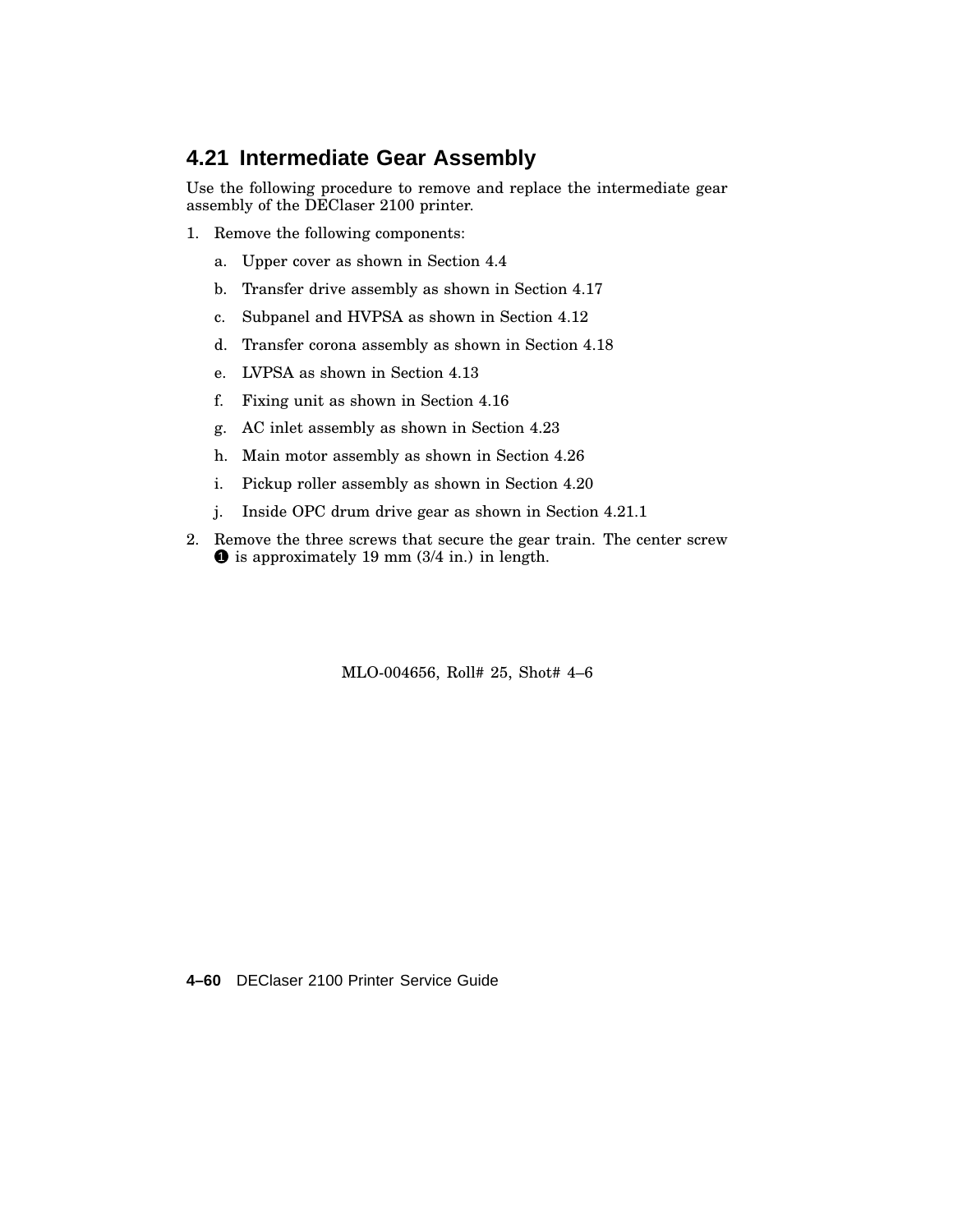## 4.21 Intermediate Gear Assembly

Use the following procedure to remove and replace the intermediate gear assembly of the DEClaser 2100 printer.

1. Remove the following components:

   a. Upper cover as shown in Section 4.4

   b. Transfer drive assembly as shown in Section 4.17

   c. Subpanel and HVPSA as shown in Section 4.12

   d. Transfer corona assembly as shown in Section 4.18

   e. LVPSA as shown in Section 4.13

   f. Fixing unit as shown in Section 4.16

   g. AC inlet assembly as shown in Section 4.23

   h. Main motor assembly as shown in Section 4.26

   i. Pickup roller assembly as shown in Section 4.20

   j. Inside OPC drum drive gear as shown in Section 4.21.1

2. Remove the three screws that secure the gear train. The center screw ❶ is approximately 19 mm (3/4 in.) in length.

MLO-004656, Roll# 25, Shot# 4–6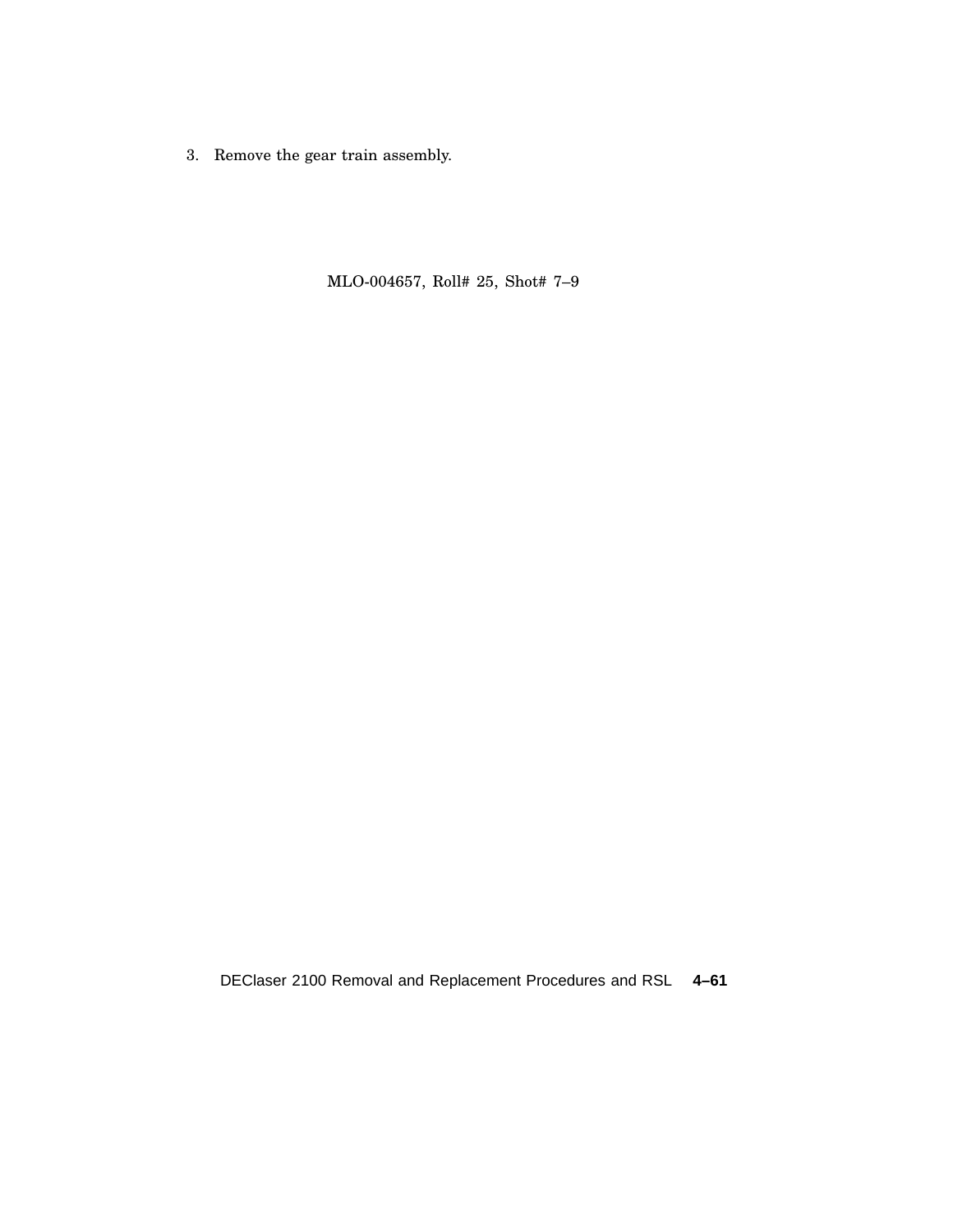3. Remove the gear train assembly.

MLO-004657, Roll# 25, Shot# 7–9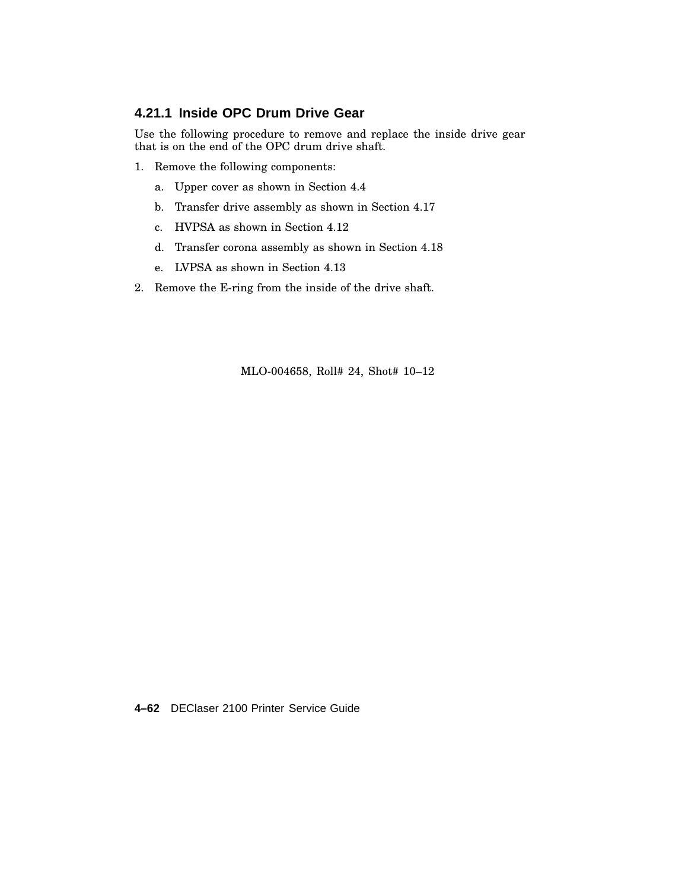### 4.21.1 Inside OPC Drum Drive Gear

Use the following procedure to remove and replace the inside drive gear that is on the end of the OPC drum drive shaft.

1. Remove the following components:
   a. Upper cover as shown in Section 4.4
   b. Transfer drive assembly as shown in Section 4.17
   c. HVPSA as shown in Section 4.12
   d. Transfer corona assembly as shown in Section 4.18
   e. LVPSA as shown in Section 4.13
2. Remove the E-ring from the inside of the drive shaft.

MLO-004658, Roll# 24, Shot# 10–12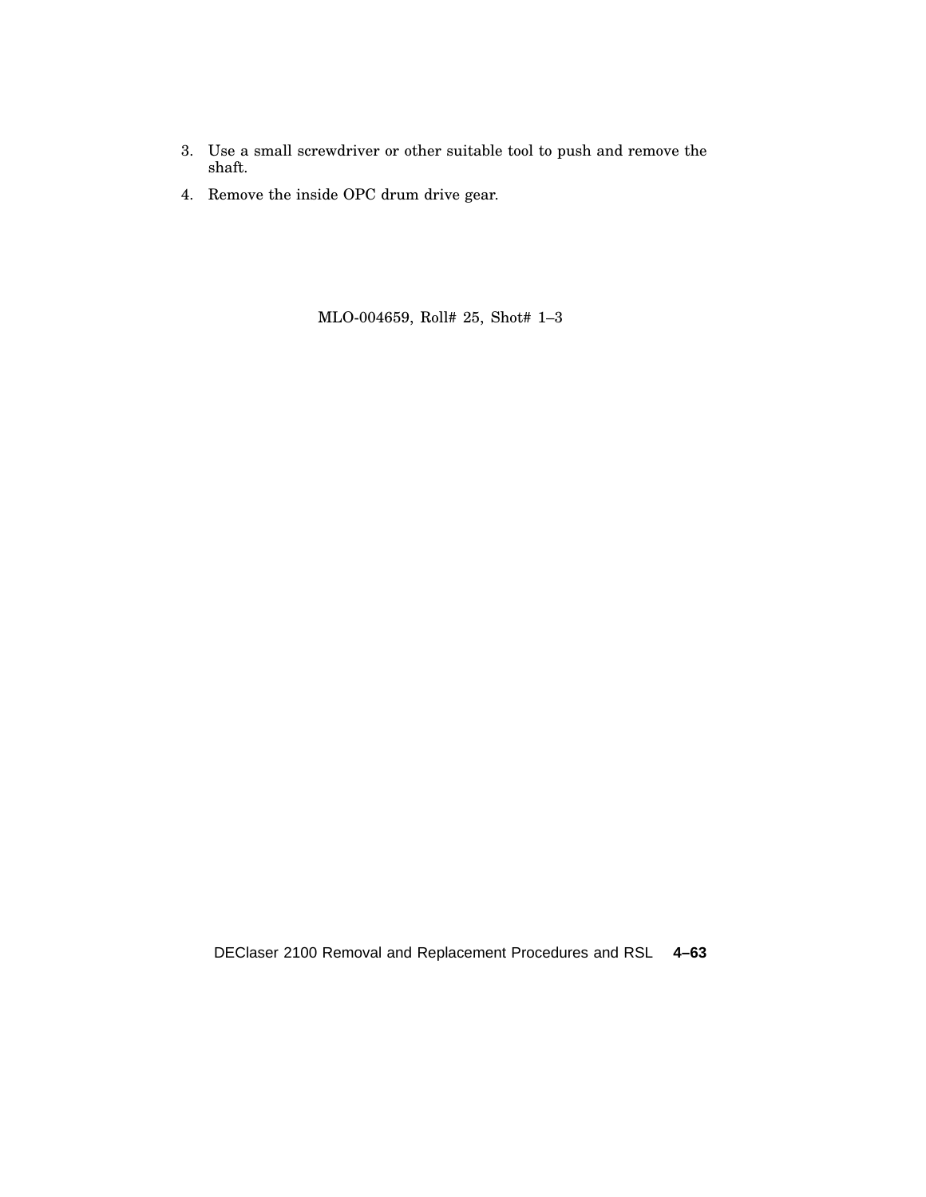3. Use a small screwdriver or other suitable tool to push and remove the shaft.
4. Remove the inside OPC drum drive gear.

MLO-004659, Roll# 25, Shot# 1–3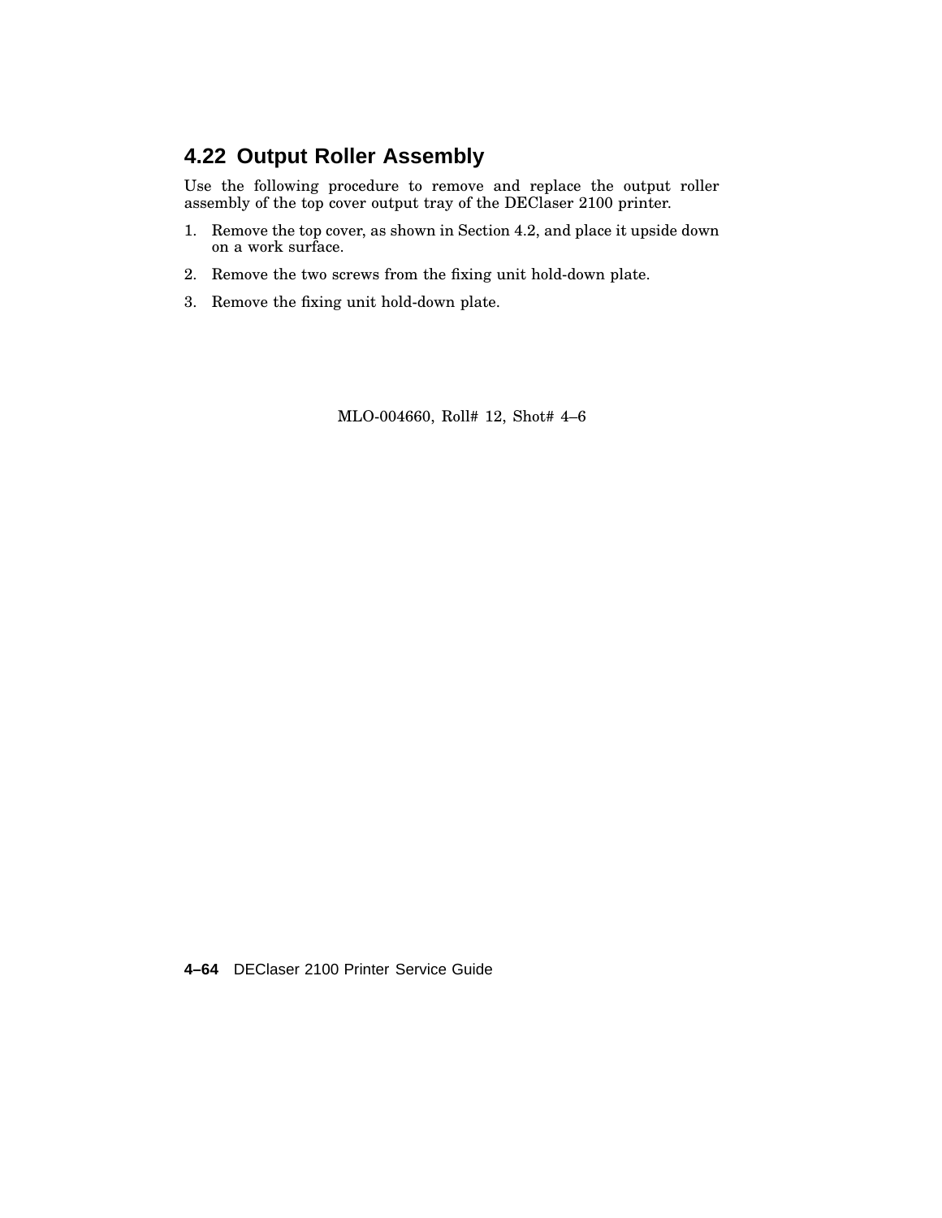## 4.22 Output Roller Assembly

Use the following procedure to remove and replace the output roller assembly of the top cover output tray of the DEClaser 2100 printer.

1. Remove the top cover, as shown in Section 4.2, and place it upside down on a work surface.
2. Remove the two screws from the fixing unit hold-down plate.
3. Remove the fixing unit hold-down plate.

MLO-004660, Roll# 12, Shot# 4–6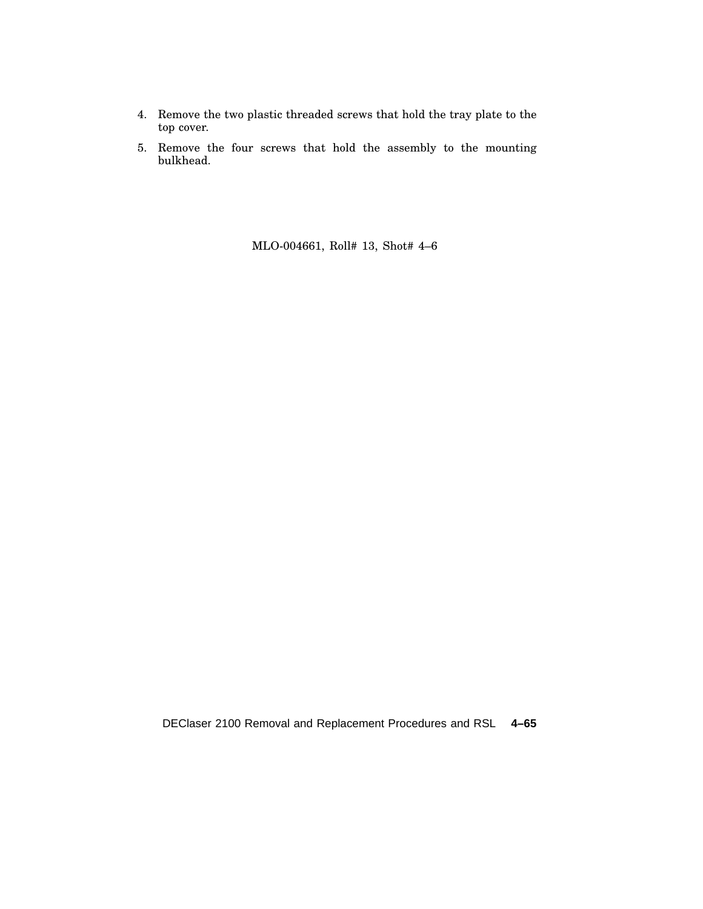4. Remove the two plastic threaded screws that hold the tray plate to the top cover.
5. Remove the four screws that hold the assembly to the mounting bulkhead.

MLO-004661, Roll# 13, Shot# 4–6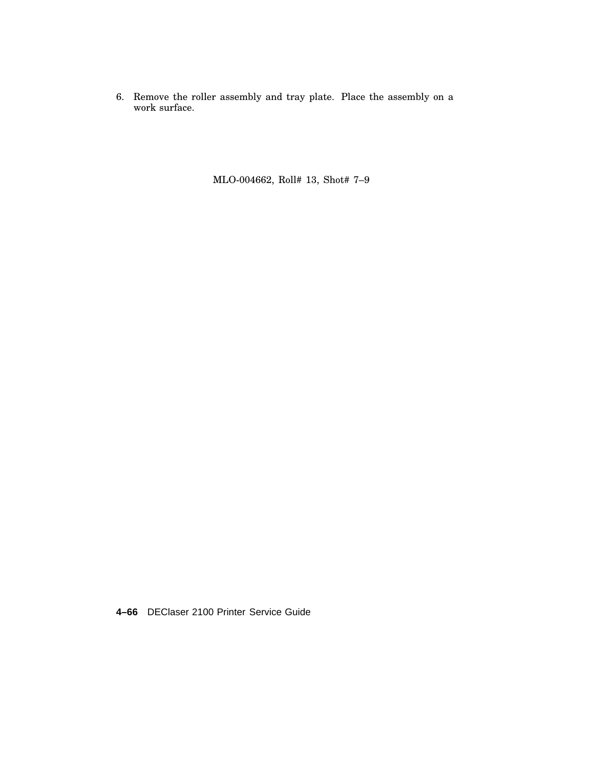6. Remove the roller assembly and tray plate. Place the assembly on a work surface.

MLO-004662, Roll# 13, Shot# 7–9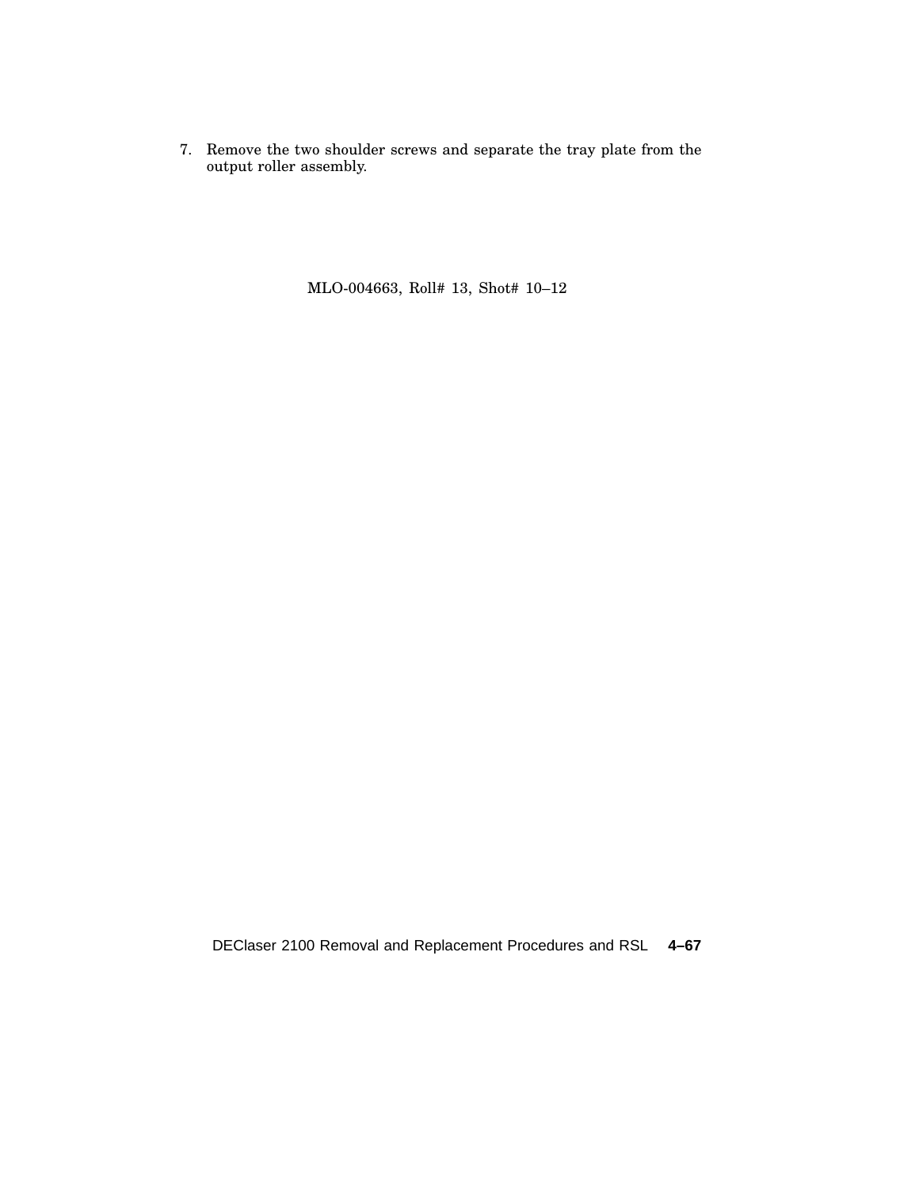7. Remove the two shoulder screws and separate the tray plate from the output roller assembly.

MLO-004663, Roll# 13, Shot# 10–12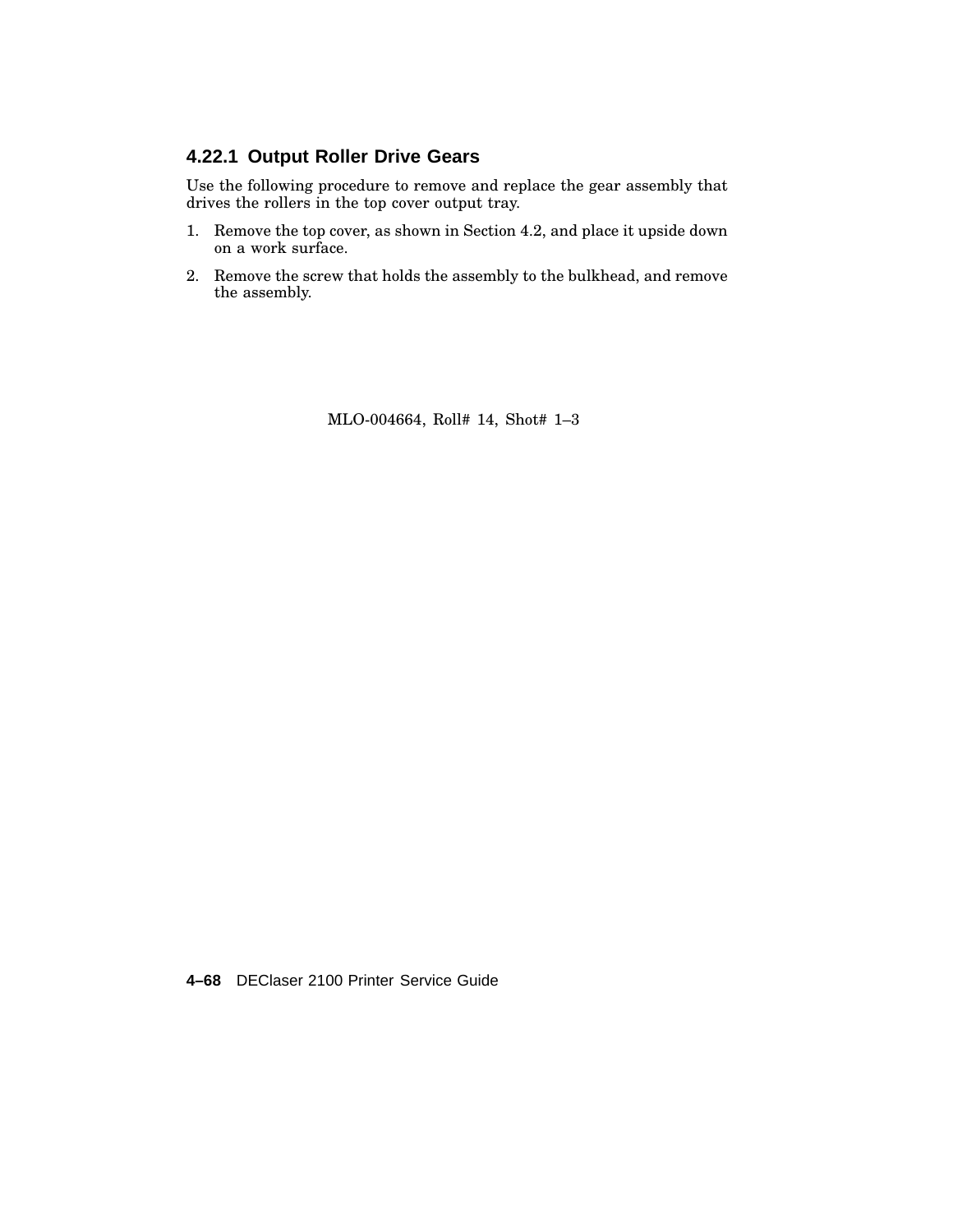### 4.22.1 Output Roller Drive Gears

Use the following procedure to remove and replace the gear assembly that drives the rollers in the top cover output tray.

1. Remove the top cover, as shown in Section 4.2, and place it upside down on a work surface.
2. Remove the screw that holds the assembly to the bulkhead, and remove the assembly.

MLO-004664, Roll# 14, Shot# 1–3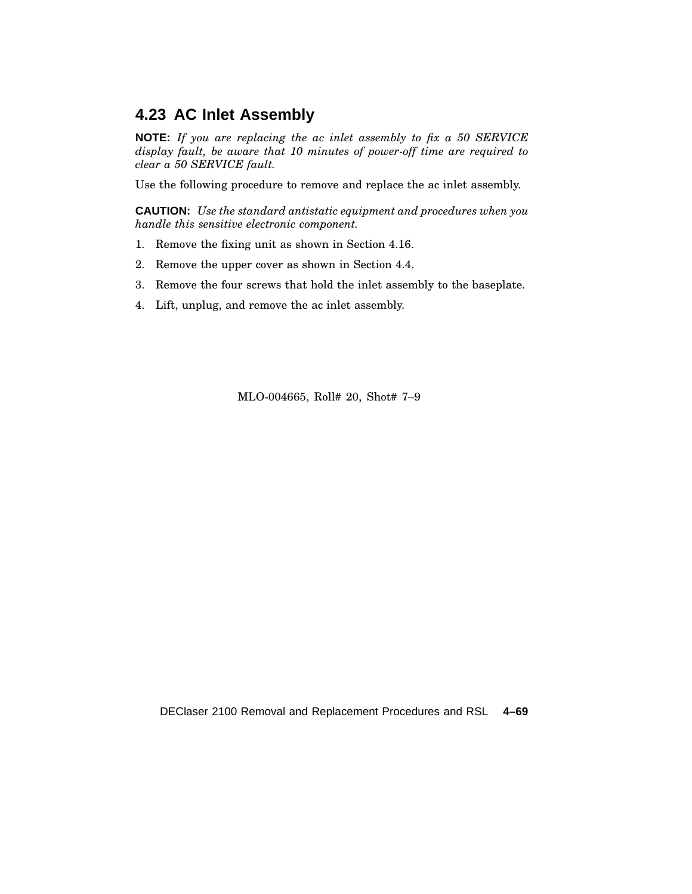## 4.23 AC Inlet Assembly

**NOTE:** *If you are replacing the ac inlet assembly to fix a 50 SERVICE display fault, be aware that 10 minutes of power-off time are required to clear a 50 SERVICE fault.*

Use the following procedure to remove and replace the ac inlet assembly.

**CAUTION:** *Use the standard antistatic equipment and procedures when you handle this sensitive electronic component.*

1. Remove the fixing unit as shown in Section 4.16.
2. Remove the upper cover as shown in Section 4.4.
3. Remove the four screws that hold the inlet assembly to the baseplate.
4. Lift, unplug, and remove the ac inlet assembly.

MLO-004665, Roll# 20, Shot# 7–9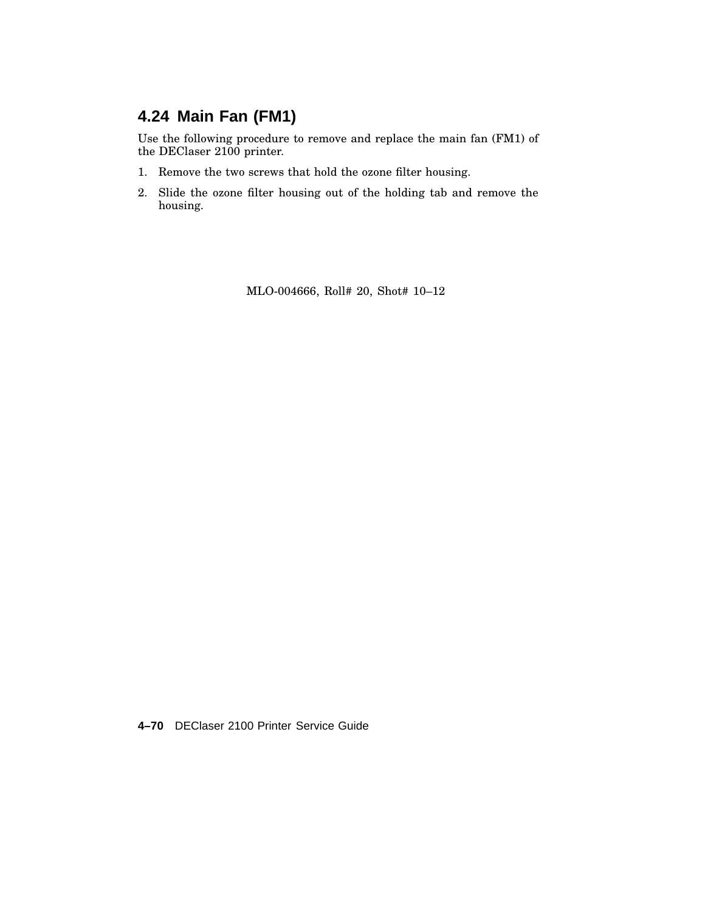## 4.24 Main Fan (FM1)

Use the following procedure to remove and replace the main fan (FM1) of the DEClaser 2100 printer.

1. Remove the two screws that hold the ozone filter housing.
2. Slide the ozone filter housing out of the holding tab and remove the housing.

MLO-004666, Roll# 20, Shot# 10–12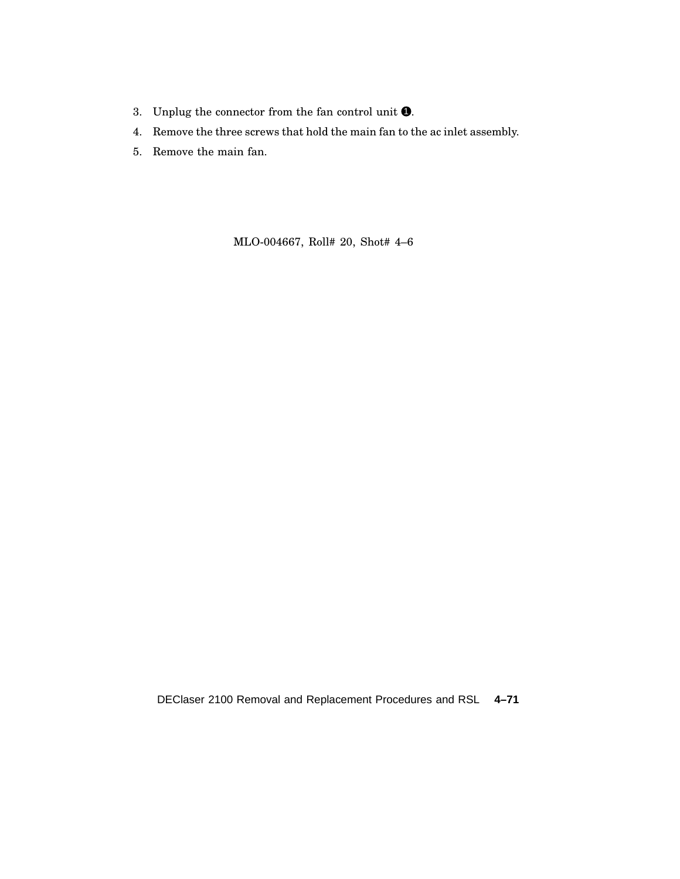3. Unplug the connector from the fan control unit ❶.
4. Remove the three screws that hold the main fan to the ac inlet assembly.
5. Remove the main fan.

MLO-004667, Roll# 20, Shot# 4–6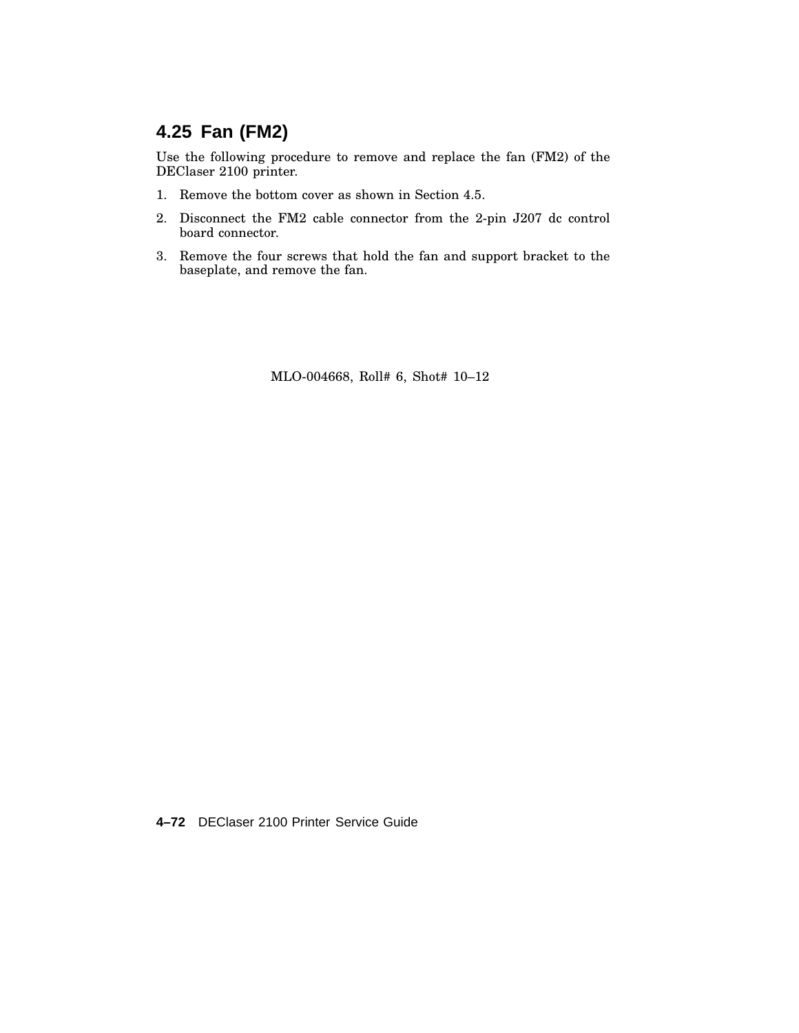## 4.25 Fan (FM2)

Use the following procedure to remove and replace the fan (FM2) of the DEClaser 2100 printer.

1. Remove the bottom cover as shown in Section 4.5.
2. Disconnect the FM2 cable connector from the 2-pin J207 dc control board connector.
3. Remove the four screws that hold the fan and support bracket to the baseplate, and remove the fan.

MLO-004668, Roll# 6, Shot# 10–12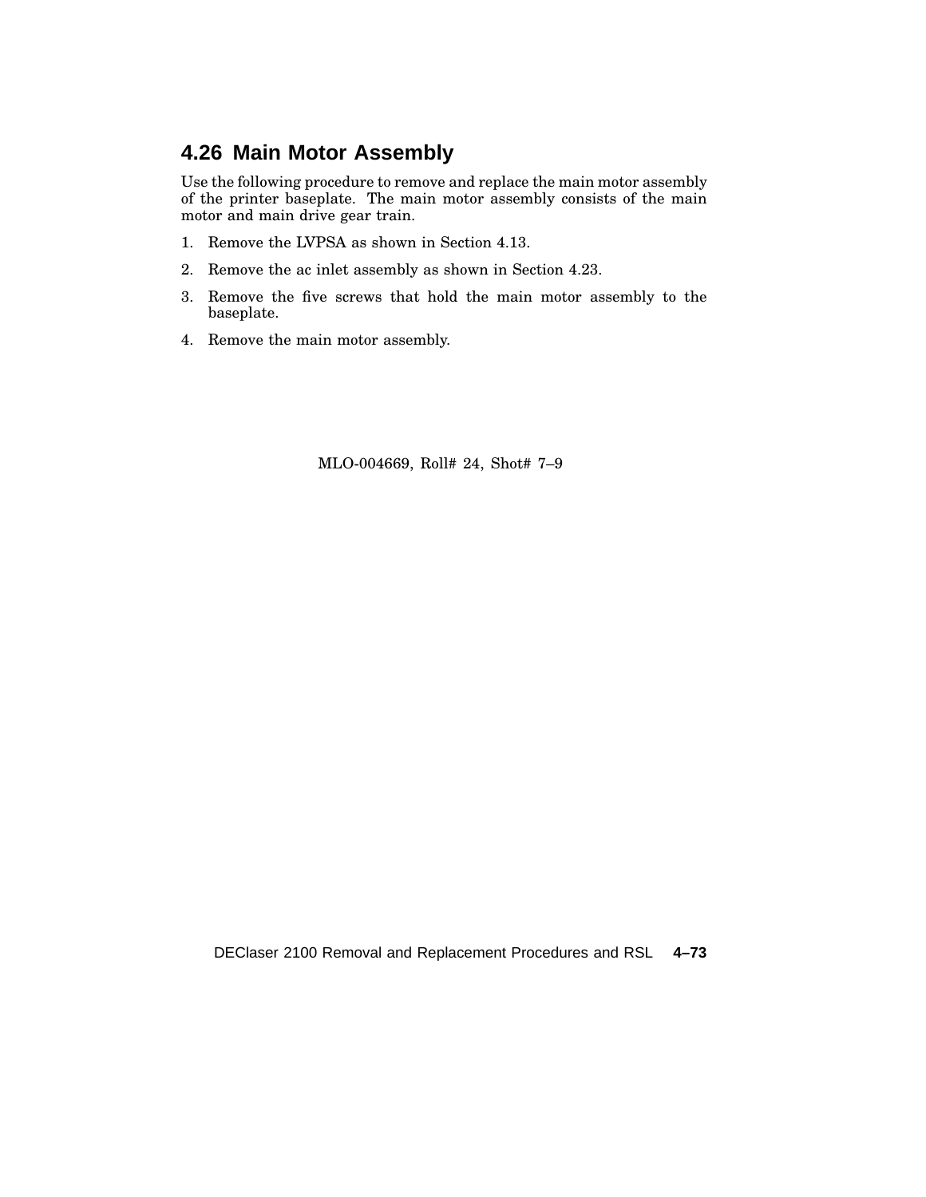## 4.26 Main Motor Assembly

Use the following procedure to remove and replace the main motor assembly of the printer baseplate. The main motor assembly consists of the main motor and main drive gear train.

1. Remove the LVPSA as shown in Section 4.13.
2. Remove the ac inlet assembly as shown in Section 4.23.
3. Remove the five screws that hold the main motor assembly to the baseplate.
4. Remove the main motor assembly.

MLO-004669, Roll# 24, Shot# 7–9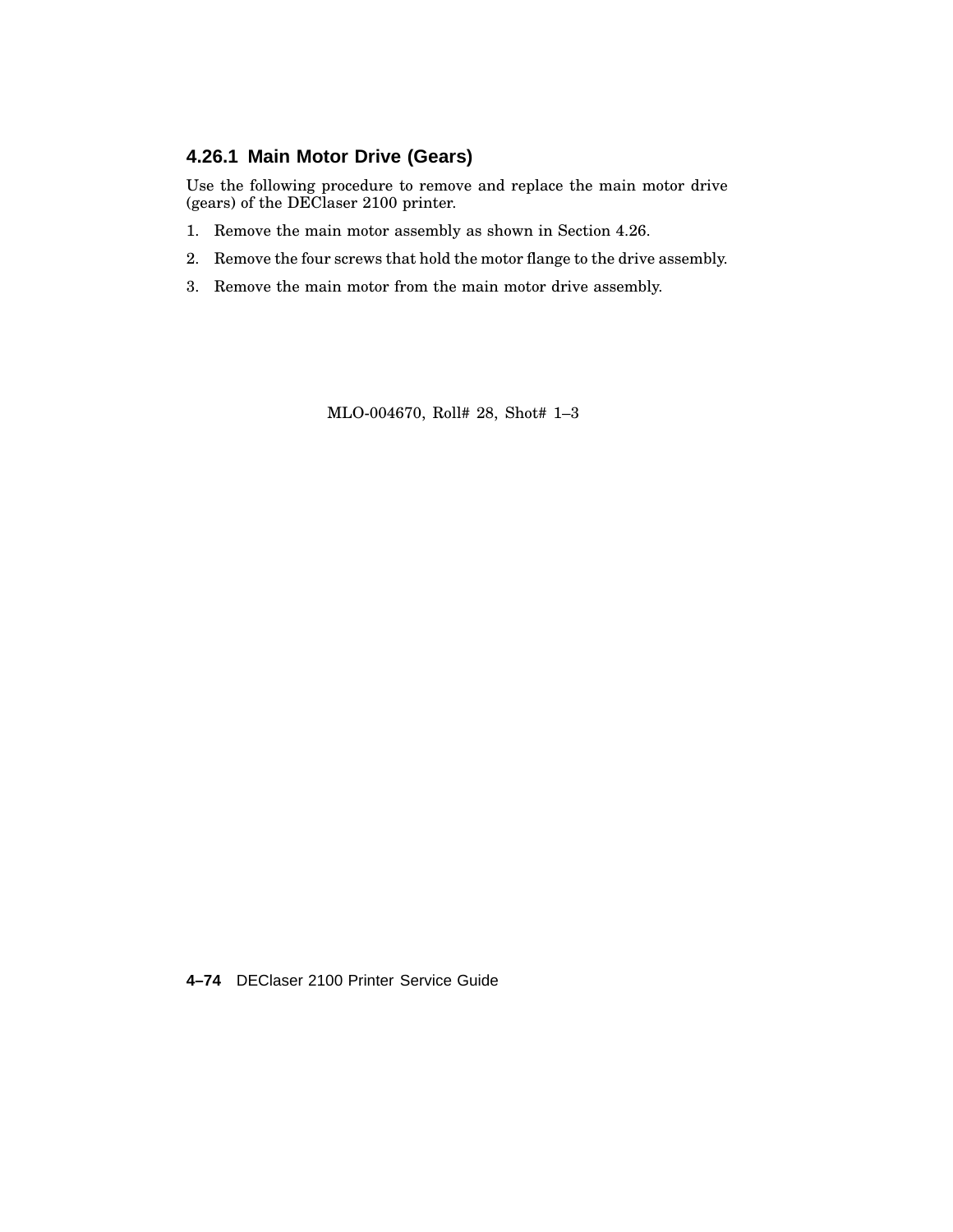### 4.26.1 Main Motor Drive (Gears)

Use the following procedure to remove and replace the main motor drive (gears) of the DEClaser 2100 printer.

1. Remove the main motor assembly as shown in Section 4.26.
2. Remove the four screws that hold the motor flange to the drive assembly.
3. Remove the main motor from the main motor drive assembly.

MLO-004670, Roll# 28, Shot# 1–3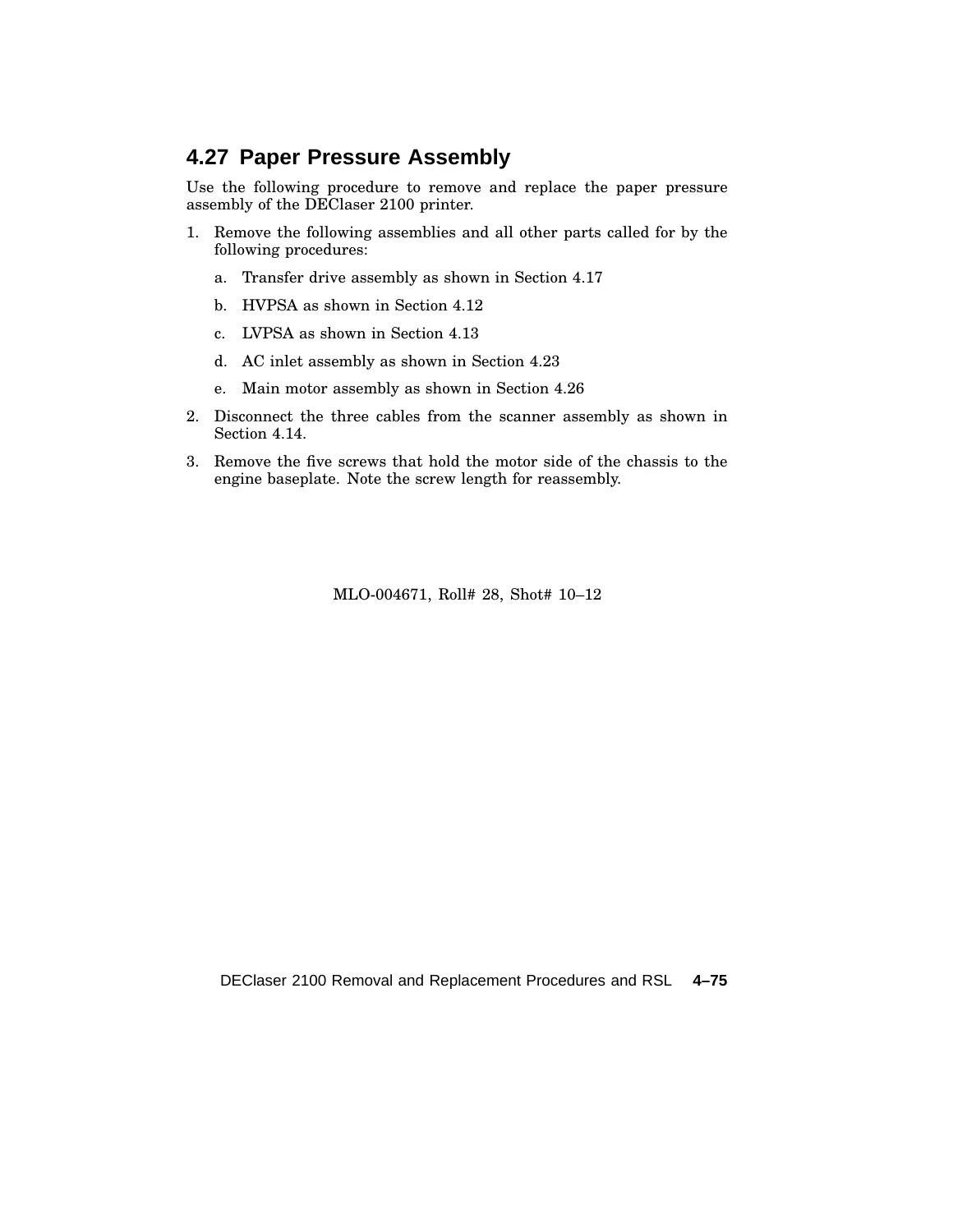## 4.27 Paper Pressure Assembly

Use the following procedure to remove and replace the paper pressure assembly of the DEClaser 2100 printer.

1. Remove the following assemblies and all other parts called for by the following procedures:
   a. Transfer drive assembly as shown in Section 4.17
   b. HVPSA as shown in Section 4.12
   c. LVPSA as shown in Section 4.13
   d. AC inlet assembly as shown in Section 4.23
   e. Main motor assembly as shown in Section 4.26
2. Disconnect the three cables from the scanner assembly as shown in Section 4.14.
3. Remove the five screws that hold the motor side of the chassis to the engine baseplate. Note the screw length for reassembly.

MLO-004671, Roll# 28, Shot# 10–12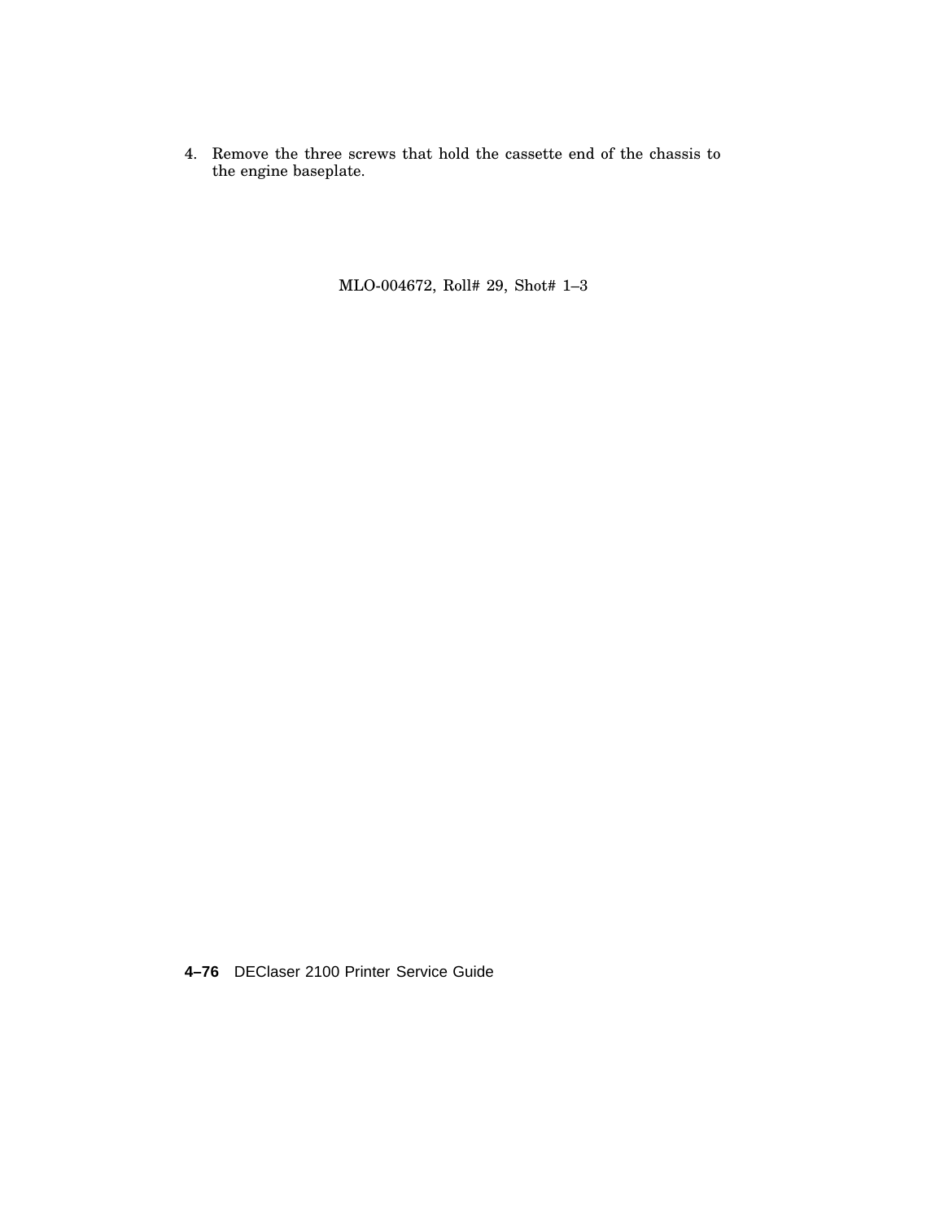4. Remove the three screws that hold the cassette end of the chassis to the engine baseplate.

MLO-004672, Roll# 29, Shot# 1–3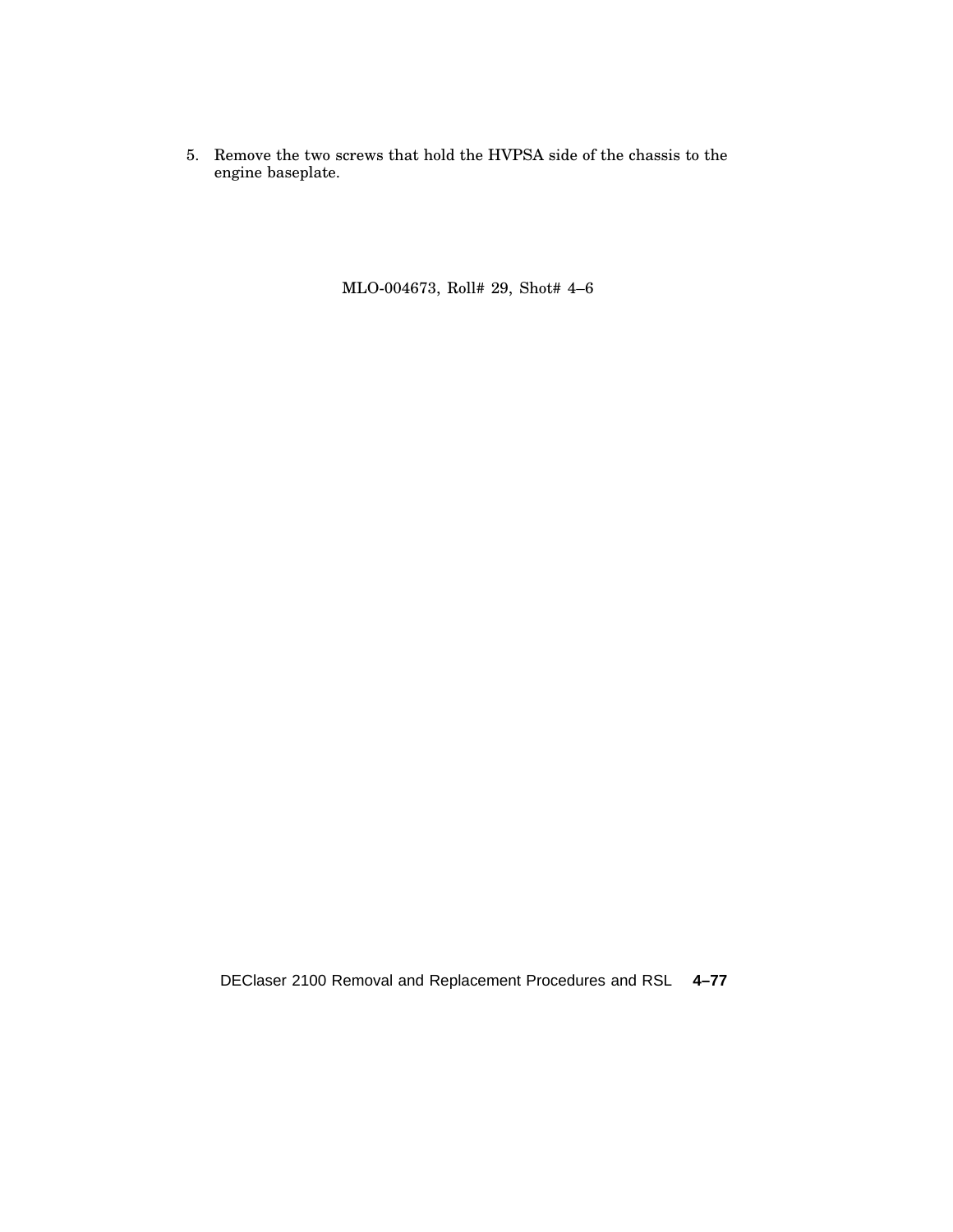5. Remove the two screws that hold the HVPSA side of the chassis to the engine baseplate.

MLO-004673, Roll# 29, Shot# 4–6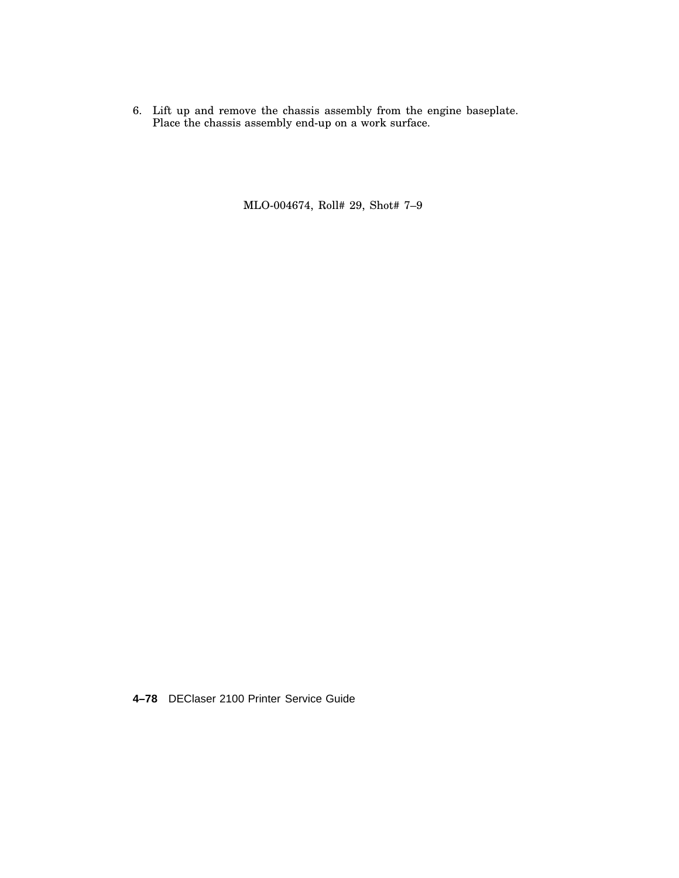6. Lift up and remove the chassis assembly from the engine baseplate. Place the chassis assembly end-up on a work surface.

MLO-004674, Roll# 29, Shot# 7–9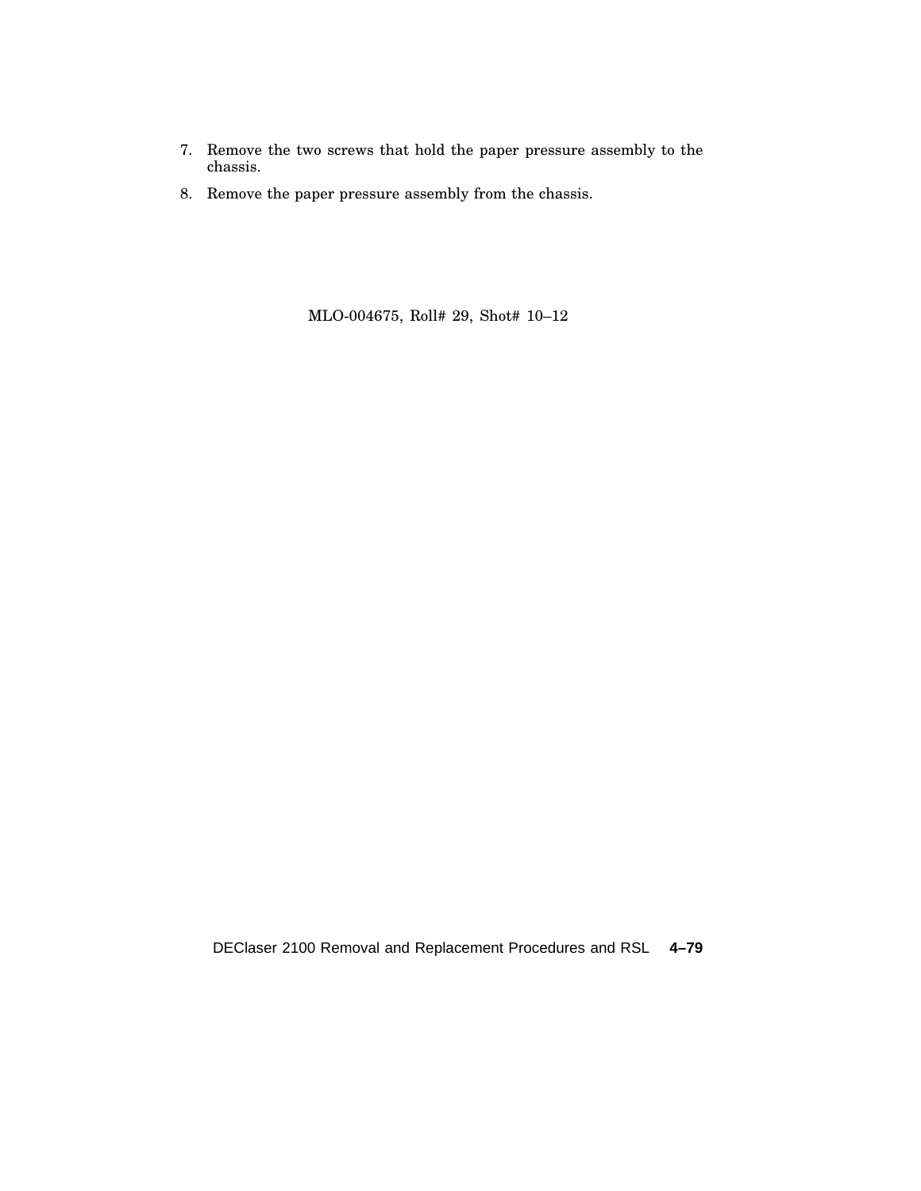7. Remove the two screws that hold the paper pressure assembly to the chassis.
8. Remove the paper pressure assembly from the chassis.

MLO-004675, Roll# 29, Shot# 10–12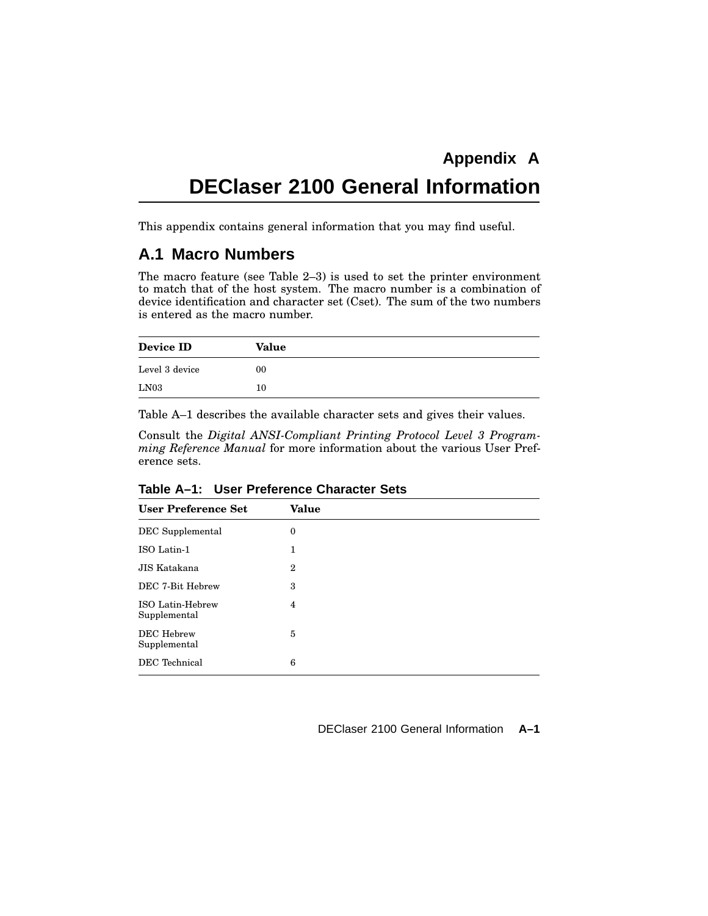# Appendix A

# DEClaser 2100 General Information

This appendix contains general information that you may find useful.

## A.1 Macro Numbers

The macro feature (see Table 2–3) is used to set the printer environment to match that of the host system. The macro number is a combination of device identification and character set (Cset). The sum of the two numbers is entered as the macro number.

| Device ID | Value |
|---|---|
| Level 3 device | 00 |
| LN03 | 10 |

Table A–1 describes the available character sets and gives their values.

Consult the *Digital ANSI-Compliant Printing Protocol Level 3 Programming Reference Manual* for more information about the various User Preference sets.

**Table A–1: User Preference Character Sets**

| User Preference Set | Value |
|---|---|
| DEC Supplemental | 0 |
| ISO Latin-1 | 1 |
| JIS Katakana | 2 |
| DEC 7-Bit Hebrew | 3 |
| ISO Latin-Hebrew Supplemental | 4 |
| DEC Hebrew Supplemental | 5 |
| DEC Technical | 6 |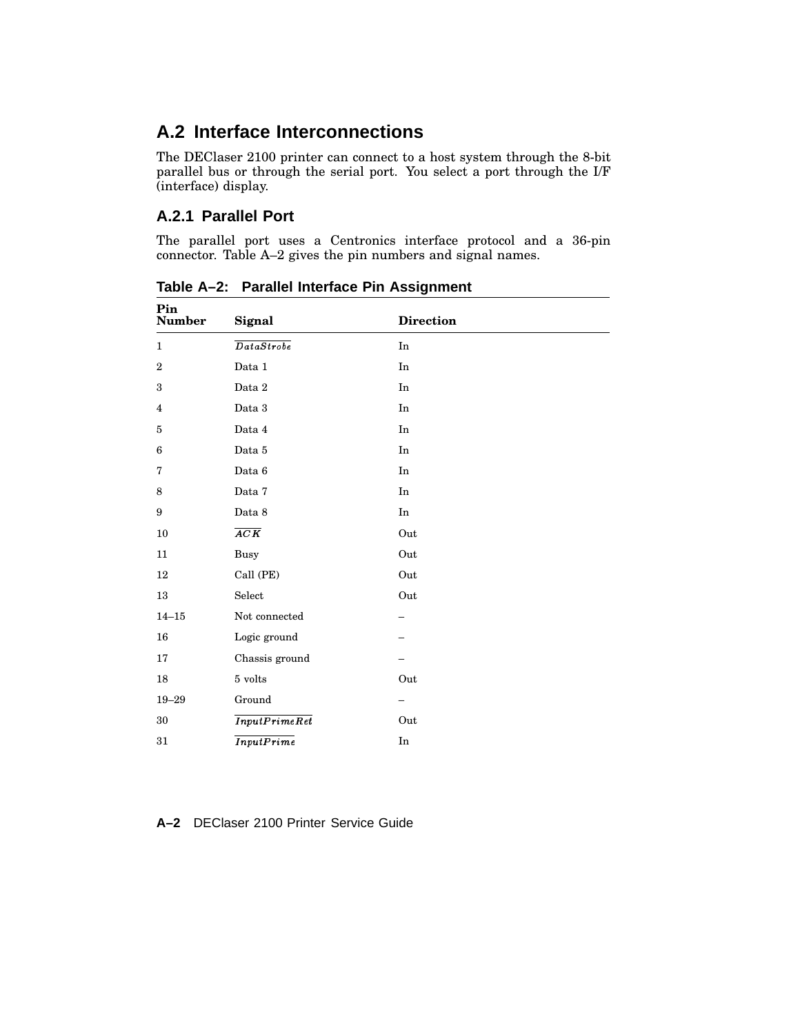## A.2 Interface Interconnections

The DEClaser 2100 printer can connect to a host system through the 8-bit parallel bus or through the serial port. You select a port through the I/F (interface) display.

### A.2.1 Parallel Port

The parallel port uses a Centronics interface protocol and a 36-pin connector. Table A–2 gives the pin numbers and signal names.

**Table A–2: Parallel Interface Pin Assignment**

| Pin Number | Signal | Direction |
|---|---|---|
| 1 | $\overline{DataStrobe}$ | In |
| 2 | Data 1 | In |
| 3 | Data 2 | In |
| 4 | Data 3 | In |
| 5 | Data 4 | In |
| 6 | Data 5 | In |
| 7 | Data 6 | In |
| 8 | Data 7 | In |
| 9 | Data 8 | In |
| 10 | $\overline{ACK}$ | Out |
| 11 | Busy | Out |
| 12 | Call (PE) | Out |
| 13 | Select | Out |
| 14–15 | Not connected | – |
| 16 | Logic ground | – |
| 17 | Chassis ground | – |
| 18 | 5 volts | Out |
| 19–29 | Ground | – |
| 30 | $\overline{InputPrimeRet}$ | Out |
| 31 | $\overline{InputPrime}$ | In |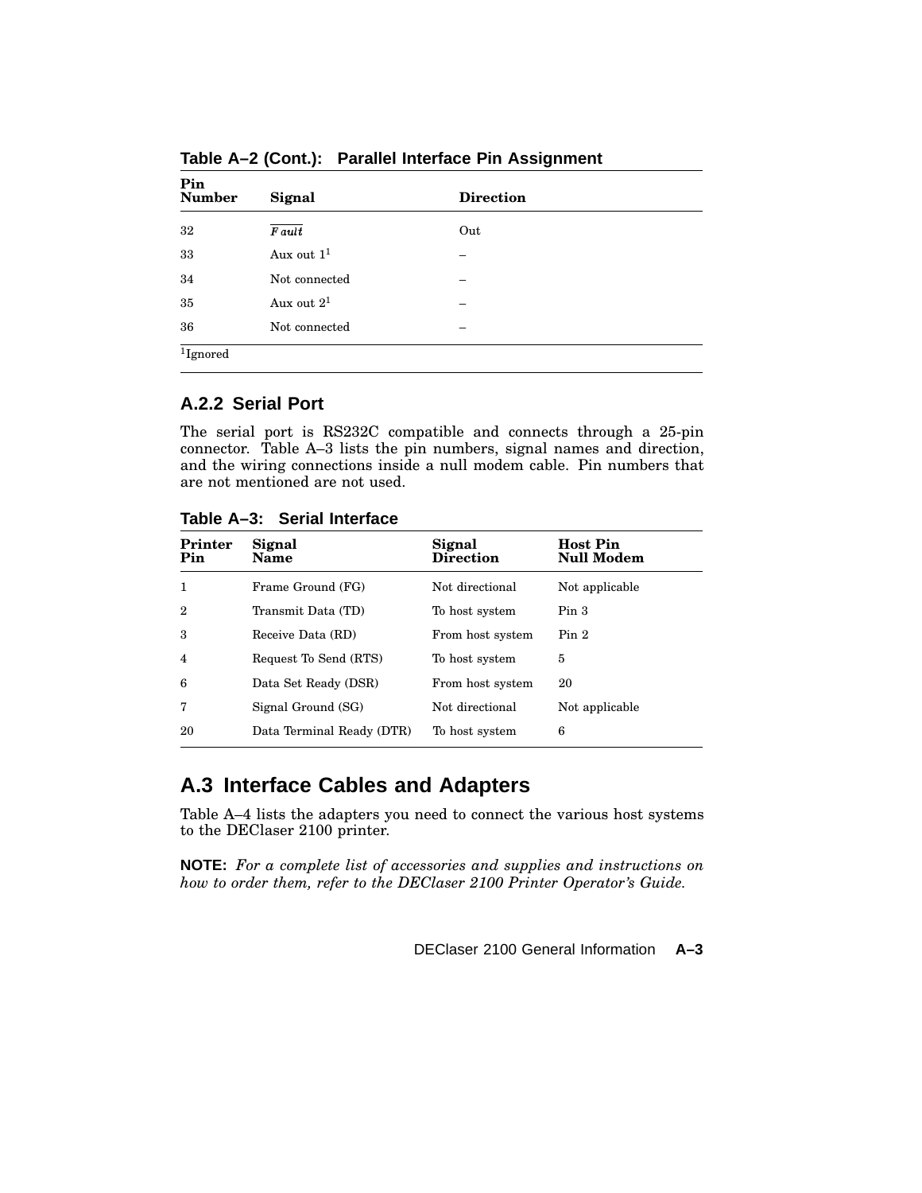**Table A–2 (Cont.): Parallel Interface Pin Assignment**

| Pin Number | Signal | Direction |
|---|---|---|
| 32 | $\overline{Fault}$ | Out |
| 33 | Aux out 1[1] | – |
| 34 | Not connected | – |
| 35 | Aux out 2[1] | – |
| 36 | Not connected | – |

[1]Ignored

### A.2.2 Serial Port

The serial port is RS232C compatible and connects through a 25-pin connector. Table A–3 lists the pin numbers, signal names and direction, and the wiring connections inside a null modem cable. Pin numbers that are not mentioned are not used.

**Table A–3: Serial Interface**

| Printer Pin | Signal Name | Signal Direction | Host Pin Null Modem |
|---|---|---|---|
| 1 | Frame Ground (FG) | Not directional | Not applicable |
| 2 | Transmit Data (TD) | To host system | Pin 3 |
| 3 | Receive Data (RD) | From host system | Pin 2 |
| 4 | Request To Send (RTS) | To host system | 5 |
| 6 | Data Set Ready (DSR) | From host system | 20 |
| 7 | Signal Ground (SG) | Not directional | Not applicable |
| 20 | Data Terminal Ready (DTR) | To host system | 6 |

## A.3 Interface Cables and Adapters

Table A–4 lists the adapters you need to connect the various host systems to the DEClaser 2100 printer.

**NOTE:** *For a complete list of accessories and supplies and instructions on how to order them, refer to the DEClaser 2100 Printer Operator's Guide.*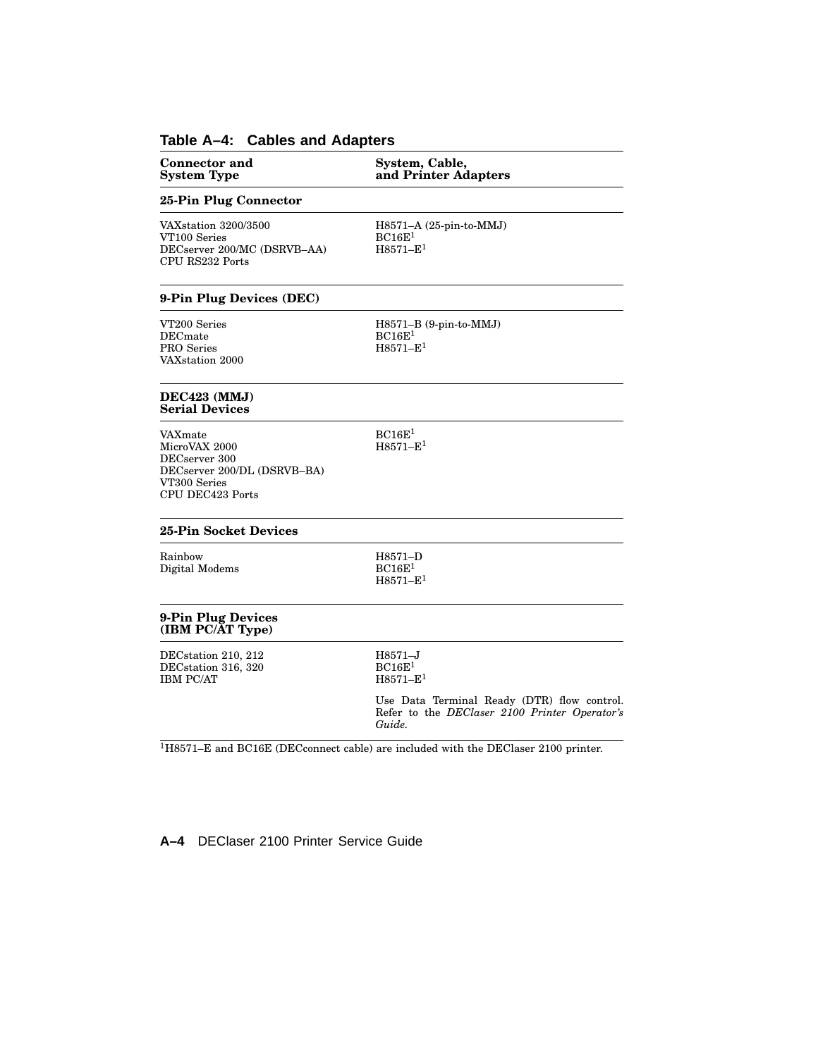**Table A–4: Cables and Adapters**

| Connector and System Type | System, Cable, and Printer Adapters |
|---|---|
| **25-Pin Plug Connector** | |
| VAXstation 3200/3500<br>VT100 Series<br>DECserver 200/MC (DSRVB–AA)<br>CPU RS232 Ports | H8571–A (25-pin-to-MMJ)<br>BC16E[1]<br>H8571–E[1] |
| **9-Pin Plug Devices (DEC)** | |
| VT200 Series<br>DECmate<br>PRO Series<br>VAXstation 2000 | H8571–B (9-pin-to-MMJ)<br>BC16E[1]<br>H8571–E[1] |
| **DEC423 (MMJ) Serial Devices** | |
| VAXmate<br>MicroVAX 2000<br>DECserver 300<br>DECserver 200/DL (DSRVB–BA)<br>VT300 Series<br>CPU DEC423 Ports | BC16E[1]<br>H8571–E[1] |
| **25-Pin Socket Devices** | |
| Rainbow<br>Digital Modems | H8571–D<br>BC16E[1]<br>H8571–E[1] |
| **9-Pin Plug Devices (IBM PC/AT Type)** | |
| DECstation 210, 212<br>DECstation 316, 320<br>IBM PC/AT | H8571–J<br>BC16E[1]<br>H8571–E[1]<br><br>Use Data Terminal Ready (DTR) flow control. Refer to the *DEClaser 2100 Printer Operator's Guide.* |

[1]H8571–E and BC16E (DECconnect cable) are included with the DEClaser 2100 printer.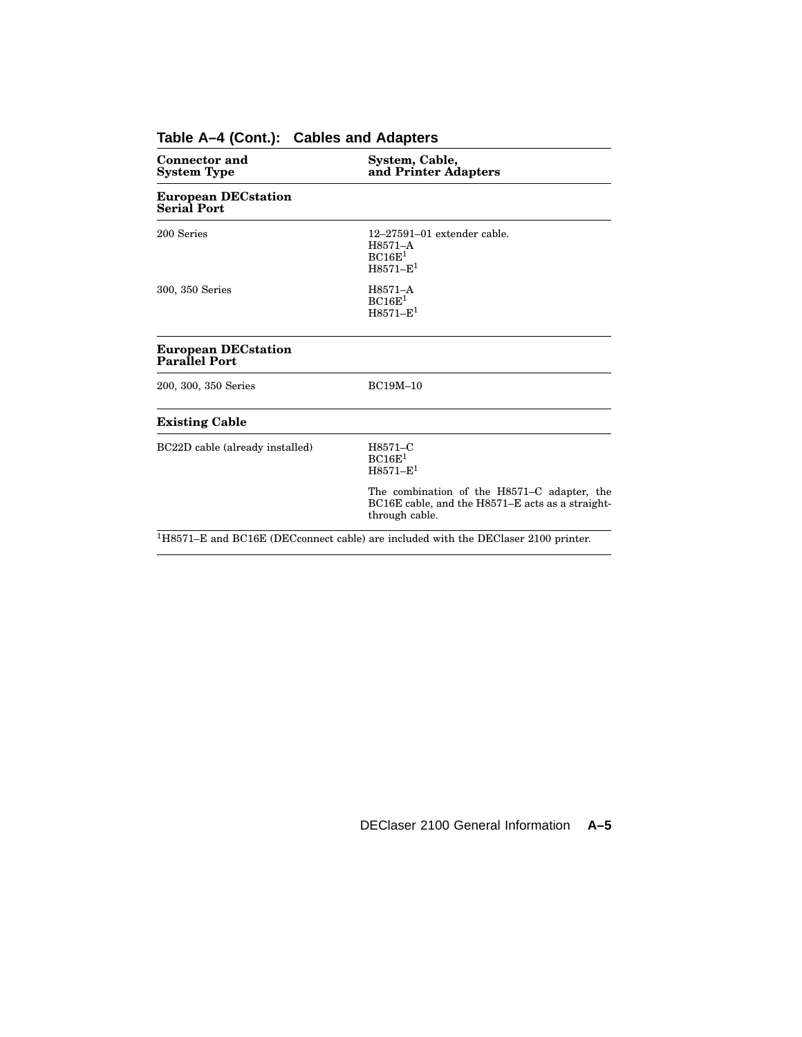**Table A–4 (Cont.): Cables and Adapters**

| Connector and System Type | System, Cable, and Printer Adapters |
|---|---|
| **European DECstation Serial Port** | |
| 200 Series | 12–27591–01 extender cable.<br>H8571–A<br>BC16E[1]<br>H8571–E[1] |
| 300, 350 Series | H8571–A<br>BC16E[1]<br>H8571–E[1] |
| **European DECstation Parallel Port** | |
| 200, 300, 350 Series | BC19M–10 |
| **Existing Cable** | |
| BC22D cable (already installed) | H8571–C<br>BC16E[1]<br>H8571–E[1]<br><br>The combination of the H8571–C adapter, the BC16E cable, and the H8571–E acts as a straight-through cable. |

[1]H8571–E and BC16E (DECconnect cable) are included with the DEClaser 2100 printer.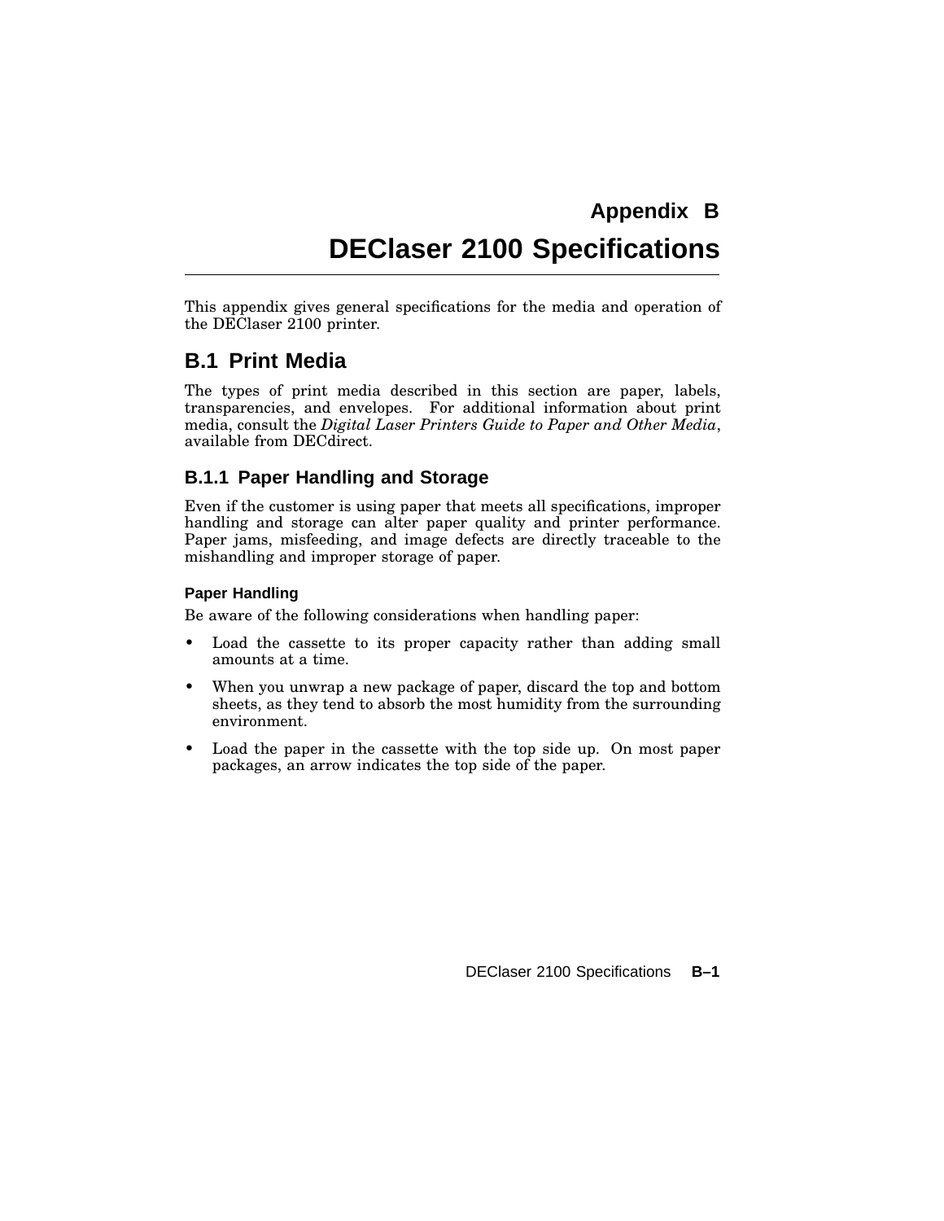# Appendix B

# DEClaser 2100 Specifications

This appendix gives general specifications for the media and operation of the DEClaser 2100 printer.

## B.1 Print Media

The types of print media described in this section are paper, labels, transparencies, and envelopes. For additional information about print media, consult the *Digital Laser Printers Guide to Paper and Other Media*, available from DECdirect.

### B.1.1 Paper Handling and Storage

Even if the customer is using paper that meets all specifications, improper handling and storage can alter paper quality and printer performance. Paper jams, misfeeding, and image defects are directly traceable to the mishandling and improper storage of paper.

#### Paper Handling

Be aware of the following considerations when handling paper:

- Load the cassette to its proper capacity rather than adding small amounts at a time.
- When you unwrap a new package of paper, discard the top and bottom sheets, as they tend to absorb the most humidity from the surrounding environment.
- Load the paper in the cassette with the top side up. On most paper packages, an arrow indicates the top side of the paper.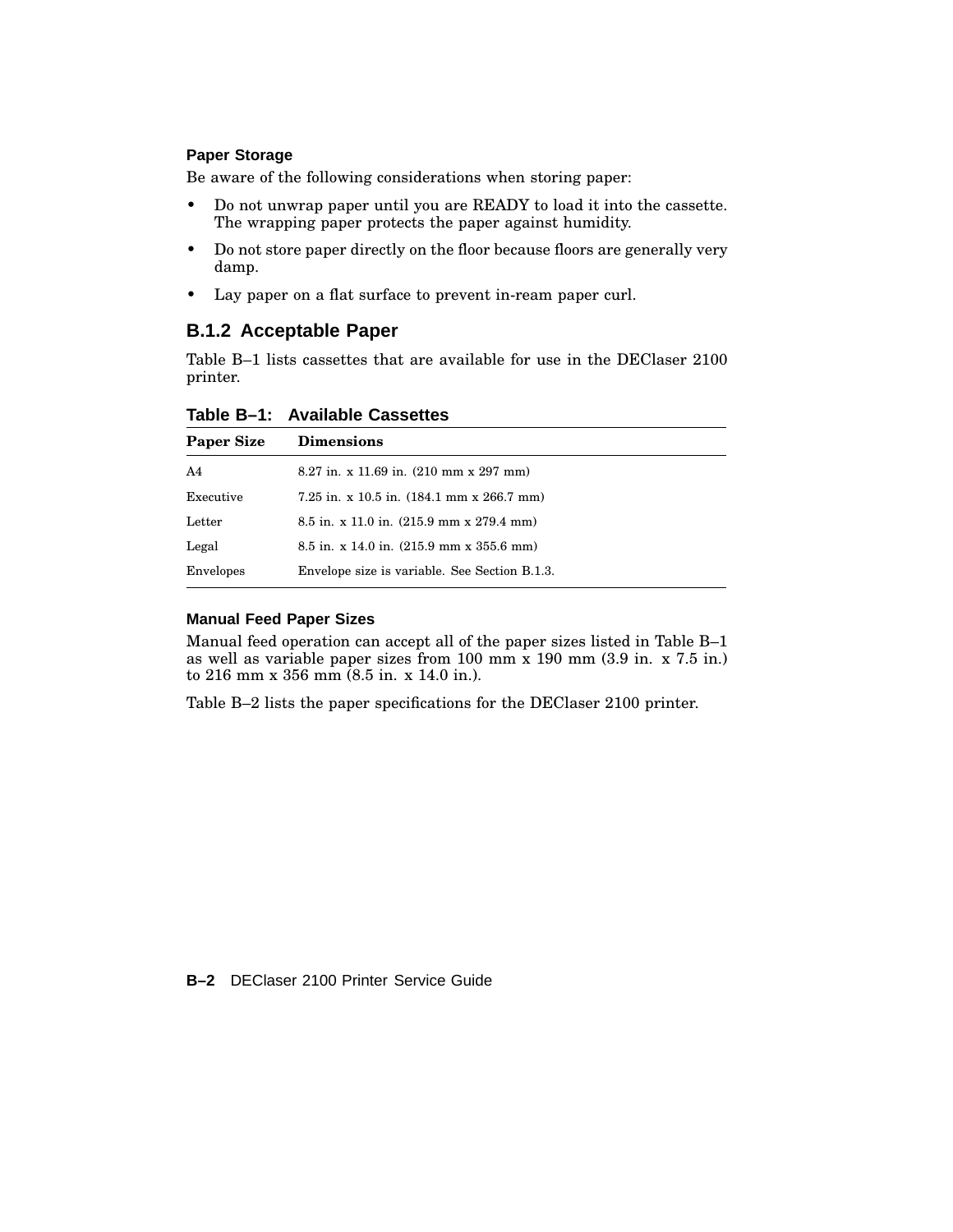#### Paper Storage

Be aware of the following considerations when storing paper:

- Do not unwrap paper until you are READY to load it into the cassette. The wrapping paper protects the paper against humidity.
- Do not store paper directly on the floor because floors are generally very damp.
- Lay paper on a flat surface to prevent in-ream paper curl.

### B.1.2 Acceptable Paper

Table B–1 lists cassettes that are available for use in the DEClaser 2100 printer.

**Table B–1: Available Cassettes**

| Paper Size | Dimensions |
| --- | --- |
| A4 | 8.27 in. x 11.69 in. (210 mm x 297 mm) |
| Executive | 7.25 in. x 10.5 in. (184.1 mm x 266.7 mm) |
| Letter | 8.5 in. x 11.0 in. (215.9 mm x 279.4 mm) |
| Legal | 8.5 in. x 14.0 in. (215.9 mm x 355.6 mm) |
| Envelopes | Envelope size is variable. See Section B.1.3. |

#### Manual Feed Paper Sizes

Manual feed operation can accept all of the paper sizes listed in Table B–1 as well as variable paper sizes from 100 mm x 190 mm (3.9 in. x 7.5 in.) to 216 mm x 356 mm (8.5 in. x 14.0 in.).

Table B–2 lists the paper specifications for the DEClaser 2100 printer.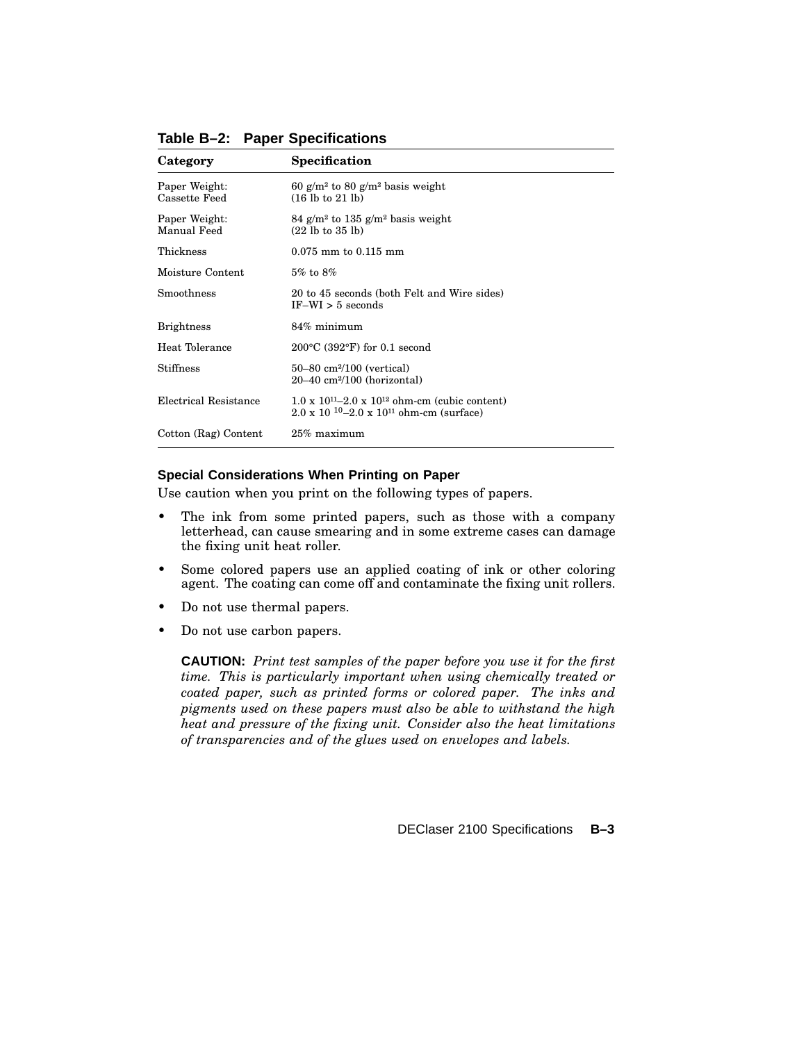**Table B–2: Paper Specifications**

| Category | Specification |
|---|---|
| Paper Weight: Cassette Feed | 60 $g/m^2$ to 80 $g/m^2$ basis weight (16 lb to 21 lb) |
| Paper Weight: Manual Feed | 84 $g/m^2$ to 135 $g/m^2$ basis weight (22 lb to 35 lb) |
| Thickness | 0.075 mm to 0.115 mm |
| Moisture Content | 5% to 8% |
| Smoothness | 20 to 45 seconds (both Felt and Wire sides) IF–WI > 5 seconds |
| Brightness | 84% minimum |
| Heat Tolerance | 200°C (392°F) for 0.1 second |
| Stiffness | 50–80 $cm^2/100$ (vertical) 20–40 $cm^2/100$ (horizontal) |
| Electrical Resistance | $1.0 \times 10^{11}$–$2.0 \times 10^{12}$ ohm-cm (cubic content) $2.0 \times 10^{10}$–$2.0 \times 10^{11}$ ohm-cm (surface) |
| Cotton (Rag) Content | 25% maximum |

### Special Considerations When Printing on Paper

Use caution when you print on the following types of papers.

- The ink from some printed papers, such as those with a company letterhead, can cause smearing and in some extreme cases can damage the fixing unit heat roller.
- Some colored papers use an applied coating of ink or other coloring agent. The coating can come off and contaminate the fixing unit rollers.
- Do not use thermal papers.
- Do not use carbon papers.

**CAUTION:** *Print test samples of the paper before you use it for the first time. This is particularly important when using chemically treated or coated paper, such as printed forms or colored paper. The inks and pigments used on these papers must also be able to withstand the high heat and pressure of the fixing unit. Consider also the heat limitations of transparencies and of the glues used on envelopes and labels.*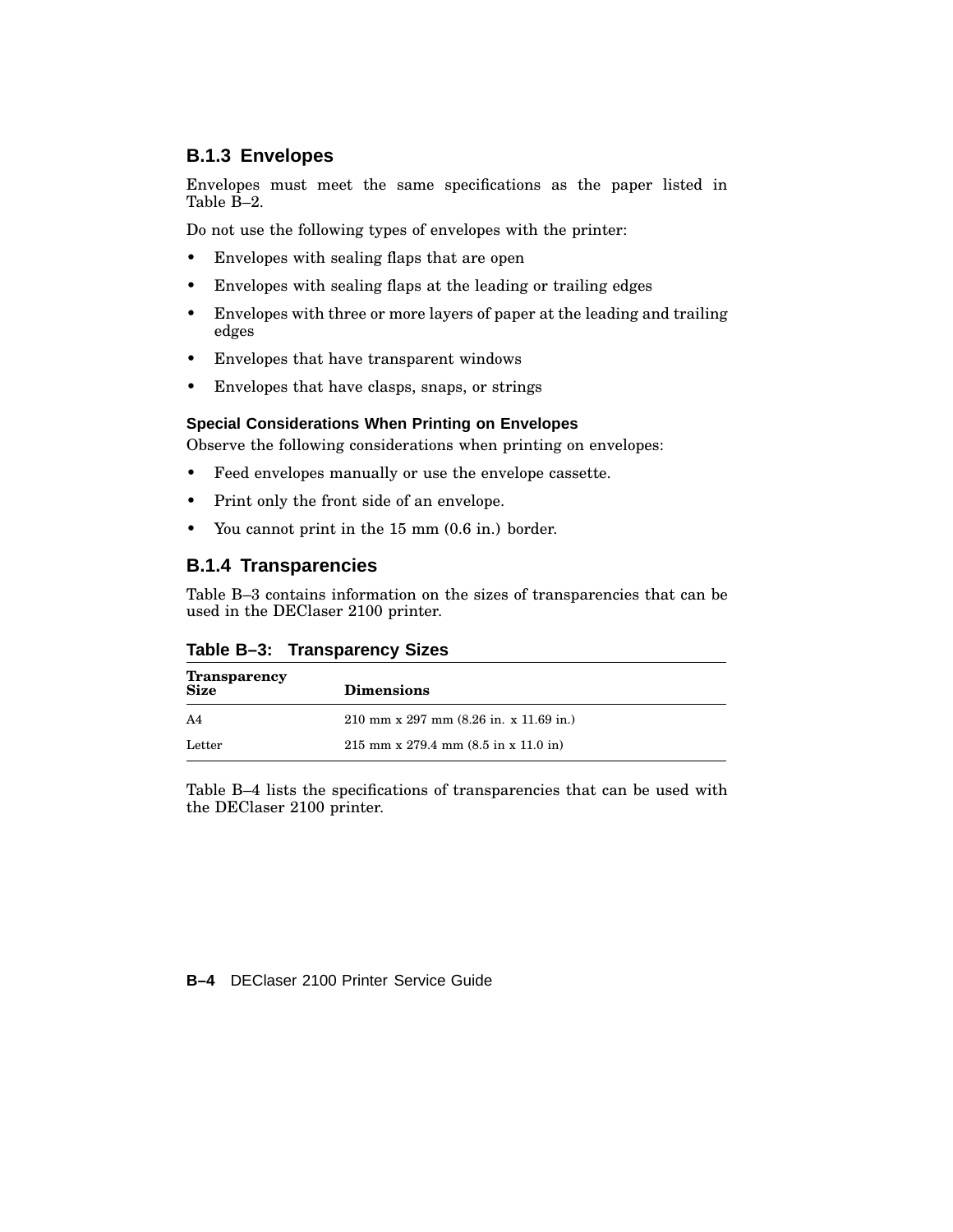### B.1.3 Envelopes

Envelopes must meet the same specifications as the paper listed in Table B–2.

Do not use the following types of envelopes with the printer:

- Envelopes with sealing flaps that are open
- Envelopes with sealing flaps at the leading or trailing edges
- Envelopes with three or more layers of paper at the leading and trailing edges
- Envelopes that have transparent windows
- Envelopes that have clasps, snaps, or strings

#### Special Considerations When Printing on Envelopes

Observe the following considerations when printing on envelopes:

- Feed envelopes manually or use the envelope cassette.
- Print only the front side of an envelope.
- You cannot print in the 15 mm (0.6 in.) border.

### B.1.4 Transparencies

Table B–3 contains information on the sizes of transparencies that can be used in the DEClaser 2100 printer.

**Table B–3: Transparency Sizes**

| Transparency Size | Dimensions |
|---|---|
| A4 | 210 mm x 297 mm (8.26 in. x 11.69 in.) |
| Letter | 215 mm x 279.4 mm (8.5 in x 11.0 in) |

Table B–4 lists the specifications of transparencies that can be used with the DEClaser 2100 printer.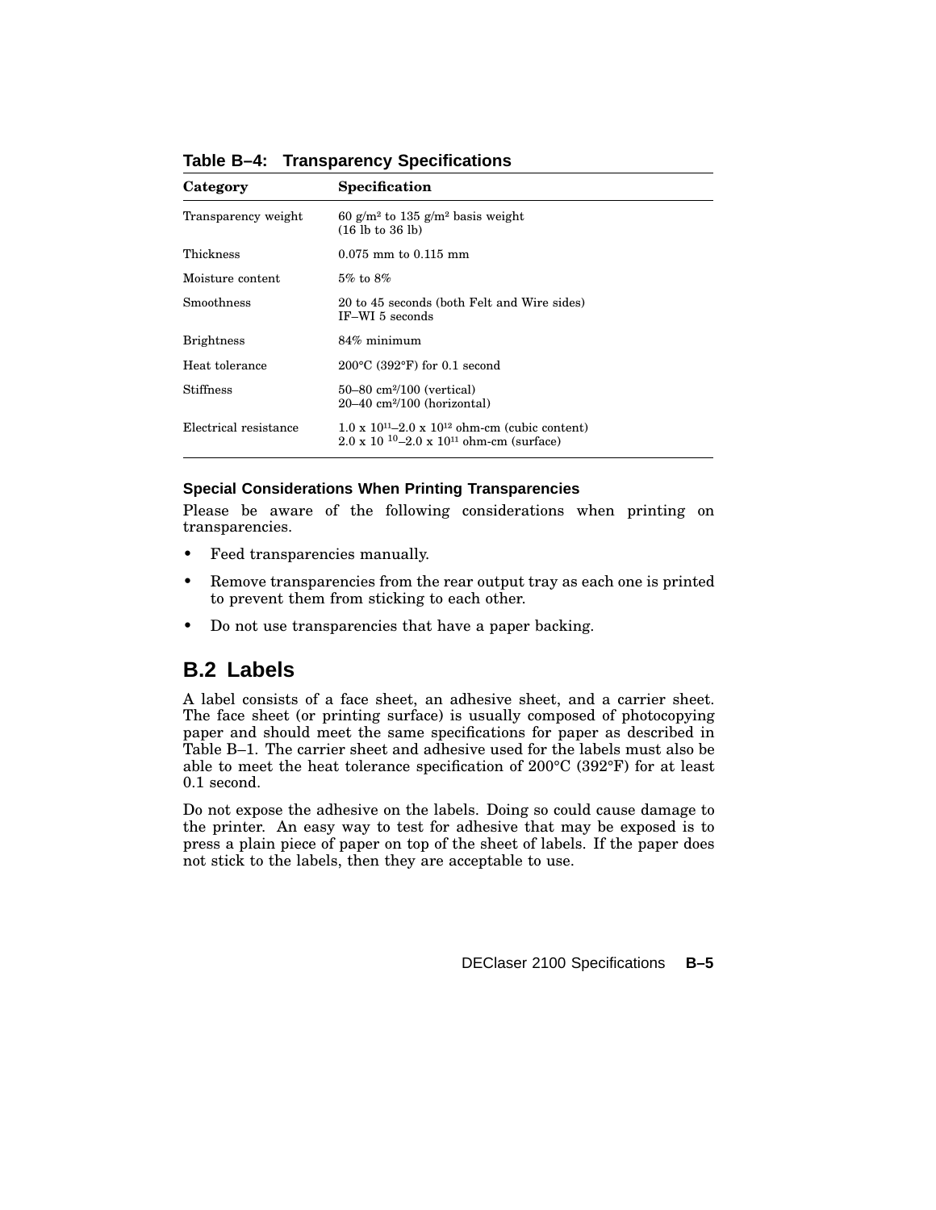**Table B–4: Transparency Specifications**

| Category | Specification |
|---|---|
| Transparency weight | 60 $g/m^2$ to 135 $g/m^2$ basis weight<br>(16 lb to 36 lb) |
| Thickness | 0.075 mm to 0.115 mm |
| Moisture content | 5% to 8% |
| Smoothness | 20 to 45 seconds (both Felt and Wire sides)<br>IF–WI 5 seconds |
| Brightness | 84% minimum |
| Heat tolerance | 200°C (392°F) for 0.1 second |
| Stiffness | 50–80 $cm^2/100$ (vertical)<br>20–40 $cm^2/100$ (horizontal) |
| Electrical resistance | $1.0 \times 10^{11}$–$2.0 \times 10^{12}$ ohm-cm (cubic content)<br>$2.0 \times 10^{10}$–$2.0 \times 10^{11}$ ohm-cm (surface) |

### Special Considerations When Printing Transparencies

Please be aware of the following considerations when printing on transparencies.

- Feed transparencies manually.
- Remove transparencies from the rear output tray as each one is printed to prevent them from sticking to each other.
- Do not use transparencies that have a paper backing.

## B.2 Labels

A label consists of a face sheet, an adhesive sheet, and a carrier sheet. The face sheet (or printing surface) is usually composed of photocopying paper and should meet the same specifications for paper as described in Table B–1. The carrier sheet and adhesive used for the labels must also be able to meet the heat tolerance specification of 200°C (392°F) for at least 0.1 second.

Do not expose the adhesive on the labels. Doing so could cause damage to the printer. An easy way to test for adhesive that may be exposed is to press a plain piece of paper on top of the sheet of labels. If the paper does not stick to the labels, then they are acceptable to use.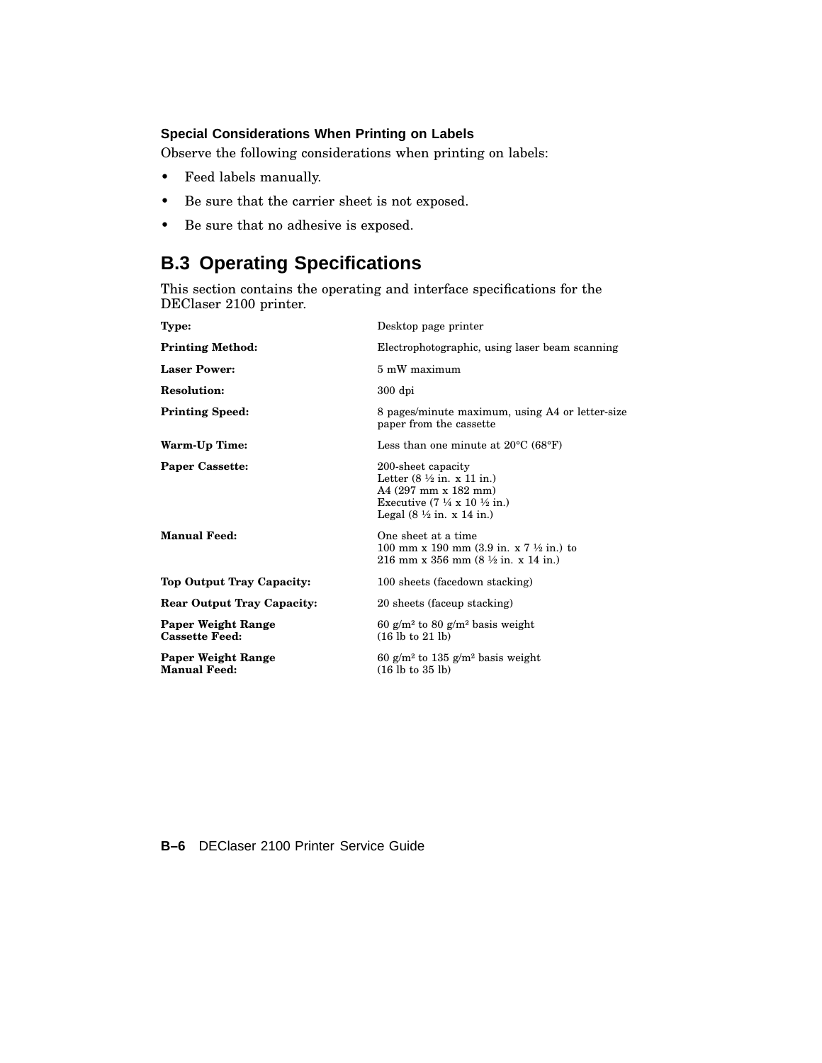### Special Considerations When Printing on Labels

Observe the following considerations when printing on labels:

- Feed labels manually.
- Be sure that the carrier sheet is not exposed.
- Be sure that no adhesive is exposed.

## B.3 Operating Specifications

This section contains the operating and interface specifications for the DEClaser 2100 printer.

| | |
|---|---|
| **Type:** | Desktop page printer |
| **Printing Method:** | Electrophotographic, using laser beam scanning |
| **Laser Power:** | 5 mW maximum |
| **Resolution:** | 300 dpi |
| **Printing Speed:** | 8 pages/minute maximum, using A4 or letter-size paper from the cassette |
| **Warm-Up Time:** | Less than one minute at 20°C (68°F) |
| **Paper Cassette:** | 200-sheet capacity<br>Letter (8 ½ in. x 11 in.)<br>A4 (297 mm x 182 mm)<br>Executive (7 ¼ x 10 ½ in.)<br>Legal (8 ½ in. x 14 in.) |
| **Manual Feed:** | One sheet at a time<br>100 mm x 190 mm (3.9 in. x 7 ½ in.) to<br>216 mm x 356 mm (8 ½ in. x 14 in.) |
| **Top Output Tray Capacity:** | 100 sheets (facedown stacking) |
| **Rear Output Tray Capacity:** | 20 sheets (faceup stacking) |
| **Paper Weight Range Cassette Feed:** | 60 $g/m^2$ to 80 $g/m^2$ basis weight (16 lb to 21 lb) |
| **Paper Weight Range Manual Feed:** | 60 $g/m^2$ to 135 $g/m^2$ basis weight (16 lb to 35 lb) |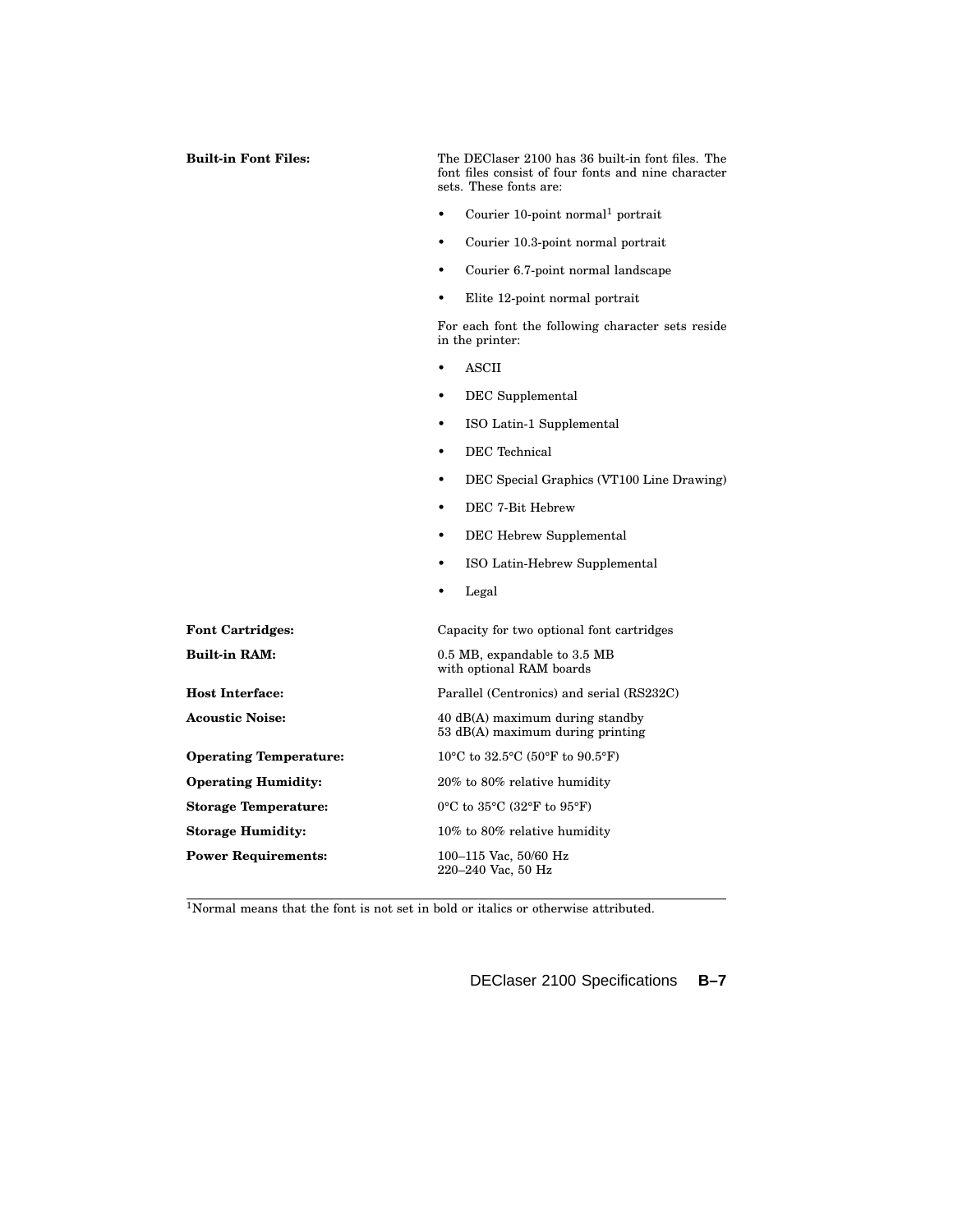**Built-in Font Files:**

The DEClaser 2100 has 36 built-in font files. The font files consist of four fonts and nine character sets. These fonts are:

- Courier 10-point normal[1] portrait
- Courier 10.3-point normal portrait
- Courier 6.7-point normal landscape
- Elite 12-point normal portrait

For each font the following character sets reside in the printer:

- ASCII
- DEC Supplemental
- ISO Latin-1 Supplemental
- DEC Technical
- DEC Special Graphics (VT100 Line Drawing)
- DEC 7-Bit Hebrew
- DEC Hebrew Supplemental
- ISO Latin-Hebrew Supplemental
- Legal

| | |
|---|---|
| **Font Cartridges:** | Capacity for two optional font cartridges |
| **Built-in RAM:** | 0.5 MB, expandable to 3.5 MB with optional RAM boards |
| **Host Interface:** | Parallel (Centronics) and serial (RS232C) |
| **Acoustic Noise:** | 40 dB(A) maximum during standby<br>53 dB(A) maximum during printing |
| **Operating Temperature:** | 10°C to 32.5°C (50°F to 90.5°F) |
| **Operating Humidity:** | 20% to 80% relative humidity |
| **Storage Temperature:** | 0°C to 35°C (32°F to 95°F) |
| **Storage Humidity:** | 10% to 80% relative humidity |
| **Power Requirements:** | 100–115 Vac, 50/60 Hz<br>220–240 Vac, 50 Hz |

---

[1]Normal means that the font is not set in bold or italics or otherwise attributed.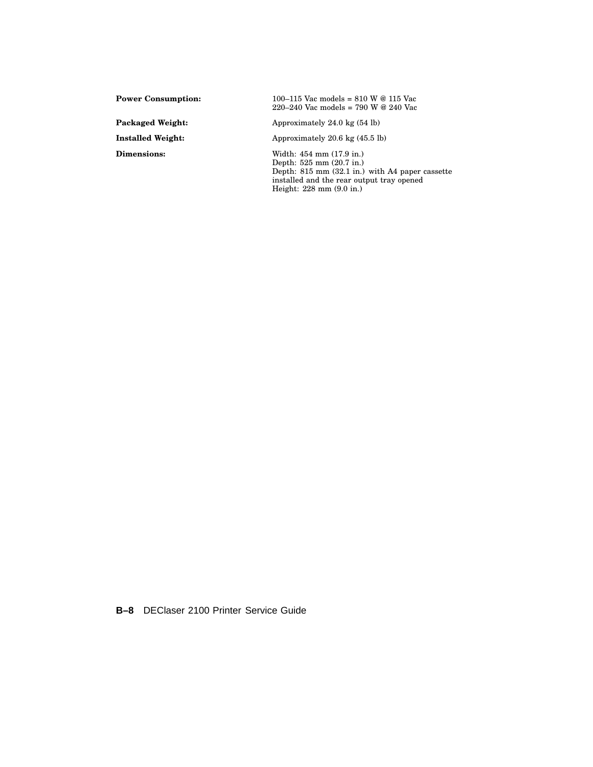**Power Consumption:** 100–115 Vac models = 810 W @ 115 Vac
220–240 Vac models = 790 W @ 240 Vac

**Packaged Weight:** Approximately 24.0 kg (54 lb)

**Installed Weight:** Approximately 20.6 kg (45.5 lb)

**Dimensions:** Width: 454 mm (17.9 in.)
Depth: 525 mm (20.7 in.)
Depth: 815 mm (32.1 in.) with A4 paper cassette installed and the rear output tray opened
Height: 228 mm (9.0 in.)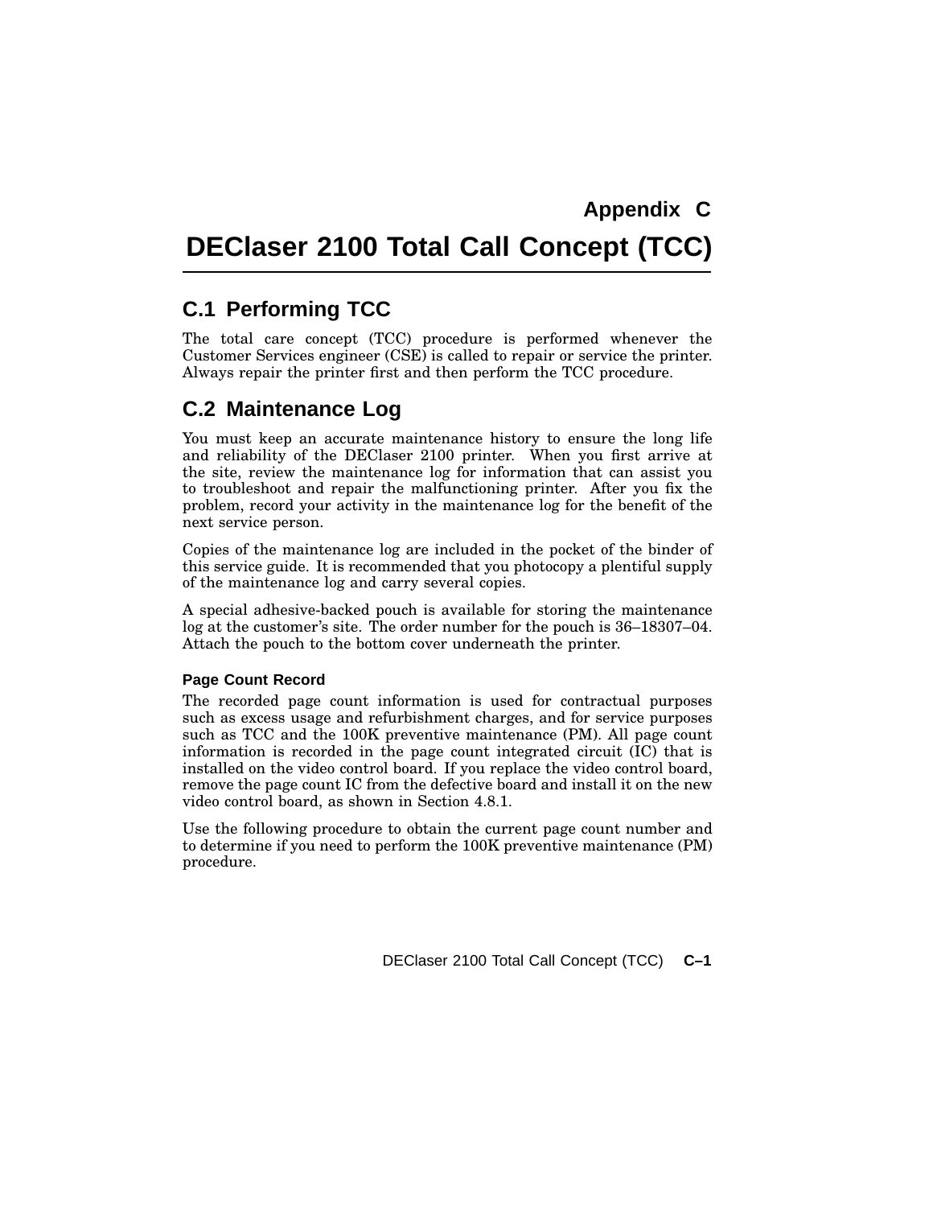# Appendix C

# DEClaser 2100 Total Call Concept (TCC)

## C.1 Performing TCC

The total care concept (TCC) procedure is performed whenever the Customer Services engineer (CSE) is called to repair or service the printer. Always repair the printer first and then perform the TCC procedure.

## C.2 Maintenance Log

You must keep an accurate maintenance history to ensure the long life and reliability of the DEClaser 2100 printer. When you first arrive at the site, review the maintenance log for information that can assist you to troubleshoot and repair the malfunctioning printer. After you fix the problem, record your activity in the maintenance log for the benefit of the next service person.

Copies of the maintenance log are included in the pocket of the binder of this service guide. It is recommended that you photocopy a plentiful supply of the maintenance log and carry several copies.

A special adhesive-backed pouch is available for storing the maintenance log at the customer's site. The order number for the pouch is 36–18307–04. Attach the pouch to the bottom cover underneath the printer.

#### Page Count Record

The recorded page count information is used for contractual purposes such as excess usage and refurbishment charges, and for service purposes such as TCC and the 100K preventive maintenance (PM). All page count information is recorded in the page count integrated circuit (IC) that is installed on the video control board. If you replace the video control board, remove the page count IC from the defective board and install it on the new video control board, as shown in Section 4.8.1.

Use the following procedure to obtain the current page count number and to determine if you need to perform the 100K preventive maintenance (PM) procedure.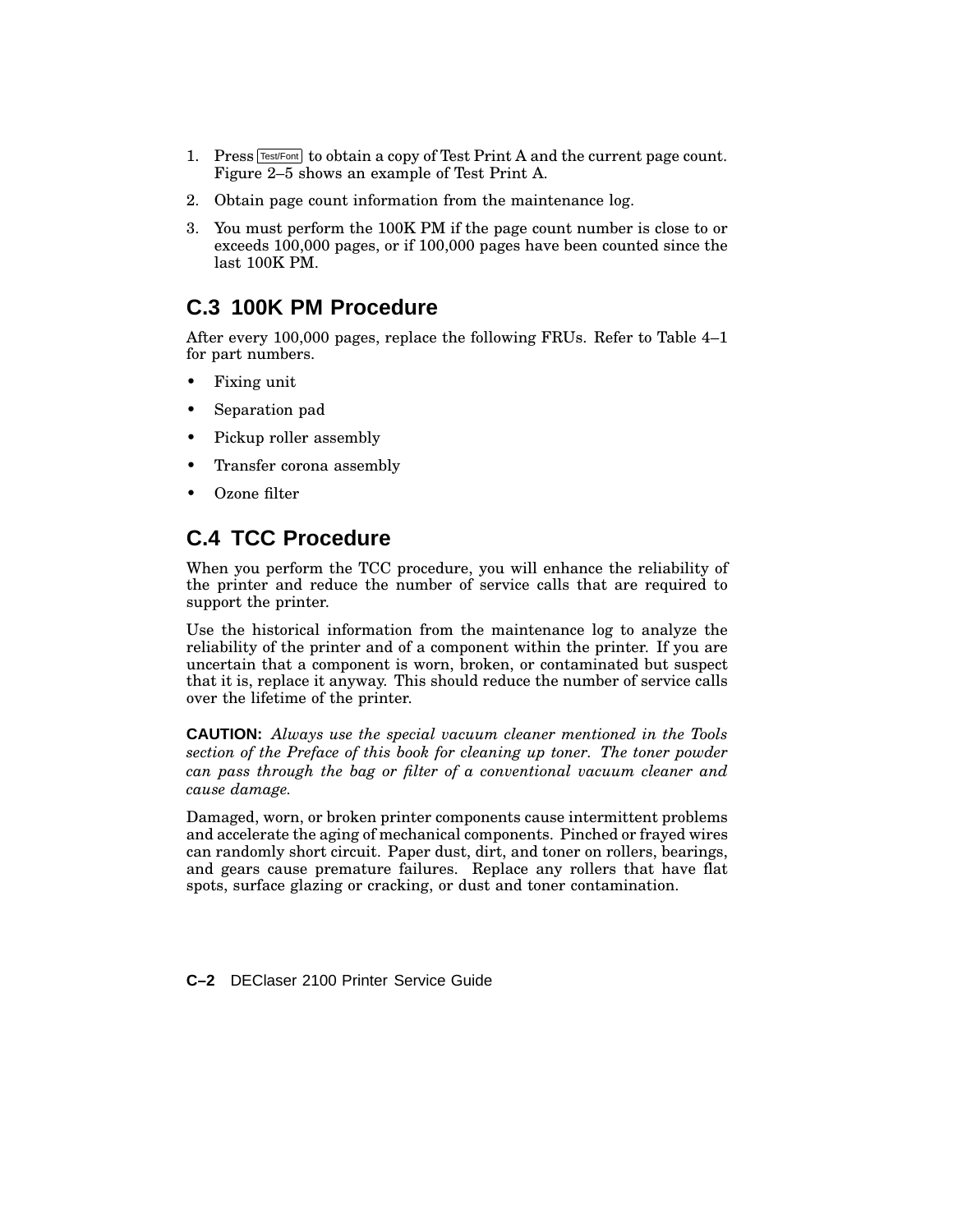1. Press Test/Font to obtain a copy of Test Print A and the current page count. Figure 2–5 shows an example of Test Print A.
2. Obtain page count information from the maintenance log.
3. You must perform the 100K PM if the page count number is close to or exceeds 100,000 pages, or if 100,000 pages have been counted since the last 100K PM.

## C.3 100K PM Procedure

After every 100,000 pages, replace the following FRUs. Refer to Table 4–1 for part numbers.

- Fixing unit
- Separation pad
- Pickup roller assembly
- Transfer corona assembly
- Ozone filter

## C.4 TCC Procedure

When you perform the TCC procedure, you will enhance the reliability of the printer and reduce the number of service calls that are required to support the printer.

Use the historical information from the maintenance log to analyze the reliability of the printer and of a component within the printer. If you are uncertain that a component is worn, broken, or contaminated but suspect that it is, replace it anyway. This should reduce the number of service calls over the lifetime of the printer.

**CAUTION:** *Always use the special vacuum cleaner mentioned in the Tools section of the Preface of this book for cleaning up toner. The toner powder can pass through the bag or filter of a conventional vacuum cleaner and cause damage.*

Damaged, worn, or broken printer components cause intermittent problems and accelerate the aging of mechanical components. Pinched or frayed wires can randomly short circuit. Paper dust, dirt, and toner on rollers, bearings, and gears cause premature failures. Replace any rollers that have flat spots, surface glazing or cracking, or dust and toner contamination.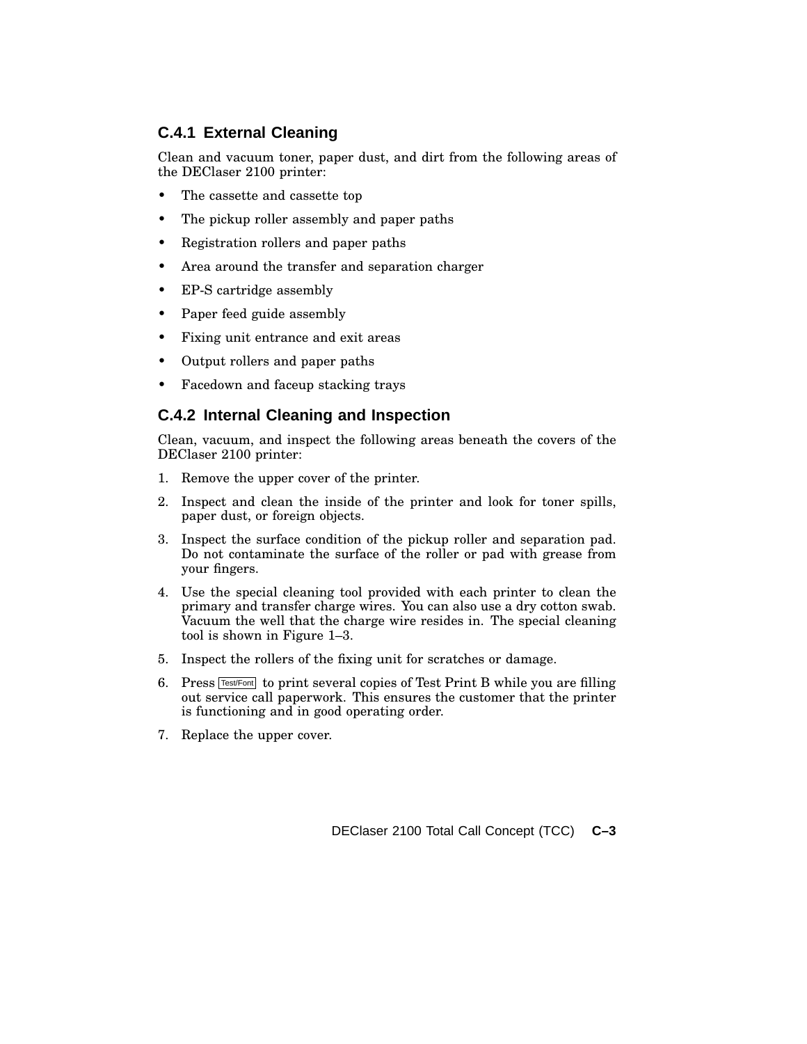### C.4.1 External Cleaning

Clean and vacuum toner, paper dust, and dirt from the following areas of the DEClaser 2100 printer:

- The cassette and cassette top
- The pickup roller assembly and paper paths
- Registration rollers and paper paths
- Area around the transfer and separation charger
- EP-S cartridge assembly
- Paper feed guide assembly
- Fixing unit entrance and exit areas
- Output rollers and paper paths
- Facedown and faceup stacking trays

### C.4.2 Internal Cleaning and Inspection

Clean, vacuum, and inspect the following areas beneath the covers of the DEClaser 2100 printer:

1. Remove the upper cover of the printer.
2. Inspect and clean the inside of the printer and look for toner spills, paper dust, or foreign objects.
3. Inspect the surface condition of the pickup roller and separation pad. Do not contaminate the surface of the roller or pad with grease from your fingers.
4. Use the special cleaning tool provided with each printer to clean the primary and transfer charge wires. You can also use a dry cotton swab. Vacuum the well that the charge wire resides in. The special cleaning tool is shown in Figure 1–3.
5. Inspect the rollers of the fixing unit for scratches or damage.
6. Press Test/Font to print several copies of Test Print B while you are filling out service call paperwork. This ensures the customer that the printer is functioning and in good operating order.
7. Replace the upper cover.